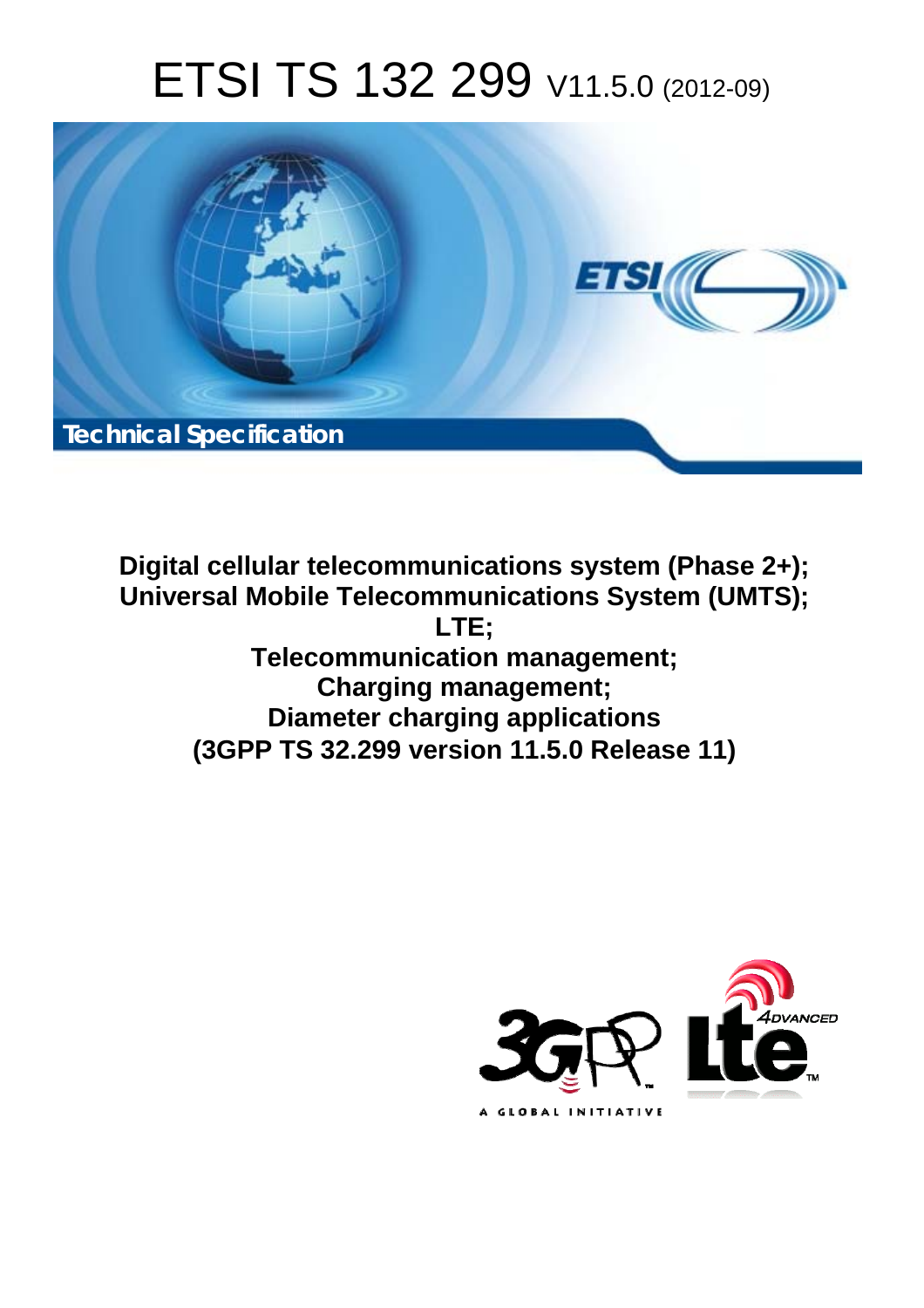# ETSI TS 132 299 V11.5.0 (2012-09)

Technical Specification

**Digital cellular telecommunications system (Phase 2+);**
**Universal Mobile Telecommunications System (UMTS);**
**LTE;**
**Telecommunication management;**
**Charging management;**
**Diameter charging applications**
**(3GPP TS 32.299 version 11.5.0 Release 11)**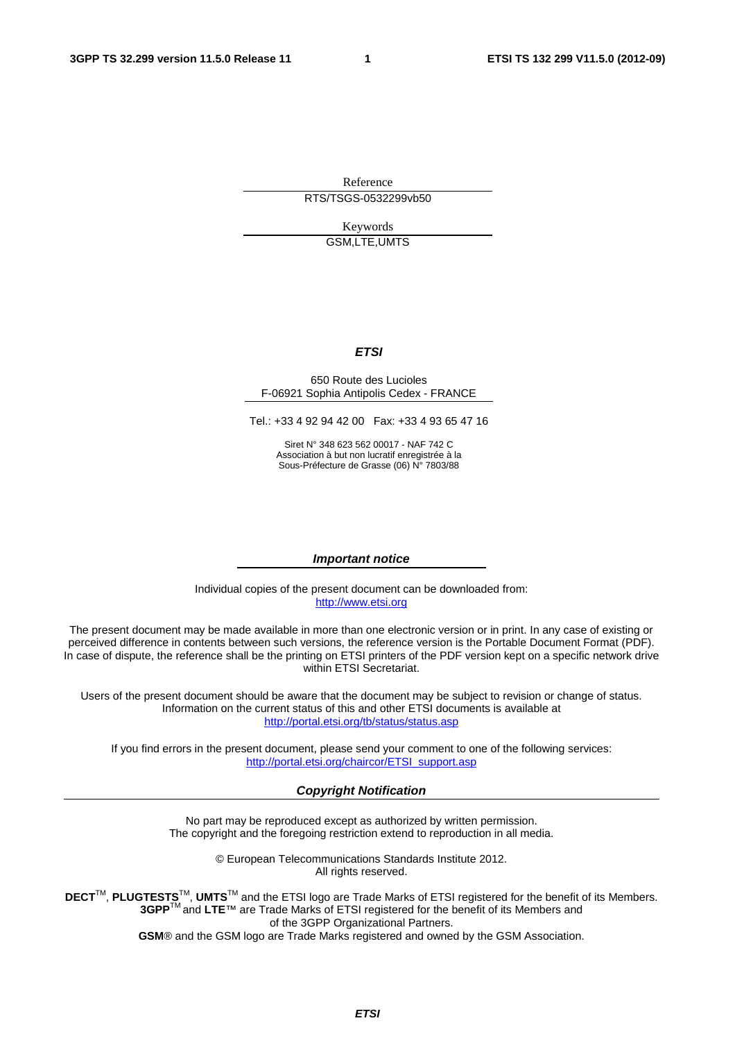Reference

RTS/TSGS-0532299vb50

Keywords

GSM,LTE,UMTS

***ETSI***

650 Route des Lucioles
F-06921 Sophia Antipolis Cedex - FRANCE

Tel.: +33 4 92 94 42 00 Fax: +33 4 93 65 47 16

Siret N° 348 623 562 00017 - NAF 742 C
Association à but non lucratif enregistrée à la
Sous-Préfecture de Grasse (06) N° 7803/88

***Important notice***

Individual copies of the present document can be downloaded from:
http://www.etsi.org

The present document may be made available in more than one electronic version or in print. In any case of existing or perceived difference in contents between such versions, the reference version is the Portable Document Format (PDF). In case of dispute, the reference shall be the printing on ETSI printers of the PDF version kept on a specific network drive within ETSI Secretariat.

Users of the present document should be aware that the document may be subject to revision or change of status. Information on the current status of this and other ETSI documents is available at
http://portal.etsi.org/tb/status/status.asp

If you find errors in the present document, please send your comment to one of the following services:
http://portal.etsi.org/chaircor/ETSI_support.asp

***Copyright Notification***

No part may be reproduced except as authorized by written permission.
The copyright and the foregoing restriction extend to reproduction in all media.

© European Telecommunications Standards Institute 2012.
All rights reserved.

**DECT**™, **PLUGTESTS**™, **UMTS**™ and the ETSI logo are Trade Marks of ETSI registered for the benefit of its Members.
**3GPP**™ and **LTE**™ are Trade Marks of ETSI registered for the benefit of its Members and of the 3GPP Organizational Partners.
**GSM**® and the GSM logo are Trade Marks registered and owned by the GSM Association.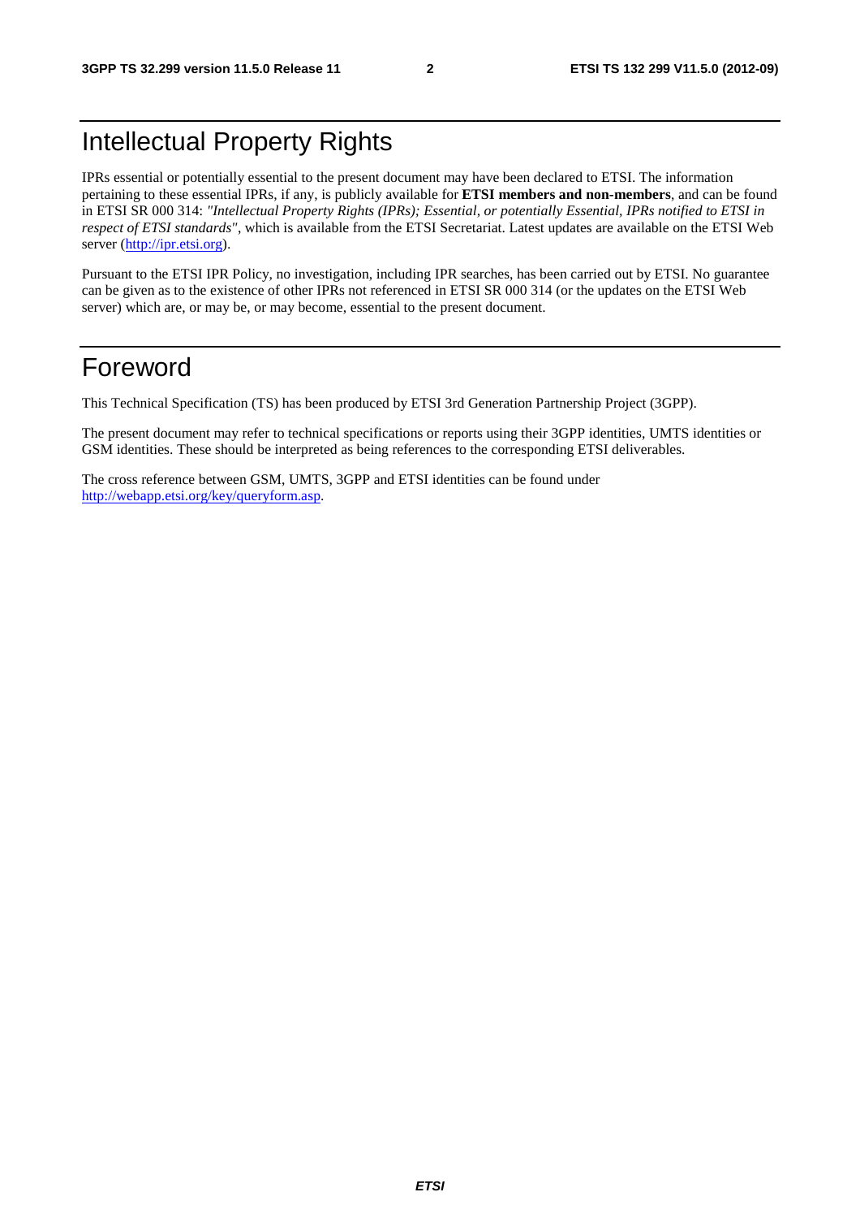# Intellectual Property Rights

IPRs essential or potentially essential to the present document may have been declared to ETSI. The information pertaining to these essential IPRs, if any, is publicly available for **ETSI members and non-members**, and can be found in ETSI SR 000 314: *"Intellectual Property Rights (IPRs); Essential, or potentially Essential, IPRs notified to ETSI in respect of ETSI standards"*, which is available from the ETSI Secretariat. Latest updates are available on the ETSI Web server (http://ipr.etsi.org).

Pursuant to the ETSI IPR Policy, no investigation, including IPR searches, has been carried out by ETSI. No guarantee can be given as to the existence of other IPRs not referenced in ETSI SR 000 314 (or the updates on the ETSI Web server) which are, or may be, or may become, essential to the present document.

# Foreword

This Technical Specification (TS) has been produced by ETSI 3rd Generation Partnership Project (3GPP).

The present document may refer to technical specifications or reports using their 3GPP identities, UMTS identities or GSM identities. These should be interpreted as being references to the corresponding ETSI deliverables.

The cross reference between GSM, UMTS, 3GPP and ETSI identities can be found under http://webapp.etsi.org/key/queryform.asp.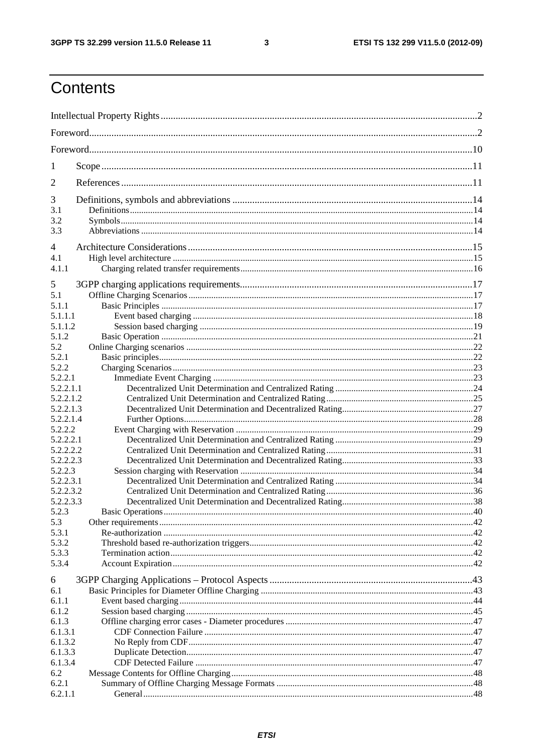# Contents

Intellectual Property Rights ............................................................................................................................... 2
Foreword ............................................................................................................................................................. 2
Foreword ........................................................................................................................................................... 10

1 Scope ...................................................................................................................................................... 11

2 References .............................................................................................................................................. 11

3 Definitions, symbols and abbreviations ................................................................................................. 14
3.1 Definitions ......................................................................................................................................................... 14
3.2 Symbols ............................................................................................................................................................ 14
3.3 Abbreviations ................................................................................................................................................... 14

4 Architecture Considerations ................................................................................................................... 15
4.1 High level architecture ..................................................................................................................................... 15
4.1.1 Charging related transfer requirements ....................................................................................................... 16

5 3GPP charging applications requirements ............................................................................................... 17
5.1 Offline Charging Scenarios ............................................................................................................................... 17
5.1.1 Basic Principles ........................................................................................................................................... 17
5.1.1.1 Event based charging ............................................................................................................................. 18
5.1.1.2 Session based charging .......................................................................................................................... 19
5.1.2 Basic Operation ........................................................................................................................................... 21
5.2 Online Charging scenarios ................................................................................................................................ 22
5.2.1 Basic principles ............................................................................................................................................ 22
5.2.2 Charging Scenarios ...................................................................................................................................... 23
5.2.2.1 Immediate Event Charging .................................................................................................................... 23
5.2.2.1.1 Decentralized Unit Determination and Centralized Rating .............................................................. 24
5.2.2.1.2 Centralized Unit Determination and Centralized Rating .................................................................. 25
5.2.2.1.3 Decentralized Unit Determination and Decentralized Rating ........................................................... 27
5.2.2.1.4 Further Options ................................................................................................................................. 28
5.2.2.2 Event Charging with Reservation .......................................................................................................... 29
5.2.2.2.1 Decentralized Unit Determination and Centralized Rating .............................................................. 29
5.2.2.2.2 Centralized Unit Determination and Centralized Rating .................................................................. 31
5.2.2.2.3 Decentralized Unit Determination and Decentralized Rating ........................................................... 33
5.2.2.3 Session charging with Reservation ........................................................................................................ 34
5.2.2.3.1 Decentralized Unit Determination and Centralized Rating .............................................................. 34
5.2.2.3.2 Centralized Unit Determination and Centralized Rating .................................................................. 36
5.2.2.3.3 Decentralized Unit Determination and Decentralized Rating ........................................................... 38
5.2.3 Basic Operations .......................................................................................................................................... 40
5.3 Other requirements ........................................................................................................................................... 42
5.3.1 Re-authorization .......................................................................................................................................... 42
5.3.2 Threshold based re-authorization triggers .................................................................................................... 42
5.3.3 Termination action ....................................................................................................................................... 42
5.3.4 Account Expiration ...................................................................................................................................... 42

6 3GPP Charging Applications – Protocol Aspects ................................................................................... 43
6.1 Basic Principles for Diameter Offline Charging ............................................................................................... 43
6.1.1 Event based charging ................................................................................................................................... 44
6.1.2 Session based charging ................................................................................................................................ 45
6.1.3 Offline charging error cases - Diameter procedures .................................................................................... 47
6.1.3.1 CDF Connection Failure ........................................................................................................................ 47
6.1.3.2 No Reply from CDF ............................................................................................................................... 47
6.1.3.3 Duplicate Detection ................................................................................................................................ 47
6.1.3.4 CDF Detected Failure ............................................................................................................................ 47
6.2 Message Contents for Offline Charging ............................................................................................................ 48
6.2.1 Summary of Offline Charging Message Formats ........................................................................................ 48
6.2.1.1 General ................................................................................................................................................... 48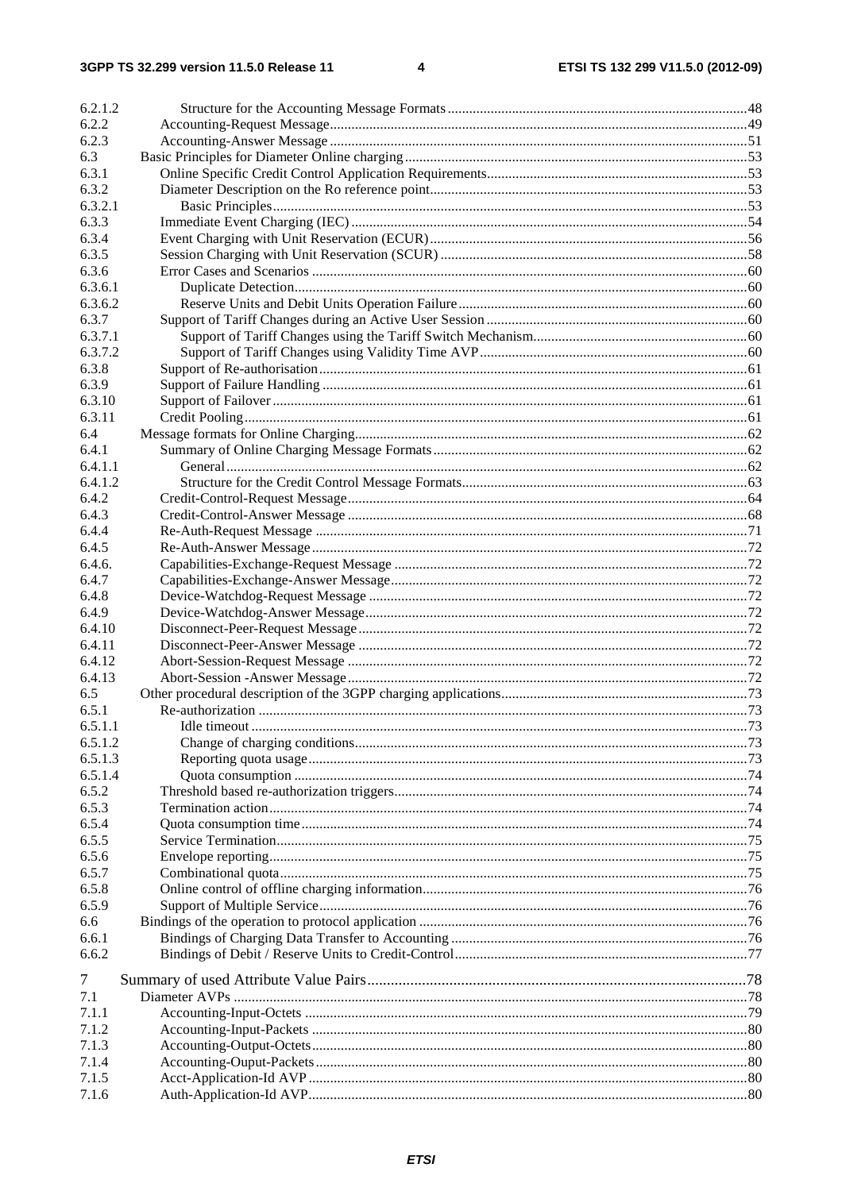| | | |
|---|---|---|
| 6.2.1.2 | Structure for the Accounting Message Formats | 48 |
| 6.2.2 | Accounting-Request Message | 49 |
| 6.2.3 | Accounting-Answer Message | 51 |
| 6.3 | Basic Principles for Diameter Online charging | 53 |
| 6.3.1 | Online Specific Credit Control Application Requirements | 53 |
| 6.3.2 | Diameter Description on the Ro reference point | 53 |
| 6.3.2.1 | Basic Principles | 53 |
| 6.3.3 | Immediate Event Charging (IEC) | 54 |
| 6.3.4 | Event Charging with Unit Reservation (ECUR) | 56 |
| 6.3.5 | Session Charging with Unit Reservation (SCUR) | 58 |
| 6.3.6 | Error Cases and Scenarios | 60 |
| 6.3.6.1 | Duplicate Detection | 60 |
| 6.3.6.2 | Reserve Units and Debit Units Operation Failure | 60 |
| 6.3.7 | Support of Tariff Changes during an Active User Session | 60 |
| 6.3.7.1 | Support of Tariff Changes using the Tariff Switch Mechanism | 60 |
| 6.3.7.2 | Support of Tariff Changes using Validity Time AVP | 60 |
| 6.3.8 | Support of Re-authorisation | 61 |
| 6.3.9 | Support of Failure Handling | 61 |
| 6.3.10 | Support of Failover | 61 |
| 6.3.11 | Credit Pooling | 61 |
| 6.4 | Message formats for Online Charging | 62 |
| 6.4.1 | Summary of Online Charging Message Formats | 62 |
| 6.4.1.1 | General | 62 |
| 6.4.1.2 | Structure for the Credit Control Message Formats | 63 |
| 6.4.2 | Credit-Control-Request Message | 64 |
| 6.4.3 | Credit-Control-Answer Message | 68 |
| 6.4.4 | Re-Auth-Request Message | 71 |
| 6.4.5 | Re-Auth-Answer Message | 72 |
| 6.4.6. | Capabilities-Exchange-Request Message | 72 |
| 6.4.7 | Capabilities-Exchange-Answer Message | 72 |
| 6.4.8 | Device-Watchdog-Request Message | 72 |
| 6.4.9 | Device-Watchdog-Answer Message | 72 |
| 6.4.10 | Disconnect-Peer-Request Message | 72 |
| 6.4.11 | Disconnect-Peer-Answer Message | 72 |
| 6.4.12 | Abort-Session-Request Message | 72 |
| 6.4.13 | Abort-Session -Answer Message | 72 |
| 6.5 | Other procedural description of the 3GPP charging applications | 73 |
| 6.5.1 | Re-authorization | 73 |
| 6.5.1.1 | Idle timeout | 73 |
| 6.5.1.2 | Change of charging conditions | 73 |
| 6.5.1.3 | Reporting quota usage | 73 |
| 6.5.1.4 | Quota consumption | 74 |
| 6.5.2 | Threshold based re-authorization triggers | 74 |
| 6.5.3 | Termination action | 74 |
| 6.5.4 | Quota consumption time | 74 |
| 6.5.5 | Service Termination | 75 |
| 6.5.6 | Envelope reporting | 75 |
| 6.5.7 | Combinational quota | 75 |
| 6.5.8 | Online control of offline charging information | 76 |
| 6.5.9 | Support of Multiple Service | 76 |
| 6.6 | Bindings of the operation to protocol application | 76 |
| 6.6.1 | Bindings of Charging Data Transfer to Accounting | 76 |
| 6.6.2 | Bindings of Debit / Reserve Units to Credit-Control | 77 |
| 7 | Summary of used Attribute Value Pairs | 78 |
| 7.1 | Diameter AVPs | 78 |
| 7.1.1 | Accounting-Input-Octets | 79 |
| 7.1.2 | Accounting-Input-Packets | 80 |
| 7.1.3 | Accounting-Output-Octets | 80 |
| 7.1.4 | Accounting-Ouput-Packets | 80 |
| 7.1.5 | Acct-Application-Id AVP | 80 |
| 7.1.6 | Auth-Application-Id AVP | 80 |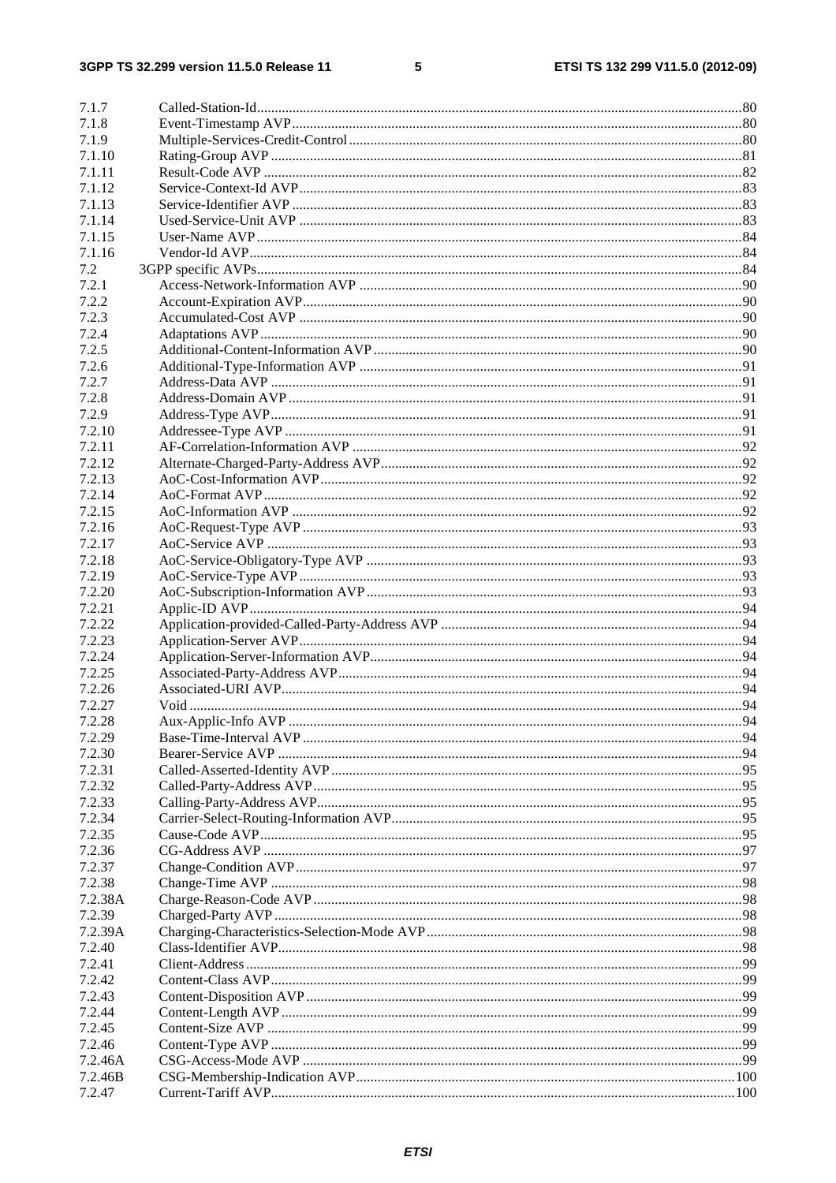| | | |
|---|---|---|
| 7.1.7 | Called-Station-Id | 80 |
| 7.1.8 | Event-Timestamp AVP | 80 |
| 7.1.9 | Multiple-Services-Credit-Control | 80 |
| 7.1.10 | Rating-Group AVP | 81 |
| 7.1.11 | Result-Code AVP | 82 |
| 7.1.12 | Service-Context-Id AVP | 83 |
| 7.1.13 | Service-Identifier AVP | 83 |
| 7.1.14 | Used-Service-Unit AVP | 83 |
| 7.1.15 | User-Name AVP | 84 |
| 7.1.16 | Vendor-Id AVP | 84 |
| 7.2 | 3GPP specific AVPs | 84 |
| 7.2.1 | Access-Network-Information AVP | 90 |
| 7.2.2 | Account-Expiration AVP | 90 |
| 7.2.3 | Accumulated-Cost AVP | 90 |
| 7.2.4 | Adaptations AVP | 90 |
| 7.2.5 | Additional-Content-Information AVP | 90 |
| 7.2.6 | Additional-Type-Information AVP | 91 |
| 7.2.7 | Address-Data AVP | 91 |
| 7.2.8 | Address-Domain AVP | 91 |
| 7.2.9 | Address-Type AVP | 91 |
| 7.2.10 | Addressee-Type AVP | 91 |
| 7.2.11 | AF-Correlation-Information AVP | 92 |
| 7.2.12 | Alternate-Charged-Party-Address AVP | 92 |
| 7.2.13 | AoC-Cost-Information AVP | 92 |
| 7.2.14 | AoC-Format AVP | 92 |
| 7.2.15 | AoC-Information AVP | 92 |
| 7.2.16 | AoC-Request-Type AVP | 93 |
| 7.2.17 | AoC-Service AVP | 93 |
| 7.2.18 | AoC-Service-Obligatory-Type AVP | 93 |
| 7.2.19 | AoC-Service-Type AVP | 93 |
| 7.2.20 | AoC-Subscription-Information AVP | 93 |
| 7.2.21 | Applic-ID AVP | 94 |
| 7.2.22 | Application-provided-Called-Party-Address AVP | 94 |
| 7.2.23 | Application-Server AVP | 94 |
| 7.2.24 | Application-Server-Information AVP | 94 |
| 7.2.25 | Associated-Party-Address AVP | 94 |
| 7.2.26 | Associated-URI AVP | 94 |
| 7.2.27 | Void | 94 |
| 7.2.28 | Aux-Applic-Info AVP | 94 |
| 7.2.29 | Base-Time-Interval AVP | 94 |
| 7.2.30 | Bearer-Service AVP | 94 |
| 7.2.31 | Called-Asserted-Identity AVP | 95 |
| 7.2.32 | Called-Party-Address AVP | 95 |
| 7.2.33 | Calling-Party-Address AVP | 95 |
| 7.2.34 | Carrier-Select-Routing-Information AVP | 95 |
| 7.2.35 | Cause-Code AVP | 95 |
| 7.2.36 | CG-Address AVP | 97 |
| 7.2.37 | Change-Condition AVP | 97 |
| 7.2.38 | Change-Time AVP | 98 |
| 7.2.38A | Charge-Reason-Code AVP | 98 |
| 7.2.39 | Charged-Party AVP | 98 |
| 7.2.39A | Charging-Characteristics-Selection-Mode AVP | 98 |
| 7.2.40 | Class-Identifier AVP | 98 |
| 7.2.41 | Client-Address | 99 |
| 7.2.42 | Content-Class AVP | 99 |
| 7.2.43 | Content-Disposition AVP | 99 |
| 7.2.44 | Content-Length AVP | 99 |
| 7.2.45 | Content-Size AVP | 99 |
| 7.2.46 | Content-Type AVP | 99 |
| 7.2.46A | CSG-Access-Mode AVP | 99 |
| 7.2.46B | CSG-Membership-Indication AVP | 100 |
| 7.2.47 | Current-Tariff AVP | 100 |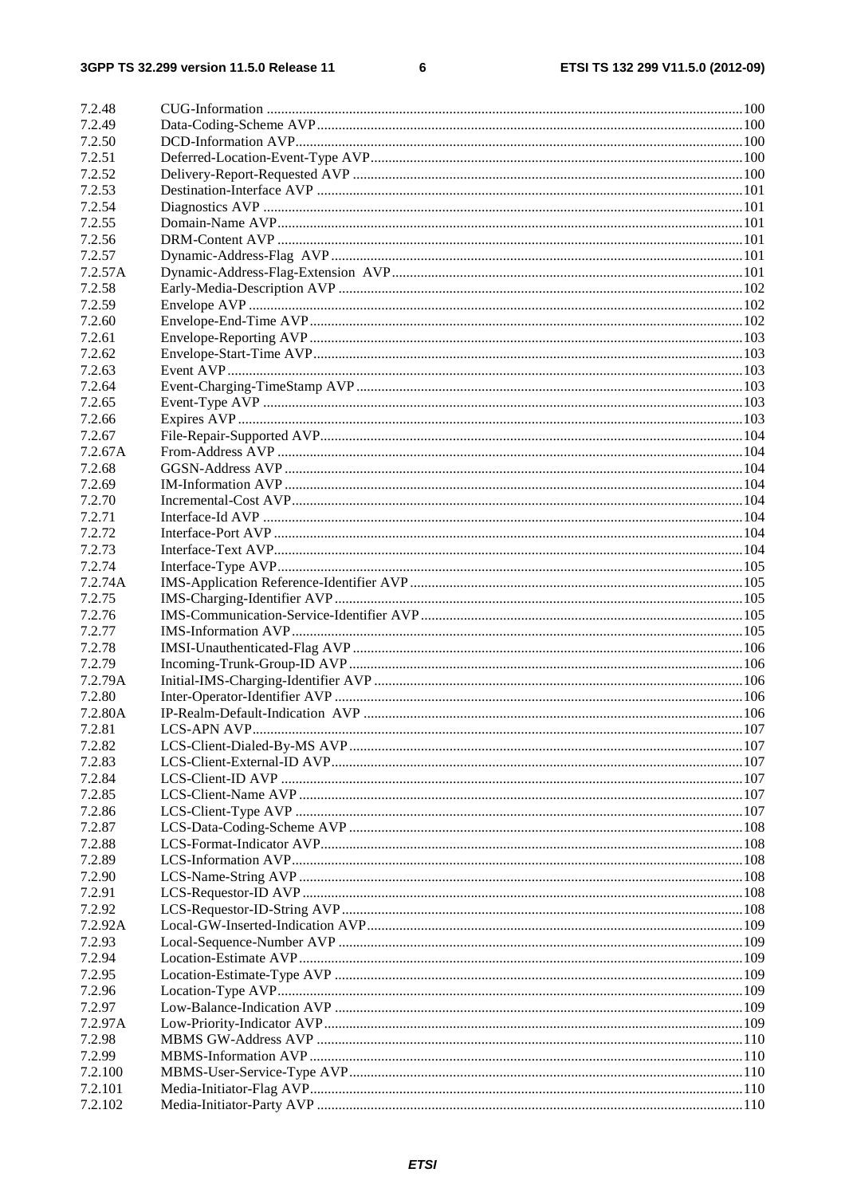7.2.48 CUG-Information ........ 100
7.2.49 Data-Coding-Scheme AVP ........ 100
7.2.50 DCD-Information AVP ........ 100
7.2.51 Deferred-Location-Event-Type AVP ........ 100
7.2.52 Delivery-Report-Requested AVP ........ 100
7.2.53 Destination-Interface AVP ........ 101
7.2.54 Diagnostics AVP ........ 101
7.2.55 Domain-Name AVP ........ 101
7.2.56 DRM-Content AVP ........ 101
7.2.57 Dynamic-Address-Flag AVP ........ 101
7.2.57A Dynamic-Address-Flag-Extension AVP ........ 101
7.2.58 Early-Media-Description AVP ........ 102
7.2.59 Envelope AVP ........ 102
7.2.60 Envelope-End-Time AVP ........ 102
7.2.61 Envelope-Reporting AVP ........ 103
7.2.62 Envelope-Start-Time AVP ........ 103
7.2.63 Event AVP ........ 103
7.2.64 Event-Charging-TimeStamp AVP ........ 103
7.2.65 Event-Type AVP ........ 103
7.2.66 Expires AVP ........ 103
7.2.67 File-Repair-Supported AVP ........ 104
7.2.67A From-Address AVP ........ 104
7.2.68 GGSN-Address AVP ........ 104
7.2.69 IM-Information AVP ........ 104
7.2.70 Incremental-Cost AVP ........ 104
7.2.71 Interface-Id AVP ........ 104
7.2.72 Interface-Port AVP ........ 104
7.2.73 Interface-Text AVP ........ 104
7.2.74 Interface-Type AVP ........ 105
7.2.74A IMS-Application Reference-Identifier AVP ........ 105
7.2.75 IMS-Charging-Identifier AVP ........ 105
7.2.76 IMS-Communication-Service-Identifier AVP ........ 105
7.2.77 IMS-Information AVP ........ 105
7.2.78 IMSI-Unauthenticated-Flag AVP ........ 106
7.2.79 Incoming-Trunk-Group-ID AVP ........ 106
7.2.79A Initial-IMS-Charging-Identifier AVP ........ 106
7.2.80 Inter-Operator-Identifier AVP ........ 106
7.2.80A IP-Realm-Default-Indication AVP ........ 106
7.2.81 LCS-APN AVP ........ 107
7.2.82 LCS-Client-Dialed-By-MS AVP ........ 107
7.2.83 LCS-Client-External-ID AVP ........ 107
7.2.84 LCS-Client-ID AVP ........ 107
7.2.85 LCS-Client-Name AVP ........ 107
7.2.86 LCS-Client-Type AVP ........ 107
7.2.87 LCS-Data-Coding-Scheme AVP ........ 108
7.2.88 LCS-Format-Indicator AVP ........ 108
7.2.89 LCS-Information AVP ........ 108
7.2.90 LCS-Name-String AVP ........ 108
7.2.91 LCS-Requestor-ID AVP ........ 108
7.2.92 LCS-Requestor-ID-String AVP ........ 108
7.2.92A Local-GW-Inserted-Indication AVP ........ 109
7.2.93 Local-Sequence-Number AVP ........ 109
7.2.94 Location-Estimate AVP ........ 109
7.2.95 Location-Estimate-Type AVP ........ 109
7.2.96 Location-Type AVP ........ 109
7.2.97 Low-Balance-Indication AVP ........ 109
7.2.97A Low-Priority-Indicator AVP ........ 109
7.2.98 MBMS GW-Address AVP ........ 110
7.2.99 MBMS-Information AVP ........ 110
7.2.100 MBMS-User-Service-Type AVP ........ 110
7.2.101 Media-Initiator-Flag AVP ........ 110
7.2.102 Media-Initiator-Party AVP ........ 110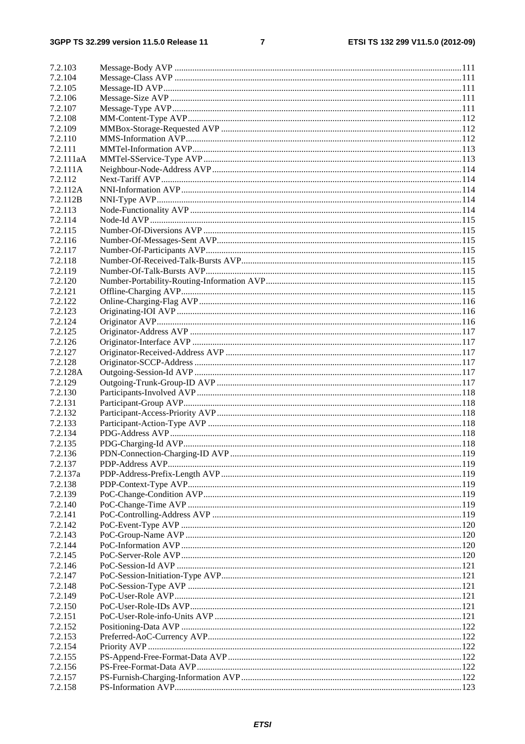7.2.103 Message-Body AVP ....................................................................................................................111
7.2.104 Message-Class AVP ...................................................................................................................111
7.2.105 Message-ID AVP........................................................................................................................111
7.2.106 Message-Size AVP .....................................................................................................................111
7.2.107 Message-Type AVP....................................................................................................................111
7.2.108 MM-Content-Type AVP.............................................................................................................112
7.2.109 MMBox-Storage-Requested AVP ..............................................................................................112
7.2.110 MMS-Information AVP..............................................................................................................112
7.2.111 MMTel-Information AVP...........................................................................................................113
7.2.111aA MMTel-SService-Type AVP.....................................................................................................113
7.2.111A Neighbour-Node-Address AVP..................................................................................................114
7.2.112 Next-Tariff AVP.........................................................................................................................114
7.2.112A NNI-Information AVP................................................................................................................114
7.2.112B NNI-Type AVP...........................................................................................................................114
7.2.113 Node-Functionality AVP ............................................................................................................114
7.2.114 Node-Id AVP..............................................................................................................................115
7.2.115 Number-Of-Diversions AVP ......................................................................................................115
7.2.116 Number-Of-Messages-Sent AVP................................................................................................115
7.2.117 Number-Of-Participants AVP.....................................................................................................115
7.2.118 Number-Of-Received-Talk-Bursts AVP.....................................................................................115
7.2.119 Number-Of-Talk-Bursts AVP.....................................................................................................115
7.2.120 Number-Portability-Routing-Information AVP..........................................................................115
7.2.121 Offline-Charging AVP................................................................................................................115
7.2.122 Online-Charging-Flag AVP........................................................................................................116
7.2.123 Originating-IOI AVP..................................................................................................................116
7.2.124 Originator AVP...........................................................................................................................116
7.2.125 Originator-Address AVP ............................................................................................................117
7.2.126 Originator-Interface AVP ...........................................................................................................117
7.2.127 Originator-Received-Address AVP ............................................................................................117
7.2.128 Originator-SCCP-Address..........................................................................................................117
7.2.128A Outgoing-Session-Id AVP..........................................................................................................117
7.2.129 Outgoing-Trunk-Group-ID AVP................................................................................................117
7.2.130 Participants-Involved AVP.........................................................................................................118
7.2.131 Participant-Group AVP..............................................................................................................118
7.2.132 Participant-Access-Priority AVP................................................................................................118
7.2.133 Participant-Action-Type AVP ....................................................................................................118
7.2.134 PDG-Address AVP....................................................................................................................118
7.2.135 PDG-Charging-Id AVP..............................................................................................................118
7.2.136 PDN-Connection-Charging-ID AVP..........................................................................................119
7.2.137 PDP-Address AVP.....................................................................................................................119
7.2.137a PDP-Address-Prefix-Length AVP..............................................................................................119
7.2.138 PDP-Context-Type AVP.............................................................................................................119
7.2.139 PoC-Change-Condition AVP......................................................................................................119
7.2.140 PoC-Change-Time AVP .............................................................................................................119
7.2.141 PoC-Controlling-Address AVP ..................................................................................................119
7.2.142 PoC-Event-Type AVP ................................................................................................................120
7.2.143 PoC-Group-Name AVP..............................................................................................................120
7.2.144 PoC-Information AVP................................................................................................................120
7.2.145 PoC-Server-Role AVP................................................................................................................120
7.2.146 PoC-Session-Id AVP ..................................................................................................................121
7.2.147 PoC-Session-Initiation-Type AVP..............................................................................................121
7.2.148 PoC-Session-Type AVP .............................................................................................................121
7.2.149 PoC-User-Role AVP...................................................................................................................121
7.2.150 PoC-User-Role-IDs AVP............................................................................................................121
7.2.151 PoC-User-Role-info-Units AVP .................................................................................................121
7.2.152 Positioning-Data AVP ................................................................................................................122
7.2.153 Preferred-AoC-Currency AVP....................................................................................................122
7.2.154 Priority AVP...............................................................................................................................122
7.2.155 PS-Append-Free-Format-Data AVP...........................................................................................122
7.2.156 PS-Free-Format-Data AVP.........................................................................................................122
7.2.157 PS-Furnish-Charging-Information AVP.....................................................................................122
7.2.158 PS-Information AVP..................................................................................................................123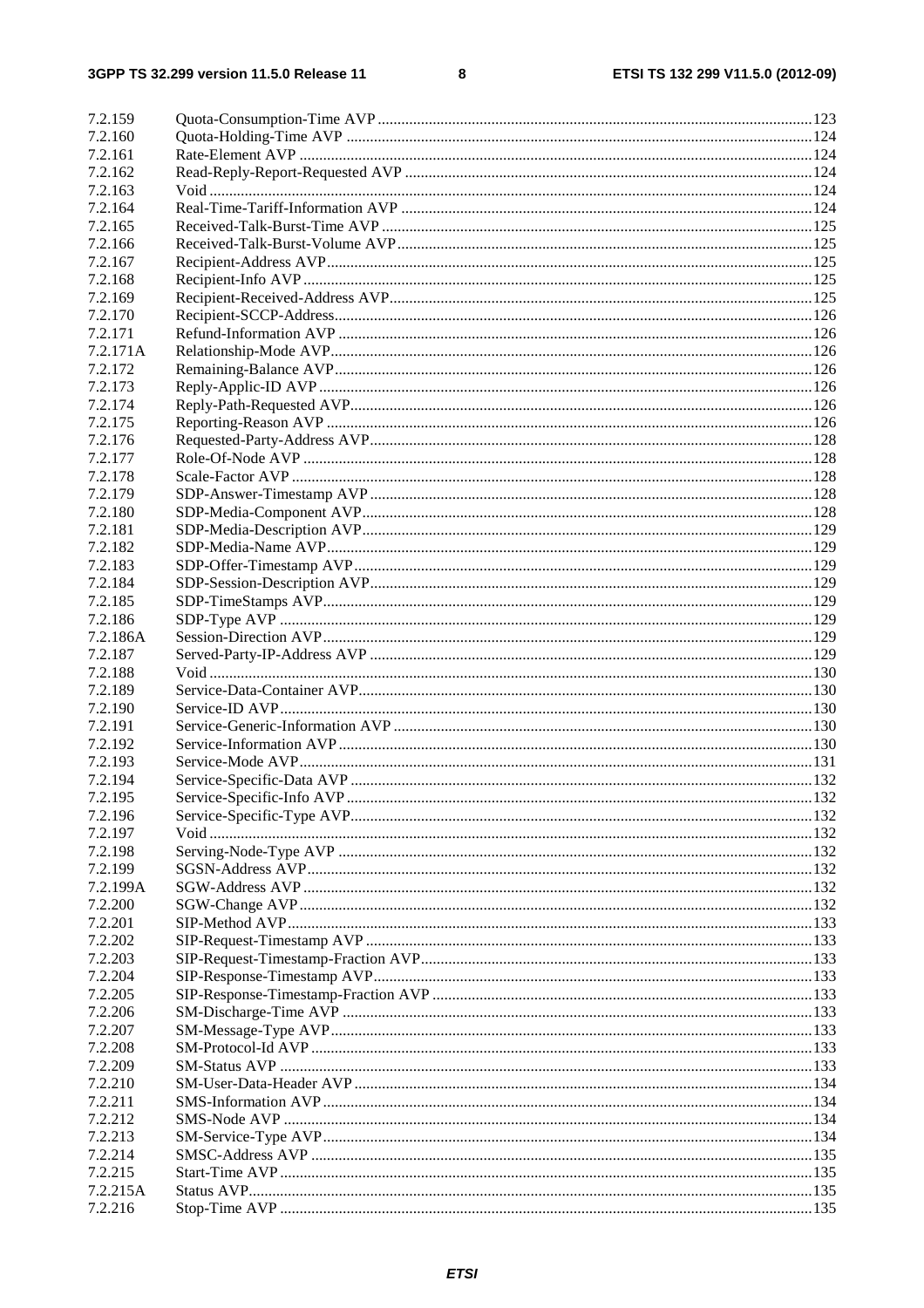7.2.159 Quota-Consumption-Time AVP .....123
7.2.160 Quota-Holding-Time AVP .....124
7.2.161 Rate-Element AVP .....124
7.2.162 Read-Reply-Report-Requested AVP .....124
7.2.163 Void .....124
7.2.164 Real-Time-Tariff-Information AVP .....124
7.2.165 Received-Talk-Burst-Time AVP .....125
7.2.166 Received-Talk-Burst-Volume AVP .....125
7.2.167 Recipient-Address AVP .....125
7.2.168 Recipient-Info AVP .....125
7.2.169 Recipient-Received-Address AVP .....125
7.2.170 Recipient-SCCP-Address .....126
7.2.171 Refund-Information AVP .....126
7.2.171A Relationship-Mode AVP .....126
7.2.172 Remaining-Balance AVP .....126
7.2.173 Reply-Applic-ID AVP .....126
7.2.174 Reply-Path-Requested AVP .....126
7.2.175 Reporting-Reason AVP .....126
7.2.176 Requested-Party-Address AVP .....128
7.2.177 Role-Of-Node AVP .....128
7.2.178 Scale-Factor AVP .....128
7.2.179 SDP-Answer-Timestamp AVP .....128
7.2.180 SDP-Media-Component AVP .....128
7.2.181 SDP-Media-Description AVP .....129
7.2.182 SDP-Media-Name AVP .....129
7.2.183 SDP-Offer-Timestamp AVP .....129
7.2.184 SDP-Session-Description AVP .....129
7.2.185 SDP-TimeStamps AVP .....129
7.2.186 SDP-Type AVP .....129
7.2.186A Session-Direction AVP .....129
7.2.187 Served-Party-IP-Address AVP .....129
7.2.188 Void .....130
7.2.189 Service-Data-Container AVP .....130
7.2.190 Service-ID AVP .....130
7.2.191 Service-Generic-Information AVP .....130
7.2.192 Service-Information AVP .....130
7.2.193 Service-Mode AVP .....131
7.2.194 Service-Specific-Data AVP .....132
7.2.195 Service-Specific-Info AVP .....132
7.2.196 Service-Specific-Type AVP .....132
7.2.197 Void .....132
7.2.198 Serving-Node-Type AVP .....132
7.2.199 SGSN-Address AVP .....132
7.2.199A SGW-Address AVP .....132
7.2.200 SGW-Change AVP .....132
7.2.201 SIP-Method AVP .....133
7.2.202 SIP-Request-Timestamp AVP .....133
7.2.203 SIP-Request-Timestamp-Fraction AVP .....133
7.2.204 SIP-Response-Timestamp AVP .....133
7.2.205 SIP-Response-Timestamp-Fraction AVP .....133
7.2.206 SM-Discharge-Time AVP .....133
7.2.207 SM-Message-Type AVP .....133
7.2.208 SM-Protocol-Id AVP .....133
7.2.209 SM-Status AVP .....133
7.2.210 SM-User-Data-Header AVP .....134
7.2.211 SMS-Information AVP .....134
7.2.212 SMS-Node AVP .....134
7.2.213 SM-Service-Type AVP .....134
7.2.214 SMSC-Address AVP .....135
7.2.215 Start-Time AVP .....135
7.2.215A Status AVP .....135
7.2.216 Stop-Time AVP .....135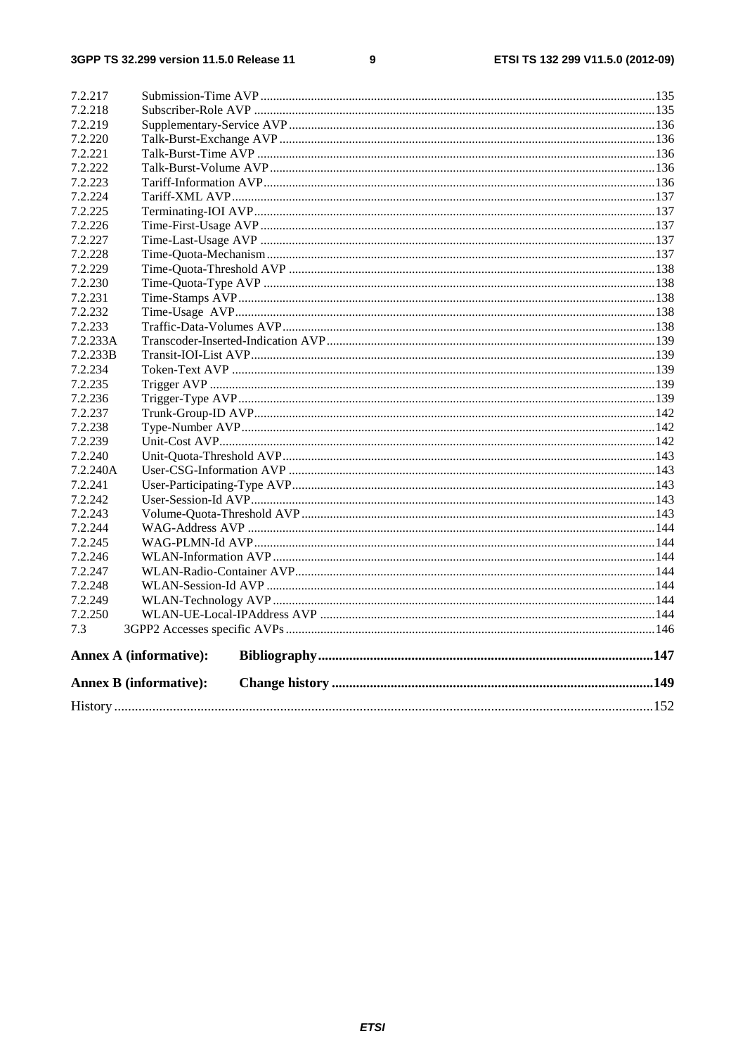7.2.217 Submission-Time AVP ... 135
7.2.218 Subscriber-Role AVP ... 135
7.2.219 Supplementary-Service AVP ... 136
7.2.220 Talk-Burst-Exchange AVP ... 136
7.2.221 Talk-Burst-Time AVP ... 136
7.2.222 Talk-Burst-Volume AVP ... 136
7.2.223 Tariff-Information AVP ... 136
7.2.224 Tariff-XML AVP ... 137
7.2.225 Terminating-IOI AVP ... 137
7.2.226 Time-First-Usage AVP ... 137
7.2.227 Time-Last-Usage AVP ... 137
7.2.228 Time-Quota-Mechanism ... 137
7.2.229 Time-Quota-Threshold AVP ... 138
7.2.230 Time-Quota-Type AVP ... 138
7.2.231 Time-Stamps AVP ... 138
7.2.232 Time-Usage AVP ... 138
7.2.233 Traffic-Data-Volumes AVP ... 138
7.2.233A Transcoder-Inserted-Indication AVP ... 139
7.2.233B Transit-IOI-List AVP ... 139
7.2.234 Token-Text AVP ... 139
7.2.235 Trigger AVP ... 139
7.2.236 Trigger-Type AVP ... 139
7.2.237 Trunk-Group-ID AVP ... 142
7.2.238 Type-Number AVP ... 142
7.2.239 Unit-Cost AVP ... 142
7.2.240 Unit-Quota-Threshold AVP ... 143
7.2.240A User-CSG-Information AVP ... 143
7.2.241 User-Participating-Type AVP ... 143
7.2.242 User-Session-Id AVP ... 143
7.2.243 Volume-Quota-Threshold AVP ... 143
7.2.244 WAG-Address AVP ... 144
7.2.245 WAG-PLMN-Id AVP ... 144
7.2.246 WLAN-Information AVP ... 144
7.2.247 WLAN-Radio-Container AVP ... 144
7.2.248 WLAN-Session-Id AVP ... 144
7.2.249 WLAN-Technology AVP ... 144
7.2.250 WLAN-UE-Local-IPAddress AVP ... 144
7.3 3GPP2 Accesses specific AVPs ... 146

**Annex A (informative): Bibliography ... 147**

**Annex B (informative): Change history ... 149**

History ... 152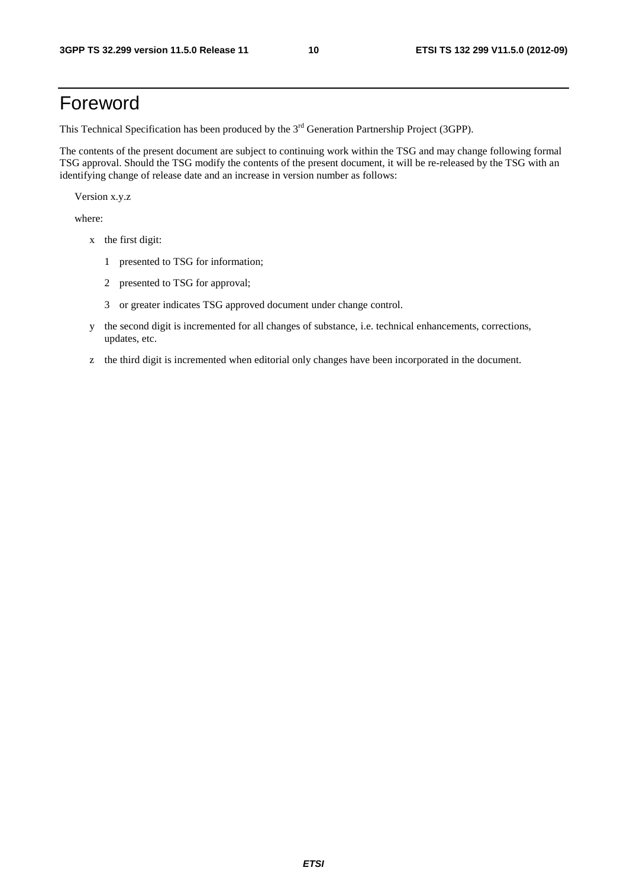# Foreword

This Technical Specification has been produced by the 3rd Generation Partnership Project (3GPP).

The contents of the present document are subject to continuing work within the TSG and may change following formal TSG approval. Should the TSG modify the contents of the present document, it will be re-released by the TSG with an identifying change of release date and an increase in version number as follows:

Version x.y.z

where:

- x the first digit:
  - 1 presented to TSG for information;
  - 2 presented to TSG for approval;
  - 3 or greater indicates TSG approved document under change control.
- y the second digit is incremented for all changes of substance, i.e. technical enhancements, corrections, updates, etc.
- z the third digit is incremented when editorial only changes have been incorporated in the document.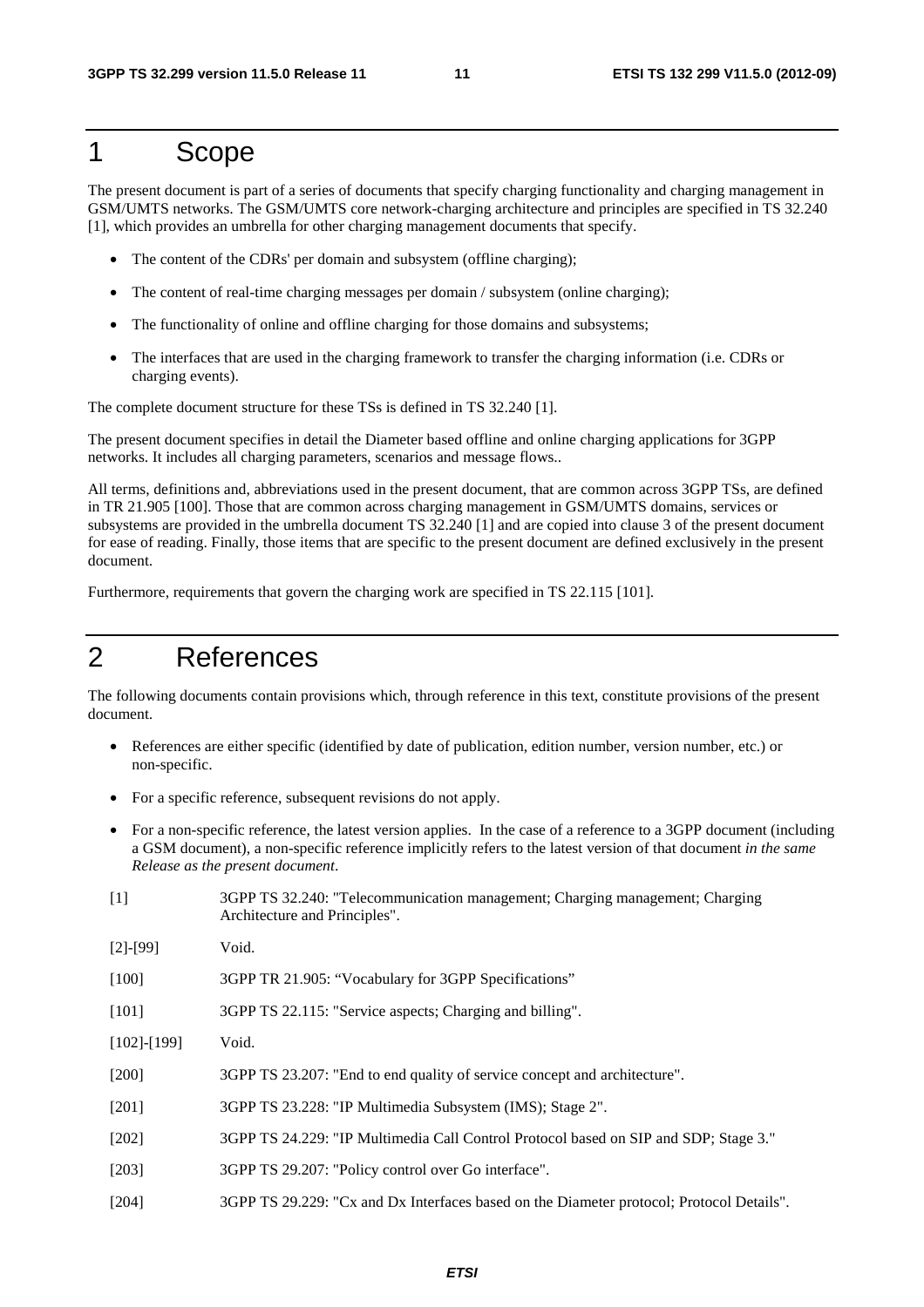# 1 Scope

The present document is part of a series of documents that specify charging functionality and charging management in GSM/UMTS networks. The GSM/UMTS core network-charging architecture and principles are specified in TS 32.240 [1], which provides an umbrella for other charging management documents that specify.

- The content of the CDRs' per domain and subsystem (offline charging);
- The content of real-time charging messages per domain / subsystem (online charging);
- The functionality of online and offline charging for those domains and subsystems;
- The interfaces that are used in the charging framework to transfer the charging information (i.e. CDRs or charging events).

The complete document structure for these TSs is defined in TS 32.240 [1].

The present document specifies in detail the Diameter based offline and online charging applications for 3GPP networks. It includes all charging parameters, scenarios and message flows..

All terms, definitions and, abbreviations used in the present document, that are common across 3GPP TSs, are defined in TR 21.905 [100]. Those that are common across charging management in GSM/UMTS domains, services or subsystems are provided in the umbrella document TS 32.240 [1] and are copied into clause 3 of the present document for ease of reading. Finally, those items that are specific to the present document are defined exclusively in the present document.

Furthermore, requirements that govern the charging work are specified in TS 22.115 [101].

# 2 References

The following documents contain provisions which, through reference in this text, constitute provisions of the present document.

- References are either specific (identified by date of publication, edition number, version number, etc.) or non-specific.
- For a specific reference, subsequent revisions do not apply.
- For a non-specific reference, the latest version applies. In the case of a reference to a 3GPP document (including a GSM document), a non-specific reference implicitly refers to the latest version of that document *in the same Release as the present document*.

[1] 3GPP TS 32.240: "Telecommunication management; Charging management; Charging Architecture and Principles".

[2]-[99] Void.

[100] 3GPP TR 21.905: "Vocabulary for 3GPP Specifications"

[101] 3GPP TS 22.115: "Service aspects; Charging and billing".

[102]-[199] Void.

[200] 3GPP TS 23.207: "End to end quality of service concept and architecture".

[201] 3GPP TS 23.228: "IP Multimedia Subsystem (IMS); Stage 2".

[202] 3GPP TS 24.229: "IP Multimedia Call Control Protocol based on SIP and SDP; Stage 3."

[203] 3GPP TS 29.207: "Policy control over Go interface".

[204] 3GPP TS 29.229: "Cx and Dx Interfaces based on the Diameter protocol; Protocol Details".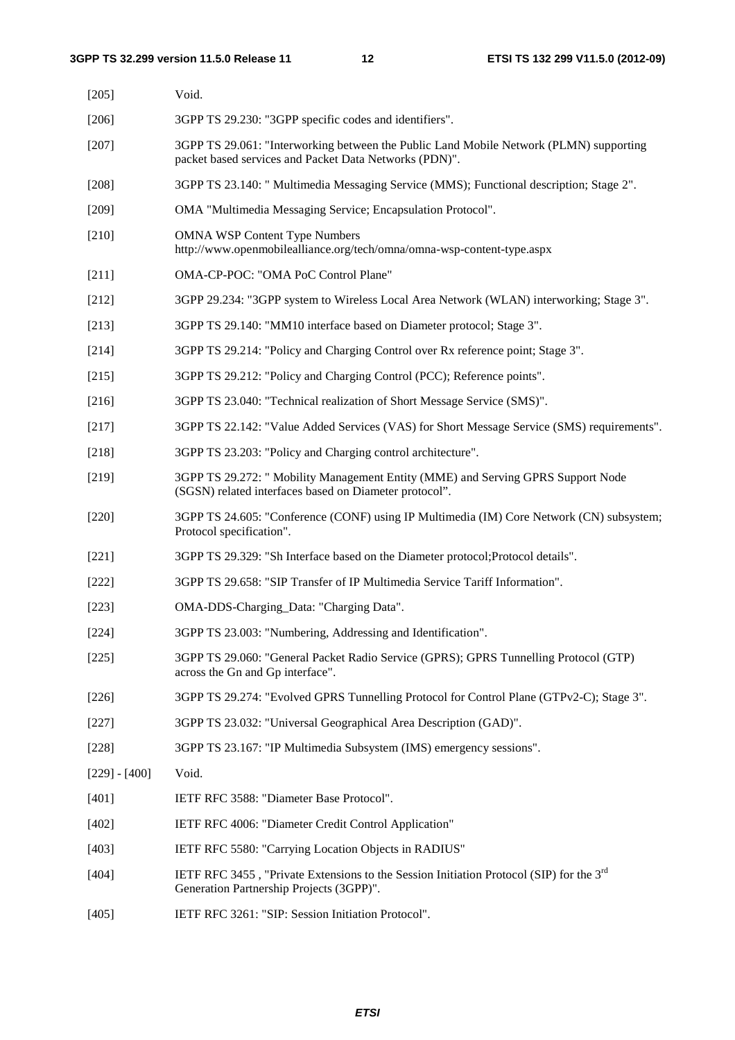[205] Void.

[206] 3GPP TS 29.230: "3GPP specific codes and identifiers".

[207] 3GPP TS 29.061: "Interworking between the Public Land Mobile Network (PLMN) supporting packet based services and Packet Data Networks (PDN)".

[208] 3GPP TS 23.140: " Multimedia Messaging Service (MMS); Functional description; Stage 2".

[209] OMA "Multimedia Messaging Service; Encapsulation Protocol".

[210] OMNA WSP Content Type Numbers
http://www.openmobilealliance.org/tech/omna/omna-wsp-content-type.aspx

[211] OMA-CP-POC: "OMA PoC Control Plane"

[212] 3GPP 29.234: "3GPP system to Wireless Local Area Network (WLAN) interworking; Stage 3".

[213] 3GPP TS 29.140: "MM10 interface based on Diameter protocol; Stage 3".

[214] 3GPP TS 29.214: "Policy and Charging Control over Rx reference point; Stage 3".

[215] 3GPP TS 29.212: "Policy and Charging Control (PCC); Reference points".

[216] 3GPP TS 23.040: "Technical realization of Short Message Service (SMS)".

[217] 3GPP TS 22.142: "Value Added Services (VAS) for Short Message Service (SMS) requirements".

[218] 3GPP TS 23.203: "Policy and Charging control architecture".

[219] 3GPP TS 29.272: " Mobility Management Entity (MME) and Serving GPRS Support Node (SGSN) related interfaces based on Diameter protocol".

[220] 3GPP TS 24.605: "Conference (CONF) using IP Multimedia (IM) Core Network (CN) subsystem; Protocol specification".

[221] 3GPP TS 29.329: "Sh Interface based on the Diameter protocol;Protocol details".

[222] 3GPP TS 29.658: "SIP Transfer of IP Multimedia Service Tariff Information".

[223] OMA-DDS-Charging_Data: "Charging Data".

[224] 3GPP TS 23.003: "Numbering, Addressing and Identification".

[225] 3GPP TS 29.060: "General Packet Radio Service (GPRS); GPRS Tunnelling Protocol (GTP) across the Gn and Gp interface".

[226] 3GPP TS 29.274: "Evolved GPRS Tunnelling Protocol for Control Plane (GTPv2-C); Stage 3".

[227] 3GPP TS 23.032: "Universal Geographical Area Description (GAD)".

[228] 3GPP TS 23.167: "IP Multimedia Subsystem (IMS) emergency sessions".

[229] - [400] Void.

[401] IETF RFC 3588: "Diameter Base Protocol".

[402] IETF RFC 4006: "Diameter Credit Control Application"

[403] IETF RFC 5580: "Carrying Location Objects in RADIUS"

[404] IETF RFC 3455 , "Private Extensions to the Session Initiation Protocol (SIP) for the 3rd Generation Partnership Projects (3GPP)".

[405] IETF RFC 3261: "SIP: Session Initiation Protocol".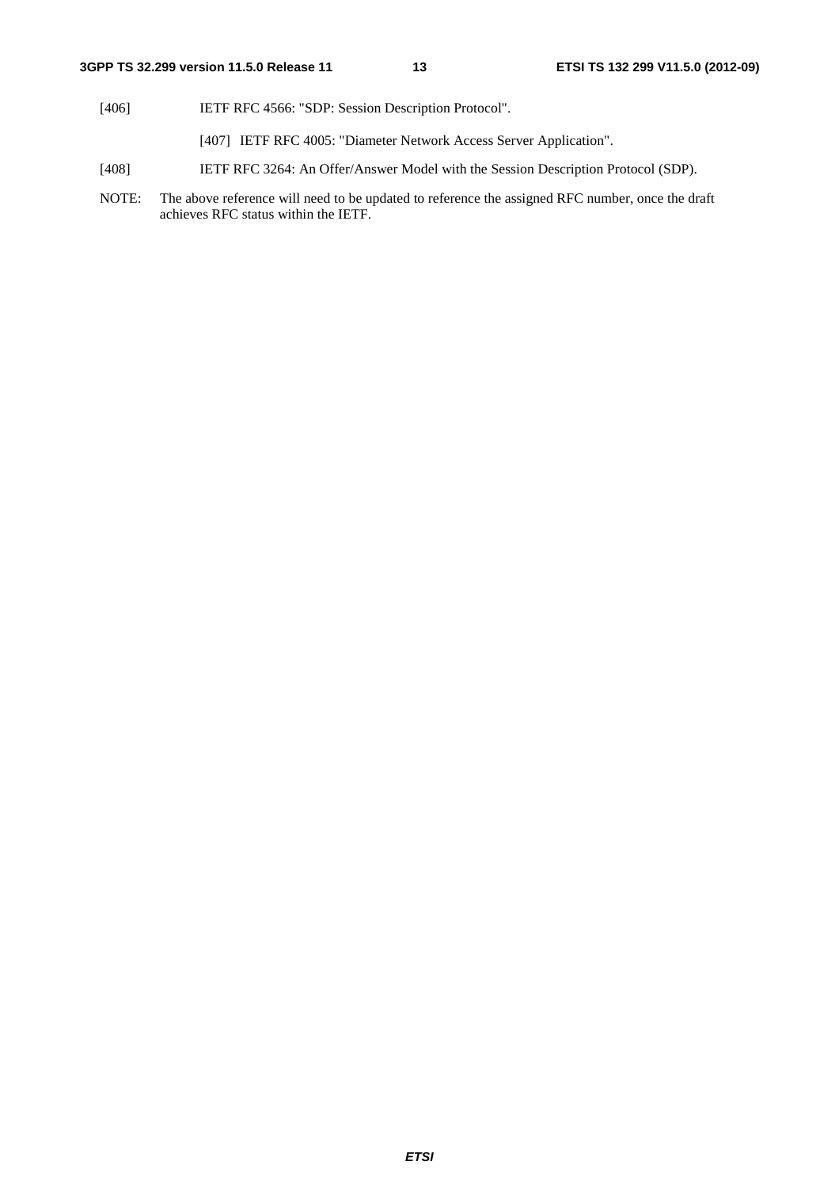[406] IETF RFC 4566: "SDP: Session Description Protocol".

[407] IETF RFC 4005: "Diameter Network Access Server Application".

[408] IETF RFC 3264: An Offer/Answer Model with the Session Description Protocol (SDP).

NOTE: The above reference will need to be updated to reference the assigned RFC number, once the draft achieves RFC status within the IETF.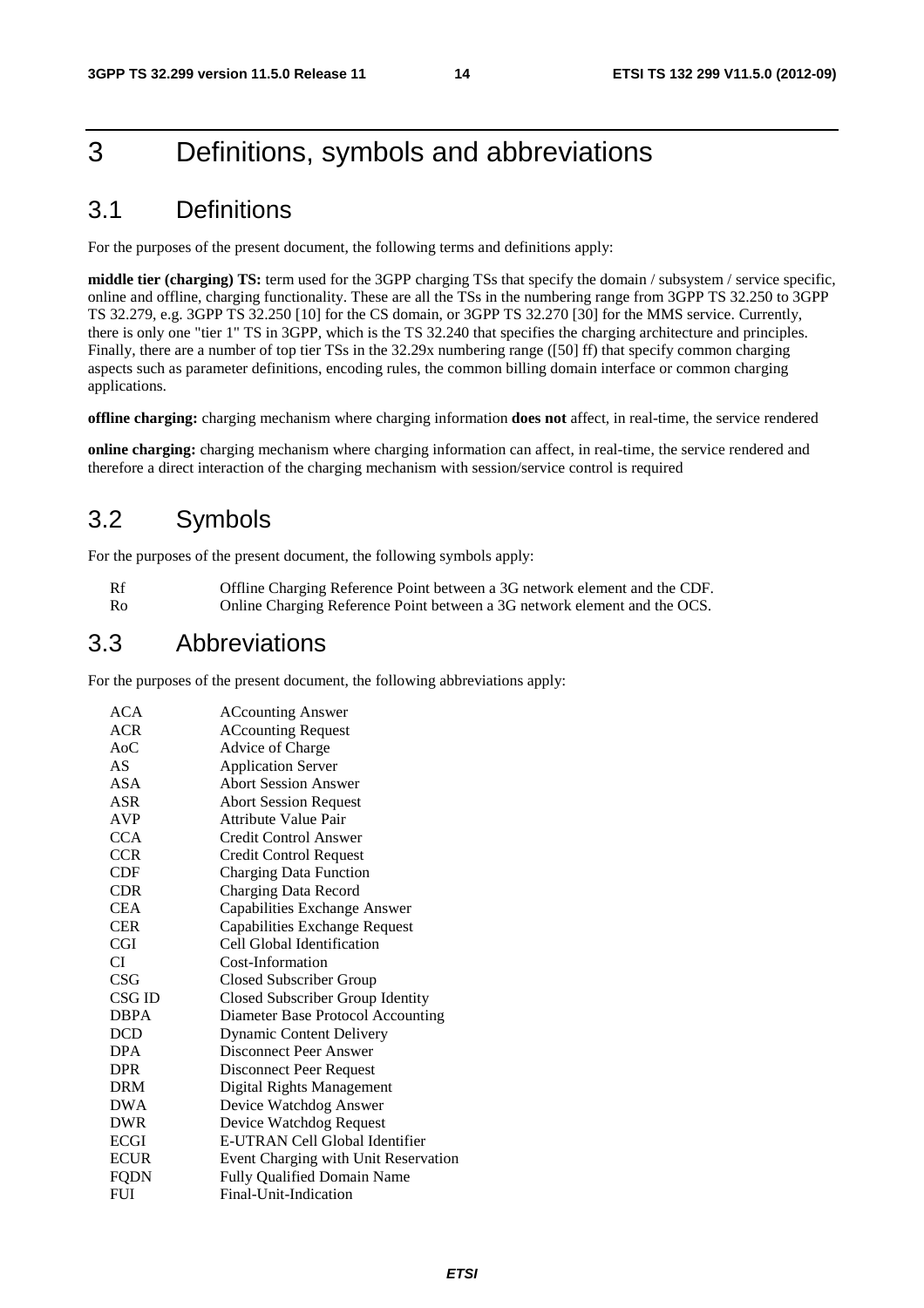# 3 Definitions, symbols and abbreviations

## 3.1 Definitions

For the purposes of the present document, the following terms and definitions apply:

**middle tier (charging) TS:** term used for the 3GPP charging TSs that specify the domain / subsystem / service specific, online and offline, charging functionality. These are all the TSs in the numbering range from 3GPP TS 32.250 to 3GPP TS 32.279, e.g. 3GPP TS 32.250 [10] for the CS domain, or 3GPP TS 32.270 [30] for the MMS service. Currently, there is only one "tier 1" TS in 3GPP, which is the TS 32.240 that specifies the charging architecture and principles. Finally, there are a number of top tier TSs in the 32.29x numbering range ([50] ff) that specify common charging aspects such as parameter definitions, encoding rules, the common billing domain interface or common charging applications.

**offline charging:** charging mechanism where charging information **does not** affect, in real-time, the service rendered

**online charging:** charging mechanism where charging information can affect, in real-time, the service rendered and therefore a direct interaction of the charging mechanism with session/service control is required

## 3.2 Symbols

For the purposes of the present document, the following symbols apply:

| | |
|---|---|
| Rf | Offline Charging Reference Point between a 3G network element and the CDF. |
| Ro | Online Charging Reference Point between a 3G network element and the OCS. |

## 3.3 Abbreviations

For the purposes of the present document, the following abbreviations apply:

| | |
|---|---|
| ACA | ACcounting Answer |
| ACR | ACcounting Request |
| AoC | Advice of Charge |
| AS | Application Server |
| ASA | Abort Session Answer |
| ASR | Abort Session Request |
| AVP | Attribute Value Pair |
| CCA | Credit Control Answer |
| CCR | Credit Control Request |
| CDF | Charging Data Function |
| CDR | Charging Data Record |
| CEA | Capabilities Exchange Answer |
| CER | Capabilities Exchange Request |
| CGI | Cell Global Identification |
| CI | Cost-Information |
| CSG | Closed Subscriber Group |
| CSG ID | Closed Subscriber Group Identity |
| DBPA | Diameter Base Protocol Accounting |
| DCD | Dynamic Content Delivery |
| DPA | Disconnect Peer Answer |
| DPR | Disconnect Peer Request |
| DRM | Digital Rights Management |
| DWA | Device Watchdog Answer |
| DWR | Device Watchdog Request |
| ECGI | E-UTRAN Cell Global Identifier |
| ECUR | Event Charging with Unit Reservation |
| FQDN | Fully Qualified Domain Name |
| FUI | Final-Unit-Indication |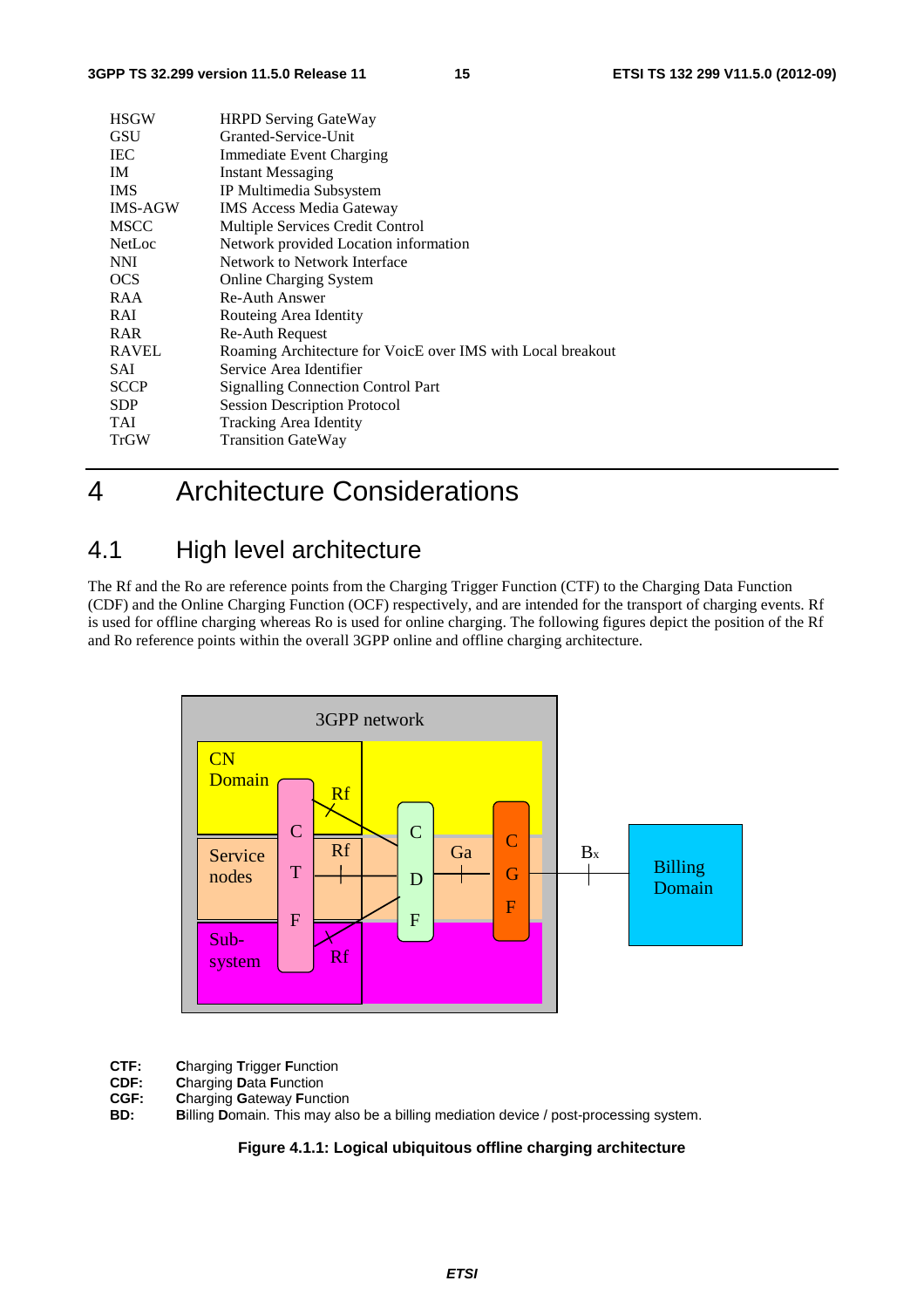| | |
|---|---|
| HSGW | HRPD Serving GateWay |
| GSU | Granted-Service-Unit |
| IEC | Immediate Event Charging |
| IM | Instant Messaging |
| IMS | IP Multimedia Subsystem |
| IMS-AGW | IMS Access Media Gateway |
| MSCC | Multiple Services Credit Control |
| NetLoc | Network provided Location information |
| NNI | Network to Network Interface |
| OCS | Online Charging System |
| RAA | Re-Auth Answer |
| RAI | Routeing Area Identity |
| RAR | Re-Auth Request |
| RAVEL | Roaming Architecture for VoicE over IMS with Local breakout |
| SAI | Service Area Identifier |
| SCCP | Signalling Connection Control Part |
| SDP | Session Description Protocol |
| TAI | Tracking Area Identity |
| TrGW | Transition GateWay |

# 4 Architecture Considerations

## 4.1 High level architecture

The Rf and the Ro are reference points from the Charging Trigger Function (CTF) to the Charging Data Function (CDF) and the Online Charging Function (OCF) respectively, and are intended for the transport of charging events. Rf is used for offline charging whereas Ro is used for online charging. The following figures depict the position of the Rf and Ro reference points within the overall 3GPP online and offline charging architecture.

**CTF:** **C**harging **T**rigger **F**unction
**CDF:** **C**harging **D**ata **F**unction
**CGF:** **C**harging **G**ateway **F**unction
**BD:** **B**illing **D**omain. This may also be a billing mediation device / post-processing system.

**Figure 4.1.1: Logical ubiquitous offline charging architecture**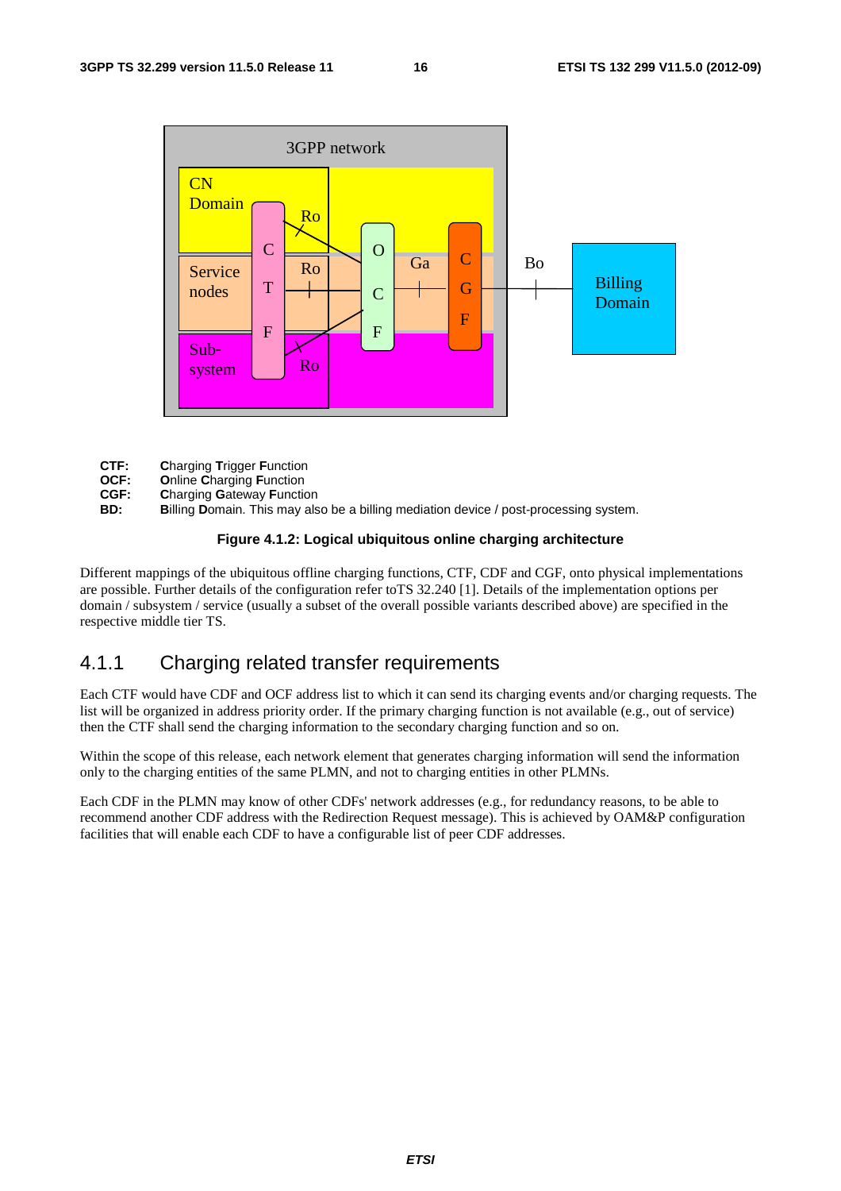CTF: **C**harging **T**rigger **F**unction
OCF: **O**nline **C**harging **F**unction
CGF: **C**harging **G**ateway **F**unction
BD: **B**illing **D**omain. This may also be a billing mediation device / post-processing system.

**Figure 4.1.2: Logical ubiquitous online charging architecture**

Different mappings of the ubiquitous offline charging functions, CTF, CDF and CGF, onto physical implementations are possible. Further details of the configuration refer toTS 32.240 [1]. Details of the implementation options per domain / subsystem / service (usually a subset of the overall possible variants described above) are specified in the respective middle tier TS.

## 4.1.1 Charging related transfer requirements

Each CTF would have CDF and OCF address list to which it can send its charging events and/or charging requests. The list will be organized in address priority order. If the primary charging function is not available (e.g., out of service) then the CTF shall send the charging information to the secondary charging function and so on.

Within the scope of this release, each network element that generates charging information will send the information only to the charging entities of the same PLMN, and not to charging entities in other PLMNs.

Each CDF in the PLMN may know of other CDFs' network addresses (e.g., for redundancy reasons, to be able to recommend another CDF address with the Redirection Request message). This is achieved by OAM&P configuration facilities that will enable each CDF to have a configurable list of peer CDF addresses.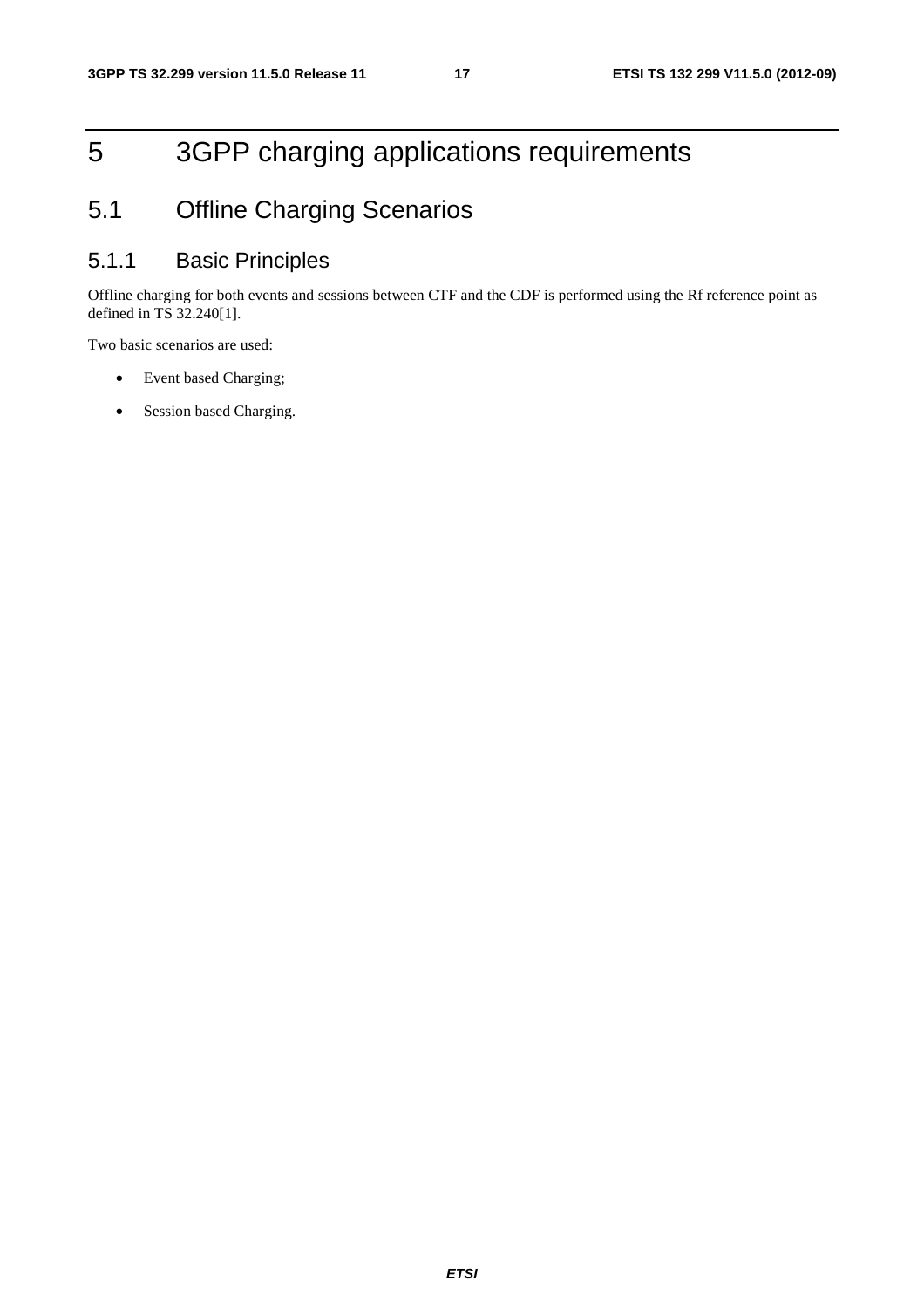# 5 3GPP charging applications requirements

## 5.1 Offline Charging Scenarios

### 5.1.1 Basic Principles

Offline charging for both events and sessions between CTF and the CDF is performed using the Rf reference point as defined in TS 32.240[1].

Two basic scenarios are used:

- Event based Charging;
- Session based Charging.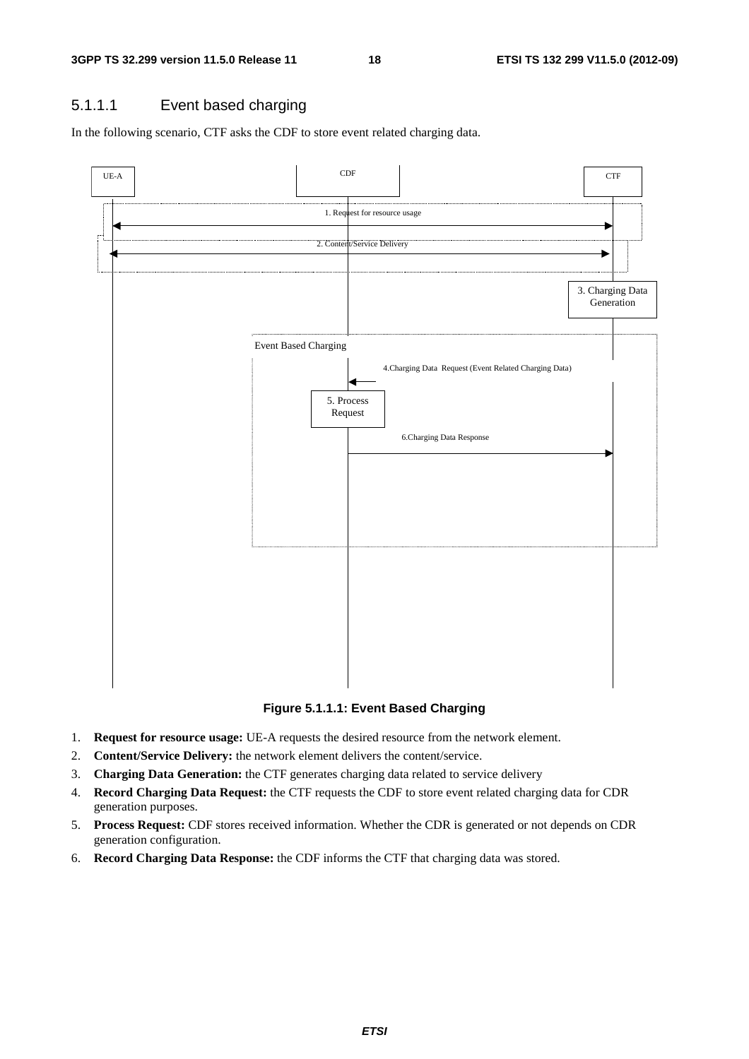#### 5.1.1.1 Event based charging

In the following scenario, CTF asks the CDF to store event related charging data.

Figure 5.1.1.1: Event Based Charging

1. **Request for resource usage:** UE-A requests the desired resource from the network element.
2. **Content/Service Delivery:** the network element delivers the content/service.
3. **Charging Data Generation:** the CTF generates charging data related to service delivery
4. **Record Charging Data Request:** the CTF requests the CDF to store event related charging data for CDR generation purposes.
5. **Process Request:** CDF stores received information. Whether the CDR is generated or not depends on CDR generation configuration.
6. **Record Charging Data Response:** the CDF informs the CTF that charging data was stored.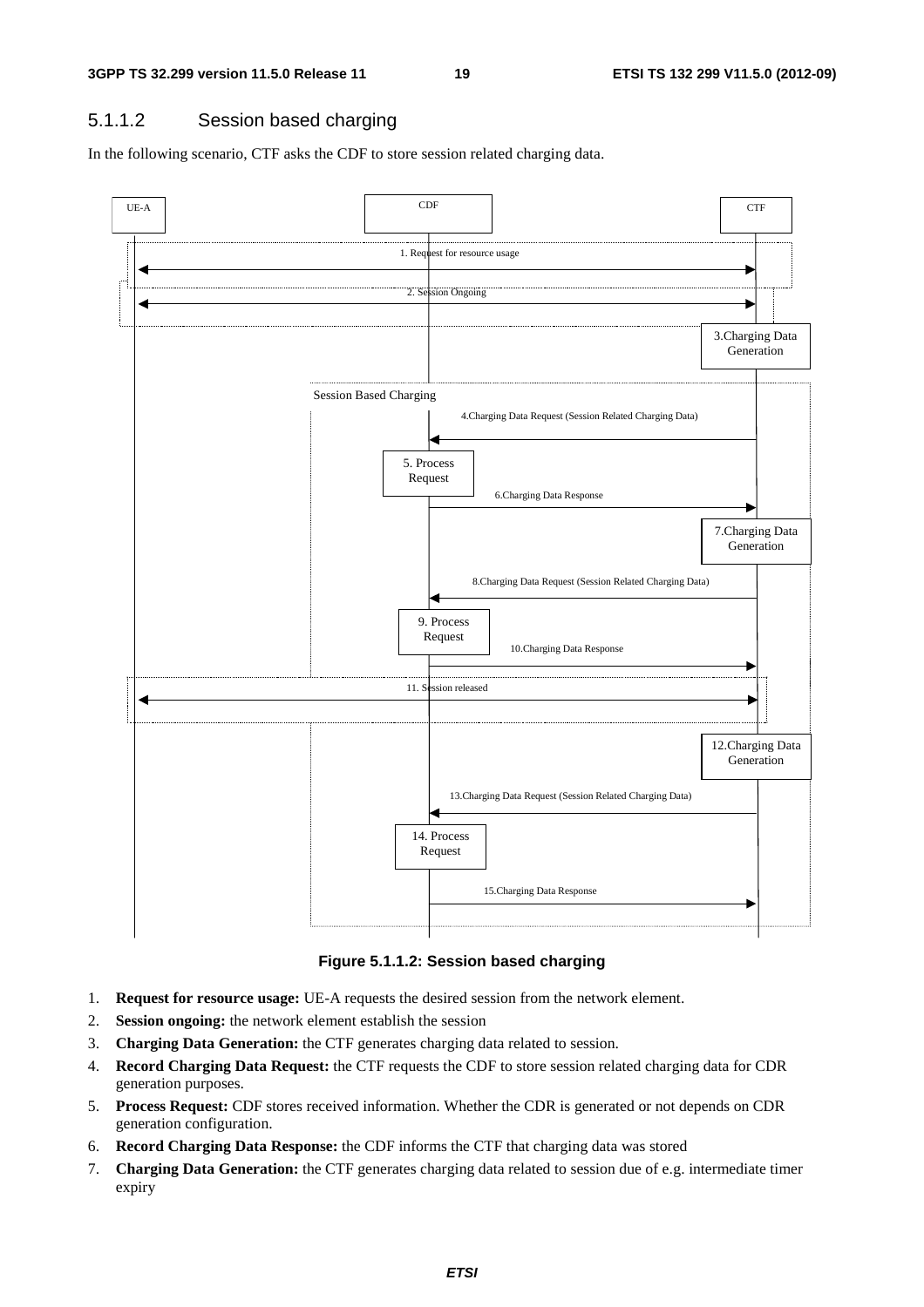### 5.1.1.2 Session based charging

In the following scenario, CTF asks the CDF to store session related charging data.

**Figure 5.1.1.2: Session based charging**

1. **Request for resource usage:** UE-A requests the desired session from the network element.
2. **Session ongoing:** the network element establish the session
3. **Charging Data Generation:** the CTF generates charging data related to session.
4. **Record Charging Data Request:** the CTF requests the CDF to store session related charging data for CDR generation purposes.
5. **Process Request:** CDF stores received information. Whether the CDR is generated or not depends on CDR generation configuration.
6. **Record Charging Data Response:** the CDF informs the CTF that charging data was stored
7. **Charging Data Generation:** the CTF generates charging data related to session due of e.g. intermediate timer expiry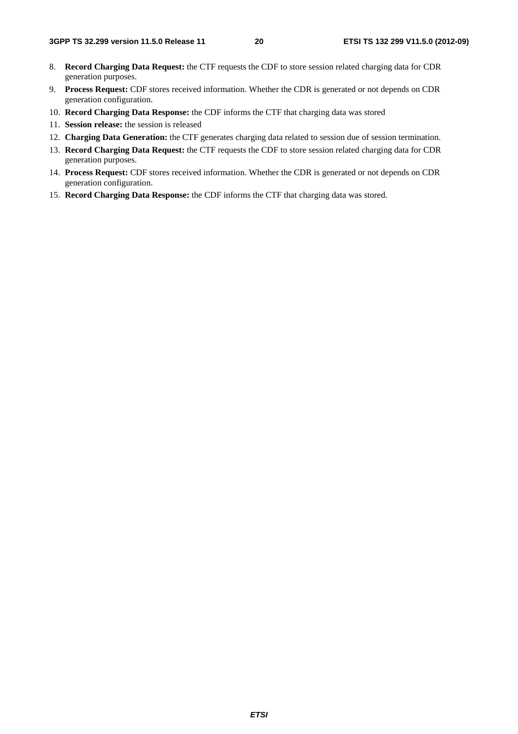8. **Record Charging Data Request:** the CTF requests the CDF to store session related charging data for CDR generation purposes.
9. **Process Request:** CDF stores received information. Whether the CDR is generated or not depends on CDR generation configuration.
10. **Record Charging Data Response:** the CDF informs the CTF that charging data was stored
11. **Session release:** the session is released
12. **Charging Data Generation:** the CTF generates charging data related to session due of session termination.
13. **Record Charging Data Request:** the CTF requests the CDF to store session related charging data for CDR generation purposes.
14. **Process Request:** CDF stores received information. Whether the CDR is generated or not depends on CDR generation configuration.
15. **Record Charging Data Response:** the CDF informs the CTF that charging data was stored.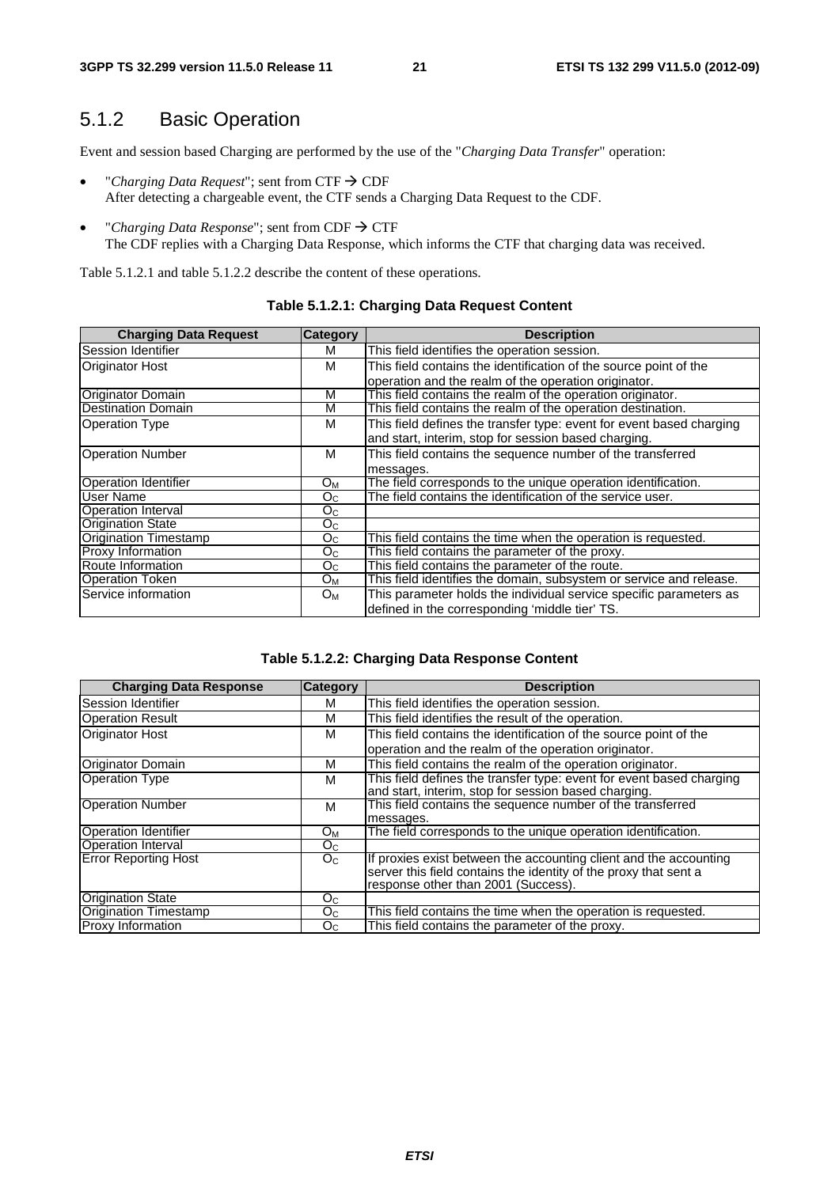## 5.1.2 Basic Operation

Event and session based Charging are performed by the use of the "*Charging Data Transfer*" operation:

- "*Charging Data Request*"; sent from CTF → CDF
  After detecting a chargeable event, the CTF sends a Charging Data Request to the CDF.
- "*Charging Data Response*"; sent from CDF → CTF
  The CDF replies with a Charging Data Response, which informs the CTF that charging data was received.

Table 5.1.2.1 and table 5.1.2.2 describe the content of these operations.

**Table 5.1.2.1: Charging Data Request Content**

| Charging Data Request | Category | Description |
|---|---|---|
| Session Identifier | M | This field identifies the operation session. |
| Originator Host | M | This field contains the identification of the source point of the operation and the realm of the operation originator. |
| Originator Domain | M | This field contains the realm of the operation originator. |
| Destination Domain | M | This field contains the realm of the operation destination. |
| Operation Type | M | This field defines the transfer type: event for event based charging and start, interim, stop for session based charging. |
| Operation Number | M | This field contains the sequence number of the transferred messages. |
| Operation Identifier | $O_M$ | The field corresponds to the unique operation identification. |
| User Name | $O_C$ | The field contains the identification of the service user. |
| Operation Interval | $O_C$ | |
| Origination State | $O_C$ | |
| Origination Timestamp | $O_C$ | This field contains the time when the operation is requested. |
| Proxy Information | $O_C$ | This field contains the parameter of the proxy. |
| Route Information | $O_C$ | This field contains the parameter of the route. |
| Operation Token | $O_M$ | This field identifies the domain, subsystem or service and release. |
| Service information | $O_M$ | This parameter holds the individual service specific parameters as defined in the corresponding 'middle tier' TS. |

**Table 5.1.2.2: Charging Data Response Content**

| Charging Data Response | Category | Description |
|---|---|---|
| Session Identifier | M | This field identifies the operation session. |
| Operation Result | M | This field identifies the result of the operation. |
| Originator Host | M | This field contains the identification of the source point of the operation and the realm of the operation originator. |
| Originator Domain | M | This field contains the realm of the operation originator. |
| Operation Type | M | This field defines the transfer type: event for event based charging and start, interim, stop for session based charging. |
| Operation Number | M | This field contains the sequence number of the transferred messages. |
| Operation Identifier | $O_M$ | The field corresponds to the unique operation identification. |
| Operation Interval | $O_C$ | |
| Error Reporting Host | $O_C$ | If proxies exist between the accounting client and the accounting server this field contains the identity of the proxy that sent a response other than 2001 (Success). |
| Origination State | $O_C$ | |
| Origination Timestamp | $O_C$ | This field contains the time when the operation is requested. |
| Proxy Information | $O_C$ | This field contains the parameter of the proxy. |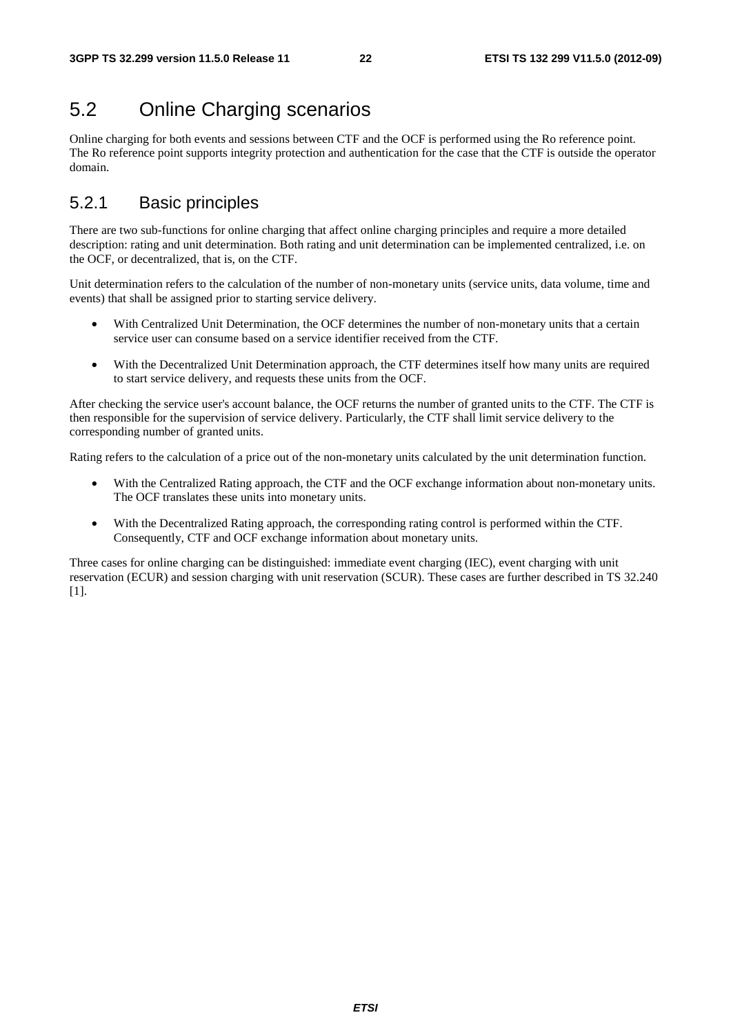## 5.2 Online Charging scenarios

Online charging for both events and sessions between CTF and the OCF is performed using the Ro reference point. The Ro reference point supports integrity protection and authentication for the case that the CTF is outside the operator domain.

### 5.2.1 Basic principles

There are two sub-functions for online charging that affect online charging principles and require a more detailed description: rating and unit determination. Both rating and unit determination can be implemented centralized, i.e. on the OCF, or decentralized, that is, on the CTF.

Unit determination refers to the calculation of the number of non-monetary units (service units, data volume, time and events) that shall be assigned prior to starting service delivery.

- With Centralized Unit Determination, the OCF determines the number of non-monetary units that a certain service user can consume based on a service identifier received from the CTF.
- With the Decentralized Unit Determination approach, the CTF determines itself how many units are required to start service delivery, and requests these units from the OCF.

After checking the service user's account balance, the OCF returns the number of granted units to the CTF. The CTF is then responsible for the supervision of service delivery. Particularly, the CTF shall limit service delivery to the corresponding number of granted units.

Rating refers to the calculation of a price out of the non-monetary units calculated by the unit determination function.

- With the Centralized Rating approach, the CTF and the OCF exchange information about non-monetary units. The OCF translates these units into monetary units.
- With the Decentralized Rating approach, the corresponding rating control is performed within the CTF. Consequently, CTF and OCF exchange information about monetary units.

Three cases for online charging can be distinguished: immediate event charging (IEC), event charging with unit reservation (ECUR) and session charging with unit reservation (SCUR). These cases are further described in TS 32.240 [1].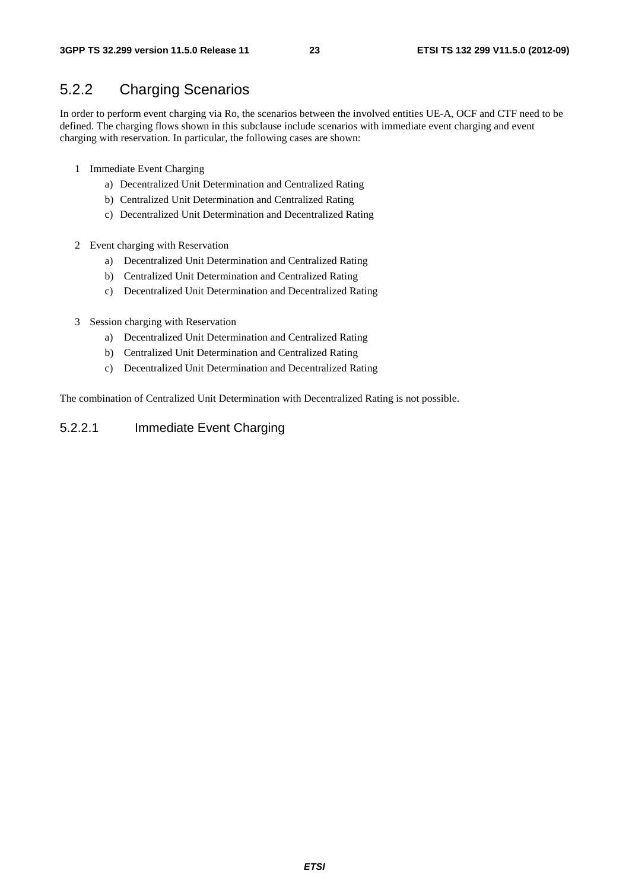### 5.2.2 Charging Scenarios

In order to perform event charging via Ro, the scenarios between the involved entities UE-A, OCF and CTF need to be defined. The charging flows shown in this subclause include scenarios with immediate event charging and event charging with reservation. In particular, the following cases are shown:

1 Immediate Event Charging
   a) Decentralized Unit Determination and Centralized Rating
   b) Centralized Unit Determination and Centralized Rating
   c) Decentralized Unit Determination and Decentralized Rating

2 Event charging with Reservation
   a) Decentralized Unit Determination and Centralized Rating
   b) Centralized Unit Determination and Centralized Rating
   c) Decentralized Unit Determination and Decentralized Rating

3 Session charging with Reservation
   a) Decentralized Unit Determination and Centralized Rating
   b) Centralized Unit Determination and Centralized Rating
   c) Decentralized Unit Determination and Decentralized Rating

The combination of Centralized Unit Determination with Decentralized Rating is not possible.

#### 5.2.2.1 Immediate Event Charging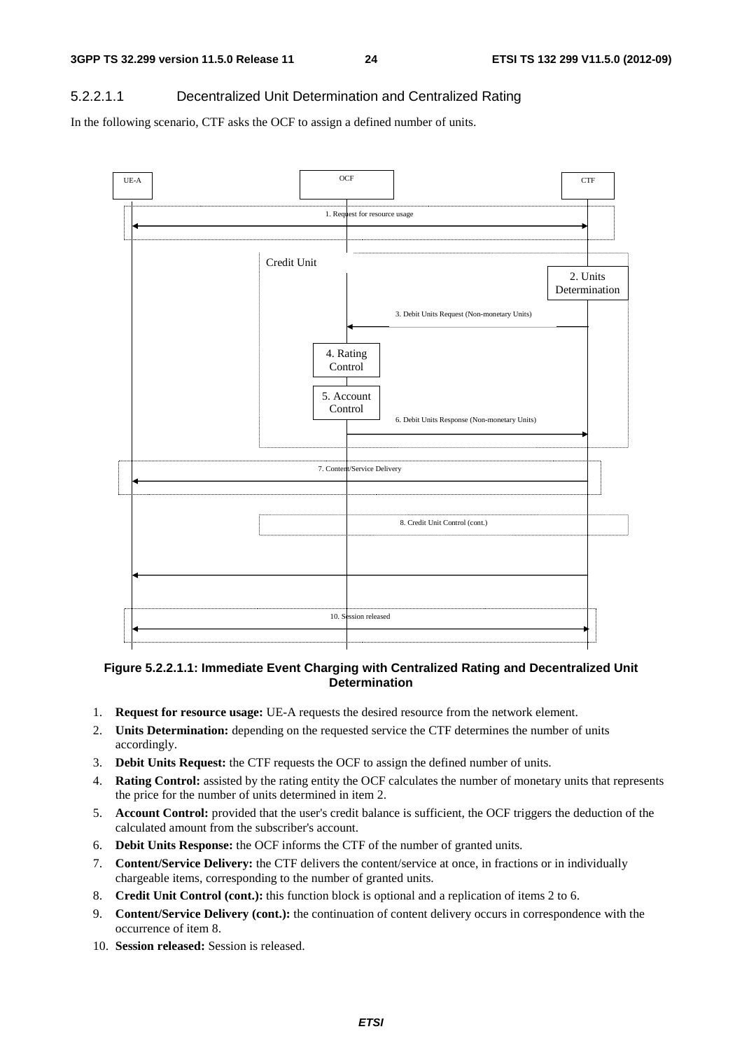#### 5.2.2.1.1 Decentralized Unit Determination and Centralized Rating

In the following scenario, CTF asks the OCF to assign a defined number of units.

**Figure 5.2.2.1.1: Immediate Event Charging with Centralized Rating and Decentralized Unit Determination**

1. **Request for resource usage:** UE-A requests the desired resource from the network element.
2. **Units Determination:** depending on the requested service the CTF determines the number of units accordingly.
3. **Debit Units Request:** the CTF requests the OCF to assign the defined number of units.
4. **Rating Control:** assisted by the rating entity the OCF calculates the number of monetary units that represents the price for the number of units determined in item 2.
5. **Account Control:** provided that the user's credit balance is sufficient, the OCF triggers the deduction of the calculated amount from the subscriber's account.
6. **Debit Units Response:** the OCF informs the CTF of the number of granted units.
7. **Content/Service Delivery:** the CTF delivers the content/service at once, in fractions or in individually chargeable items, corresponding to the number of granted units.
8. **Credit Unit Control (cont.):** this function block is optional and a replication of items 2 to 6.
9. **Content/Service Delivery (cont.):** the continuation of content delivery occurs in correspondence with the occurrence of item 8.
10. **Session released:** Session is released.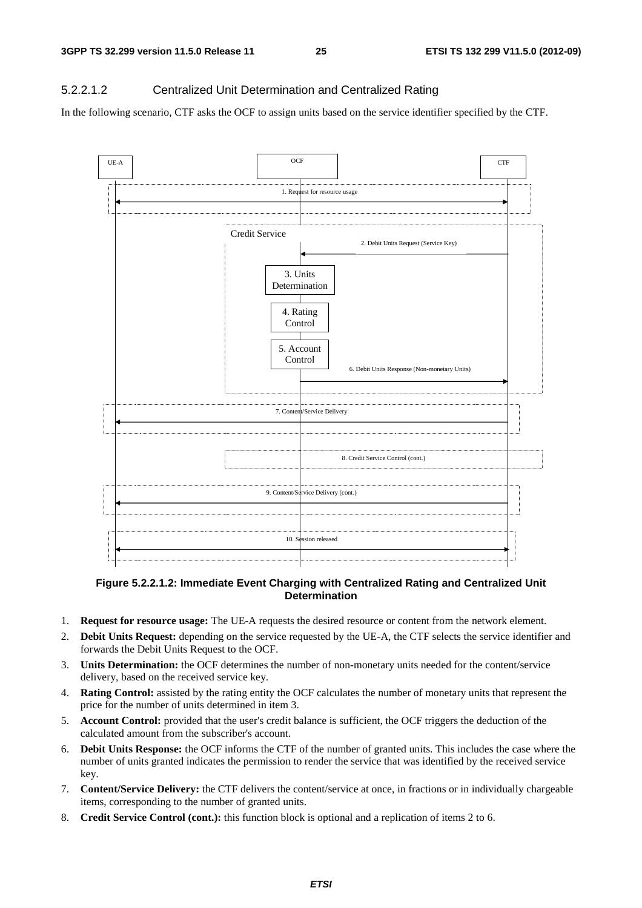#### 5.2.2.1.2 Centralized Unit Determination and Centralized Rating

In the following scenario, CTF asks the OCF to assign units based on the service identifier specified by the CTF.

**Figure 5.2.2.1.2: Immediate Event Charging with Centralized Rating and Centralized Unit Determination**

1. **Request for resource usage:** The UE-A requests the desired resource or content from the network element.
2. **Debit Units Request:** depending on the service requested by the UE-A, the CTF selects the service identifier and forwards the Debit Units Request to the OCF.
3. **Units Determination:** the OCF determines the number of non-monetary units needed for the content/service delivery, based on the received service key.
4. **Rating Control:** assisted by the rating entity the OCF calculates the number of monetary units that represent the price for the number of units determined in item 3.
5. **Account Control:** provided that the user's credit balance is sufficient, the OCF triggers the deduction of the calculated amount from the subscriber's account.
6. **Debit Units Response:** the OCF informs the CTF of the number of granted units. This includes the case where the number of units granted indicates the permission to render the service that was identified by the received service key.
7. **Content/Service Delivery:** the CTF delivers the content/service at once, in fractions or in individually chargeable items, corresponding to the number of granted units.
8. **Credit Service Control (cont.):** this function block is optional and a replication of items 2 to 6.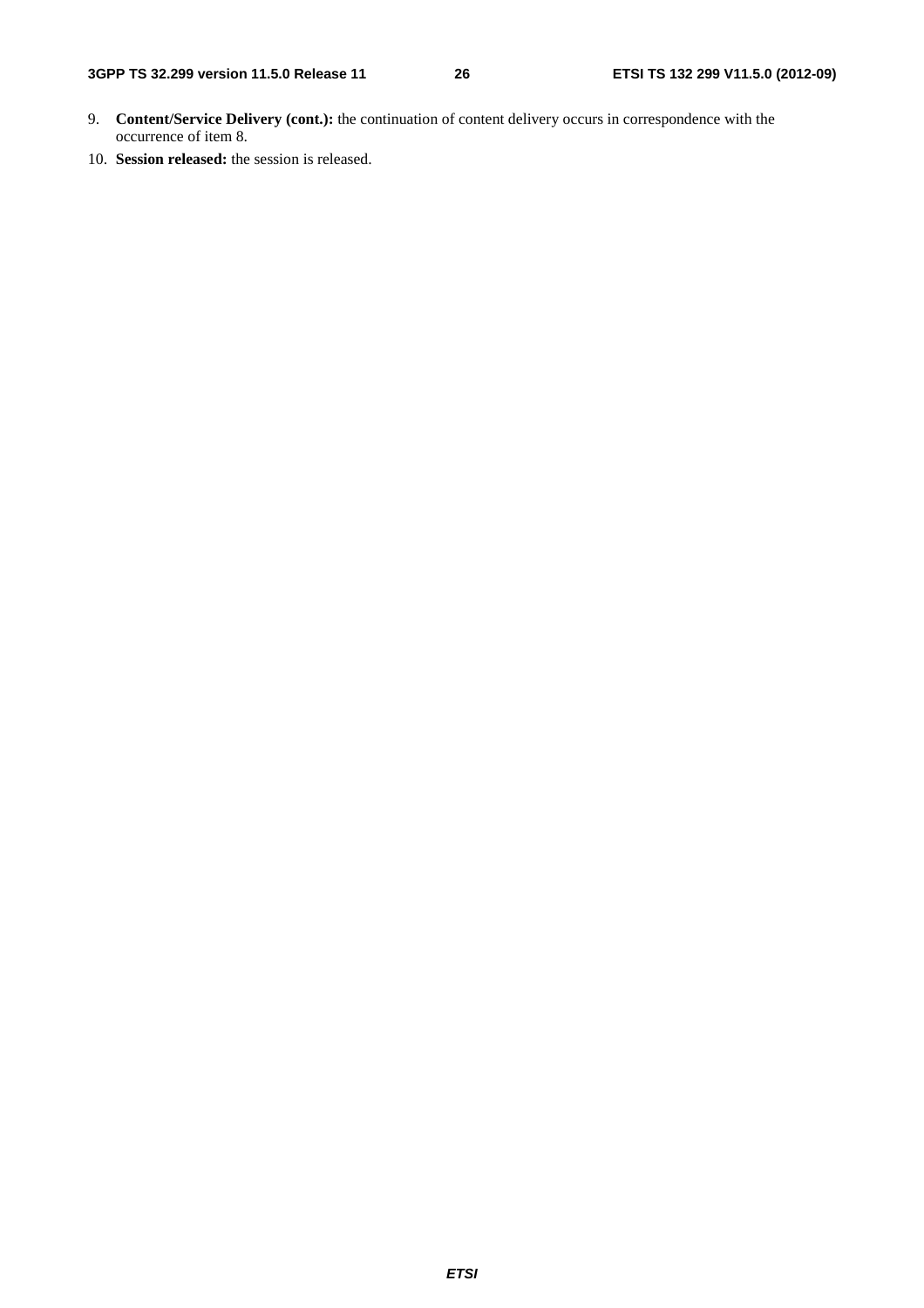9. **Content/Service Delivery (cont.):** the continuation of content delivery occurs in correspondence with the occurrence of item 8.
10. **Session released:** the session is released.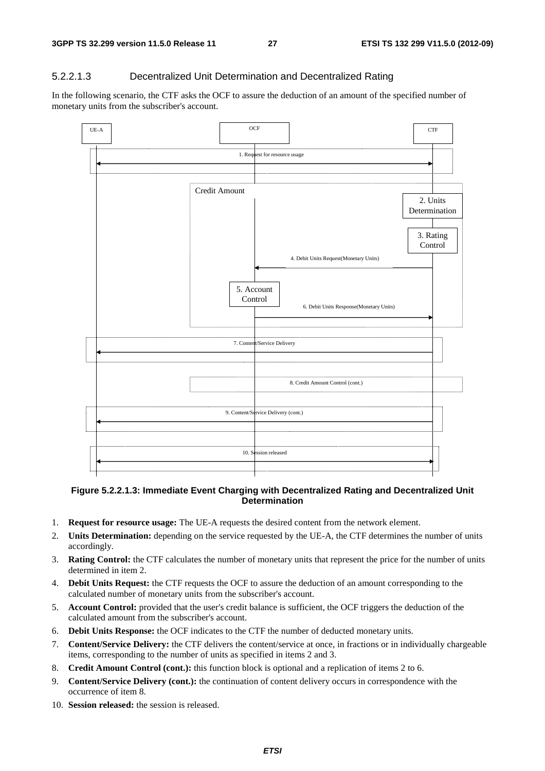#### 5.2.2.1.3 Decentralized Unit Determination and Decentralized Rating

In the following scenario, the CTF asks the OCF to assure the deduction of an amount of the specified number of monetary units from the subscriber's account.

**Figure 5.2.2.1.3: Immediate Event Charging with Decentralized Rating and Decentralized Unit Determination**

1. **Request for resource usage:** The UE-A requests the desired content from the network element.
2. **Units Determination:** depending on the service requested by the UE-A, the CTF determines the number of units accordingly.
3. **Rating Control:** the CTF calculates the number of monetary units that represent the price for the number of units determined in item 2.
4. **Debit Units Request:** the CTF requests the OCF to assure the deduction of an amount corresponding to the calculated number of monetary units from the subscriber's account.
5. **Account Control:** provided that the user's credit balance is sufficient, the OCF triggers the deduction of the calculated amount from the subscriber's account.
6. **Debit Units Response:** the OCF indicates to the CTF the number of deducted monetary units.
7. **Content/Service Delivery:** the CTF delivers the content/service at once, in fractions or in individually chargeable items, corresponding to the number of units as specified in items 2 and 3.
8. **Credit Amount Control (cont.):** this function block is optional and a replication of items 2 to 6.
9. **Content/Service Delivery (cont.):** the continuation of content delivery occurs in correspondence with the occurrence of item 8.
10. **Session released:** the session is released.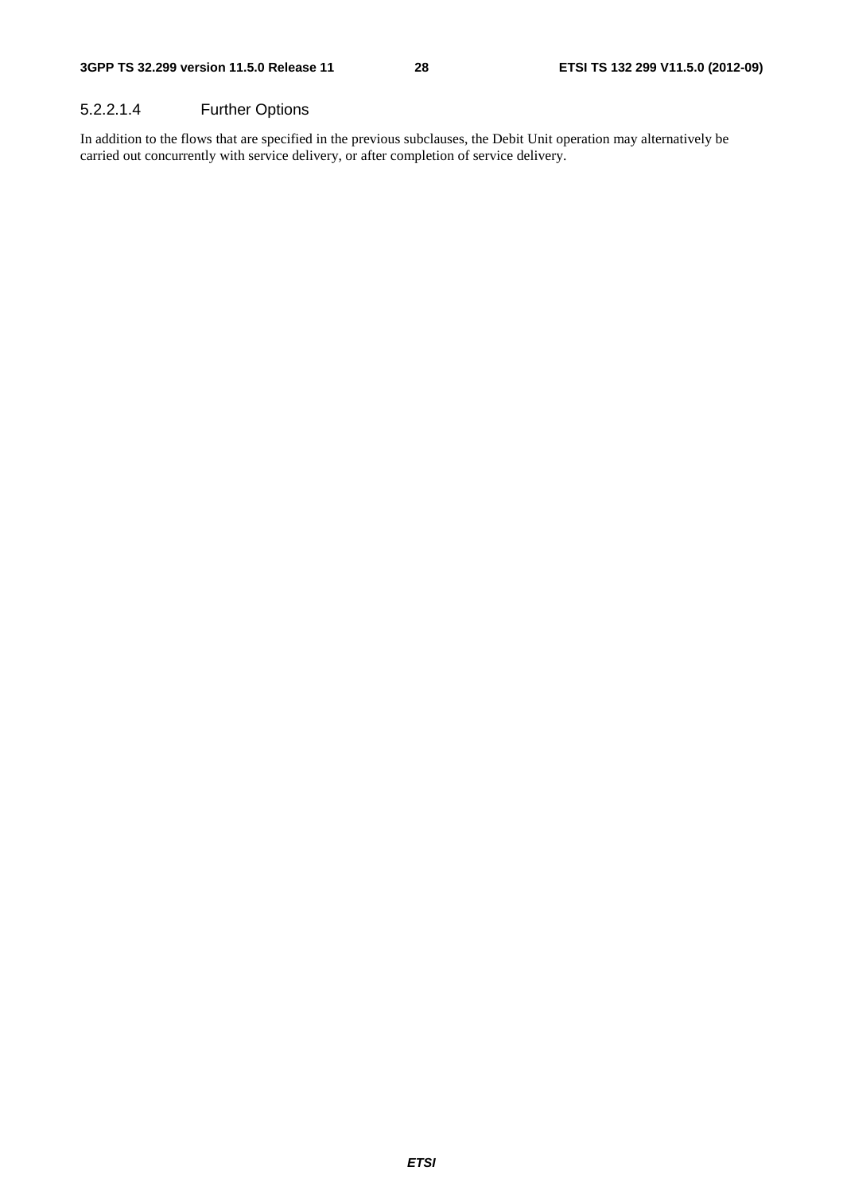##### 5.2.2.1.4 Further Options

In addition to the flows that are specified in the previous subclauses, the Debit Unit operation may alternatively be carried out concurrently with service delivery, or after completion of service delivery.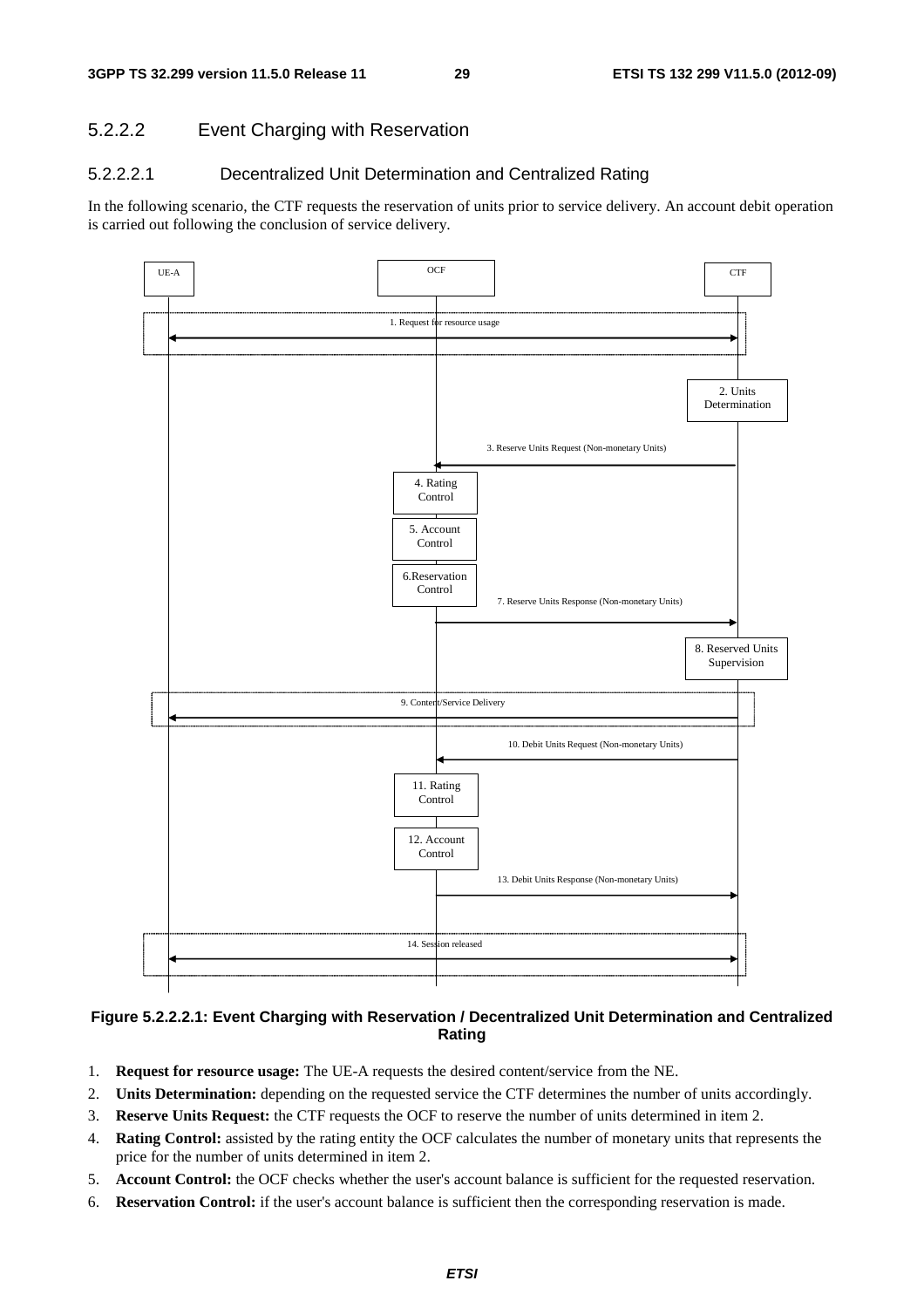### 5.2.2.2 Event Charging with Reservation

#### 5.2.2.2.1 Decentralized Unit Determination and Centralized Rating

In the following scenario, the CTF requests the reservation of units prior to service delivery. An account debit operation is carried out following the conclusion of service delivery.

UE-A OCF CTF

1. Request for resource usage

2. Units Determination

3. Reserve Units Request (Non-monetary Units)

4. Rating Control

5. Account Control

6.Reservation Control

7. Reserve Units Response (Non-monetary Units)

8. Reserved Units Supervision

9. Content/Service Delivery

10. Debit Units Request (Non-monetary Units)

11. Rating Control

12. Account Control

13. Debit Units Response (Non-monetary Units)

14. Session released

**Figure 5.2.2.2.1: Event Charging with Reservation / Decentralized Unit Determination and Centralized Rating**

1. **Request for resource usage:** The UE-A requests the desired content/service from the NE.
2. **Units Determination:** depending on the requested service the CTF determines the number of units accordingly.
3. **Reserve Units Request:** the CTF requests the OCF to reserve the number of units determined in item 2.
4. **Rating Control:** assisted by the rating entity the OCF calculates the number of monetary units that represents the price for the number of units determined in item 2.
5. **Account Control:** the OCF checks whether the user's account balance is sufficient for the requested reservation.
6. **Reservation Control:** if the user's account balance is sufficient then the corresponding reservation is made.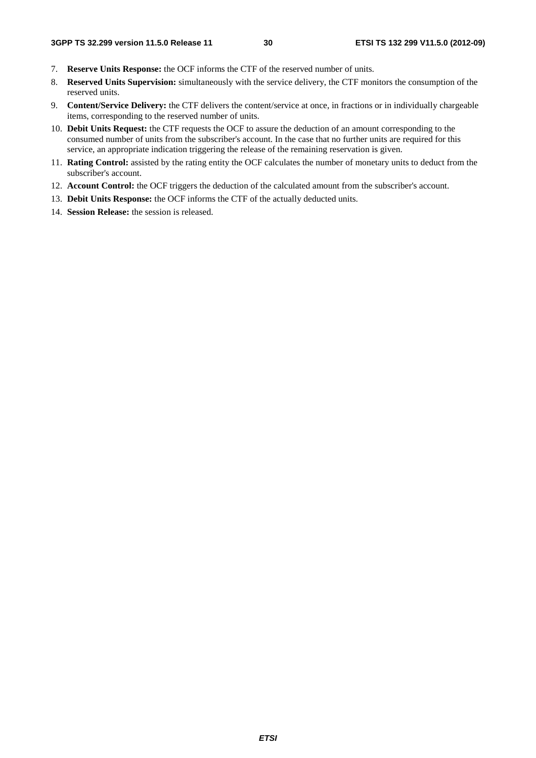7. **Reserve Units Response:** the OCF informs the CTF of the reserved number of units.
8. **Reserved Units Supervision:** simultaneously with the service delivery, the CTF monitors the consumption of the reserved units.
9. **Content/Service Delivery:** the CTF delivers the content/service at once, in fractions or in individually chargeable items, corresponding to the reserved number of units.
10. **Debit Units Request:** the CTF requests the OCF to assure the deduction of an amount corresponding to the consumed number of units from the subscriber's account. In the case that no further units are required for this service, an appropriate indication triggering the release of the remaining reservation is given.
11. **Rating Control:** assisted by the rating entity the OCF calculates the number of monetary units to deduct from the subscriber's account.
12. **Account Control:** the OCF triggers the deduction of the calculated amount from the subscriber's account.
13. **Debit Units Response:** the OCF informs the CTF of the actually deducted units.
14. **Session Release:** the session is released.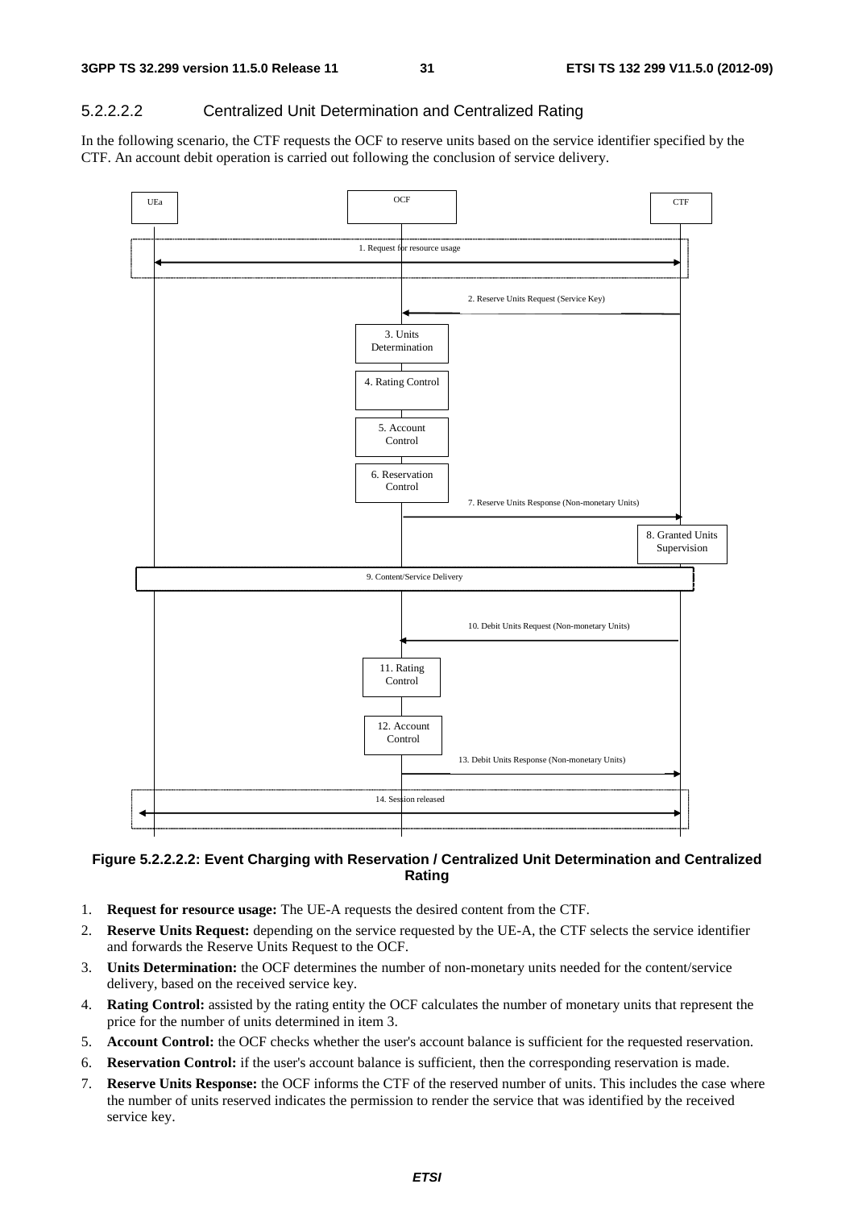#### 5.2.2.2.2 Centralized Unit Determination and Centralized Rating

In the following scenario, the CTF requests the OCF to reserve units based on the service identifier specified by the CTF. An account debit operation is carried out following the conclusion of service delivery.

**Figure 5.2.2.2.2: Event Charging with Reservation / Centralized Unit Determination and Centralized Rating**

1. **Request for resource usage:** The UE-A requests the desired content from the CTF.
2. **Reserve Units Request:** depending on the service requested by the UE-A, the CTF selects the service identifier and forwards the Reserve Units Request to the OCF.
3. **Units Determination:** the OCF determines the number of non-monetary units needed for the content/service delivery, based on the received service key.
4. **Rating Control:** assisted by the rating entity the OCF calculates the number of monetary units that represent the price for the number of units determined in item 3.
5. **Account Control:** the OCF checks whether the user's account balance is sufficient for the requested reservation.
6. **Reservation Control:** if the user's account balance is sufficient, then the corresponding reservation is made.
7. **Reserve Units Response:** the OCF informs the CTF of the reserved number of units. This includes the case where the number of units reserved indicates the permission to render the service that was identified by the received service key.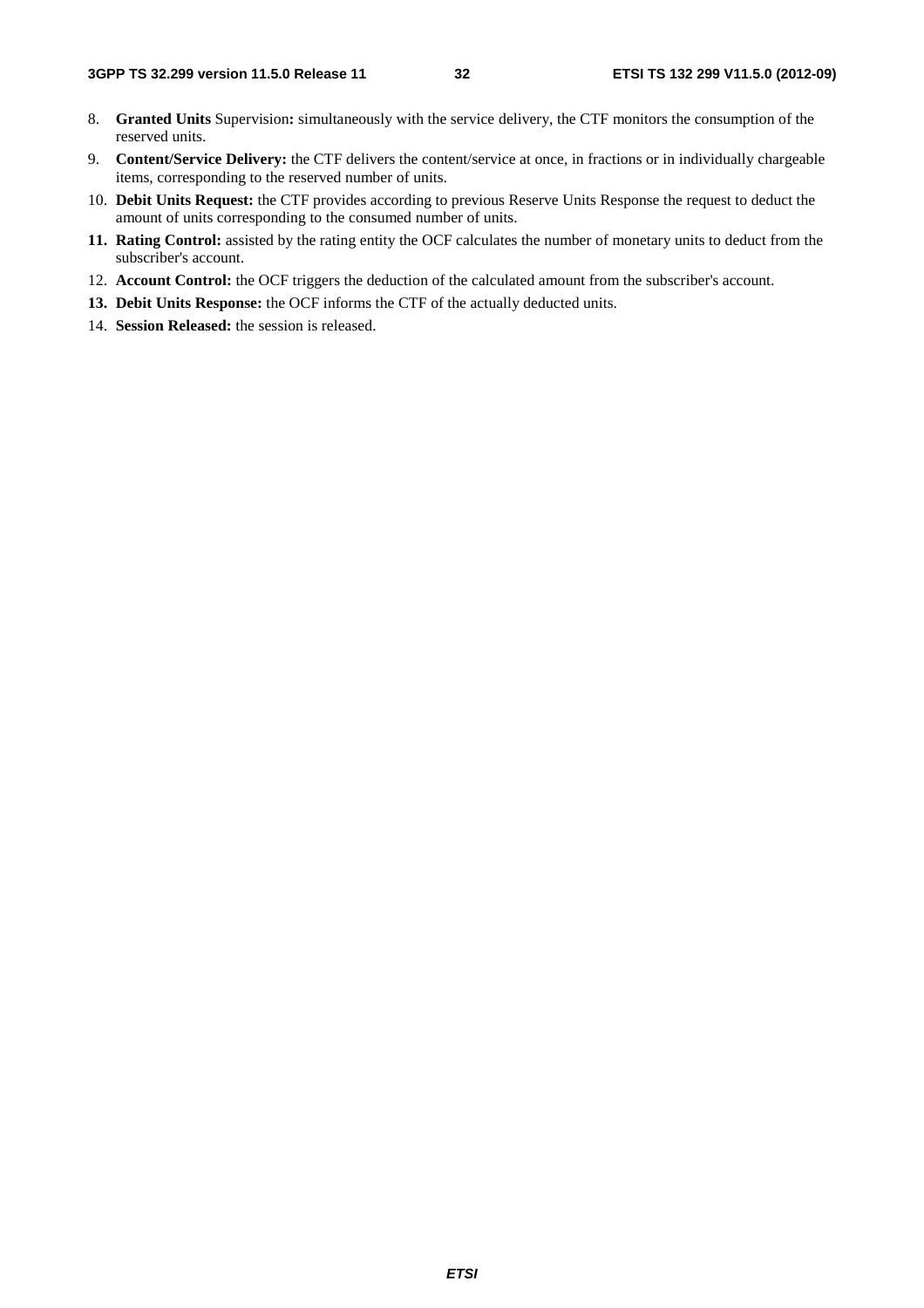8. **Granted Units** Supervision**:** simultaneously with the service delivery, the CTF monitors the consumption of the reserved units.
9. **Content/Service Delivery:** the CTF delivers the content/service at once, in fractions or in individually chargeable items, corresponding to the reserved number of units.
10. **Debit Units Request:** the CTF provides according to previous Reserve Units Response the request to deduct the amount of units corresponding to the consumed number of units.
11. **Rating Control:** assisted by the rating entity the OCF calculates the number of monetary units to deduct from the subscriber's account.
12. **Account Control:** the OCF triggers the deduction of the calculated amount from the subscriber's account.
13. **Debit Units Response:** the OCF informs the CTF of the actually deducted units.
14. **Session Released:** the session is released.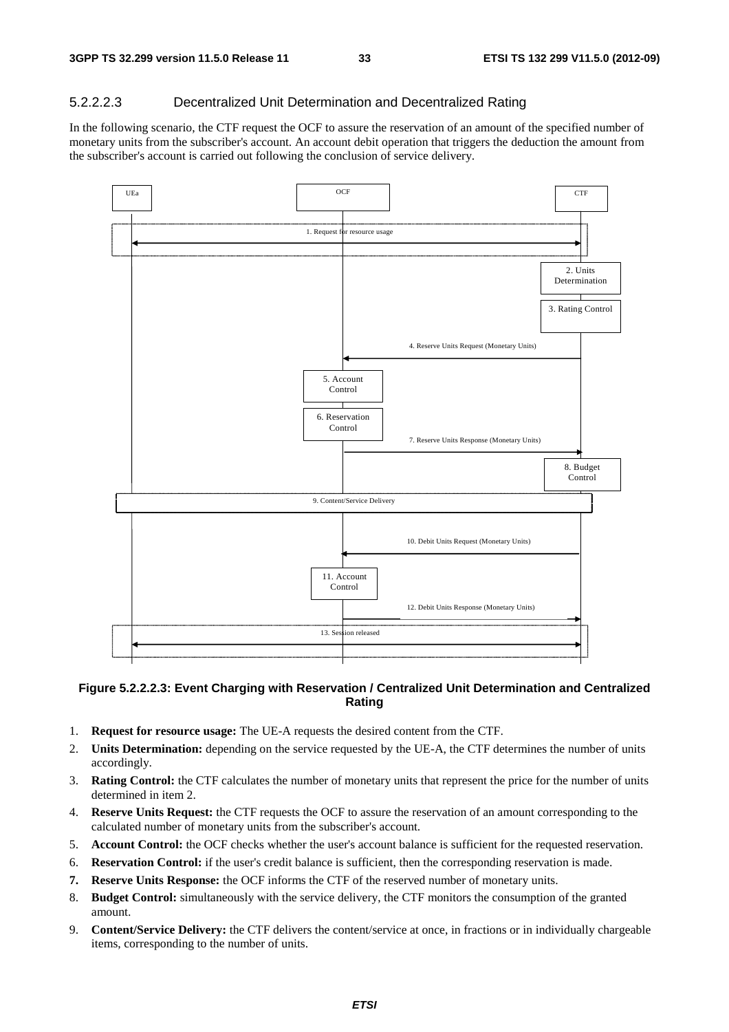#### 5.2.2.2.3 Decentralized Unit Determination and Decentralized Rating

In the following scenario, the CTF request the OCF to assure the reservation of an amount of the specified number of monetary units from the subscriber's account. An account debit operation that triggers the deduction the amount from the subscriber's account is carried out following the conclusion of service delivery.

**Figure 5.2.2.2.3: Event Charging with Reservation / Centralized Unit Determination and Centralized Rating**

1. **Request for resource usage:** The UE-A requests the desired content from the CTF.
2. **Units Determination:** depending on the service requested by the UE-A, the CTF determines the number of units accordingly.
3. **Rating Control:** the CTF calculates the number of monetary units that represent the price for the number of units determined in item 2.
4. **Reserve Units Request:** the CTF requests the OCF to assure the reservation of an amount corresponding to the calculated number of monetary units from the subscriber's account.
5. **Account Control:** the OCF checks whether the user's account balance is sufficient for the requested reservation.
6. **Reservation Control:** if the user's credit balance is sufficient, then the corresponding reservation is made.
7. **Reserve Units Response:** the OCF informs the CTF of the reserved number of monetary units.
8. **Budget Control:** simultaneously with the service delivery, the CTF monitors the consumption of the granted amount.
9. **Content/Service Delivery:** the CTF delivers the content/service at once, in fractions or in individually chargeable items, corresponding to the number of units.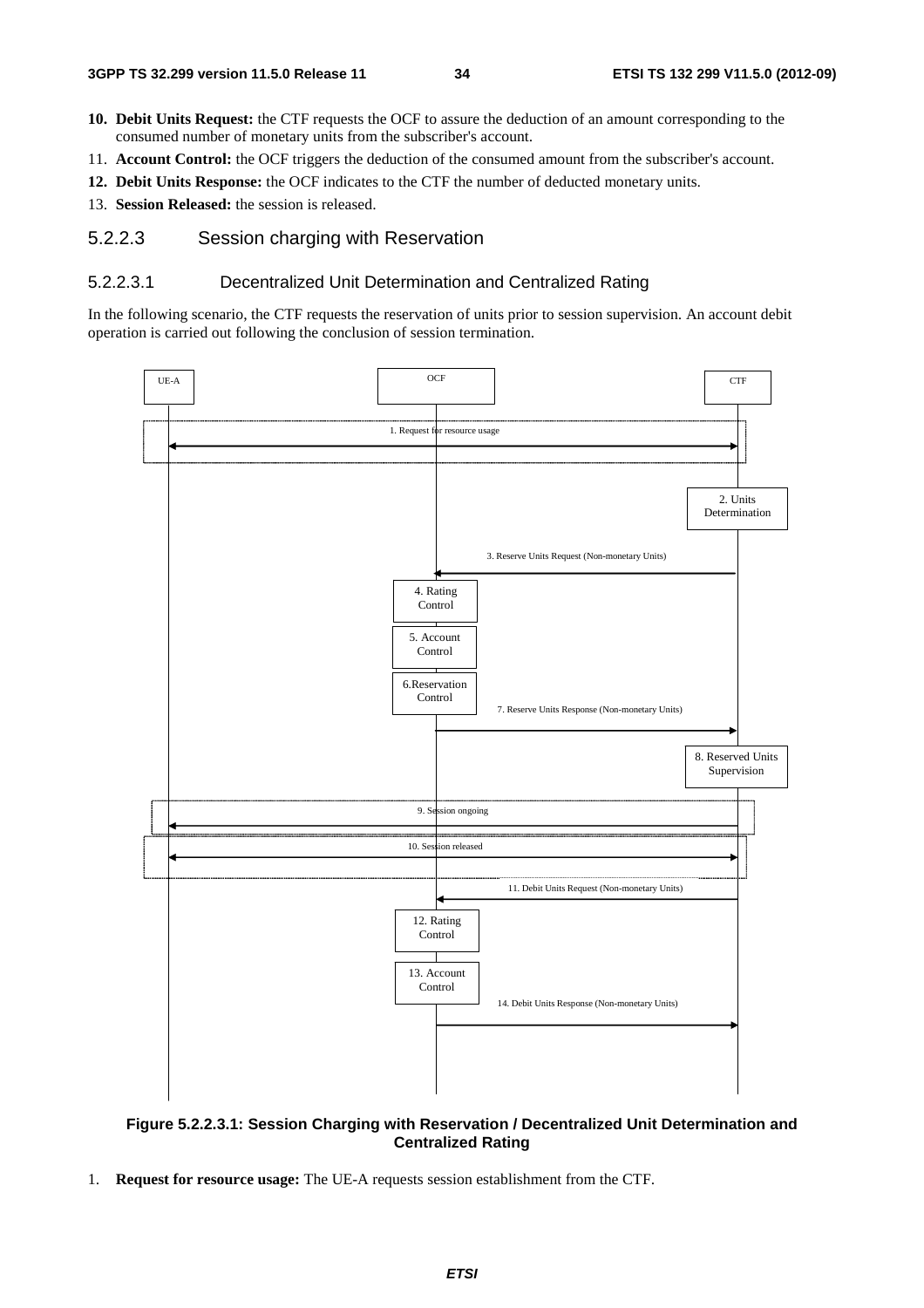10. **Debit Units Request:** the CTF requests the OCF to assure the deduction of an amount corresponding to the consumed number of monetary units from the subscriber's account.
11. **Account Control:** the OCF triggers the deduction of the consumed amount from the subscriber's account.
12. **Debit Units Response:** the OCF indicates to the CTF the number of deducted monetary units.
13. **Session Released:** the session is released.

### 5.2.2.3 Session charging with Reservation

#### 5.2.2.3.1 Decentralized Unit Determination and Centralized Rating

In the following scenario, the CTF requests the reservation of units prior to session supervision. An account debit operation is carried out following the conclusion of session termination.

**Figure 5.2.2.3.1: Session Charging with Reservation / Decentralized Unit Determination and Centralized Rating**

1. **Request for resource usage:** The UE-A requests session establishment from the CTF.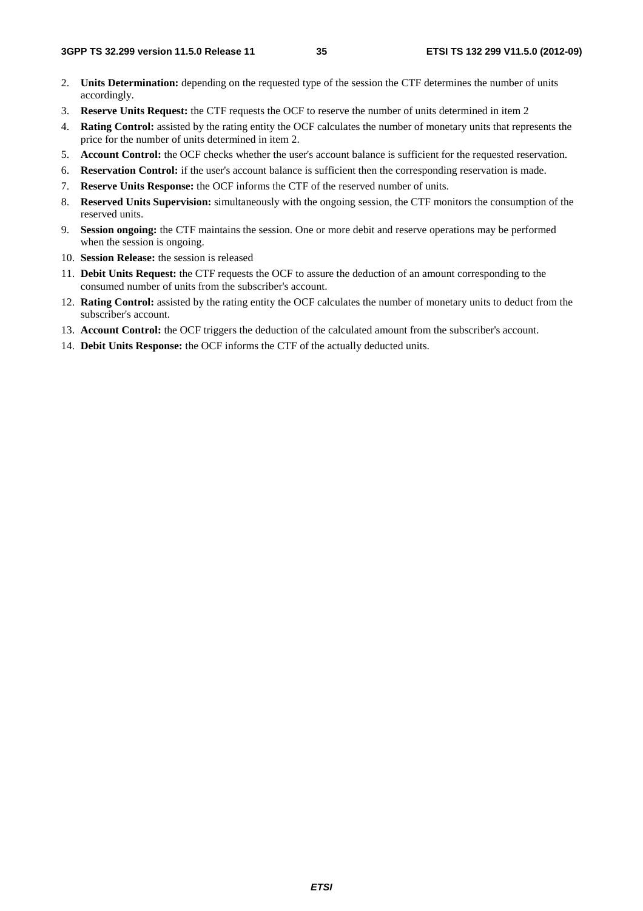2. **Units Determination:** depending on the requested type of the session the CTF determines the number of units accordingly.
3. **Reserve Units Request:** the CTF requests the OCF to reserve the number of units determined in item 2
4. **Rating Control:** assisted by the rating entity the OCF calculates the number of monetary units that represents the price for the number of units determined in item 2.
5. **Account Control:** the OCF checks whether the user's account balance is sufficient for the requested reservation.
6. **Reservation Control:** if the user's account balance is sufficient then the corresponding reservation is made.
7. **Reserve Units Response:** the OCF informs the CTF of the reserved number of units.
8. **Reserved Units Supervision:** simultaneously with the ongoing session, the CTF monitors the consumption of the reserved units.
9. **Session ongoing:** the CTF maintains the session. One or more debit and reserve operations may be performed when the session is ongoing.
10. **Session Release:** the session is released
11. **Debit Units Request:** the CTF requests the OCF to assure the deduction of an amount corresponding to the consumed number of units from the subscriber's account.
12. **Rating Control:** assisted by the rating entity the OCF calculates the number of monetary units to deduct from the subscriber's account.
13. **Account Control:** the OCF triggers the deduction of the calculated amount from the subscriber's account.
14. **Debit Units Response:** the OCF informs the CTF of the actually deducted units.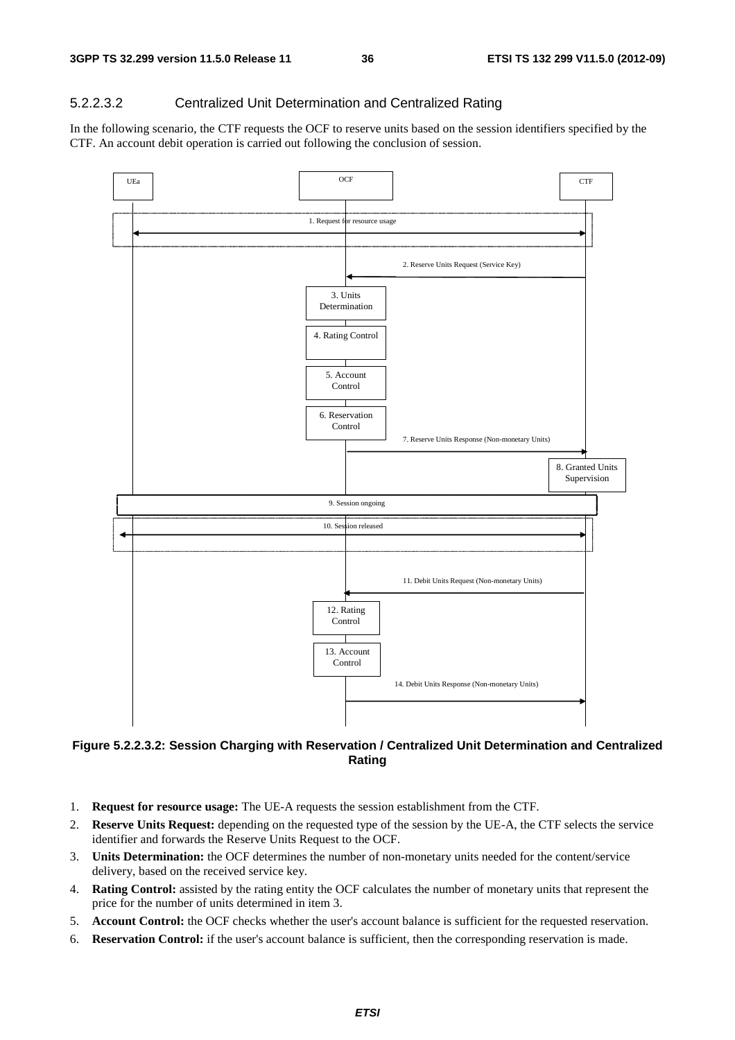#### 5.2.2.3.2 Centralized Unit Determination and Centralized Rating

In the following scenario, the CTF requests the OCF to reserve units based on the session identifiers specified by the CTF. An account debit operation is carried out following the conclusion of session.

**Figure 5.2.2.3.2: Session Charging with Reservation / Centralized Unit Determination and Centralized Rating**

1. **Request for resource usage:** The UE-A requests the session establishment from the CTF.
2. **Reserve Units Request:** depending on the requested type of the session by the UE-A, the CTF selects the service identifier and forwards the Reserve Units Request to the OCF.
3. **Units Determination:** the OCF determines the number of non-monetary units needed for the content/service delivery, based on the received service key.
4. **Rating Control:** assisted by the rating entity the OCF calculates the number of monetary units that represent the price for the number of units determined in item 3.
5. **Account Control:** the OCF checks whether the user's account balance is sufficient for the requested reservation.
6. **Reservation Control:** if the user's account balance is sufficient, then the corresponding reservation is made.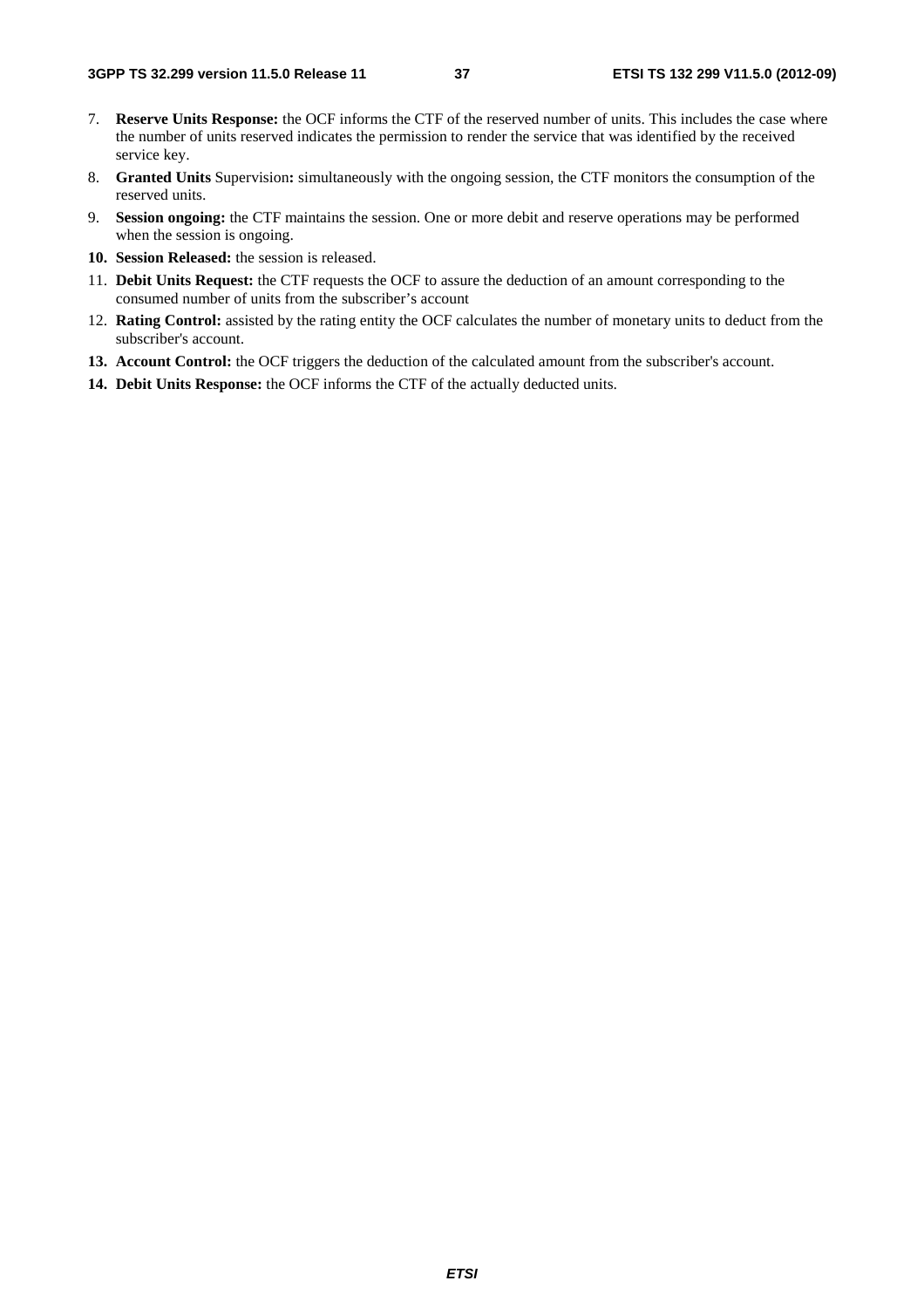7. **Reserve Units Response:** the OCF informs the CTF of the reserved number of units. This includes the case where the number of units reserved indicates the permission to render the service that was identified by the received service key.
8. **Granted Units** Supervision**:** simultaneously with the ongoing session, the CTF monitors the consumption of the reserved units.
9. **Session ongoing:** the CTF maintains the session. One or more debit and reserve operations may be performed when the session is ongoing.
10. **Session Released:** the session is released.
11. **Debit Units Request:** the CTF requests the OCF to assure the deduction of an amount corresponding to the consumed number of units from the subscriber's account
12. **Rating Control:** assisted by the rating entity the OCF calculates the number of monetary units to deduct from the subscriber's account.
13. **Account Control:** the OCF triggers the deduction of the calculated amount from the subscriber's account.
14. **Debit Units Response:** the OCF informs the CTF of the actually deducted units.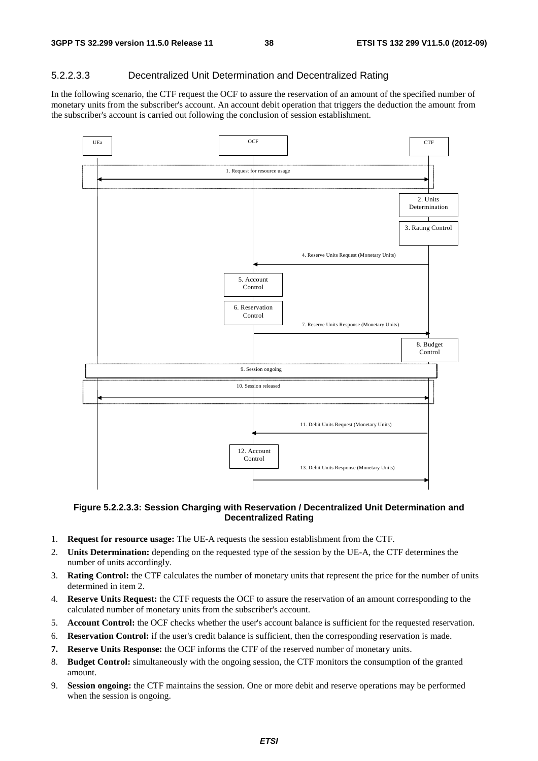#### 5.2.2.3.3 Decentralized Unit Determination and Decentralized Rating

In the following scenario, the CTF request the OCF to assure the reservation of an amount of the specified number of monetary units from the subscriber's account. An account debit operation that triggers the deduction the amount from the subscriber's account is carried out following the conclusion of session establishment.

**Figure 5.2.2.3.3: Session Charging with Reservation / Decentralized Unit Determination and Decentralized Rating**

1. **Request for resource usage:** The UE-A requests the session establishment from the CTF.
2. **Units Determination:** depending on the requested type of the session by the UE-A, the CTF determines the number of units accordingly.
3. **Rating Control:** the CTF calculates the number of monetary units that represent the price for the number of units determined in item 2.
4. **Reserve Units Request:** the CTF requests the OCF to assure the reservation of an amount corresponding to the calculated number of monetary units from the subscriber's account.
5. **Account Control:** the OCF checks whether the user's account balance is sufficient for the requested reservation.
6. **Reservation Control:** if the user's credit balance is sufficient, then the corresponding reservation is made.
7. **Reserve Units Response:** the OCF informs the CTF of the reserved number of monetary units.
8. **Budget Control:** simultaneously with the ongoing session, the CTF monitors the consumption of the granted amount.
9. **Session ongoing:** the CTF maintains the session. One or more debit and reserve operations may be performed when the session is ongoing.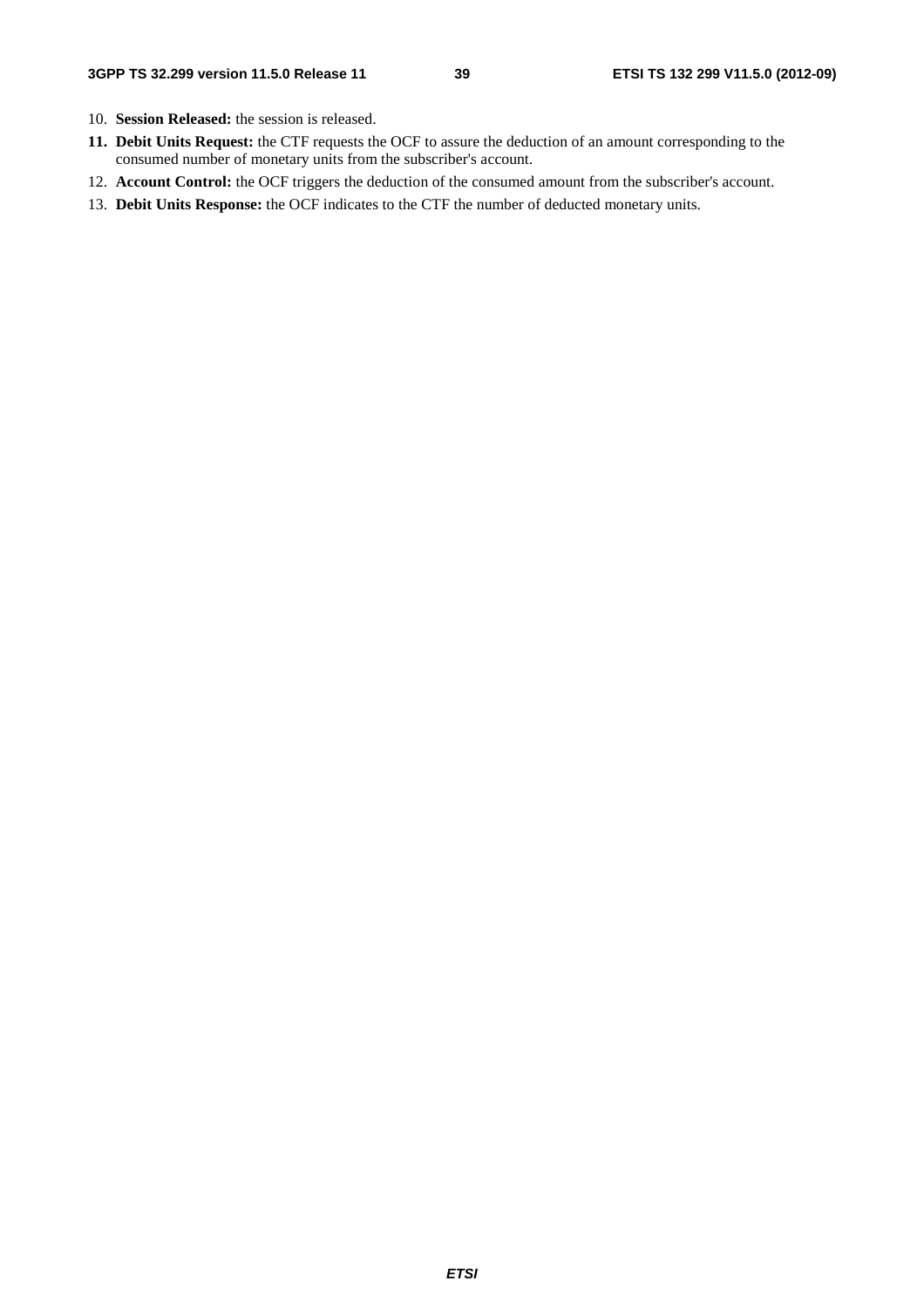10. **Session Released:** the session is released.
11. **Debit Units Request:** the CTF requests the OCF to assure the deduction of an amount corresponding to the consumed number of monetary units from the subscriber's account.
12. **Account Control:** the OCF triggers the deduction of the consumed amount from the subscriber's account.
13. **Debit Units Response:** the OCF indicates to the CTF the number of deducted monetary units.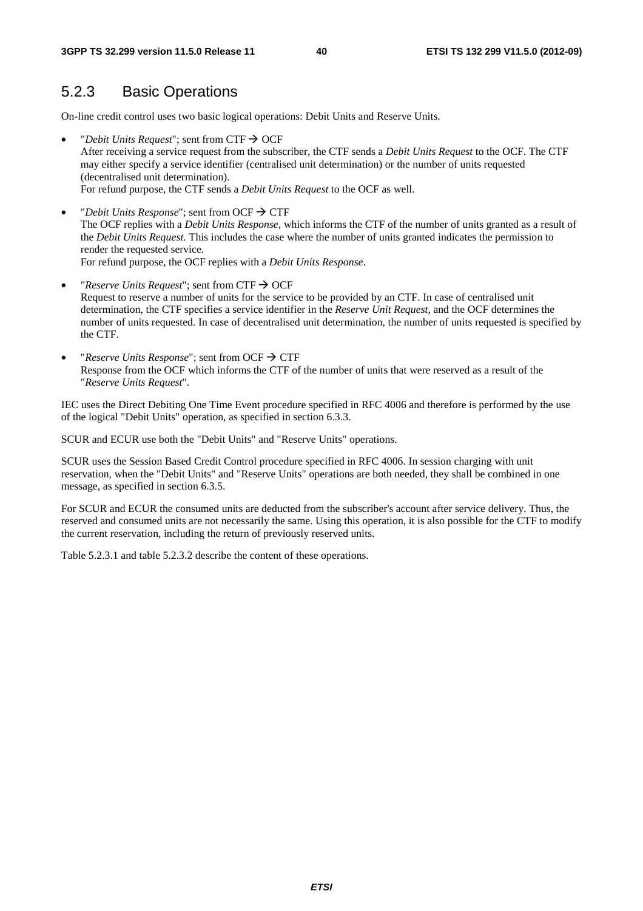## 5.2.3 Basic Operations

On-line credit control uses two basic logical operations: Debit Units and Reserve Units.

- "*Debit Units Request*"; sent from CTF → OCF
  After receiving a service request from the subscriber, the CTF sends a *Debit Units Request* to the OCF. The CTF may either specify a service identifier (centralised unit determination) or the number of units requested (decentralised unit determination).
  For refund purpose, the CTF sends a *Debit Units Request* to the OCF as well.

- "*Debit Units Response*"; sent from OCF → CTF
  The OCF replies with a *Debit Units Response*, which informs the CTF of the number of units granted as a result of the *Debit Units Request*. This includes the case where the number of units granted indicates the permission to render the requested service.
  For refund purpose, the OCF replies with a *Debit Units Response*.

- "*Reserve Units Request*"; sent from CTF → OCF
  Request to reserve a number of units for the service to be provided by an CTF. In case of centralised unit determination, the CTF specifies a service identifier in the *Reserve Unit Request*, and the OCF determines the number of units requested. In case of decentralised unit determination, the number of units requested is specified by the CTF.

- "*Reserve Units Response*"; sent from OCF → CTF
  Response from the OCF which informs the CTF of the number of units that were reserved as a result of the "*Reserve Units Request*".

IEC uses the Direct Debiting One Time Event procedure specified in RFC 4006 and therefore is performed by the use of the logical "Debit Units" operation, as specified in section 6.3.3.

SCUR and ECUR use both the "Debit Units" and "Reserve Units" operations.

SCUR uses the Session Based Credit Control procedure specified in RFC 4006. In session charging with unit reservation, when the "Debit Units" and "Reserve Units" operations are both needed, they shall be combined in one message, as specified in section 6.3.5.

For SCUR and ECUR the consumed units are deducted from the subscriber's account after service delivery. Thus, the reserved and consumed units are not necessarily the same. Using this operation, it is also possible for the CTF to modify the current reservation, including the return of previously reserved units.

Table 5.2.3.1 and table 5.2.3.2 describe the content of these operations.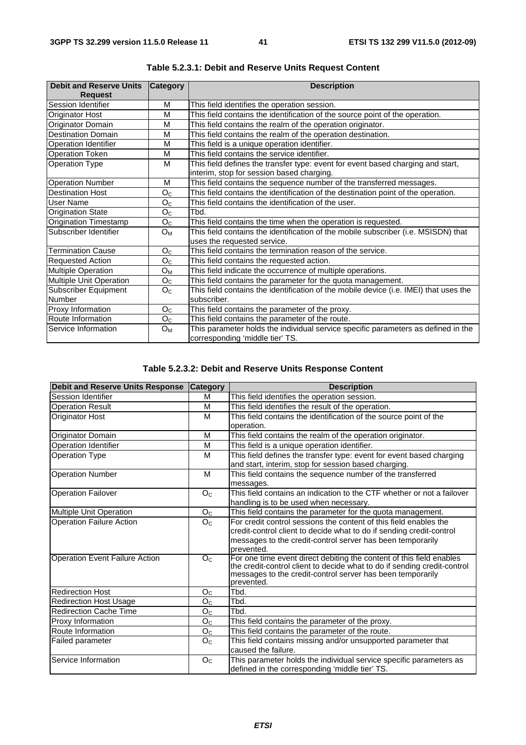**Table 5.2.3.1: Debit and Reserve Units Request Content**

| Debit and Reserve Units Request | Category | Description |
|---|---|---|
| Session Identifier | M | This field identifies the operation session. |
| Originator Host | M | This field contains the identification of the source point of the operation. |
| Originator Domain | M | This field contains the realm of the operation originator. |
| Destination Domain | M | This field contains the realm of the operation destination. |
| Operation Identifier | M | This field is a unique operation identifier. |
| Operation Token | M | This field contains the service identifier. |
| Operation Type | M | This field defines the transfer type: event for event based charging and start, interim, stop for session based charging. |
| Operation Number | M | This field contains the sequence number of the transferred messages. |
| Destination Host | $O_C$ | This field contains the identification of the destination point of the operation. |
| User Name | $O_C$ | This field contains the identification of the user. |
| Origination State | $O_C$ | Tbd. |
| Origination Timestamp | $O_C$ | This field contains the time when the operation is requested. |
| Subscriber Identifier | $O_M$ | This field contains the identification of the mobile subscriber (i.e. MSISDN) that uses the requested service. |
| Termination Cause | $O_C$ | This field contains the termination reason of the service. |
| Requested Action | $O_C$ | This field contains the requested action. |
| Multiple Operation | $O_M$ | This field indicate the occurrence of multiple operations. |
| Multiple Unit Operation | $O_C$ | This field contains the parameter for the quota management. |
| Subscriber Equipment Number | $O_C$ | This field contains the identification of the mobile device (i.e. IMEI) that uses the subscriber. |
| Proxy Information | $O_C$ | This field contains the parameter of the proxy. |
| Route Information | $O_C$ | This field contains the parameter of the route. |
| Service Information | $O_M$ | This parameter holds the individual service specific parameters as defined in the corresponding 'middle tier' TS. |

**Table 5.2.3.2: Debit and Reserve Units Response Content**

| Debit and Reserve Units Response | Category | Description |
|---|---|---|
| Session Identifier | M | This field identifies the operation session. |
| Operation Result | M | This field identifies the result of the operation. |
| Originator Host | M | This field contains the identification of the source point of the operation. |
| Originator Domain | M | This field contains the realm of the operation originator. |
| Operation Identifier | M | This field is a unique operation identifier. |
| Operation Type | M | This field defines the transfer type: event for event based charging and start, interim, stop for session based charging. |
| Operation Number | M | This field contains the sequence number of the transferred messages. |
| Operation Failover | $O_C$ | This field contains an indication to the CTF whether or not a failover handling is to be used when necessary. |
| Multiple Unit Operation | $O_C$ | This field contains the parameter for the quota management. |
| Operation Failure Action | $O_C$ | For credit control sessions the content of this field enables the credit-control client to decide what to do if sending credit-control messages to the credit-control server has been temporarily prevented. |
| Operation Event Failure Action | $O_C$ | For one time event direct debiting the content of this field enables the credit-control client to decide what to do if sending credit-control messages to the credit-control server has been temporarily prevented. |
| Redirection Host | $O_C$ | Tbd. |
| Redirection Host Usage | $O_C$ | Tbd. |
| Redirection Cache Time | $O_C$ | Tbd. |
| Proxy Information | $O_C$ | This field contains the parameter of the proxy. |
| Route Information | $O_C$ | This field contains the parameter of the route. |
| Failed parameter | $O_C$ | This field contains missing and/or unsupported parameter that caused the failure. |
| Service Information | $O_C$ | This parameter holds the individual service specific parameters as defined in the corresponding 'middle tier' TS. |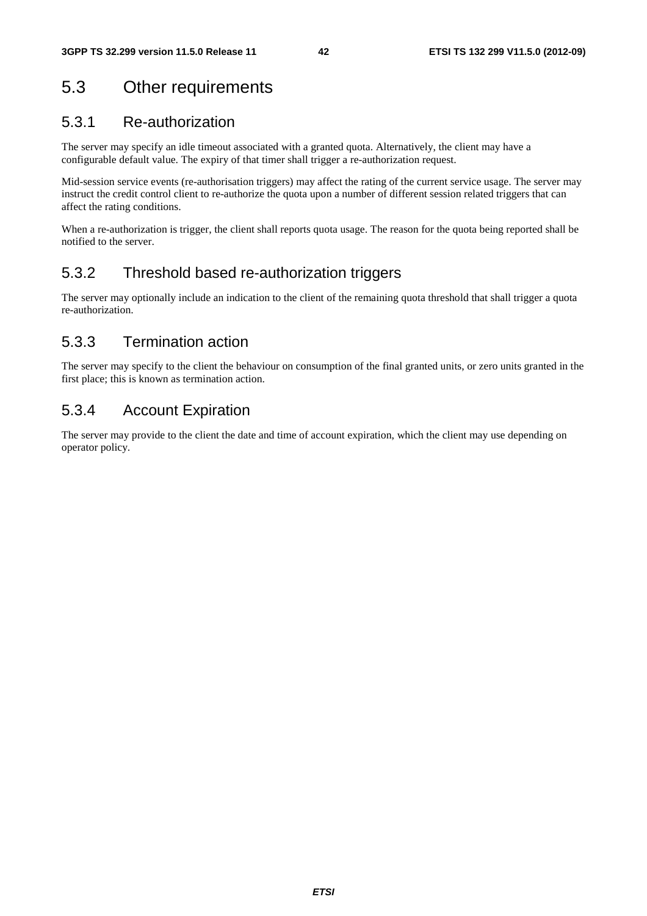## 5.3 Other requirements

### 5.3.1 Re-authorization

The server may specify an idle timeout associated with a granted quota. Alternatively, the client may have a configurable default value. The expiry of that timer shall trigger a re-authorization request.

Mid-session service events (re-authorisation triggers) may affect the rating of the current service usage. The server may instruct the credit control client to re-authorize the quota upon a number of different session related triggers that can affect the rating conditions.

When a re-authorization is trigger, the client shall reports quota usage. The reason for the quota being reported shall be notified to the server.

### 5.3.2 Threshold based re-authorization triggers

The server may optionally include an indication to the client of the remaining quota threshold that shall trigger a quota re-authorization.

### 5.3.3 Termination action

The server may specify to the client the behaviour on consumption of the final granted units, or zero units granted in the first place; this is known as termination action.

### 5.3.4 Account Expiration

The server may provide to the client the date and time of account expiration, which the client may use depending on operator policy.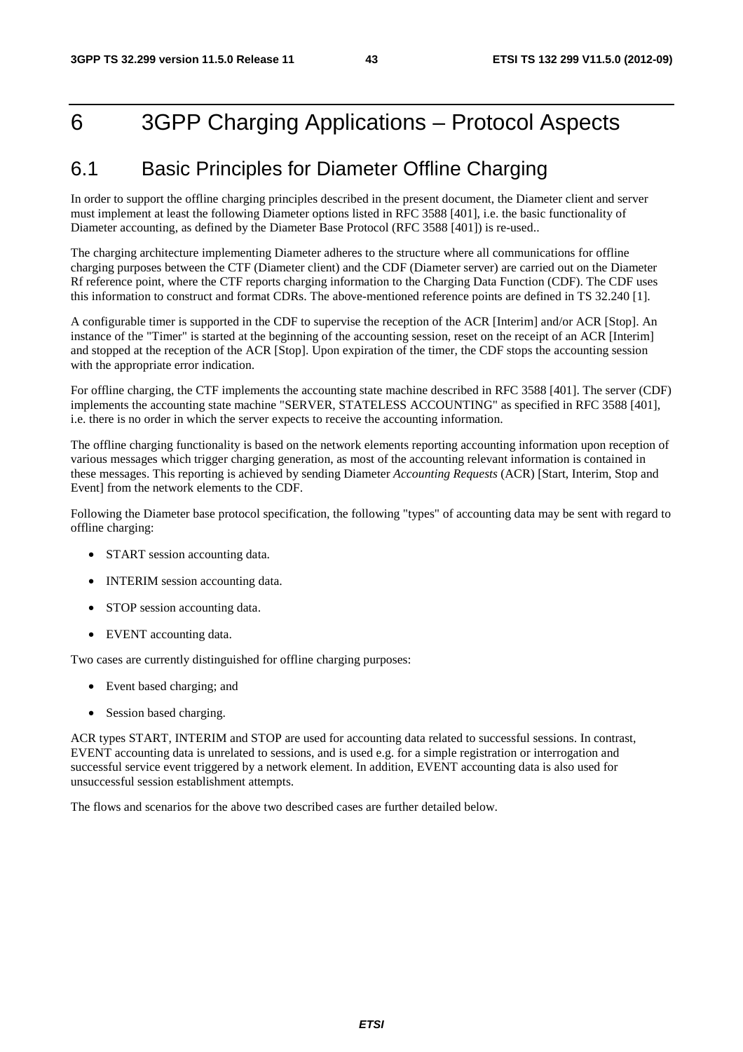# 6 3GPP Charging Applications – Protocol Aspects

## 6.1 Basic Principles for Diameter Offline Charging

In order to support the offline charging principles described in the present document, the Diameter client and server must implement at least the following Diameter options listed in RFC 3588 [401], i.e. the basic functionality of Diameter accounting, as defined by the Diameter Base Protocol (RFC 3588 [401]) is re-used..

The charging architecture implementing Diameter adheres to the structure where all communications for offline charging purposes between the CTF (Diameter client) and the CDF (Diameter server) are carried out on the Diameter Rf reference point, where the CTF reports charging information to the Charging Data Function (CDF). The CDF uses this information to construct and format CDRs. The above-mentioned reference points are defined in TS 32.240 [1].

A configurable timer is supported in the CDF to supervise the reception of the ACR [Interim] and/or ACR [Stop]. An instance of the "Timer" is started at the beginning of the accounting session, reset on the receipt of an ACR [Interim] and stopped at the reception of the ACR [Stop]. Upon expiration of the timer, the CDF stops the accounting session with the appropriate error indication.

For offline charging, the CTF implements the accounting state machine described in RFC 3588 [401]. The server (CDF) implements the accounting state machine "SERVER, STATELESS ACCOUNTING" as specified in RFC 3588 [401], i.e. there is no order in which the server expects to receive the accounting information.

The offline charging functionality is based on the network elements reporting accounting information upon reception of various messages which trigger charging generation, as most of the accounting relevant information is contained in these messages. This reporting is achieved by sending Diameter *Accounting Requests* (ACR) [Start, Interim, Stop and Event] from the network elements to the CDF.

Following the Diameter base protocol specification, the following "types" of accounting data may be sent with regard to offline charging:

- START session accounting data.
- INTERIM session accounting data.
- STOP session accounting data.
- EVENT accounting data.

Two cases are currently distinguished for offline charging purposes:

- Event based charging; and
- Session based charging.

ACR types START, INTERIM and STOP are used for accounting data related to successful sessions. In contrast, EVENT accounting data is unrelated to sessions, and is used e.g. for a simple registration or interrogation and successful service event triggered by a network element. In addition, EVENT accounting data is also used for unsuccessful session establishment attempts.

The flows and scenarios for the above two described cases are further detailed below.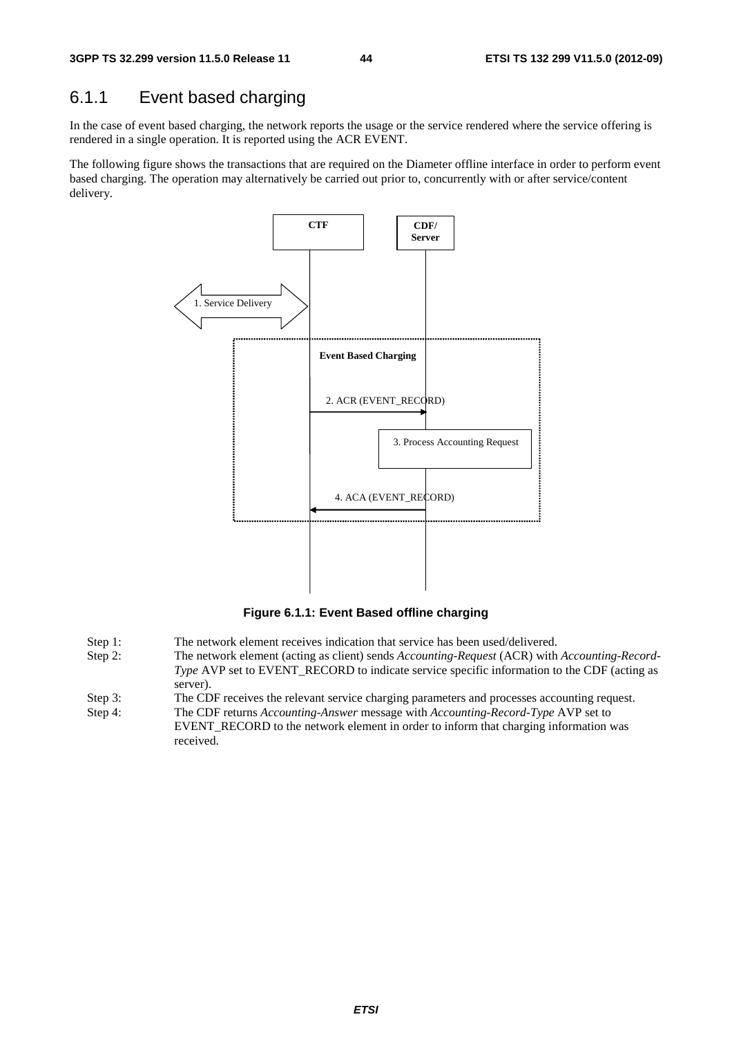### 6.1.1 Event based charging

In the case of event based charging, the network reports the usage or the service rendered where the service offering is rendered in a single operation. It is reported using the ACR EVENT.

The following figure shows the transactions that are required on the Diameter offline interface in order to perform event based charging. The operation may alternatively be carried out prior to, concurrently with or after service/content delivery.

**Figure 6.1.1: Event Based offline charging**

| | |
|---|---|
| Step 1: | The network element receives indication that service has been used/delivered. |
| Step 2: | The network element (acting as client) sends *Accounting-Request* (ACR) with *Accounting-Record-Type* AVP set to EVENT_RECORD to indicate service specific information to the CDF (acting as server). |
| Step 3: | The CDF receives the relevant service charging parameters and processes accounting request. |
| Step 4: | The CDF returns *Accounting-Answer* message with *Accounting-Record-Type* AVP set to EVENT_RECORD to the network element in order to inform that charging information was received. |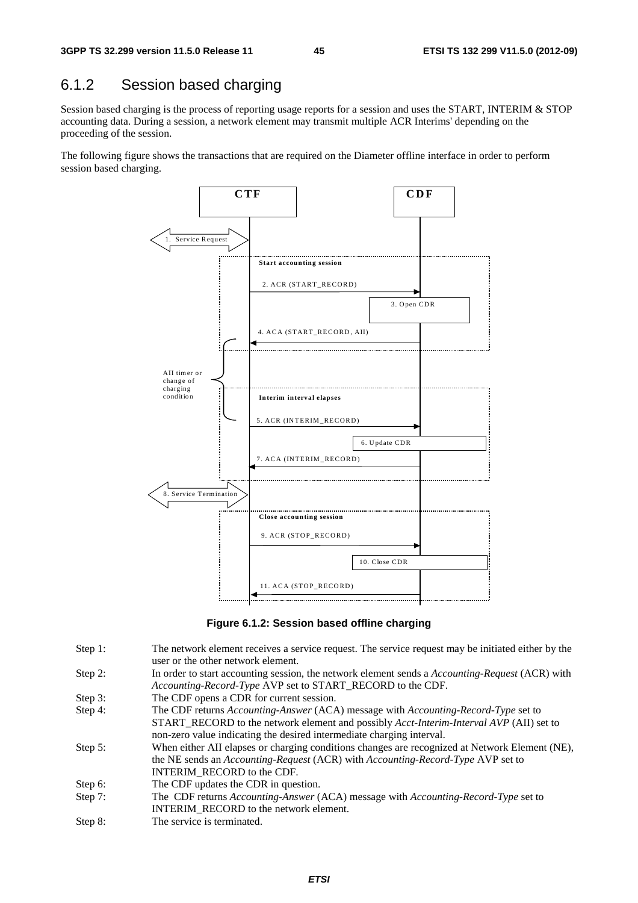## 6.1.2 Session based charging

Session based charging is the process of reporting usage reports for a session and uses the START, INTERIM & STOP accounting data. During a session, a network element may transmit multiple ACR Interims' depending on the proceeding of the session.

The following figure shows the transactions that are required on the Diameter offline interface in order to perform session based charging.

**Figure 6.1.2: Session based offline charging**

Step 1: The network element receives a service request. The service request may be initiated either by the user or the other network element.

Step 2: In order to start accounting session, the network element sends a *Accounting-Request* (ACR) with *Accounting-Record-Type* AVP set to START_RECORD to the CDF.

Step 3: The CDF opens a CDR for current session.

Step 4: The CDF returns *Accounting-Answer* (ACA) message with *Accounting-Record-Type* set to START_RECORD to the network element and possibly *Acct-Interim-Interval AVP* (AII) set to non-zero value indicating the desired intermediate charging interval.

Step 5: When either AII elapses or charging conditions changes are recognized at Network Element (NE), the NE sends an *Accounting-Request* (ACR) with *Accounting-Record-Type* AVP set to INTERIM_RECORD to the CDF.

Step 6: The CDF updates the CDR in question.

Step 7: The CDF returns *Accounting-Answer* (ACA) message with *Accounting-Record-Type* set to INTERIM_RECORD to the network element.

Step 8: The service is terminated.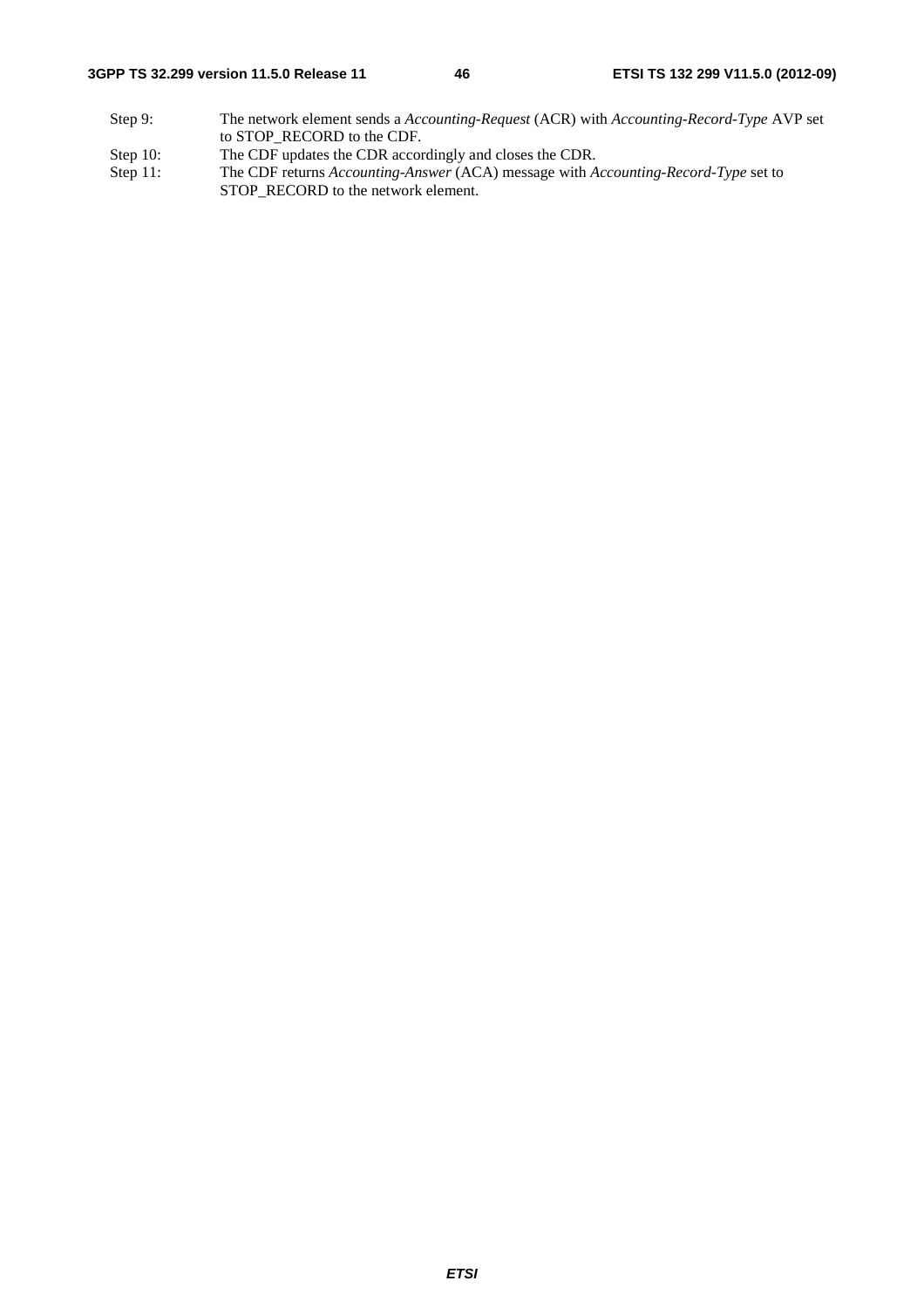Step 9: The network element sends a *Accounting-Request* (ACR) with *Accounting-Record-Type* AVP set to STOP_RECORD to the CDF.

Step 10: The CDF updates the CDR accordingly and closes the CDR.

Step 11: The CDF returns *Accounting-Answer* (ACA) message with *Accounting-Record-Type* set to STOP_RECORD to the network element.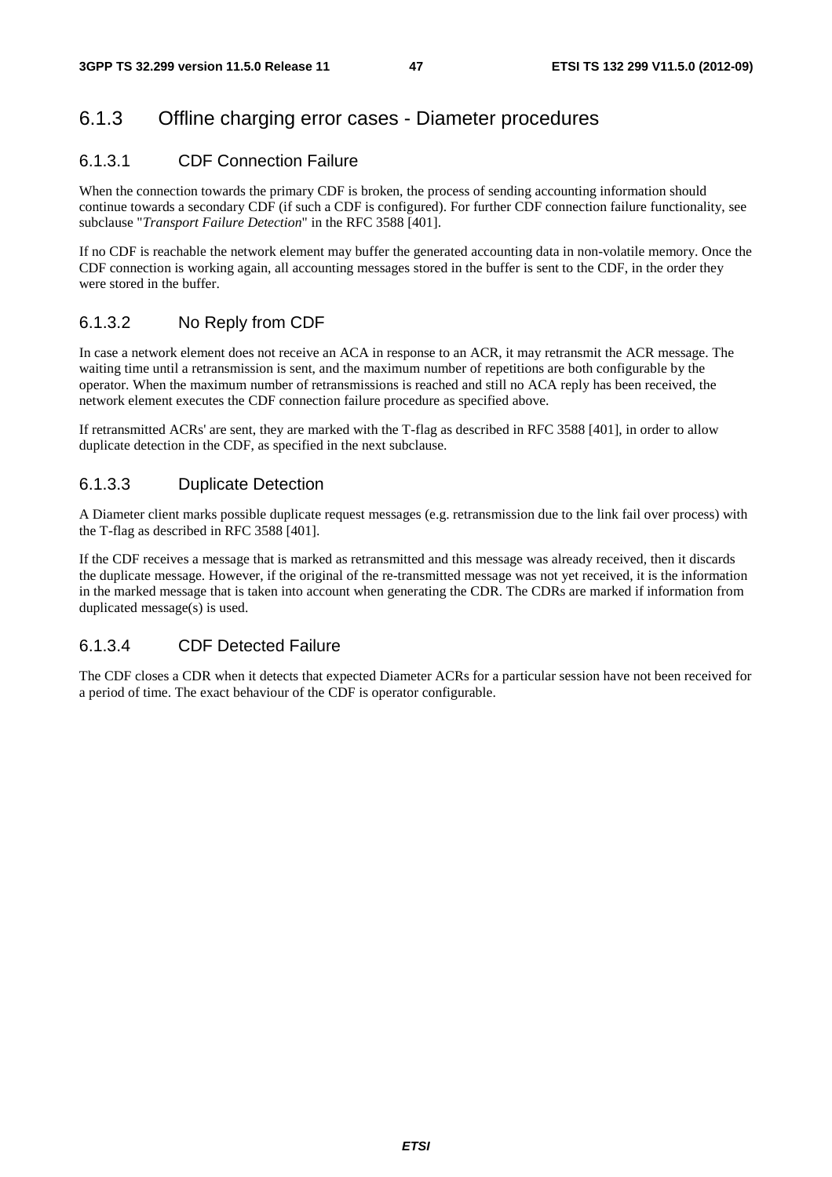### 6.1.3 Offline charging error cases - Diameter procedures

#### 6.1.3.1 CDF Connection Failure

When the connection towards the primary CDF is broken, the process of sending accounting information should continue towards a secondary CDF (if such a CDF is configured). For further CDF connection failure functionality, see subclause "*Transport Failure Detection*" in the RFC 3588 [401].

If no CDF is reachable the network element may buffer the generated accounting data in non-volatile memory. Once the CDF connection is working again, all accounting messages stored in the buffer is sent to the CDF, in the order they were stored in the buffer.

#### 6.1.3.2 No Reply from CDF

In case a network element does not receive an ACA in response to an ACR, it may retransmit the ACR message. The waiting time until a retransmission is sent, and the maximum number of repetitions are both configurable by the operator. When the maximum number of retransmissions is reached and still no ACA reply has been received, the network element executes the CDF connection failure procedure as specified above.

If retransmitted ACRs' are sent, they are marked with the T-flag as described in RFC 3588 [401], in order to allow duplicate detection in the CDF, as specified in the next subclause.

#### 6.1.3.3 Duplicate Detection

A Diameter client marks possible duplicate request messages (e.g. retransmission due to the link fail over process) with the T-flag as described in RFC 3588 [401].

If the CDF receives a message that is marked as retransmitted and this message was already received, then it discards the duplicate message. However, if the original of the re-transmitted message was not yet received, it is the information in the marked message that is taken into account when generating the CDR. The CDRs are marked if information from duplicated message(s) is used.

#### 6.1.3.4 CDF Detected Failure

The CDF closes a CDR when it detects that expected Diameter ACRs for a particular session have not been received for a period of time. The exact behaviour of the CDF is operator configurable.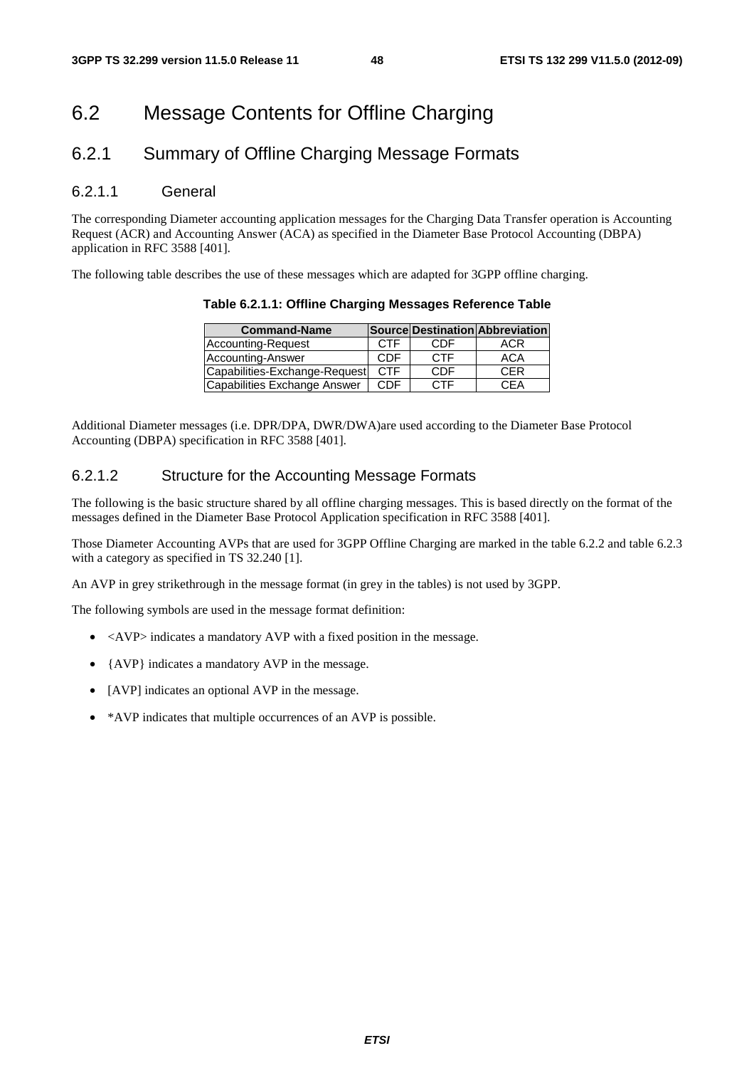# 6.2 Message Contents for Offline Charging

## 6.2.1 Summary of Offline Charging Message Formats

### 6.2.1.1 General

The corresponding Diameter accounting application messages for the Charging Data Transfer operation is Accounting Request (ACR) and Accounting Answer (ACA) as specified in the Diameter Base Protocol Accounting (DBPA) application in RFC 3588 [401].

The following table describes the use of these messages which are adapted for 3GPP offline charging.

**Table 6.2.1.1: Offline Charging Messages Reference Table**

| Command-Name | Source | Destination | Abbreviation |
|---|---|---|---|
| Accounting-Request | CTF | CDF | ACR |
| Accounting-Answer | CDF | CTF | ACA |
| Capabilities-Exchange-Request | CTF | CDF | CER |
| Capabilities Exchange Answer | CDF | CTF | CEA |

Additional Diameter messages (i.e. DPR/DPA, DWR/DWA)are used according to the Diameter Base Protocol Accounting (DBPA) specification in RFC 3588 [401].

### 6.2.1.2 Structure for the Accounting Message Formats

The following is the basic structure shared by all offline charging messages. This is based directly on the format of the messages defined in the Diameter Base Protocol Application specification in RFC 3588 [401].

Those Diameter Accounting AVPs that are used for 3GPP Offline Charging are marked in the table 6.2.2 and table 6.2.3 with a category as specified in TS 32.240 [1].

An AVP in grey strikethrough in the message format (in grey in the tables) is not used by 3GPP.

The following symbols are used in the message format definition:

- <AVP> indicates a mandatory AVP with a fixed position in the message.
- {AVP} indicates a mandatory AVP in the message.
- [AVP] indicates an optional AVP in the message.
- *AVP indicates that multiple occurrences of an AVP is possible.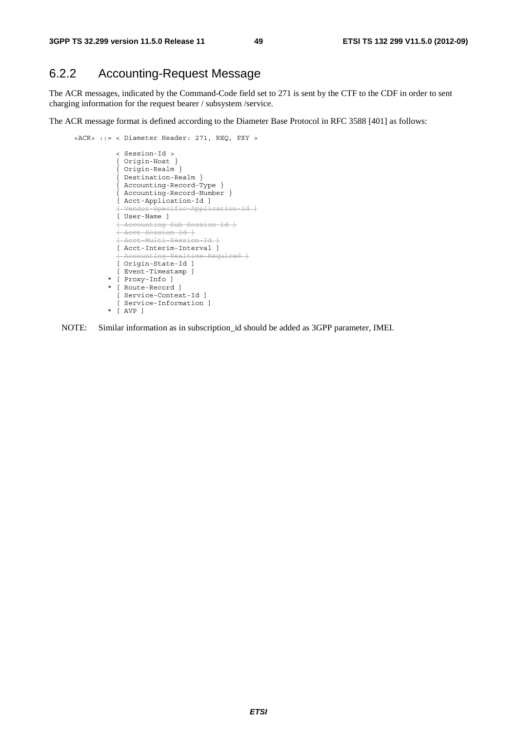## 6.2.2 Accounting-Request Message

The ACR messages, indicated by the Command-Code field set to 271 is sent by the CTF to the CDF in order to sent charging information for the request bearer / subsystem /service.

The ACR message format is defined according to the Diameter Base Protocol in RFC 3588 [401] as follows:

```
<ACR> ::= < Diameter Header: 271, REQ, PXY >

          < Session-Id >
          { Origin-Host }
          { Origin-Realm }
          { Destination-Realm }
          { Accounting-Record-Type }
          { Accounting-Record-Number }
          [ Acct-Application-Id ]
          [ Vendor-Specific-Application-Id ]
          [ User-Name ]
          [ Accounting-Sub-Session-Id ]
          [ Acct-Session-Id ]
          [ Acct-Multi-Session-Id ]
          [ Acct-Interim-Interval ]
          [ Accounting-Realtime-Required ]
          [ Origin-State-Id ]
          [ Event-Timestamp ]
        * [ Proxy-Info ]
        * [ Route-Record ]
          [ Service-Context-Id ]
          [ Service-Information ]
        * [ AVP ]
```

NOTE: Similar information as in subscription_id should be added as 3GPP parameter, IMEI.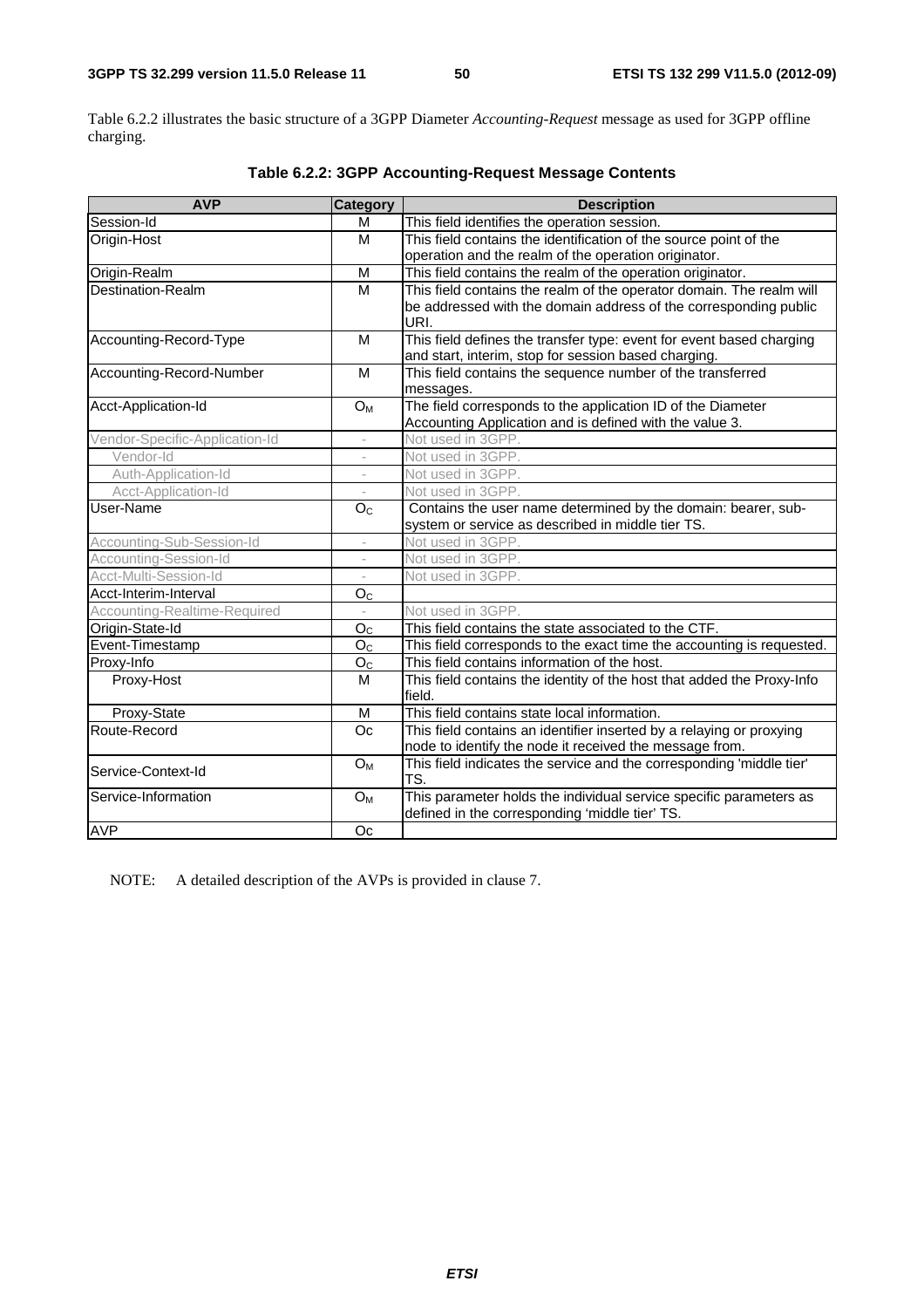Table 6.2.2 illustrates the basic structure of a 3GPP Diameter *Accounting-Request* message as used for 3GPP offline charging.

**Table 6.2.2: 3GPP Accounting-Request Message Contents**

| AVP | Category | Description |
|---|---|---|
| Session-Id | M | This field identifies the operation session. |
| Origin-Host | M | This field contains the identification of the source point of the operation and the realm of the operation originator. |
| Origin-Realm | M | This field contains the realm of the operation originator. |
| Destination-Realm | M | This field contains the realm of the operator domain. The realm will be addressed with the domain address of the corresponding public URI. |
| Accounting-Record-Type | M | This field defines the transfer type: event for event based charging and start, interim, stop for session based charging. |
| Accounting-Record-Number | M | This field contains the sequence number of the transferred messages. |
| Acct-Application-Id | $O_M$ | The field corresponds to the application ID of the Diameter Accounting Application and is defined with the value 3. |
| Vendor-Specific-Application-Id | - | Not used in 3GPP. |
| Vendor-Id | - | Not used in 3GPP. |
| Auth-Application-Id | - | Not used in 3GPP. |
| Acct-Application-Id | - | Not used in 3GPP. |
| User-Name | $O_C$ | Contains the user name determined by the domain: bearer, sub-system or service as described in middle tier TS. |
| Accounting-Sub-Session-Id | - | Not used in 3GPP. |
| Accounting-Session-Id | - | Not used in 3GPP. |
| Acct-Multi-Session-Id | - | Not used in 3GPP. |
| Acct-Interim-Interval | $O_C$ | |
| Accounting-Realtime-Required | - | Not used in 3GPP. |
| Origin-State-Id | $O_C$ | This field contains the state associated to the CTF. |
| Event-Timestamp | $O_C$ | This field corresponds to the exact time the accounting is requested. |
| Proxy-Info | $O_C$ | This field contains information of the host. |
| Proxy-Host | M | This field contains the identity of the host that added the Proxy-Info field. |
| Proxy-State | M | This field contains state local information. |
| Route-Record | Oc | This field contains an identifier inserted by a relaying or proxying node to identify the node it received the message from. |
| Service-Context-Id | $O_M$ | This field indicates the service and the corresponding 'middle tier' TS. |
| Service-Information | $O_M$ | This parameter holds the individual service specific parameters as defined in the corresponding 'middle tier' TS. |
| AVP | Oc | |

NOTE: A detailed description of the AVPs is provided in clause 7.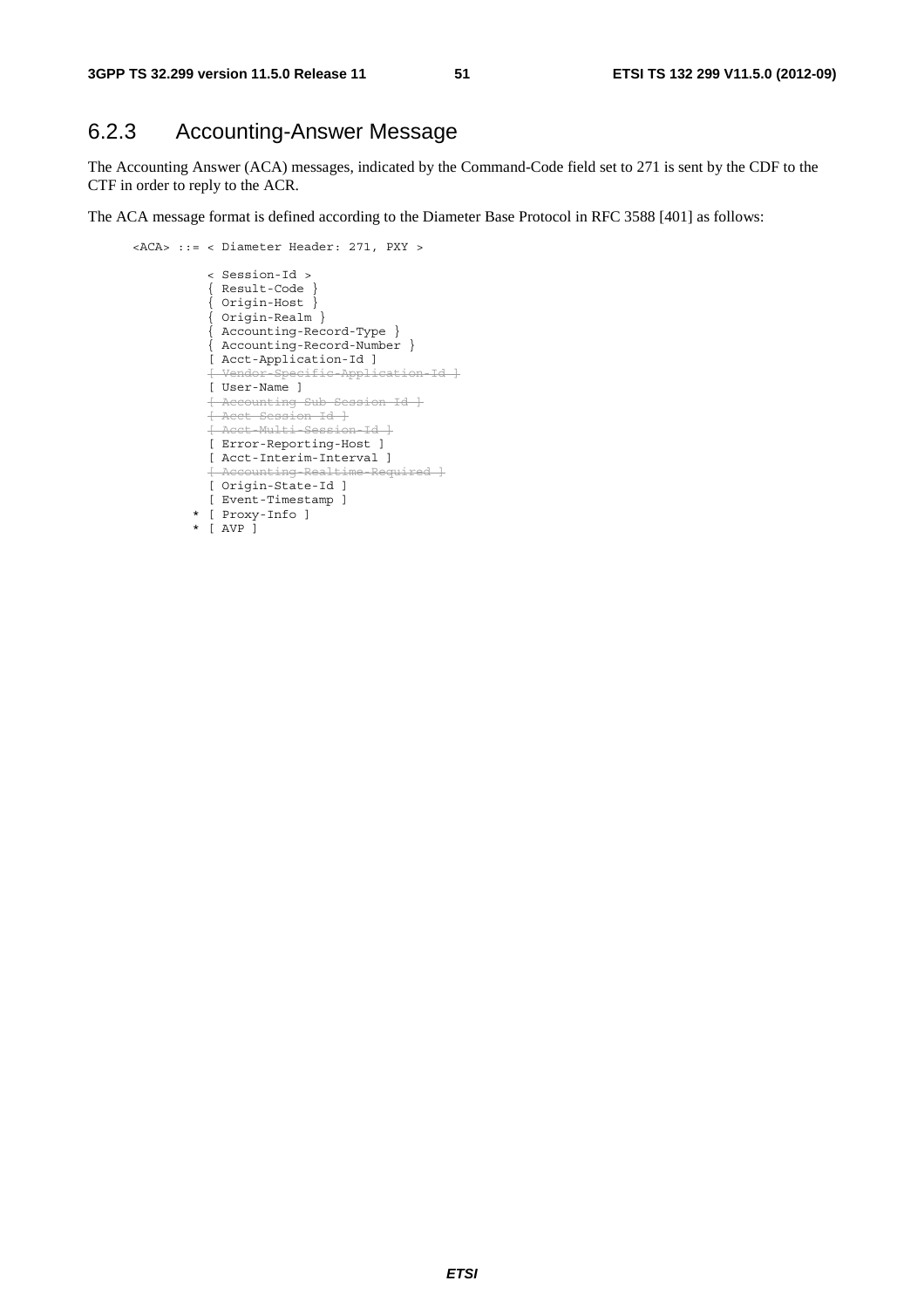## 6.2.3 Accounting-Answer Message

The Accounting Answer (ACA) messages, indicated by the Command-Code field set to 271 is sent by the CDF to the CTF in order to reply to the ACR.

The ACA message format is defined according to the Diameter Base Protocol in RFC 3588 [401] as follows:

```
<ACA> ::= < Diameter Header: 271, PXY >

          < Session-Id >
          { Result-Code }
          { Origin-Host }
          { Origin-Realm }
          { Accounting-Record-Type }
          { Accounting-Record-Number }
          [ Acct-Application-Id ]
          [ Vendor-Specific-Application-Id ]
          [ User-Name ]
          [ Accounting-Sub-Session-Id ]
          [ Acct-Session-Id ]
          [ Acct-Multi-Session-Id ]
          [ Error-Reporting-Host ]
          [ Acct-Interim-Interval ]
          [ Accounting-Realtime-Required ]
          [ Origin-State-Id ]
          [ Event-Timestamp ]
        * [ Proxy-Info ]
        * [ AVP ]
```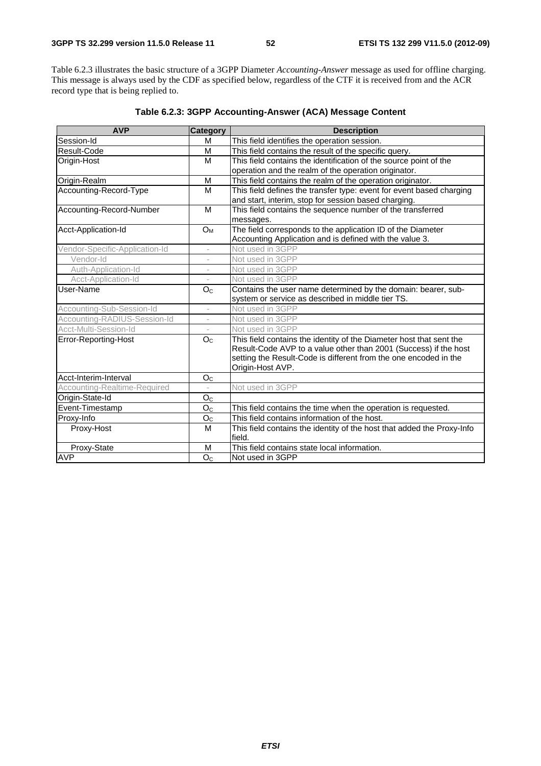Table 6.2.3 illustrates the basic structure of a 3GPP Diameter *Accounting-Answer* message as used for offline charging. This message is always used by the CDF as specified below, regardless of the CTF it is received from and the ACR record type that is being replied to.

**Table 6.2.3: 3GPP Accounting-Answer (ACA) Message Content**

| AVP | Category | Description |
|---|---|---|
| Session-Id | M | This field identifies the operation session. |
| Result-Code | M | This field contains the result of the specific query. |
| Origin-Host | M | This field contains the identification of the source point of the operation and the realm of the operation originator. |
| Origin-Realm | M | This field contains the realm of the operation originator. |
| Accounting-Record-Type | M | This field defines the transfer type: event for event based charging and start, interim, stop for session based charging. |
| Accounting-Record-Number | M | This field contains the sequence number of the transferred messages. |
| Acct-Application-Id | $O_M$ | The field corresponds to the application ID of the Diameter Accounting Application and is defined with the value 3. |
| Vendor-Specific-Application-Id | - | Not used in 3GPP |
| Vendor-Id | - | Not used in 3GPP |
| Auth-Application-Id | - | Not used in 3GPP |
| Acct-Application-Id | - | Not used in 3GPP |
| User-Name | $O_C$ | Contains the user name determined by the domain: bearer, sub-system or service as described in middle tier TS. |
| Accounting-Sub-Session-Id | - | Not used in 3GPP |
| Accounting-RADIUS-Session-Id | - | Not used in 3GPP |
| Acct-Multi-Session-Id | - | Not used in 3GPP |
| Error-Reporting-Host | $O_C$ | This field contains the identity of the Diameter host that sent the Result-Code AVP to a value other than 2001 (Success) if the host setting the Result-Code is different from the one encoded in the Origin-Host AVP. |
| Acct-Interim-Interval | $O_C$ | |
| Accounting-Realtime-Required | - | Not used in 3GPP |
| Origin-State-Id | $O_C$ | |
| Event-Timestamp | $O_C$ | This field contains the time when the operation is requested. |
| Proxy-Info | $O_C$ | This field contains information of the host. |
| Proxy-Host | M | This field contains the identity of the host that added the Proxy-Info field. |
| Proxy-State | M | This field contains state local information. |
| AVP | $O_C$ | Not used in 3GPP |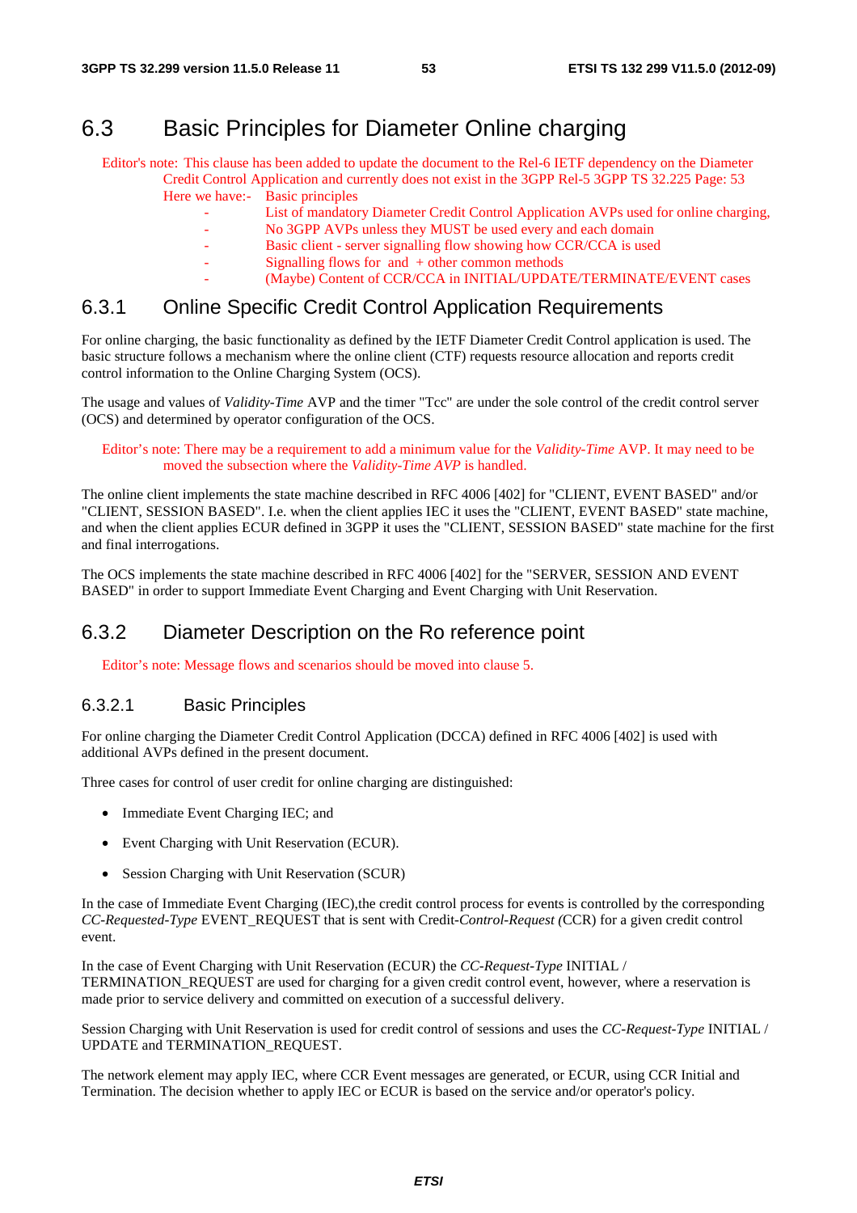# 6.3 Basic Principles for Diameter Online charging

Editor's note: This clause has been added to update the document to the Rel-6 IETF dependency on the Diameter Credit Control Application and currently does not exist in the 3GPP Rel-5 3GPP TS 32.225 Page: 53
Here we have:- Basic principles
- List of mandatory Diameter Credit Control Application AVPs used for online charging,
- No 3GPP AVPs unless they MUST be used every and each domain
- Basic client - server signalling flow showing how CCR/CCA is used
- Signalling flows for and + other common methods
- (Maybe) Content of CCR/CCA in INITIAL/UPDATE/TERMINATE/EVENT cases

## 6.3.1 Online Specific Credit Control Application Requirements

For online charging, the basic functionality as defined by the IETF Diameter Credit Control application is used. The basic structure follows a mechanism where the online client (CTF) requests resource allocation and reports credit control information to the Online Charging System (OCS).

The usage and values of *Validity-Time* AVP and the timer "Tcc" are under the sole control of the credit control server (OCS) and determined by operator configuration of the OCS.

Editor's note: There may be a requirement to add a minimum value for the *Validity-Time* AVP. It may need to be moved the subsection where the *Validity-Time AVP* is handled.

The online client implements the state machine described in RFC 4006 [402] for "CLIENT, EVENT BASED" and/or "CLIENT, SESSION BASED". I.e. when the client applies IEC it uses the "CLIENT, EVENT BASED" state machine, and when the client applies ECUR defined in 3GPP it uses the "CLIENT, SESSION BASED" state machine for the first and final interrogations.

The OCS implements the state machine described in RFC 4006 [402] for the "SERVER, SESSION AND EVENT BASED" in order to support Immediate Event Charging and Event Charging with Unit Reservation.

## 6.3.2 Diameter Description on the Ro reference point

Editor's note: Message flows and scenarios should be moved into clause 5.

### 6.3.2.1 Basic Principles

For online charging the Diameter Credit Control Application (DCCA) defined in RFC 4006 [402] is used with additional AVPs defined in the present document.

Three cases for control of user credit for online charging are distinguished:

- Immediate Event Charging IEC; and
- Event Charging with Unit Reservation (ECUR).
- Session Charging with Unit Reservation (SCUR)

In the case of Immediate Event Charging (IEC),the credit control process for events is controlled by the corresponding *CC-Requested-Type* EVENT_REQUEST that is sent with Credit-*Control-Request (*CCR) for a given credit control event.

In the case of Event Charging with Unit Reservation (ECUR) the *CC-Request-Type* INITIAL / TERMINATION_REQUEST are used for charging for a given credit control event, however, where a reservation is made prior to service delivery and committed on execution of a successful delivery.

Session Charging with Unit Reservation is used for credit control of sessions and uses the *CC-Request-Type* INITIAL / UPDATE and TERMINATION_REQUEST.

The network element may apply IEC, where CCR Event messages are generated, or ECUR, using CCR Initial and Termination. The decision whether to apply IEC or ECUR is based on the service and/or operator's policy.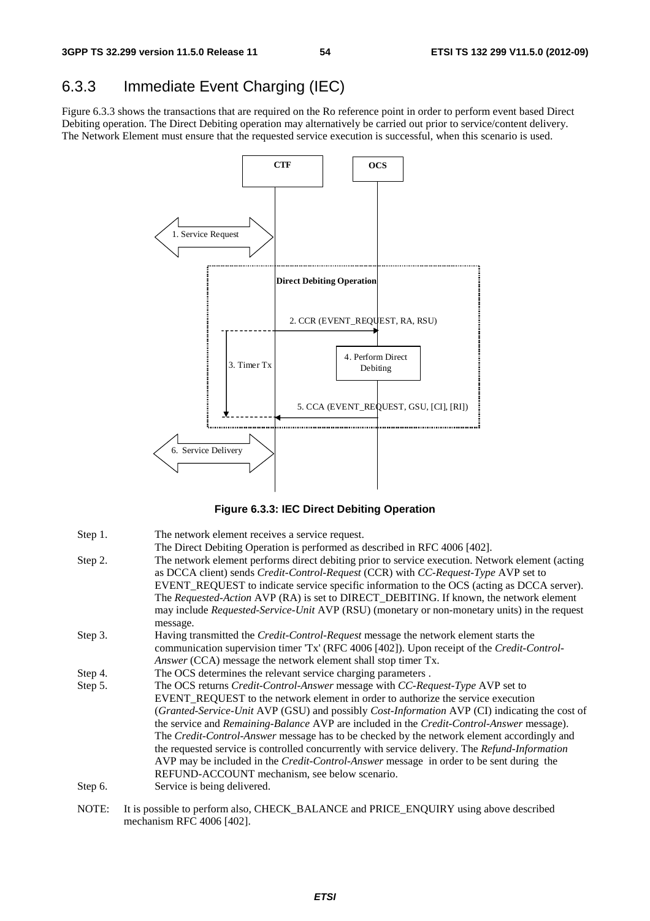## 6.3.3 Immediate Event Charging (IEC)

Figure 6.3.3 shows the transactions that are required on the Ro reference point in order to perform event based Direct Debiting operation. The Direct Debiting operation may alternatively be carried out prior to service/content delivery. The Network Element must ensure that the requested service execution is successful, when this scenario is used.

**Figure 6.3.3: IEC Direct Debiting Operation**

Step 1. The network element receives a service request.
The Direct Debiting Operation is performed as described in RFC 4006 [402].

Step 2. The network element performs direct debiting prior to service execution. Network element (acting as DCCA client) sends *Credit-Control-Request* (CCR) with *CC-Request-Type* AVP set to EVENT_REQUEST to indicate service specific information to the OCS (acting as DCCA server). The *Requested-Action* AVP (RA) is set to DIRECT_DEBITING. If known, the network element may include *Requested-Service-Unit* AVP (RSU) (monetary or non-monetary units) in the request message.

Step 3. Having transmitted the *Credit-Control-Request* message the network element starts the communication supervision timer 'Tx' (RFC 4006 [402]). Upon receipt of the *Credit-Control-Answer* (CCA) message the network element shall stop timer Tx.

Step 4. The OCS determines the relevant service charging parameters .

Step 5. The OCS returns *Credit-Control-Answer* message with *CC-Request-Type* AVP set to EVENT_REQUEST to the network element in order to authorize the service execution (*Granted-Service-Unit* AVP (GSU) and possibly *Cost-Information* AVP (CI) indicating the cost of the service and *Remaining-Balance* AVP are included in the *Credit-Control-Answer* message). The *Credit-Control-Answer* message has to be checked by the network element accordingly and the requested service is controlled concurrently with service delivery. The *Refund-Information* AVP may be included in the *Credit-Control-Answer* message in order to be sent during the REFUND-ACCOUNT mechanism, see below scenario.

Step 6. Service is being delivered.

NOTE: It is possible to perform also, CHECK_BALANCE and PRICE_ENQUIRY using above described mechanism RFC 4006 [402].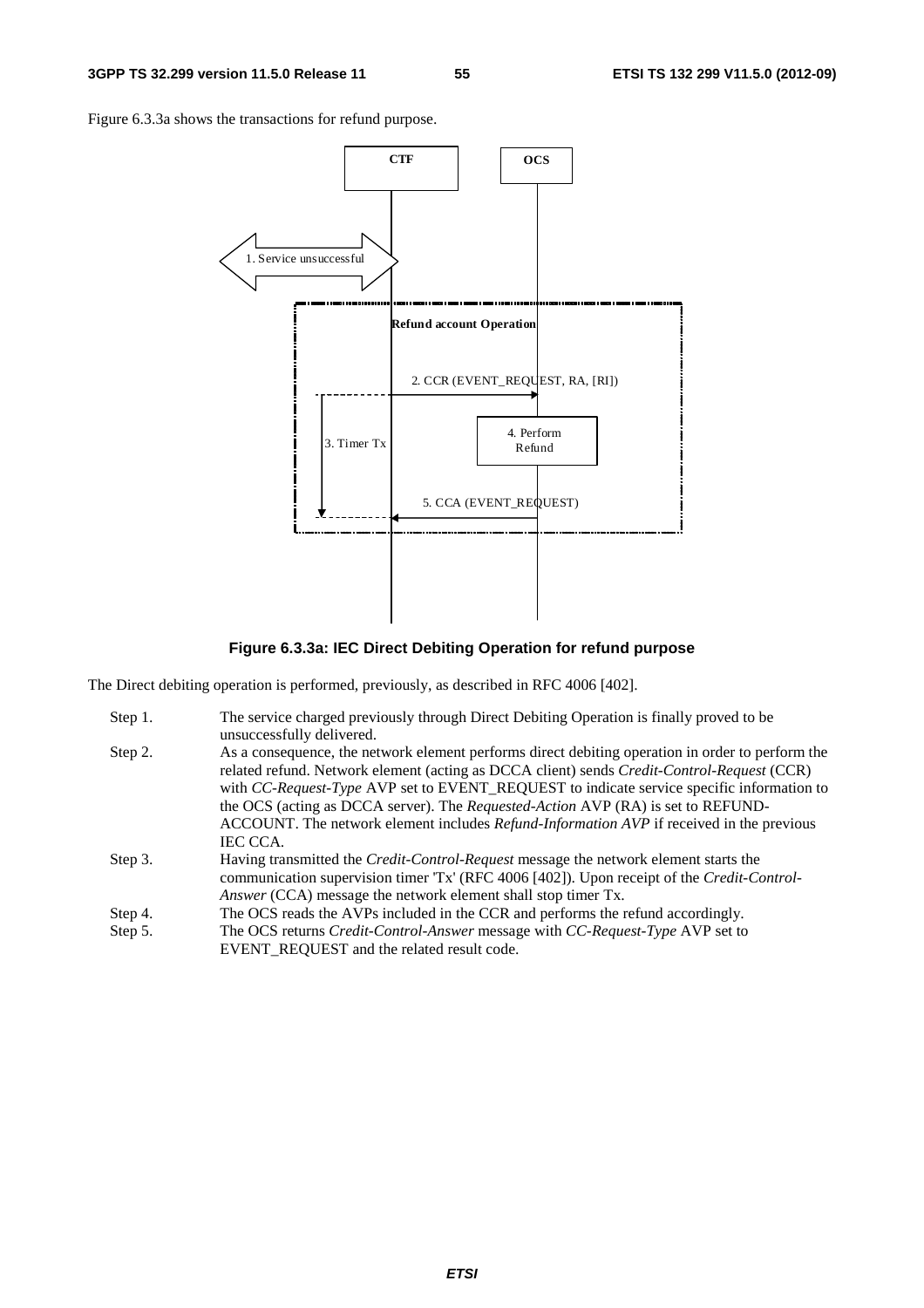Figure 6.3.3a shows the transactions for refund purpose.

**Figure 6.3.3a: IEC Direct Debiting Operation for refund purpose**

The Direct debiting operation is performed, previously, as described in RFC 4006 [402].

Step 1. The service charged previously through Direct Debiting Operation is finally proved to be unsuccessfully delivered.

Step 2. As a consequence, the network element performs direct debiting operation in order to perform the related refund. Network element (acting as DCCA client) sends *Credit-Control-Request* (CCR) with *CC-Request-Type* AVP set to EVENT_REQUEST to indicate service specific information to the OCS (acting as DCCA server). The *Requested-Action* AVP (RA) is set to REFUND-ACCOUNT. The network element includes *Refund-Information AVP* if received in the previous IEC CCA.

Step 3. Having transmitted the *Credit-Control-Request* message the network element starts the communication supervision timer 'Tx' (RFC 4006 [402]). Upon receipt of the *Credit-Control-Answer* (CCA) message the network element shall stop timer Tx.

Step 4. The OCS reads the AVPs included in the CCR and performs the refund accordingly.

Step 5. The OCS returns *Credit-Control-Answer* message with *CC-Request-Type* AVP set to EVENT_REQUEST and the related result code.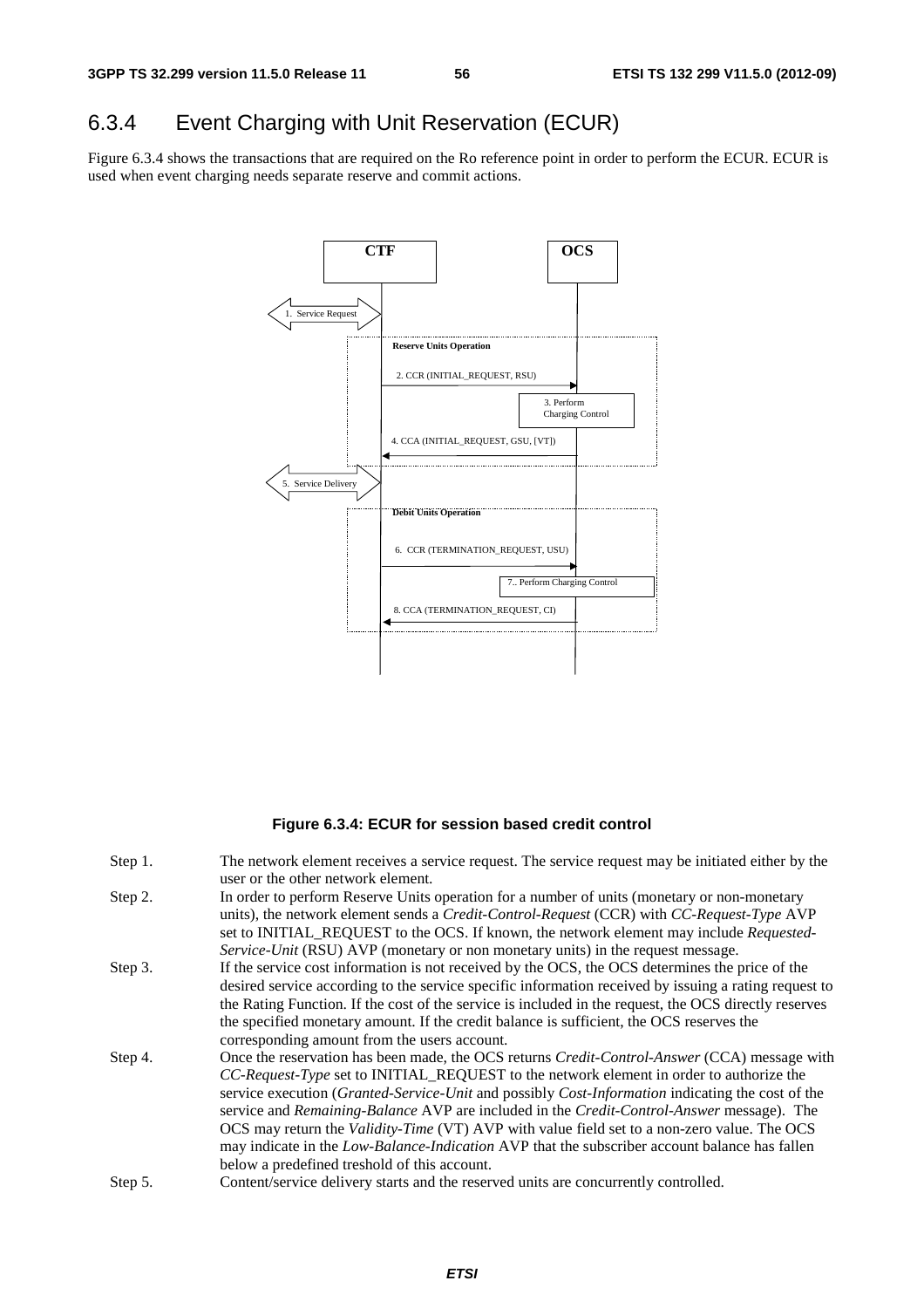## 6.3.4 Event Charging with Unit Reservation (ECUR)

Figure 6.3.4 shows the transactions that are required on the Ro reference point in order to perform the ECUR. ECUR is used when event charging needs separate reserve and commit actions.

**Figure 6.3.4: ECUR for session based credit control**

Step 1. The network element receives a service request. The service request may be initiated either by the user or the other network element.

Step 2. In order to perform Reserve Units operation for a number of units (monetary or non-monetary units), the network element sends a *Credit-Control-Request* (CCR) with *CC-Request-Type* AVP set to INITIAL_REQUEST to the OCS. If known, the network element may include *Requested-Service-Unit* (RSU) AVP (monetary or non monetary units) in the request message.

Step 3. If the service cost information is not received by the OCS, the OCS determines the price of the desired service according to the service specific information received by issuing a rating request to the Rating Function. If the cost of the service is included in the request, the OCS directly reserves the specified monetary amount. If the credit balance is sufficient, the OCS reserves the corresponding amount from the users account.

Step 4. Once the reservation has been made, the OCS returns *Credit-Control-Answer* (CCA) message with *CC-Request-Type* set to INITIAL_REQUEST to the network element in order to authorize the service execution (*Granted-Service-Unit* and possibly *Cost-Information* indicating the cost of the service and *Remaining-Balance* AVP are included in the *Credit-Control-Answer* message). The OCS may return the *Validity-Time* (VT) AVP with value field set to a non-zero value. The OCS may indicate in the *Low-Balance-Indication* AVP that the subscriber account balance has fallen below a predefined treshold of this account.

Step 5. Content/service delivery starts and the reserved units are concurrently controlled.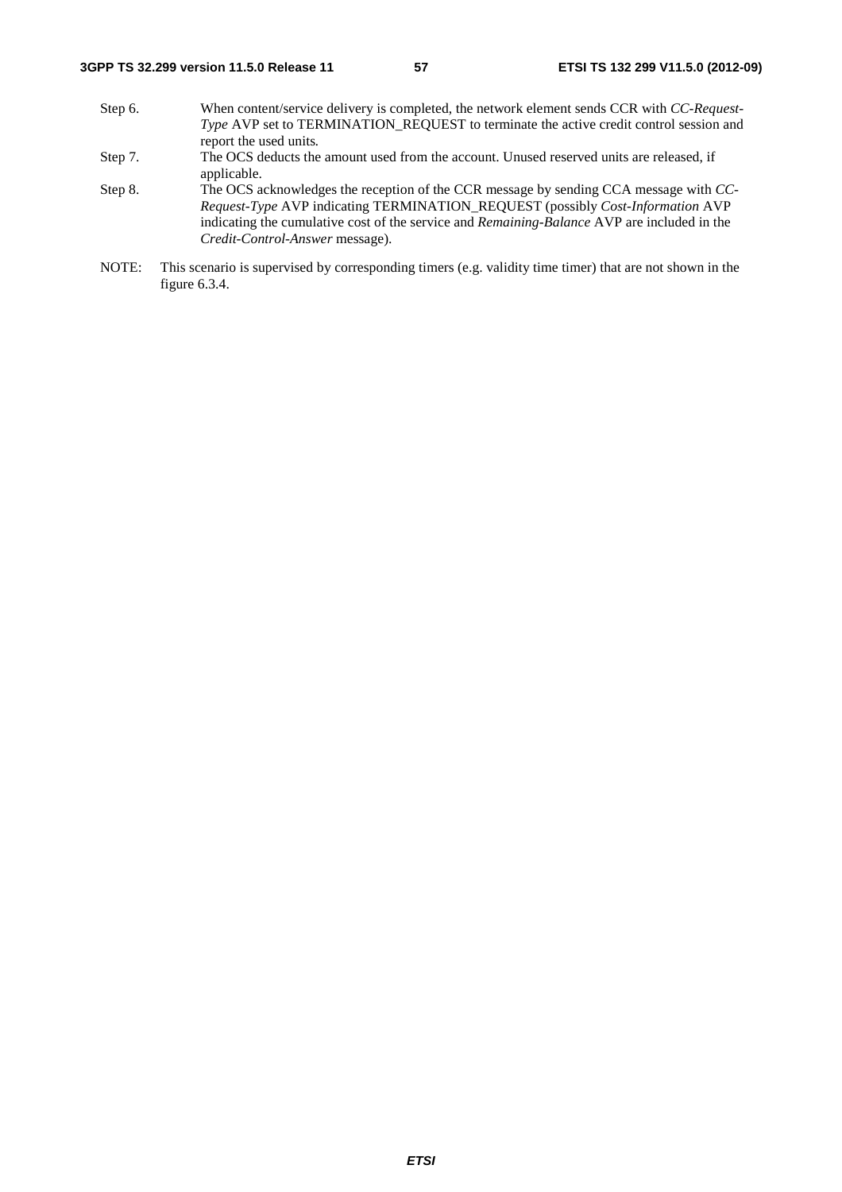Step 6. When content/service delivery is completed, the network element sends CCR with *CC-Request-Type* AVP set to TERMINATION_REQUEST to terminate the active credit control session and report the used units.

Step 7. The OCS deducts the amount used from the account. Unused reserved units are released, if applicable.

Step 8. The OCS acknowledges the reception of the CCR message by sending CCA message with *CC-Request-Type* AVP indicating TERMINATION_REQUEST (possibly *Cost-Information* AVP indicating the cumulative cost of the service and *Remaining-Balance* AVP are included in the *Credit-Control-Answer* message).

NOTE: This scenario is supervised by corresponding timers (e.g. validity time timer) that are not shown in the figure 6.3.4.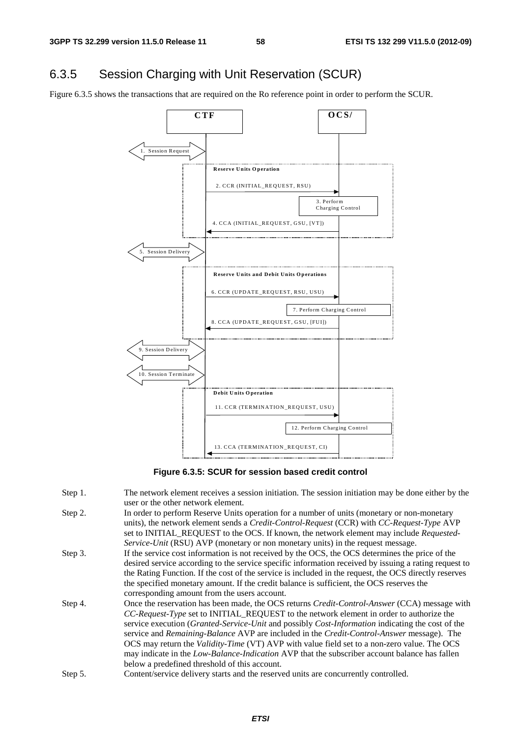## 6.3.5 Session Charging with Unit Reservation (SCUR)

Figure 6.3.5 shows the transactions that are required on the Ro reference point in order to perform the SCUR.

**Figure 6.3.5: SCUR for session based credit control**

Step 1. The network element receives a session initiation. The session initiation may be done either by the user or the other network element.

Step 2. In order to perform Reserve Units operation for a number of units (monetary or non-monetary units), the network element sends a *Credit-Control-Request* (CCR) with *CC-Request-Type* AVP set to INITIAL_REQUEST to the OCS. If known, the network element may include *Requested-Service-Unit* (RSU) AVP (monetary or non monetary units) in the request message.

Step 3. If the service cost information is not received by the OCS, the OCS determines the price of the desired service according to the service specific information received by issuing a rating request to the Rating Function. If the cost of the service is included in the request, the OCS directly reserves the specified monetary amount. If the credit balance is sufficient, the OCS reserves the corresponding amount from the users account.

Step 4. Once the reservation has been made, the OCS returns *Credit-Control-Answer* (CCA) message with *CC-Request-Type* set to INITIAL_REQUEST to the network element in order to authorize the service execution (*Granted-Service-Unit* and possibly *Cost-Information* indicating the cost of the service and *Remaining-Balance* AVP are included in the *Credit-Control-Answer* message). The OCS may return the *Validity-Time* (VT) AVP with value field set to a non-zero value. The OCS may indicate in the *Low-Balance-Indication* AVP that the subscriber account balance has fallen below a predefined threshold of this account.

Step 5. Content/service delivery starts and the reserved units are concurrently controlled.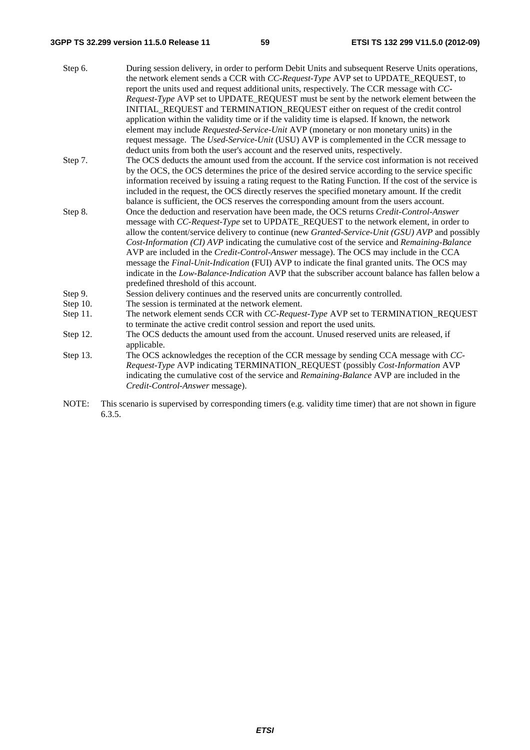Step 6. During session delivery, in order to perform Debit Units and subsequent Reserve Units operations, the network element sends a CCR with *CC-Request-Type* AVP set to UPDATE_REQUEST, to report the units used and request additional units, respectively. The CCR message with *CC-Request-Type* AVP set to UPDATE_REQUEST must be sent by the network element between the INITIAL_REQUEST and TERMINATION_REQUEST either on request of the credit control application within the validity time or if the validity time is elapsed. If known, the network element may include *Requested-Service-Unit* AVP (monetary or non monetary units) in the request message. The *Used-Service-Unit* (USU) AVP is complemented in the CCR message to deduct units from both the user's account and the reserved units, respectively.

Step 7. The OCS deducts the amount used from the account. If the service cost information is not received by the OCS, the OCS determines the price of the desired service according to the service specific information received by issuing a rating request to the Rating Function. If the cost of the service is included in the request, the OCS directly reserves the specified monetary amount. If the credit balance is sufficient, the OCS reserves the corresponding amount from the users account.

Step 8. Once the deduction and reservation have been made, the OCS returns *Credit-Control-Answer* message with *CC-Request-Type* set to UPDATE_REQUEST to the network element, in order to allow the content/service delivery to continue (new *Granted-Service-Unit (GSU) AVP* and possibly *Cost-Information (CI) AVP* indicating the cumulative cost of the service and *Remaining-Balance* AVP are included in the *Credit-Control-Answer* message). The OCS may include in the CCA message the *Final-Unit-Indication* (FUI) AVP to indicate the final granted units. The OCS may indicate in the *Low-Balance-Indication* AVP that the subscriber account balance has fallen below a predefined threshold of this account.

Step 9. Session delivery continues and the reserved units are concurrently controlled.

Step 10. The session is terminated at the network element.

Step 11. The network element sends CCR with *CC-Request-Type* AVP set to TERMINATION_REQUEST to terminate the active credit control session and report the used units.

Step 12. The OCS deducts the amount used from the account. Unused reserved units are released, if applicable.

Step 13. The OCS acknowledges the reception of the CCR message by sending CCA message with *CC-Request-Type* AVP indicating TERMINATION_REQUEST (possibly *Cost-Information* AVP indicating the cumulative cost of the service and *Remaining-Balance* AVP are included in the *Credit-Control-Answer* message).

NOTE: This scenario is supervised by corresponding timers (e.g. validity time timer) that are not shown in figure 6.3.5.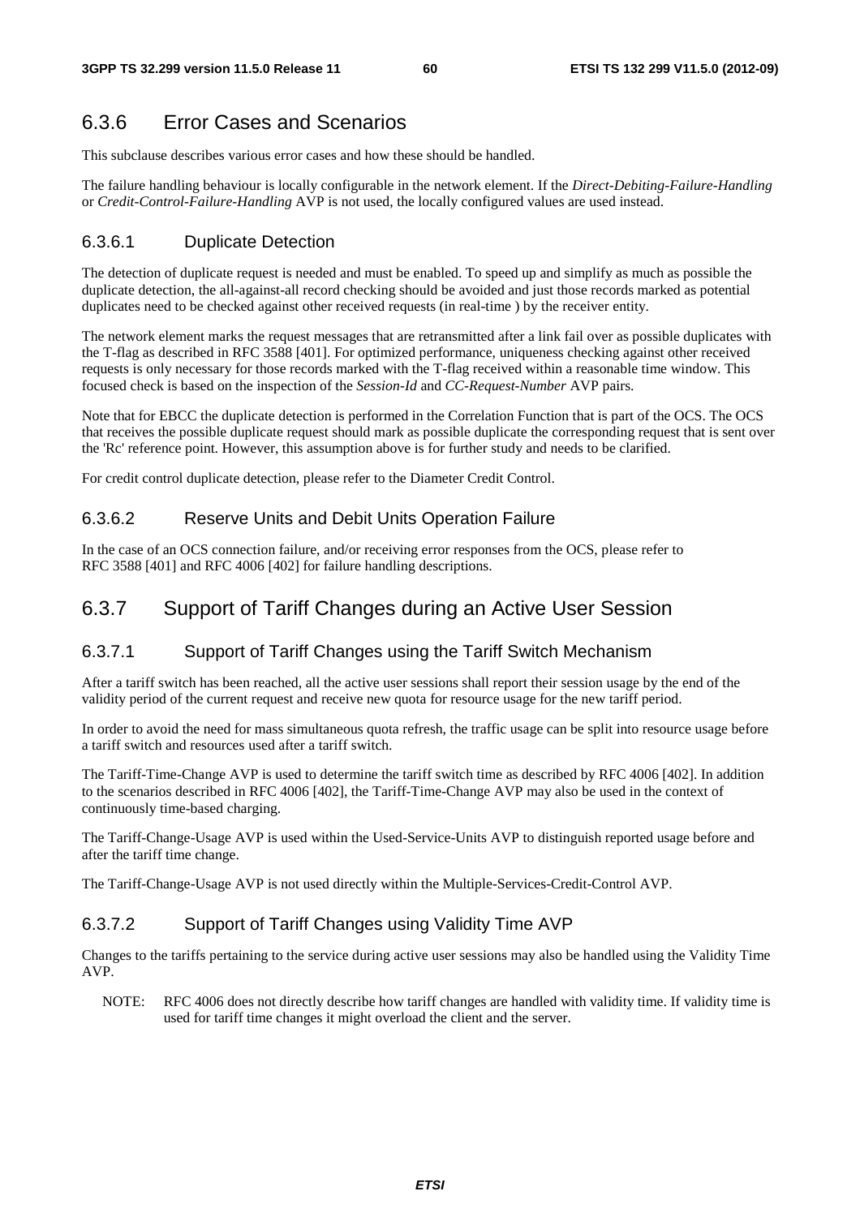### 6.3.6 Error Cases and Scenarios

This subclause describes various error cases and how these should be handled.

The failure handling behaviour is locally configurable in the network element. If the *Direct-Debiting-Failure-Handling* or *Credit-Control-Failure-Handling* AVP is not used, the locally configured values are used instead.

#### 6.3.6.1 Duplicate Detection

The detection of duplicate request is needed and must be enabled. To speed up and simplify as much as possible the duplicate detection, the all-against-all record checking should be avoided and just those records marked as potential duplicates need to be checked against other received requests (in real-time ) by the receiver entity.

The network element marks the request messages that are retransmitted after a link fail over as possible duplicates with the T-flag as described in RFC 3588 [401]. For optimized performance, uniqueness checking against other received requests is only necessary for those records marked with the T-flag received within a reasonable time window. This focused check is based on the inspection of the *Session-Id* and *CC-Request-Number* AVP pairs.

Note that for EBCC the duplicate detection is performed in the Correlation Function that is part of the OCS. The OCS that receives the possible duplicate request should mark as possible duplicate the corresponding request that is sent over the 'Rc' reference point. However, this assumption above is for further study and needs to be clarified.

For credit control duplicate detection, please refer to the Diameter Credit Control.

#### 6.3.6.2 Reserve Units and Debit Units Operation Failure

In the case of an OCS connection failure, and/or receiving error responses from the OCS, please refer to RFC 3588 [401] and RFC 4006 [402] for failure handling descriptions.

### 6.3.7 Support of Tariff Changes during an Active User Session

#### 6.3.7.1 Support of Tariff Changes using the Tariff Switch Mechanism

After a tariff switch has been reached, all the active user sessions shall report their session usage by the end of the validity period of the current request and receive new quota for resource usage for the new tariff period.

In order to avoid the need for mass simultaneous quota refresh, the traffic usage can be split into resource usage before a tariff switch and resources used after a tariff switch.

The Tariff-Time-Change AVP is used to determine the tariff switch time as described by RFC 4006 [402]. In addition to the scenarios described in RFC 4006 [402], the Tariff-Time-Change AVP may also be used in the context of continuously time-based charging.

The Tariff-Change-Usage AVP is used within the Used-Service-Units AVP to distinguish reported usage before and after the tariff time change.

The Tariff-Change-Usage AVP is not used directly within the Multiple-Services-Credit-Control AVP.

#### 6.3.7.2 Support of Tariff Changes using Validity Time AVP

Changes to the tariffs pertaining to the service during active user sessions may also be handled using the Validity Time AVP.

NOTE: RFC 4006 does not directly describe how tariff changes are handled with validity time. If validity time is used for tariff time changes it might overload the client and the server.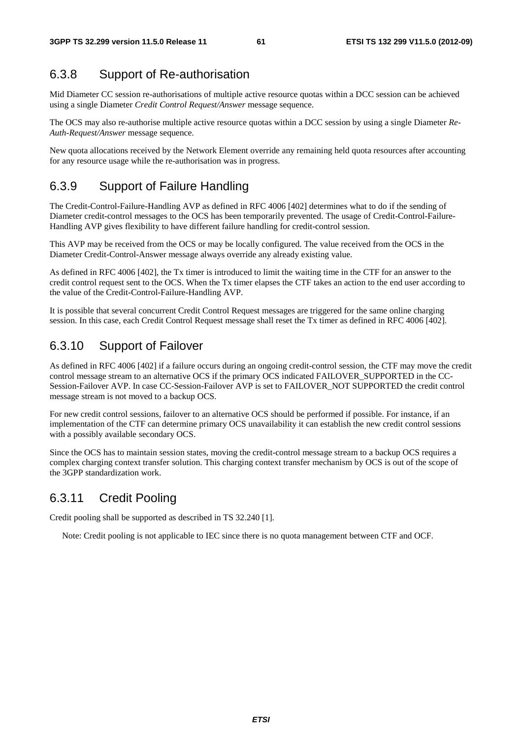### 6.3.8 Support of Re-authorisation

Mid Diameter CC session re-authorisations of multiple active resource quotas within a DCC session can be achieved using a single Diameter *Credit Control Request/Answer* message sequence.

The OCS may also re-authorise multiple active resource quotas within a DCC session by using a single Diameter *Re-Auth-Request/Answer* message sequence.

New quota allocations received by the Network Element override any remaining held quota resources after accounting for any resource usage while the re-authorisation was in progress.

### 6.3.9 Support of Failure Handling

The Credit-Control-Failure-Handling AVP as defined in RFC 4006 [402] determines what to do if the sending of Diameter credit-control messages to the OCS has been temporarily prevented. The usage of Credit-Control-Failure-Handling AVP gives flexibility to have different failure handling for credit-control session.

This AVP may be received from the OCS or may be locally configured. The value received from the OCS in the Diameter Credit-Control-Answer message always override any already existing value.

As defined in RFC 4006 [402], the Tx timer is introduced to limit the waiting time in the CTF for an answer to the credit control request sent to the OCS. When the Tx timer elapses the CTF takes an action to the end user according to the value of the Credit-Control-Failure-Handling AVP.

It is possible that several concurrent Credit Control Request messages are triggered for the same online charging session. In this case, each Credit Control Request message shall reset the Tx timer as defined in RFC 4006 [402].

### 6.3.10 Support of Failover

As defined in RFC 4006 [402] if a failure occurs during an ongoing credit-control session, the CTF may move the credit control message stream to an alternative OCS if the primary OCS indicated FAILOVER_SUPPORTED in the CC-Session-Failover AVP. In case CC-Session-Failover AVP is set to FAILOVER_NOT SUPPORTED the credit control message stream is not moved to a backup OCS.

For new credit control sessions, failover to an alternative OCS should be performed if possible. For instance, if an implementation of the CTF can determine primary OCS unavailability it can establish the new credit control sessions with a possibly available secondary OCS.

Since the OCS has to maintain session states, moving the credit-control message stream to a backup OCS requires a complex charging context transfer solution. This charging context transfer mechanism by OCS is out of the scope of the 3GPP standardization work.

### 6.3.11 Credit Pooling

Credit pooling shall be supported as described in TS 32.240 [1].

Note: Credit pooling is not applicable to IEC since there is no quota management between CTF and OCF.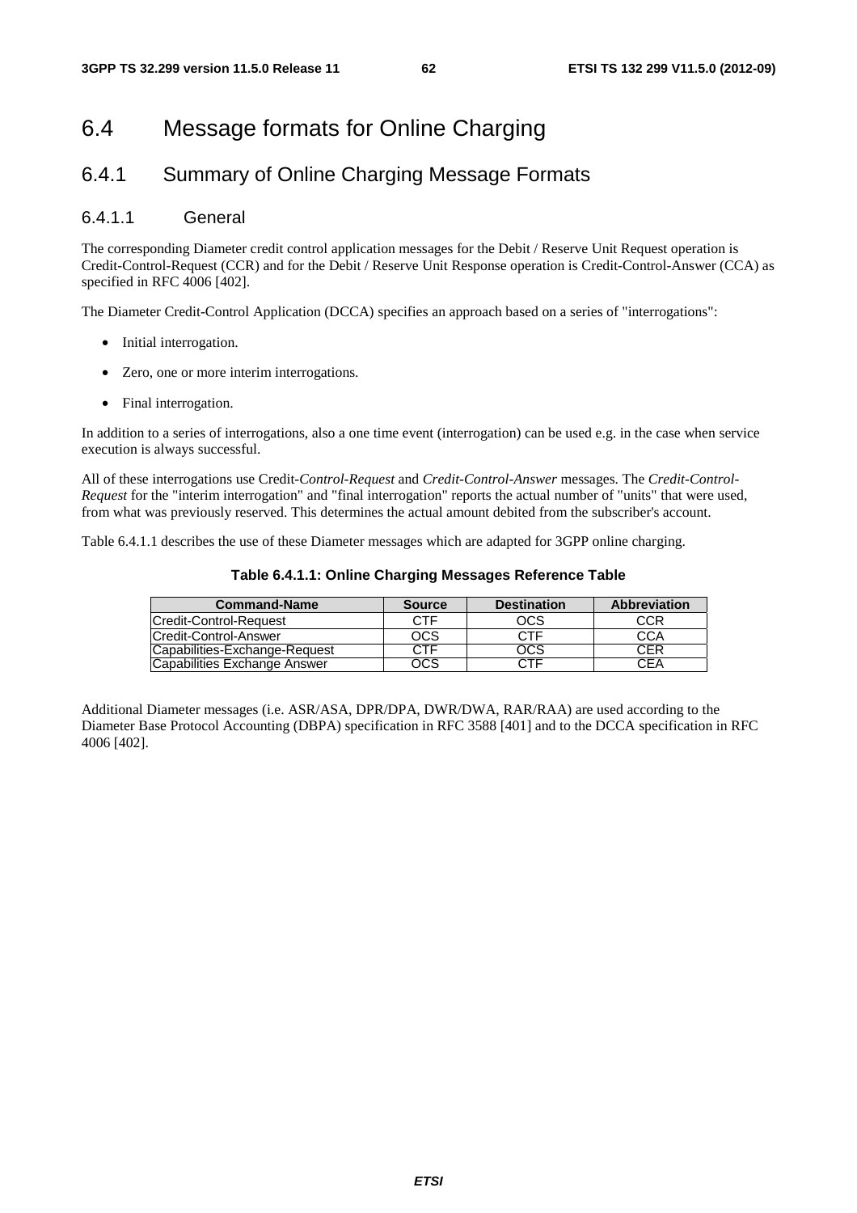# 6.4 Message formats for Online Charging

## 6.4.1 Summary of Online Charging Message Formats

### 6.4.1.1 General

The corresponding Diameter credit control application messages for the Debit / Reserve Unit Request operation is Credit-Control-Request (CCR) and for the Debit / Reserve Unit Response operation is Credit-Control-Answer (CCA) as specified in RFC 4006 [402].

The Diameter Credit-Control Application (DCCA) specifies an approach based on a series of "interrogations":

- Initial interrogation.
- Zero, one or more interim interrogations.
- Final interrogation.

In addition to a series of interrogations, also a one time event (interrogation) can be used e.g. in the case when service execution is always successful.

All of these interrogations use Credit-*Control-Request* and *Credit-Control-Answer* messages. The *Credit-Control-Request* for the "interim interrogation" and "final interrogation" reports the actual number of "units" that were used, from what was previously reserved. This determines the actual amount debited from the subscriber's account.

Table 6.4.1.1 describes the use of these Diameter messages which are adapted for 3GPP online charging.

**Table 6.4.1.1: Online Charging Messages Reference Table**

| Command-Name | Source | Destination | Abbreviation |
|---|---|---|---|
| Credit-Control-Request | CTF | OCS | CCR |
| Credit-Control-Answer | OCS | CTF | CCA |
| Capabilities-Exchange-Request | CTF | OCS | CER |
| Capabilities Exchange Answer | OCS | CTF | CEA |

Additional Diameter messages (i.e. ASR/ASA, DPR/DPA, DWR/DWA, RAR/RAA) are used according to the Diameter Base Protocol Accounting (DBPA) specification in RFC 3588 [401] and to the DCCA specification in RFC 4006 [402].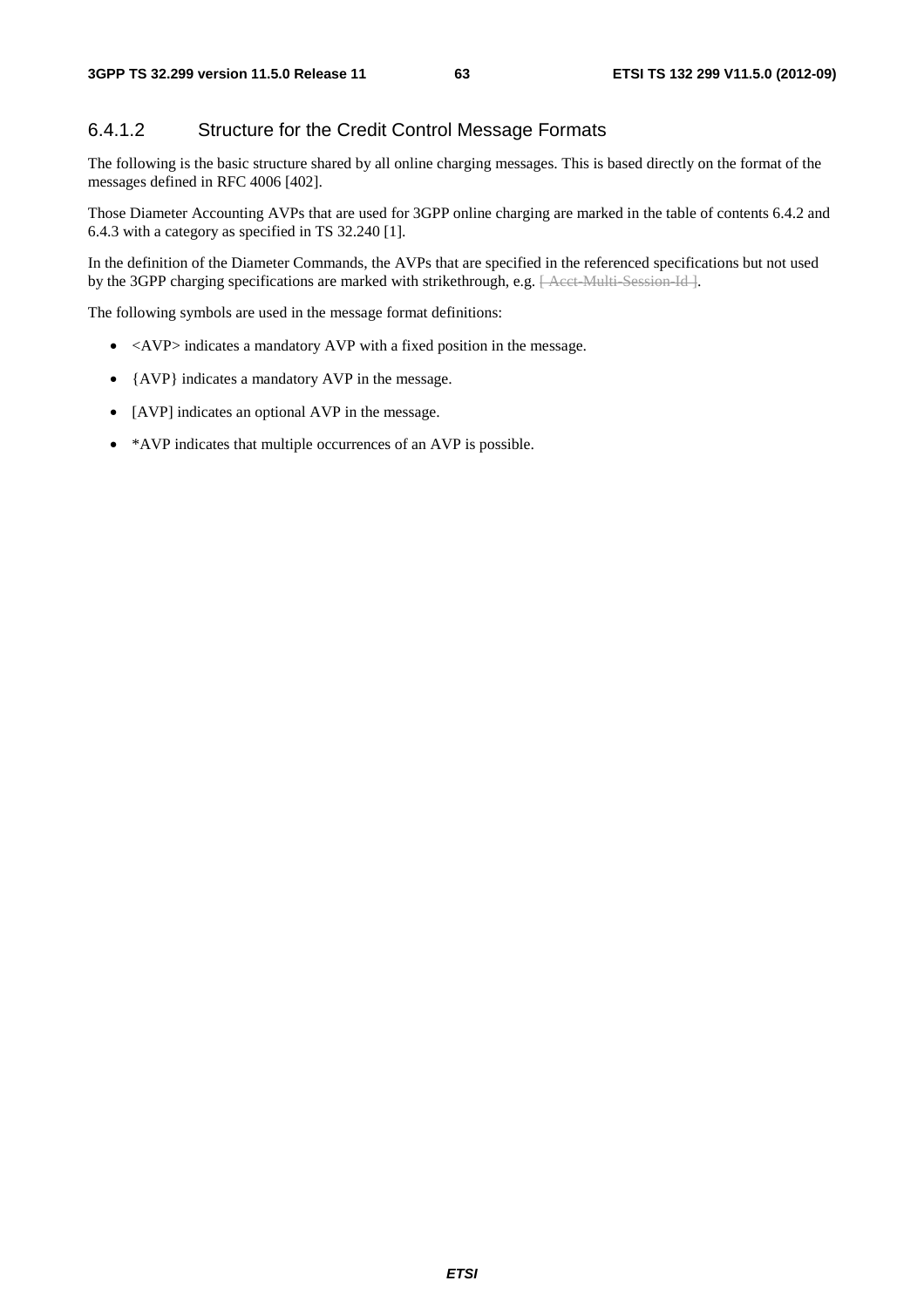### 6.4.1.2 Structure for the Credit Control Message Formats

The following is the basic structure shared by all online charging messages. This is based directly on the format of the messages defined in RFC 4006 [402].

Those Diameter Accounting AVPs that are used for 3GPP online charging are marked in the table of contents 6.4.2 and 6.4.3 with a category as specified in TS 32.240 [1].

In the definition of the Diameter Commands, the AVPs that are specified in the referenced specifications but not used by the 3GPP charging specifications are marked with strikethrough, e.g. ~~[ Acct-Multi-Session-Id ]~~.

The following symbols are used in the message format definitions:

- <AVP> indicates a mandatory AVP with a fixed position in the message.
- {AVP} indicates a mandatory AVP in the message.
- [AVP] indicates an optional AVP in the message.
- *AVP indicates that multiple occurrences of an AVP is possible.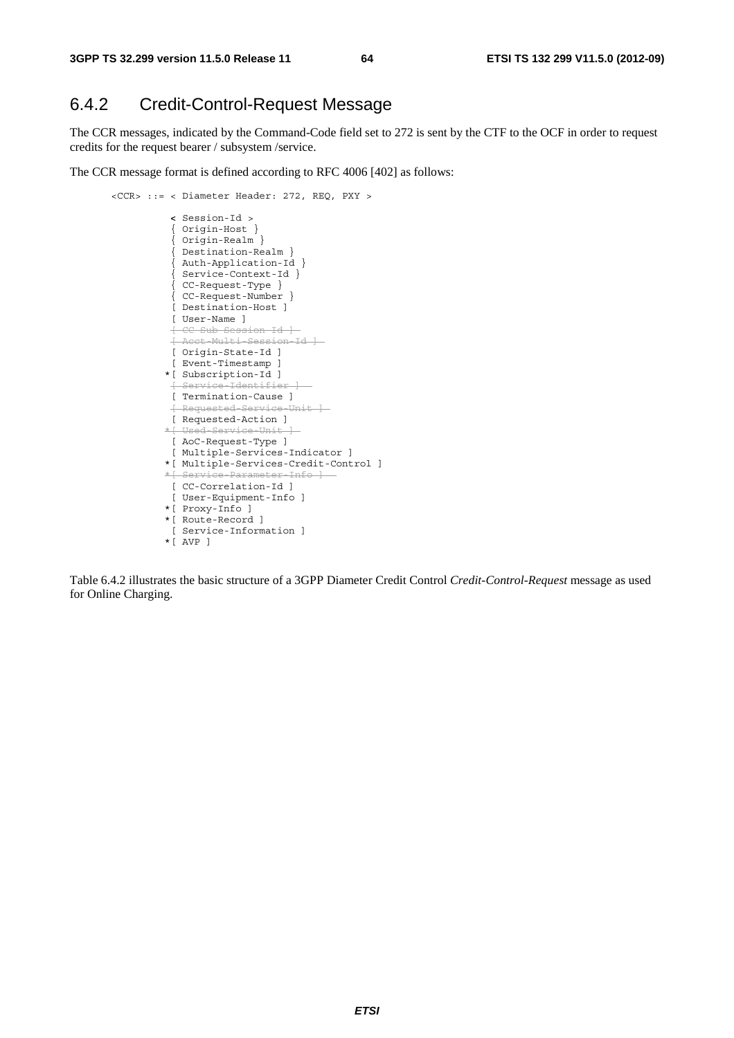## 6.4.2 Credit-Control-Request Message

The CCR messages, indicated by the Command-Code field set to 272 is sent by the CTF to the OCF in order to request credits for the request bearer / subsystem /service.

The CCR message format is defined according to RFC 4006 [402] as follows:

```
<CCR> ::= < Diameter Header: 272, REQ, PXY >

          < Session-Id >
          { Origin-Host }
          { Origin-Realm }
          { Destination-Realm }
          { Auth-Application-Id }
          { Service-Context-Id }
          { CC-Request-Type }
          { CC-Request-Number }
          [ Destination-Host ]
          [ User-Name ]
          [ CC-Sub-Session-Id ]
          [ Acct-Multi-Session-Id ]
          [ Origin-State-Id ]
          [ Event-Timestamp ]
         *[ Subscription-Id ]
          [ Service-Identifier ]
          [ Termination-Cause ]
          [ Requested-Service-Unit ]
          [ Requested-Action ]
         *[ Used-Service-Unit ]
          [ AoC-Request-Type ]
          [ Multiple-Services-Indicator ]
         *[ Multiple-Services-Credit-Control ]
         *[ Service-Parameter-Info ]
          [ CC-Correlation-Id ]
          [ User-Equipment-Info ]
         *[ Proxy-Info ]
         *[ Route-Record ]
          [ Service-Information ]
         *[ AVP ]
```

Table 6.4.2 illustrates the basic structure of a 3GPP Diameter Credit Control *Credit-Control-Request* message as used for Online Charging.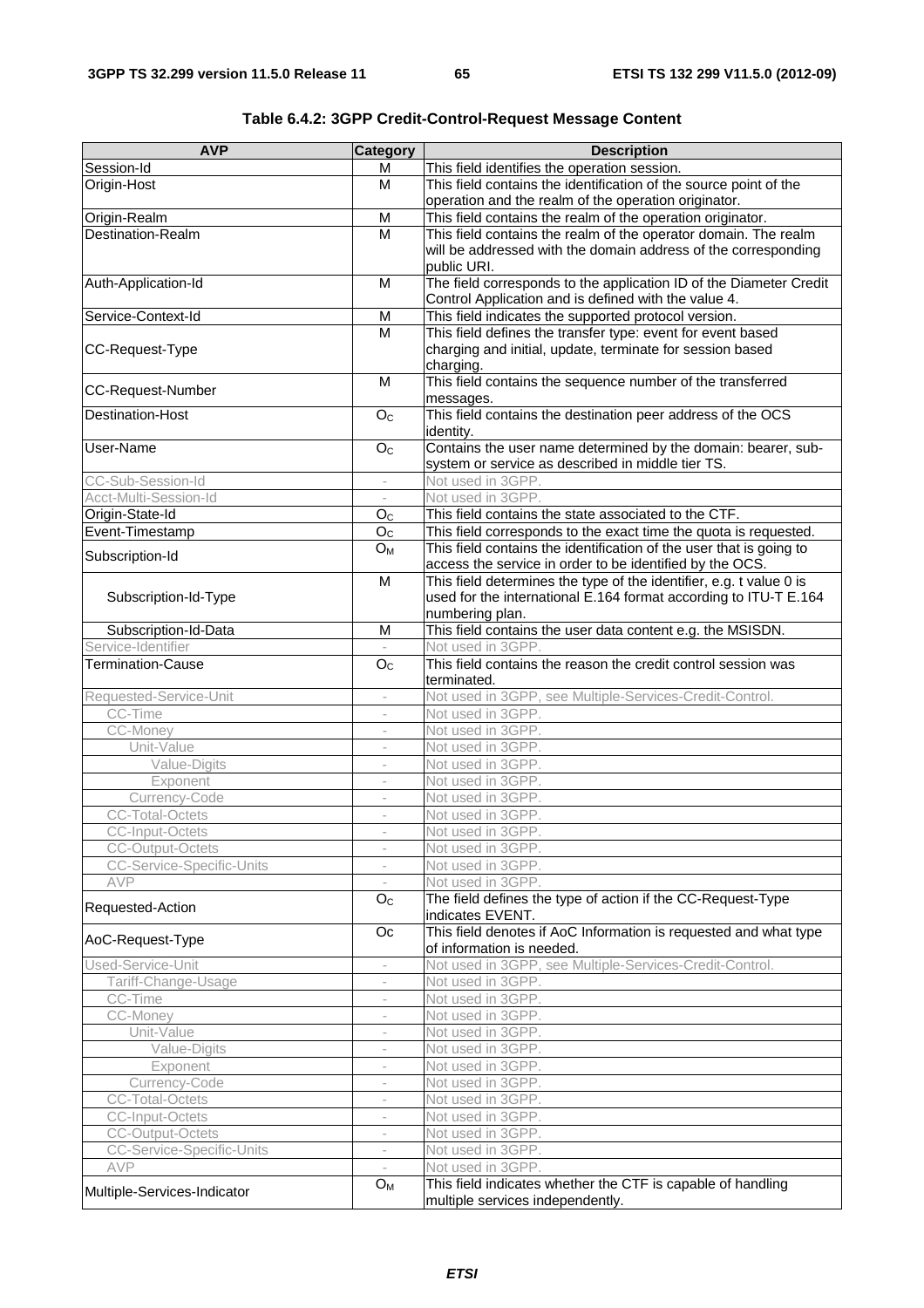**Table 6.4.2: 3GPP Credit-Control-Request Message Content**

| AVP | Category | Description |
|---|---|---|
| Session-Id | M | This field identifies the operation session. |
| Origin-Host | M | This field contains the identification of the source point of the operation and the realm of the operation originator. |
| Origin-Realm | M | This field contains the realm of the operation originator. |
| Destination-Realm | M | This field contains the realm of the operator domain. The realm will be addressed with the domain address of the corresponding public URI. |
| Auth-Application-Id | M | The field corresponds to the application ID of the Diameter Credit Control Application and is defined with the value 4. |
| Service-Context-Id | M | This field indicates the supported protocol version. |
| CC-Request-Type | M | This field defines the transfer type: event for event based charging and initial, update, terminate for session based charging. |
| CC-Request-Number | M | This field contains the sequence number of the transferred messages. |
| Destination-Host | $O_C$ | This field contains the destination peer address of the OCS identity. |
| User-Name | $O_C$ | Contains the user name determined by the domain: bearer, sub-system or service as described in middle tier TS. |
| CC-Sub-Session-Id | - | Not used in 3GPP. |
| Acct-Multi-Session-Id | - | Not used in 3GPP. |
| Origin-State-Id | $O_C$ | This field contains the state associated to the CTF. |
| Event-Timestamp | $O_C$ | This field corresponds to the exact time the quota is requested. |
| Subscription-Id | $O_M$ | This field contains the identification of the user that is going to access the service in order to be identified by the OCS. |
| Subscription-Id-Type | M | This field determines the type of the identifier, e.g. t value 0 is used for the international E.164 format according to ITU-T E.164 numbering plan. |
| Subscription-Id-Data | M | This field contains the user data content e.g. the MSISDN. |
| Service-Identifier | - | Not used in 3GPP. |
| Termination-Cause | $O_C$ | This field contains the reason the credit control session was terminated. |
| Requested-Service-Unit | - | Not used in 3GPP, see Multiple-Services-Credit-Control. |
| CC-Time | - | Not used in 3GPP. |
| CC-Money | - | Not used in 3GPP. |
| Unit-Value | - | Not used in 3GPP. |
| Value-Digits | - | Not used in 3GPP. |
| Exponent | - | Not used in 3GPP. |
| Currency-Code | - | Not used in 3GPP. |
| CC-Total-Octets | - | Not used in 3GPP. |
| CC-Input-Octets | - | Not used in 3GPP. |
| CC-Output-Octets | - | Not used in 3GPP. |
| CC-Service-Specific-Units | - | Not used in 3GPP. |
| AVP | - | Not used in 3GPP. |
| Requested-Action | $O_C$ | The field defines the type of action if the CC-Request-Type indicates EVENT. |
| AoC-Request-Type | Oc | This field denotes if AoC Information is requested and what type of information is needed. |
| Used-Service-Unit | - | Not used in 3GPP, see Multiple-Services-Credit-Control. |
| Tariff-Change-Usage | - | Not used in 3GPP. |
| CC-Time | - | Not used in 3GPP. |
| CC-Money | - | Not used in 3GPP. |
| Unit-Value | - | Not used in 3GPP. |
| Value-Digits | - | Not used in 3GPP. |
| Exponent | - | Not used in 3GPP. |
| Currency-Code | - | Not used in 3GPP. |
| CC-Total-Octets | - | Not used in 3GPP. |
| CC-Input-Octets | - | Not used in 3GPP. |
| CC-Output-Octets | - | Not used in 3GPP. |
| CC-Service-Specific-Units | - | Not used in 3GPP. |
| AVP | - | Not used in 3GPP. |
| Multiple-Services-Indicator | $O_M$ | This field indicates whether the CTF is capable of handling multiple services independently. |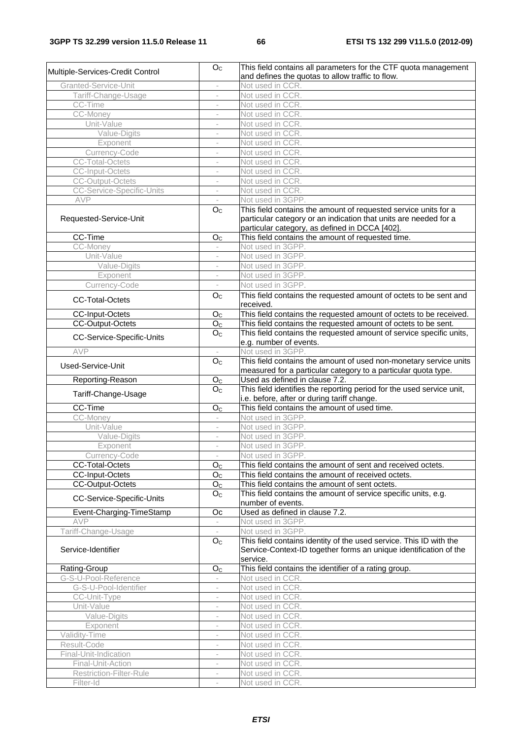| Multiple-Services-Credit Control | $O_C$ | This field contains all parameters for the CTF quota management and defines the quotas to allow traffic to flow. |
|---|---|---|
| Granted-Service-Unit | - | Not used in CCR. |
| Tariff-Change-Usage | - | Not used in CCR. |
| CC-Time | - | Not used in CCR. |
| CC-Money | - | Not used in CCR. |
| Unit-Value | - | Not used in CCR. |
| Value-Digits | - | Not used in CCR. |
| Exponent | - | Not used in CCR. |
| Currency-Code | - | Not used in CCR. |
| CC-Total-Octets | - | Not used in CCR. |
| CC-Input-Octets | - | Not used in CCR. |
| CC-Output-Octets | - | Not used in CCR. |
| CC-Service-Specific-Units | - | Not used in CCR. |
| AVP | - | Not used in 3GPP. |
| Requested-Service-Unit | $O_C$ | This field contains the amount of requested service units for a particular category or an indication that units are needed for a particular category, as defined in DCCA [402]. |
| CC-Time | $O_C$ | This field contains the amount of requested time. |
| CC-Money | - | Not used in 3GPP. |
| Unit-Value | - | Not used in 3GPP. |
| Value-Digits | - | Not used in 3GPP. |
| Exponent | - | Not used in 3GPP. |
| Currency-Code | - | Not used in 3GPP. |
| CC-Total-Octets | $O_C$ | This field contains the requested amount of octets to be sent and received. |
| CC-Input-Octets | $O_C$ | This field contains the requested amount of octets to be received. |
| CC-Output-Octets | $O_C$ | This field contains the requested amount of octets to be sent. |
| CC-Service-Specific-Units | $O_C$ | This field contains the requested amount of service specific units, e.g. number of events. |
| AVP | - | Not used in 3GPP. |
| Used-Service-Unit | $O_C$ | This field contains the amount of used non-monetary service units measured for a particular category to a particular quota type. |
| Reporting-Reason | $O_C$ | Used as defined in clause 7.2. |
| Tariff-Change-Usage | $O_C$ | This field identifies the reporting period for the used service unit, i.e. before, after or during tariff change. |
| CC-Time | $O_C$ | This field contains the amount of used time. |
| CC-Money | - | Not used in 3GPP. |
| Unit-Value | - | Not used in 3GPP. |
| Value-Digits | - | Not used in 3GPP. |
| Exponent | - | Not used in 3GPP. |
| Currency-Code | - | Not used in 3GPP. |
| CC-Total-Octets | $O_C$ | This field contains the amount of sent and received octets. |
| CC-Input-Octets | $O_C$ | This field contains the amount of received octets. |
| CC-Output-Octets | $O_C$ | This field contains the amount of sent octets. |
| CC-Service-Specific-Units | $O_C$ | This field contains the amount of service specific units, e.g. number of events. |
| Event-Charging-TimeStamp | Oc | Used as defined in clause 7.2. |
| AVP | - | Not used in 3GPP. |
| Tariff-Change-Usage | - | Not used in 3GPP. |
| Service-Identifier | $O_C$ | This field contains identity of the used service. This ID with the Service-Context-ID together forms an unique identification of the service. |
| Rating-Group | $O_C$ | This field contains the identifier of a rating group. |
| G-S-U-Pool-Reference | - | Not used in CCR. |
| G-S-U-Pool-Identifier | - | Not used in CCR. |
| CC-Unit-Type | - | Not used in CCR. |
| Unit-Value | - | Not used in CCR. |
| Value-Digits | - | Not used in CCR. |
| Exponent | - | Not used in CCR. |
| Validity-Time | - | Not used in CCR. |
| Result-Code | - | Not used in CCR. |
| Final-Unit-Indication | - | Not used in CCR. |
| Final-Unit-Action | - | Not used in CCR. |
| Restriction-Filter-Rule | - | Not used in CCR. |
| Filter-Id | - | Not used in CCR. |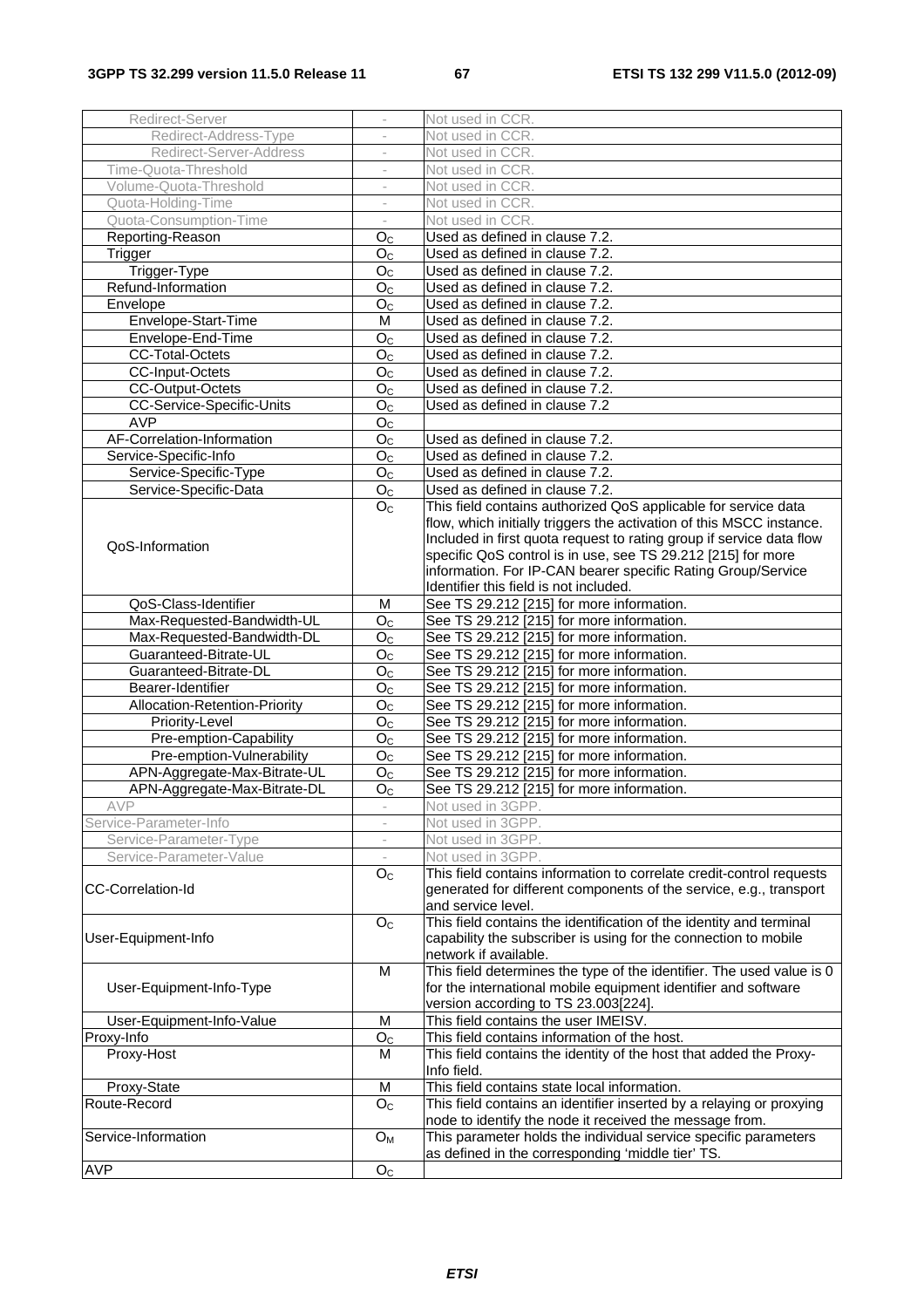| Redirect-Server | - | Not used in CCR. |
|---|---|---|
| Redirect-Address-Type | - | Not used in CCR. |
| Redirect-Server-Address | - | Not used in CCR. |
| Time-Quota-Threshold | - | Not used in CCR. |
| Volume-Quota-Threshold | - | Not used in CCR. |
| Quota-Holding-Time | - | Not used in CCR. |
| Quota-Consumption-Time | - | Not used in CCR. |
| Reporting-Reason | $O_C$ | Used as defined in clause 7.2. |
| Trigger | $O_C$ | Used as defined in clause 7.2. |
| Trigger-Type | $O_C$ | Used as defined in clause 7.2. |
| Refund-Information | $O_C$ | Used as defined in clause 7.2. |
| Envelope | $O_C$ | Used as defined in clause 7.2. |
| Envelope-Start-Time | M | Used as defined in clause 7.2. |
| Envelope-End-Time | $O_C$ | Used as defined in clause 7.2. |
| CC-Total-Octets | $O_C$ | Used as defined in clause 7.2. |
| CC-Input-Octets | $O_C$ | Used as defined in clause 7.2. |
| CC-Output-Octets | $O_C$ | Used as defined in clause 7.2. |
| CC-Service-Specific-Units | $O_C$ | Used as defined in clause 7.2 |
| AVP | $O_C$ | |
| AF-Correlation-Information | $O_C$ | Used as defined in clause 7.2. |
| Service-Specific-Info | $O_C$ | Used as defined in clause 7.2. |
| Service-Specific-Type | $O_C$ | Used as defined in clause 7.2. |
| Service-Specific-Data | $O_C$ | Used as defined in clause 7.2. |
| QoS-Information | $O_C$ | This field contains authorized QoS applicable for service data flow, which initially triggers the activation of this MSCC instance. Included in first quota request to rating group if service data flow specific QoS control is in use, see TS 29.212 [215] for more information. For IP-CAN bearer specific Rating Group/Service Identifier this field is not included. |
| QoS-Class-Identifier | M | See TS 29.212 [215] for more information. |
| Max-Requested-Bandwidth-UL | $O_C$ | See TS 29.212 [215] for more information. |
| Max-Requested-Bandwidth-DL | $O_C$ | See TS 29.212 [215] for more information. |
| Guaranteed-Bitrate-UL | $O_C$ | See TS 29.212 [215] for more information. |
| Guaranteed-Bitrate-DL | $O_C$ | See TS 29.212 [215] for more information. |
| Bearer-Identifier | $O_C$ | See TS 29.212 [215] for more information. |
| Allocation-Retention-Priority | $O_C$ | See TS 29.212 [215] for more information. |
| Priority-Level | $O_C$ | See TS 29.212 [215] for more information. |
| Pre-emption-Capability | $O_C$ | See TS 29.212 [215] for more information. |
| Pre-emption-Vulnerability | $O_C$ | See TS 29.212 [215] for more information. |
| APN-Aggregate-Max-Bitrate-UL | $O_C$ | See TS 29.212 [215] for more information. |
| APN-Aggregate-Max-Bitrate-DL | $O_C$ | See TS 29.212 [215] for more information. |
| AVP | - | Not used in 3GPP. |
| Service-Parameter-Info | - | Not used in 3GPP. |
| Service-Parameter-Type | - | Not used in 3GPP. |
| Service-Parameter-Value | - | Not used in 3GPP. |
| CC-Correlation-Id | $O_C$ | This field contains information to correlate credit-control requests generated for different components of the service, e.g., transport and service level. |
| User-Equipment-Info | $O_C$ | This field contains the identification of the identity and terminal capability the subscriber is using for the connection to mobile network if available. |
| User-Equipment-Info-Type | M | This field determines the type of the identifier. The used value is 0 for the international mobile equipment identifier and software version according to TS 23.003[224]. |
| User-Equipment-Info-Value | M | This field contains the user IMEISV. |
| Proxy-Info | $O_C$ | This field contains information of the host. |
| Proxy-Host | M | This field contains the identity of the host that added the Proxy-Info field. |
| Proxy-State | M | This field contains state local information. |
| Route-Record | $O_C$ | This field contains an identifier inserted by a relaying or proxying node to identify the node it received the message from. |
| Service-Information | $O_M$ | This parameter holds the individual service specific parameters as defined in the corresponding 'middle tier' TS. |
| AVP | $O_C$ | |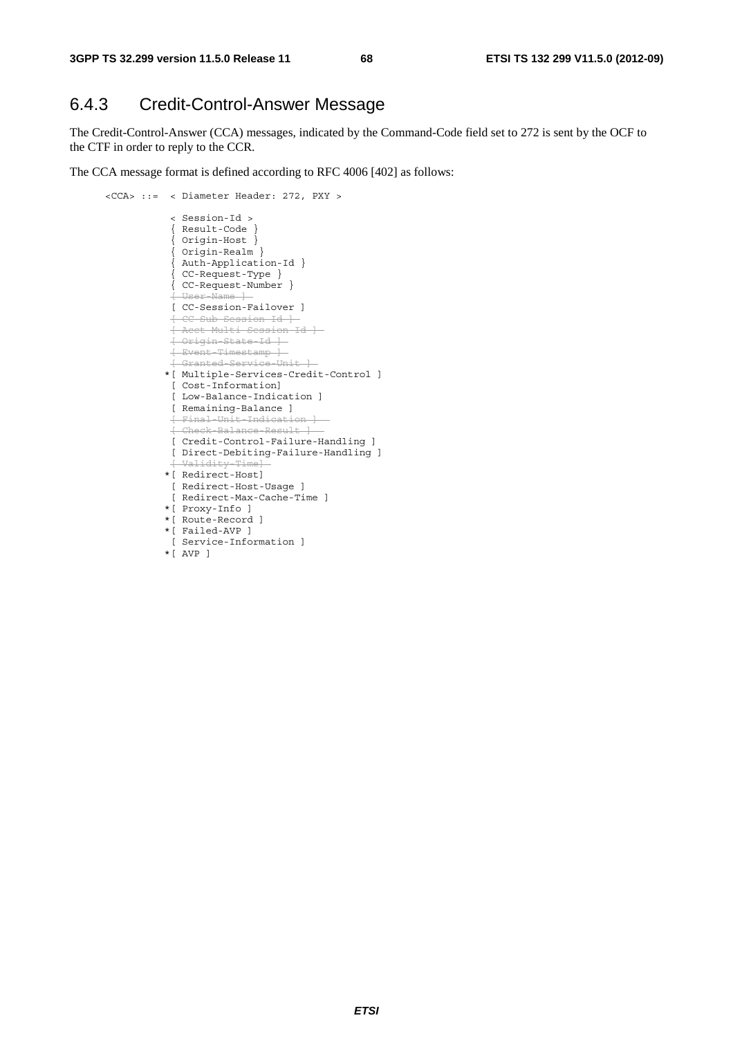## 6.4.3 Credit-Control-Answer Message

The Credit-Control-Answer (CCA) messages, indicated by the Command-Code field set to 272 is sent by the OCF to the CTF in order to reply to the CCR.

The CCA message format is defined according to RFC 4006 [402] as follows:

```
<CCA> ::=  < Diameter Header: 272, PXY >

            < Session-Id >
            { Result-Code }
            { Origin-Host }
            { Origin-Realm }
            { Auth-Application-Id }
            { CC-Request-Type }
            { CC-Request-Number }
            [ User-Name ]
            [ CC-Session-Failover ]
            [ CC-Sub-Session-Id ]
            [ Acct-Multi-Session-Id ]
            [ Origin-State-Id ]
            [ Event-Timestamp ]
            [ Granted-Service-Unit ]
           *[ Multiple-Services-Credit-Control ]
            [ Cost-Information]
            [ Low-Balance-Indication ]
            [ Remaining-Balance ]
            [ Final-Unit-Indication ]
            [ Check-Balance-Result ]
            [ Credit-Control-Failure-Handling ]
            [ Direct-Debiting-Failure-Handling ]
            [ Validity-Time]
           *[ Redirect-Host]
            [ Redirect-Host-Usage ]
            [ Redirect-Max-Cache-Time ]
           *[ Proxy-Info ]
           *[ Route-Record ]
           *[ Failed-AVP ]
            [ Service-Information ]
           *[ AVP ]
```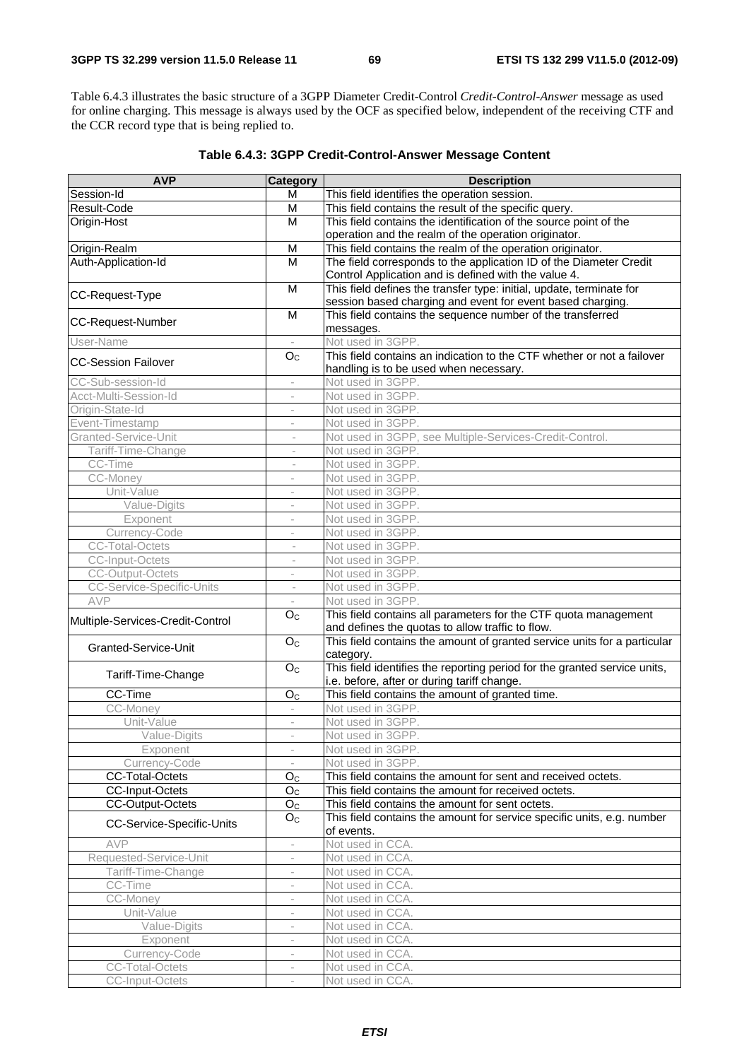Table 6.4.3 illustrates the basic structure of a 3GPP Diameter Credit-Control *Credit-Control-Answer* message as used for online charging. This message is always used by the OCF as specified below, independent of the receiving CTF and the CCR record type that is being replied to.

**Table 6.4.3: 3GPP Credit-Control-Answer Message Content**

| AVP | Category | Description |
|---|---|---|
| Session-Id | M | This field identifies the operation session. |
| Result-Code | M | This field contains the result of the specific query. |
| Origin-Host | M | This field contains the identification of the source point of the operation and the realm of the operation originator. |
| Origin-Realm | M | This field contains the realm of the operation originator. |
| Auth-Application-Id | M | The field corresponds to the application ID of the Diameter Credit Control Application and is defined with the value 4. |
| CC-Request-Type | M | This field defines the transfer type: initial, update, terminate for session based charging and event for event based charging. |
| CC-Request-Number | M | This field contains the sequence number of the transferred messages. |
| User-Name | - | Not used in 3GPP. |
| CC-Session Failover | $O_C$ | This field contains an indication to the CTF whether or not a failover handling is to be used when necessary. |
| CC-Sub-session-Id | - | Not used in 3GPP. |
| Acct-Multi-Session-Id | - | Not used in 3GPP. |
| Origin-State-Id | - | Not used in 3GPP. |
| Event-Timestamp | - | Not used in 3GPP. |
| Granted-Service-Unit | - | Not used in 3GPP, see Multiple-Services-Credit-Control. |
| Tariff-Time-Change | - | Not used in 3GPP. |
| CC-Time | - | Not used in 3GPP. |
| CC-Money | - | Not used in 3GPP. |
| Unit-Value | - | Not used in 3GPP. |
| Value-Digits | - | Not used in 3GPP. |
| Exponent | - | Not used in 3GPP. |
| Currency-Code | - | Not used in 3GPP. |
| CC-Total-Octets | - | Not used in 3GPP. |
| CC-Input-Octets | - | Not used in 3GPP. |
| CC-Output-Octets | - | Not used in 3GPP. |
| CC-Service-Specific-Units | - | Not used in 3GPP. |
| AVP | - | Not used in 3GPP. |
| Multiple-Services-Credit-Control | $O_C$ | This field contains all parameters for the CTF quota management and defines the quotas to allow traffic to flow. |
| Granted-Service-Unit | $O_C$ | This field contains the amount of granted service units for a particular category. |
| Tariff-Time-Change | $O_C$ | This field identifies the reporting period for the granted service units, i.e. before, after or during tariff change. |
| CC-Time | $O_C$ | This field contains the amount of granted time. |
| CC-Money | - | Not used in 3GPP. |
| Unit-Value | - | Not used in 3GPP. |
| Value-Digits | - | Not used in 3GPP. |
| Exponent | - | Not used in 3GPP. |
| Currency-Code | - | Not used in 3GPP. |
| CC-Total-Octets | $O_C$ | This field contains the amount for sent and received octets. |
| CC-Input-Octets | $O_C$ | This field contains the amount for received octets. |
| CC-Output-Octets | $O_C$ | This field contains the amount for sent octets. |
| CC-Service-Specific-Units | $O_C$ | This field contains the amount for service specific units, e.g. number of events. |
| AVP | - | Not used in CCA. |
| Requested-Service-Unit | - | Not used in CCA. |
| Tariff-Time-Change | - | Not used in CCA. |
| CC-Time | - | Not used in CCA. |
| CC-Money | - | Not used in CCA. |
| Unit-Value | - | Not used in CCA. |
| Value-Digits | - | Not used in CCA. |
| Exponent | - | Not used in CCA. |
| Currency-Code | - | Not used in CCA. |
| CC-Total-Octets | - | Not used in CCA. |
| CC-Input-Octets | - | Not used in CCA. |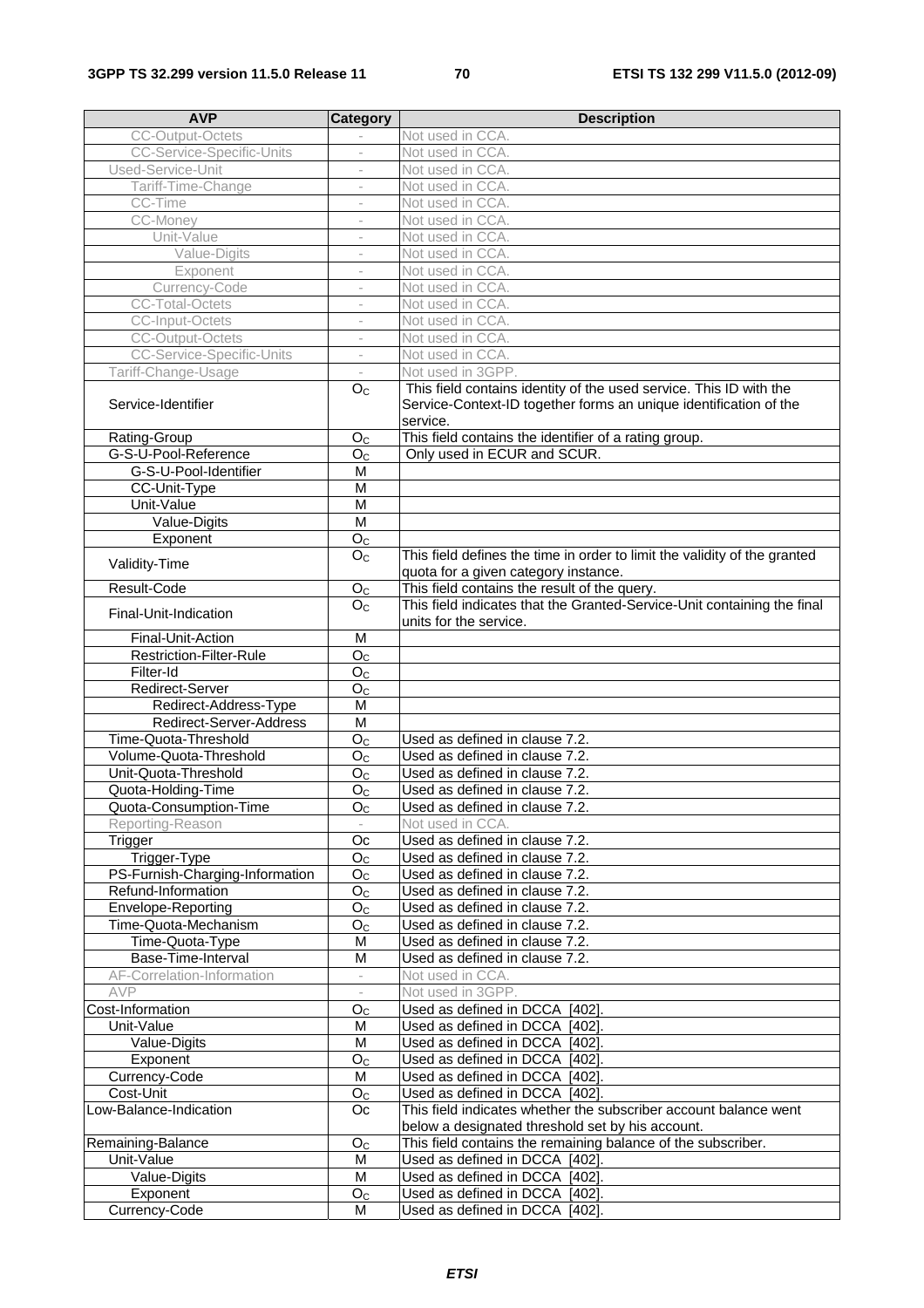| AVP | Category | Description |
|---|---|---|
| CC-Output-Octets | - | Not used in CCA. |
| CC-Service-Specific-Units | - | Not used in CCA. |
| Used-Service-Unit | - | Not used in CCA. |
| Tariff-Time-Change | - | Not used in CCA. |
| CC-Time | - | Not used in CCA. |
| CC-Money | - | Not used in CCA. |
| Unit-Value | - | Not used in CCA. |
| Value-Digits | - | Not used in CCA. |
| Exponent | - | Not used in CCA. |
| Currency-Code | - | Not used in CCA. |
| CC-Total-Octets | - | Not used in CCA. |
| CC-Input-Octets | - | Not used in CCA. |
| CC-Output-Octets | - | Not used in CCA. |
| CC-Service-Specific-Units | - | Not used in CCA. |
| Tariff-Change-Usage | - | Not used in 3GPP. |
| Service-Identifier | $O_C$ | This field contains identity of the used service. This ID with the Service-Context-ID together forms an unique identification of the service. |
| Rating-Group | $O_C$ | This field contains the identifier of a rating group. |
| G-S-U-Pool-Reference | $O_C$ | Only used in ECUR and SCUR. |
| G-S-U-Pool-Identifier | M | |
| CC-Unit-Type | M | |
| Unit-Value | M | |
| Value-Digits | M | |
| Exponent | $O_C$ | |
| Validity-Time | $O_C$ | This field defines the time in order to limit the validity of the granted quota for a given category instance. |
| Result-Code | $O_C$ | This field contains the result of the query. |
| Final-Unit-Indication | $O_C$ | This field indicates that the Granted-Service-Unit containing the final units for the service. |
| Final-Unit-Action | M | |
| Restriction-Filter-Rule | $O_C$ | |
| Filter-Id | $O_C$ | |
| Redirect-Server | $O_C$ | |
| Redirect-Address-Type | M | |
| Redirect-Server-Address | M | |
| Time-Quota-Threshold | $O_C$ | Used as defined in clause 7.2. |
| Volume-Quota-Threshold | $O_C$ | Used as defined in clause 7.2. |
| Unit-Quota-Threshold | $O_C$ | Used as defined in clause 7.2. |
| Quota-Holding-Time | $O_C$ | Used as defined in clause 7.2. |
| Quota-Consumption-Time | $O_C$ | Used as defined in clause 7.2. |
| Reporting-Reason | - | Not used in CCA. |
| Trigger | Oc | Used as defined in clause 7.2. |
| Trigger-Type | $O_C$ | Used as defined in clause 7.2. |
| PS-Furnish-Charging-Information | $O_C$ | Used as defined in clause 7.2. |
| Refund-Information | $O_C$ | Used as defined in clause 7.2. |
| Envelope-Reporting | $O_C$ | Used as defined in clause 7.2. |
| Time-Quota-Mechanism | $O_C$ | Used as defined in clause 7.2. |
| Time-Quota-Type | M | Used as defined in clause 7.2. |
| Base-Time-Interval | M | Used as defined in clause 7.2. |
| AF-Correlation-Information | - | Not used in CCA. |
| AVP | - | Not used in 3GPP. |
| Cost-Information | $O_C$ | Used as defined in DCCA [402]. |
| Unit-Value | M | Used as defined in DCCA [402]. |
| Value-Digits | M | Used as defined in DCCA [402]. |
| Exponent | $O_C$ | Used as defined in DCCA [402]. |
| Currency-Code | M | Used as defined in DCCA [402]. |
| Cost-Unit | $O_C$ | Used as defined in DCCA [402]. |
| Low-Balance-Indication | Oc | This field indicates whether the subscriber account balance went below a designated threshold set by his account. |
| Remaining-Balance | $O_C$ | This field contains the remaining balance of the subscriber. |
| Unit-Value | M | Used as defined in DCCA [402]. |
| Value-Digits | M | Used as defined in DCCA [402]. |
| Exponent | $O_C$ | Used as defined in DCCA [402]. |
| Currency-Code | M | Used as defined in DCCA [402]. |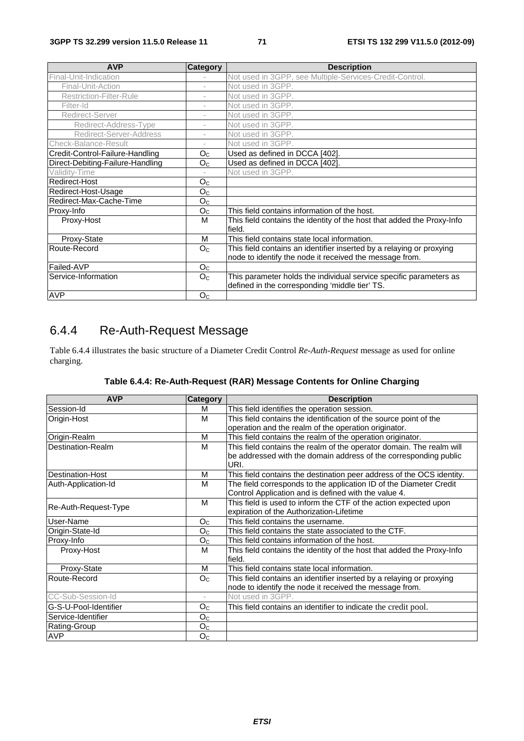| AVP | Category | Description |
|---|---|---|
| Final-Unit-Indication | - | Not used in 3GPP, see Multiple-Services-Credit-Control. |
| Final-Unit-Action | - | Not used in 3GPP. |
| Restriction-Filter-Rule | - | Not used in 3GPP. |
| Filter-Id | - | Not used in 3GPP. |
| Redirect-Server | - | Not used in 3GPP. |
| Redirect-Address-Type | - | Not used in 3GPP. |
| Redirect-Server-Address | - | Not used in 3GPP. |
| Check-Balance-Result | - | Not used in 3GPP. |
| Credit-Control-Failure-Handling | $O_C$ | Used as defined in DCCA [402]. |
| Direct-Debiting-Failure-Handling | $O_C$ | Used as defined in DCCA [402]. |
| Validity-Time | - | Not used in 3GPP. |
| Redirect-Host | $O_C$ | |
| Redirect-Host-Usage | $O_C$ | |
| Redirect-Max-Cache-Time | $O_C$ | |
| Proxy-Info | $O_C$ | This field contains information of the host. |
| Proxy-Host | M | This field contains the identity of the host that added the Proxy-Info field. |
| Proxy-State | M | This field contains state local information. |
| Route-Record | $O_C$ | This field contains an identifier inserted by a relaying or proxying node to identify the node it received the message from. |
| Failed-AVP | $O_C$ | |
| Service-Information | $O_C$ | This parameter holds the individual service specific parameters as defined in the corresponding 'middle tier' TS. |
| AVP | $O_C$ | |

## 6.4.4 Re-Auth-Request Message

Table 6.4.4 illustrates the basic structure of a Diameter Credit Control *Re-Auth-Request* message as used for online charging.

**Table 6.4.4: Re-Auth-Request (RAR) Message Contents for Online Charging**

| AVP | Category | Description |
|---|---|---|
| Session-Id | M | This field identifies the operation session. |
| Origin-Host | M | This field contains the identification of the source point of the operation and the realm of the operation originator. |
| Origin-Realm | M | This field contains the realm of the operation originator. |
| Destination-Realm | M | This field contains the realm of the operator domain. The realm will be addressed with the domain address of the corresponding public URI. |
| Destination-Host | M | This field contains the destination peer address of the OCS identity. |
| Auth-Application-Id | M | The field corresponds to the application ID of the Diameter Credit Control Application and is defined with the value 4. |
| Re-Auth-Request-Type | M | This field is used to inform the CTF of the action expected upon expiration of the Authorization-Lifetime |
| User-Name | $O_C$ | This field contains the username. |
| Origin-State-Id | $O_C$ | This field contains the state associated to the CTF. |
| Proxy-Info | $O_C$ | This field contains information of the host. |
| Proxy-Host | M | This field contains the identity of the host that added the Proxy-Info field. |
| Proxy-State | M | This field contains state local information. |
| Route-Record | $O_C$ | This field contains an identifier inserted by a relaying or proxying node to identify the node it received the message from. |
| CC-Sub-Session-Id | - | Not used in 3GPP. |
| G-S-U-Pool-Identifier | $O_C$ | This field contains an identifier to indicate the credit pool. |
| Service-Identifier | $O_C$ | |
| Rating-Group | $O_C$ | |
| AVP | $O_C$ | |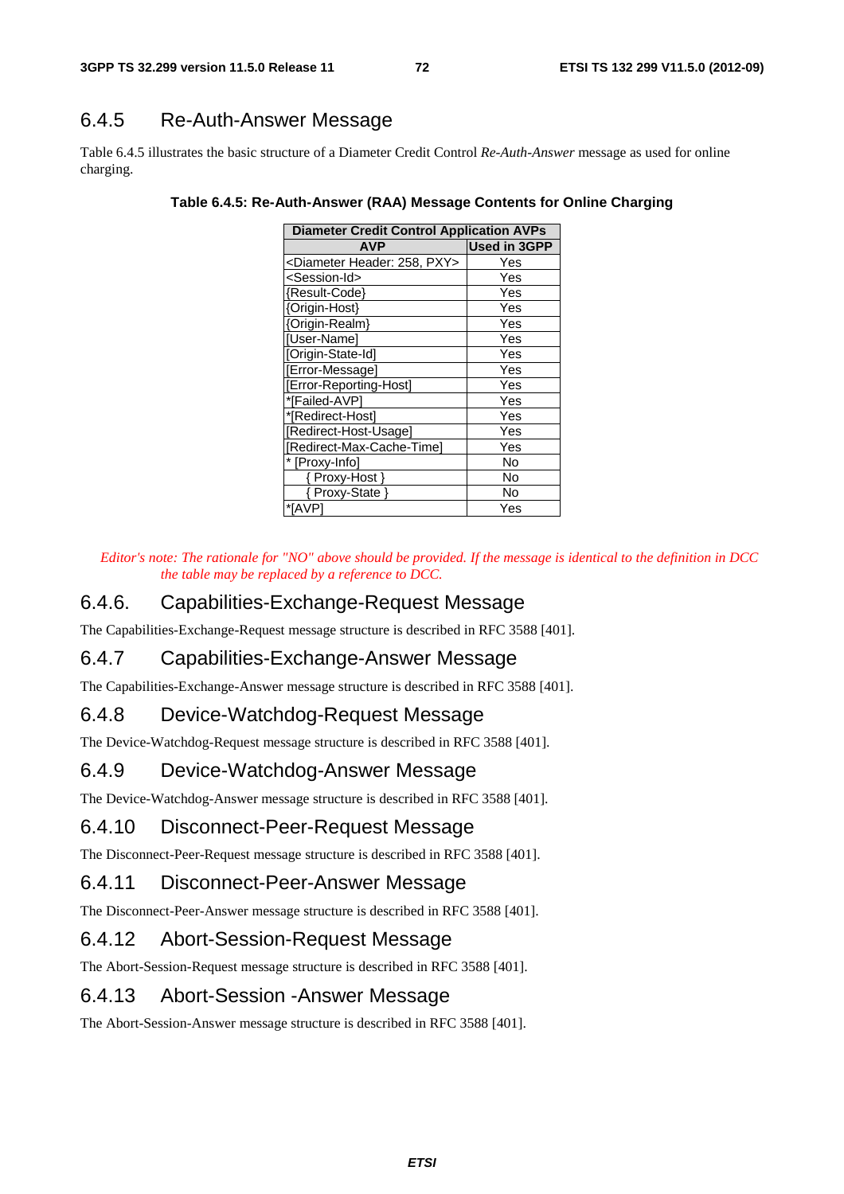## 6.4.5 Re-Auth-Answer Message

Table 6.4.5 illustrates the basic structure of a Diameter Credit Control *Re-Auth-Answer* message as used for online charging.

**Table 6.4.5: Re-Auth-Answer (RAA) Message Contents for Online Charging**

| Diameter Credit Control Application AVPs | |
|---|---|
| **AVP** | **Used in 3GPP** |
| <Diameter Header: 258, PXY> | Yes |
| <Session-Id> | Yes |
| {Result-Code} | Yes |
| {Origin-Host} | Yes |
| {Origin-Realm} | Yes |
| [User-Name] | Yes |
| [Origin-State-Id] | Yes |
| [Error-Message] | Yes |
| [Error-Reporting-Host] | Yes |
| *[Failed-AVP] | Yes |
| *[Redirect-Host] | Yes |
| [Redirect-Host-Usage] | Yes |
| [Redirect-Max-Cache-Time] | Yes |
| * [Proxy-Info] | No |
| { Proxy-Host } | No |
| { Proxy-State } | No |
| *[AVP] | Yes |

*Editor's note: The rationale for "NO" above should be provided. If the message is identical to the definition in DCC the table may be replaced by a reference to DCC.*

## 6.4.6. Capabilities-Exchange-Request Message

The Capabilities-Exchange-Request message structure is described in RFC 3588 [401].

## 6.4.7 Capabilities-Exchange-Answer Message

The Capabilities-Exchange-Answer message structure is described in RFC 3588 [401].

## 6.4.8 Device-Watchdog-Request Message

The Device-Watchdog-Request message structure is described in RFC 3588 [401].

## 6.4.9 Device-Watchdog-Answer Message

The Device-Watchdog-Answer message structure is described in RFC 3588 [401].

## 6.4.10 Disconnect-Peer-Request Message

The Disconnect-Peer-Request message structure is described in RFC 3588 [401].

## 6.4.11 Disconnect-Peer-Answer Message

The Disconnect-Peer-Answer message structure is described in RFC 3588 [401].

## 6.4.12 Abort-Session-Request Message

The Abort-Session-Request message structure is described in RFC 3588 [401].

## 6.4.13 Abort-Session -Answer Message

The Abort-Session-Answer message structure is described in RFC 3588 [401].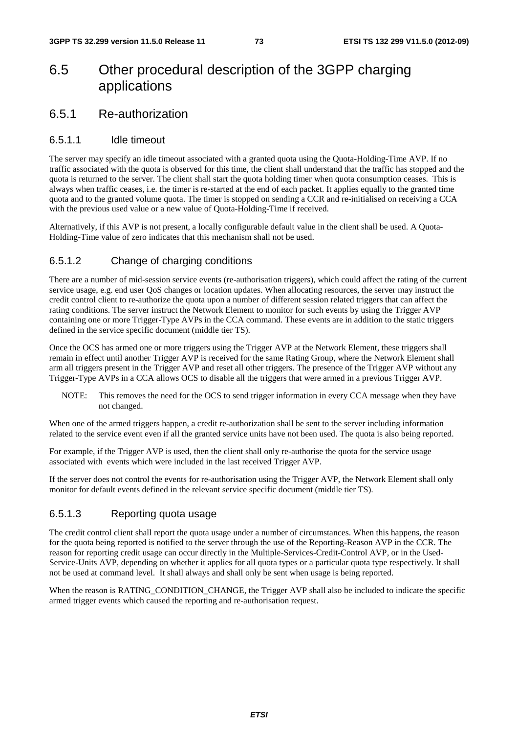# 6.5 Other procedural description of the 3GPP charging applications

## 6.5.1 Re-authorization

### 6.5.1.1 Idle timeout

The server may specify an idle timeout associated with a granted quota using the Quota-Holding-Time AVP. If no traffic associated with the quota is observed for this time, the client shall understand that the traffic has stopped and the quota is returned to the server. The client shall start the quota holding timer when quota consumption ceases. This is always when traffic ceases, i.e. the timer is re-started at the end of each packet. It applies equally to the granted time quota and to the granted volume quota. The timer is stopped on sending a CCR and re-initialised on receiving a CCA with the previous used value or a new value of Quota-Holding-Time if received.

Alternatively, if this AVP is not present, a locally configurable default value in the client shall be used. A Quota-Holding-Time value of zero indicates that this mechanism shall not be used.

### 6.5.1.2 Change of charging conditions

There are a number of mid-session service events (re-authorisation triggers), which could affect the rating of the current service usage, e.g. end user QoS changes or location updates. When allocating resources, the server may instruct the credit control client to re-authorize the quota upon a number of different session related triggers that can affect the rating conditions. The server instruct the Network Element to monitor for such events by using the Trigger AVP containing one or more Trigger-Type AVPs in the CCA command. These events are in addition to the static triggers defined in the service specific document (middle tier TS).

Once the OCS has armed one or more triggers using the Trigger AVP at the Network Element, these triggers shall remain in effect until another Trigger AVP is received for the same Rating Group, where the Network Element shall arm all triggers present in the Trigger AVP and reset all other triggers. The presence of the Trigger AVP without any Trigger-Type AVPs in a CCA allows OCS to disable all the triggers that were armed in a previous Trigger AVP.

NOTE: This removes the need for the OCS to send trigger information in every CCA message when they have not changed.

When one of the armed triggers happen, a credit re-authorization shall be sent to the server including information related to the service event even if all the granted service units have not been used. The quota is also being reported.

For example, if the Trigger AVP is used, then the client shall only re-authorise the quota for the service usage associated with events which were included in the last received Trigger AVP.

If the server does not control the events for re-authorisation using the Trigger AVP, the Network Element shall only monitor for default events defined in the relevant service specific document (middle tier TS).

### 6.5.1.3 Reporting quota usage

The credit control client shall report the quota usage under a number of circumstances. When this happens, the reason for the quota being reported is notified to the server through the use of the Reporting-Reason AVP in the CCR. The reason for reporting credit usage can occur directly in the Multiple-Services-Credit-Control AVP, or in the Used-Service-Units AVP, depending on whether it applies for all quota types or a particular quota type respectively. It shall not be used at command level. It shall always and shall only be sent when usage is being reported.

When the reason is RATING_CONDITION_CHANGE, the Trigger AVP shall also be included to indicate the specific armed trigger events which caused the reporting and re-authorisation request.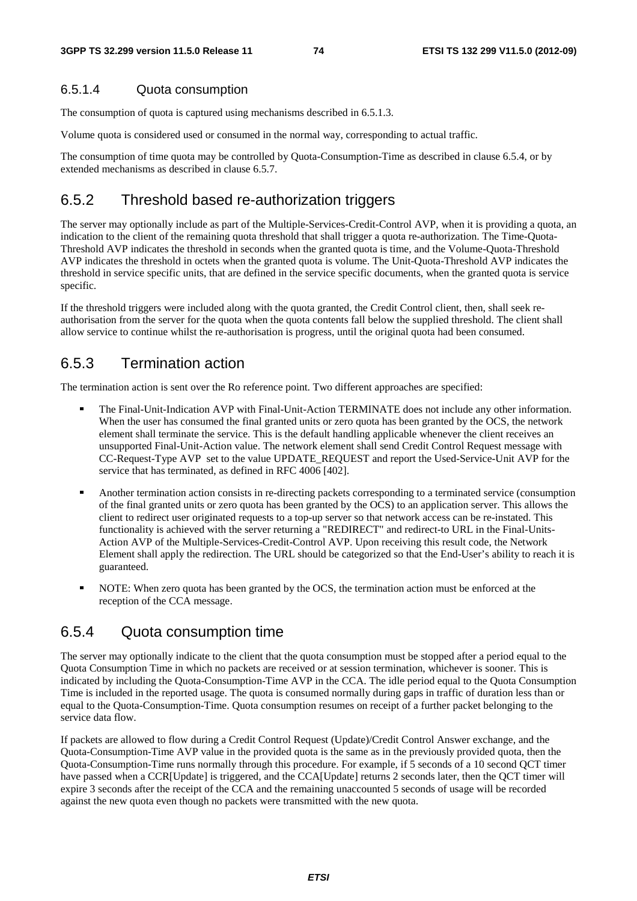#### 6.5.1.4 Quota consumption

The consumption of quota is captured using mechanisms described in 6.5.1.3.

Volume quota is considered used or consumed in the normal way, corresponding to actual traffic.

The consumption of time quota may be controlled by Quota-Consumption-Time as described in clause 6.5.4, or by extended mechanisms as described in clause 6.5.7.

### 6.5.2 Threshold based re-authorization triggers

The server may optionally include as part of the Multiple-Services-Credit-Control AVP, when it is providing a quota, an indication to the client of the remaining quota threshold that shall trigger a quota re-authorization. The Time-Quota-Threshold AVP indicates the threshold in seconds when the granted quota is time, and the Volume-Quota-Threshold AVP indicates the threshold in octets when the granted quota is volume. The Unit-Quota-Threshold AVP indicates the threshold in service specific units, that are defined in the service specific documents, when the granted quota is service specific.

If the threshold triggers were included along with the quota granted, the Credit Control client, then, shall seek re-authorisation from the server for the quota when the quota contents fall below the supplied threshold. The client shall allow service to continue whilst the re-authorisation is progress, until the original quota had been consumed.

### 6.5.3 Termination action

The termination action is sent over the Ro reference point. Two different approaches are specified:

- The Final-Unit-Indication AVP with Final-Unit-Action TERMINATE does not include any other information. When the user has consumed the final granted units or zero quota has been granted by the OCS, the network element shall terminate the service. This is the default handling applicable whenever the client receives an unsupported Final-Unit-Action value. The network element shall send Credit Control Request message with CC-Request-Type AVP set to the value UPDATE_REQUEST and report the Used-Service-Unit AVP for the service that has terminated, as defined in RFC 4006 [402].
- Another termination action consists in re-directing packets corresponding to a terminated service (consumption of the final granted units or zero quota has been granted by the OCS) to an application server. This allows the client to redirect user originated requests to a top-up server so that network access can be re-instated. This functionality is achieved with the server returning a "REDIRECT" and redirect-to URL in the Final-Units-Action AVP of the Multiple-Services-Credit-Control AVP. Upon receiving this result code, the Network Element shall apply the redirection. The URL should be categorized so that the End-User's ability to reach it is guaranteed.
- NOTE: When zero quota has been granted by the OCS, the termination action must be enforced at the reception of the CCA message.

### 6.5.4 Quota consumption time

The server may optionally indicate to the client that the quota consumption must be stopped after a period equal to the Quota Consumption Time in which no packets are received or at session termination, whichever is sooner. This is indicated by including the Quota-Consumption-Time AVP in the CCA. The idle period equal to the Quota Consumption Time is included in the reported usage. The quota is consumed normally during gaps in traffic of duration less than or equal to the Quota-Consumption-Time. Quota consumption resumes on receipt of a further packet belonging to the service data flow.

If packets are allowed to flow during a Credit Control Request (Update)/Credit Control Answer exchange, and the Quota-Consumption-Time AVP value in the provided quota is the same as in the previously provided quota, then the Quota-Consumption-Time runs normally through this procedure. For example, if 5 seconds of a 10 second QCT timer have passed when a CCR[Update] is triggered, and the CCA[Update] returns 2 seconds later, then the QCT timer will expire 3 seconds after the receipt of the CCA and the remaining unaccounted 5 seconds of usage will be recorded against the new quota even though no packets were transmitted with the new quota.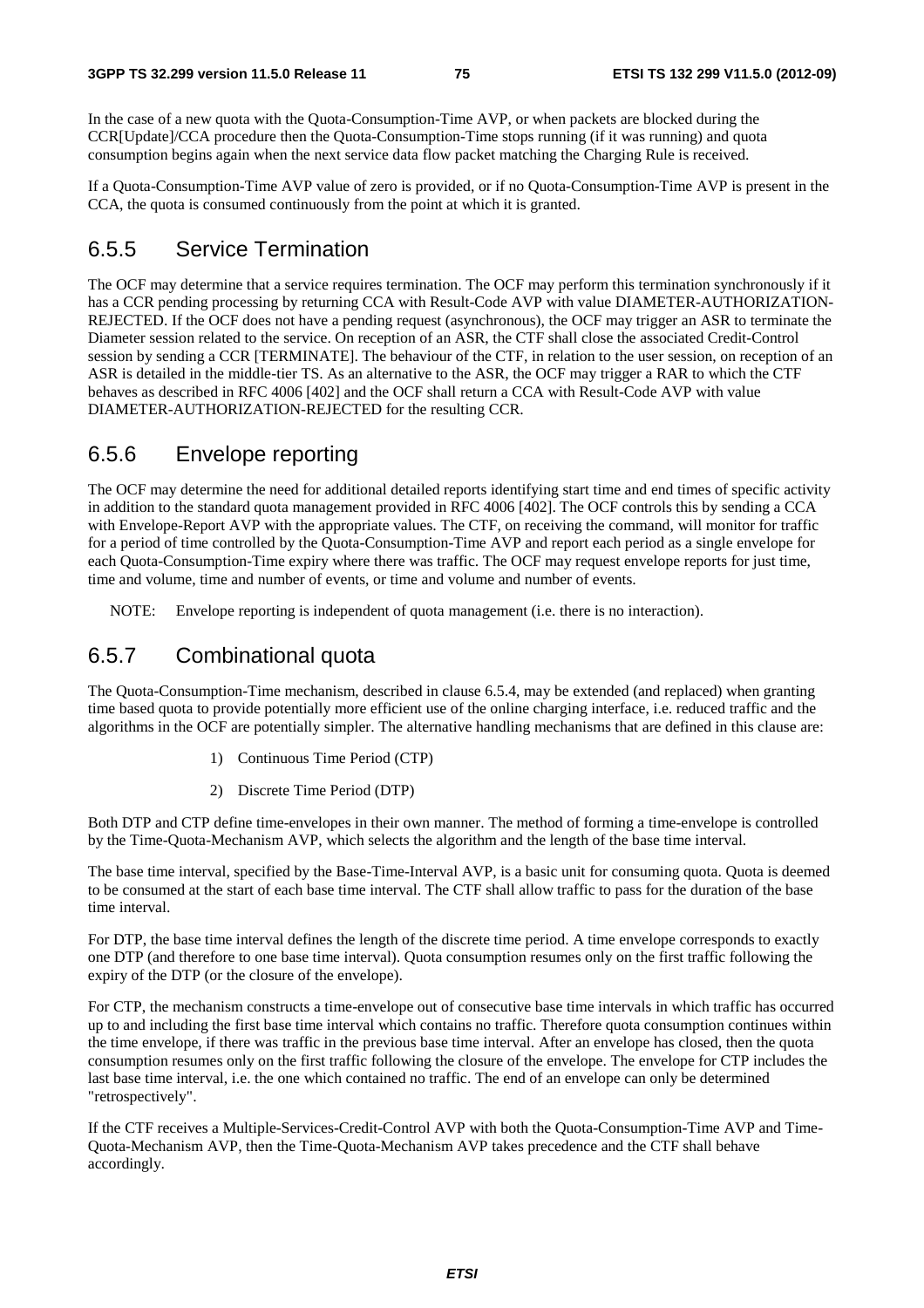In the case of a new quota with the Quota-Consumption-Time AVP, or when packets are blocked during the CCR[Update]/CCA procedure then the Quota-Consumption-Time stops running (if it was running) and quota consumption begins again when the next service data flow packet matching the Charging Rule is received.

If a Quota-Consumption-Time AVP value of zero is provided, or if no Quota-Consumption-Time AVP is present in the CCA, the quota is consumed continuously from the point at which it is granted.

## 6.5.5 Service Termination

The OCF may determine that a service requires termination. The OCF may perform this termination synchronously if it has a CCR pending processing by returning CCA with Result-Code AVP with value DIAMETER-AUTHORIZATION-REJECTED. If the OCF does not have a pending request (asynchronous), the OCF may trigger an ASR to terminate the Diameter session related to the service. On reception of an ASR, the CTF shall close the associated Credit-Control session by sending a CCR [TERMINATE]. The behaviour of the CTF, in relation to the user session, on reception of an ASR is detailed in the middle-tier TS. As an alternative to the ASR, the OCF may trigger a RAR to which the CTF behaves as described in RFC 4006 [402] and the OCF shall return a CCA with Result-Code AVP with value DIAMETER-AUTHORIZATION-REJECTED for the resulting CCR.

## 6.5.6 Envelope reporting

The OCF may determine the need for additional detailed reports identifying start time and end times of specific activity in addition to the standard quota management provided in RFC 4006 [402]. The OCF controls this by sending a CCA with Envelope-Report AVP with the appropriate values. The CTF, on receiving the command, will monitor for traffic for a period of time controlled by the Quota-Consumption-Time AVP and report each period as a single envelope for each Quota-Consumption-Time expiry where there was traffic. The OCF may request envelope reports for just time, time and volume, time and number of events, or time and volume and number of events.

NOTE: Envelope reporting is independent of quota management (i.e. there is no interaction).

## 6.5.7 Combinational quota

The Quota-Consumption-Time mechanism, described in clause 6.5.4, may be extended (and replaced) when granting time based quota to provide potentially more efficient use of the online charging interface, i.e. reduced traffic and the algorithms in the OCF are potentially simpler. The alternative handling mechanisms that are defined in this clause are:

1) Continuous Time Period (CTP)

2) Discrete Time Period (DTP)

Both DTP and CTP define time-envelopes in their own manner. The method of forming a time-envelope is controlled by the Time-Quota-Mechanism AVP, which selects the algorithm and the length of the base time interval.

The base time interval, specified by the Base-Time-Interval AVP, is a basic unit for consuming quota. Quota is deemed to be consumed at the start of each base time interval. The CTF shall allow traffic to pass for the duration of the base time interval.

For DTP, the base time interval defines the length of the discrete time period. A time envelope corresponds to exactly one DTP (and therefore to one base time interval). Quota consumption resumes only on the first traffic following the expiry of the DTP (or the closure of the envelope).

For CTP, the mechanism constructs a time-envelope out of consecutive base time intervals in which traffic has occurred up to and including the first base time interval which contains no traffic. Therefore quota consumption continues within the time envelope, if there was traffic in the previous base time interval. After an envelope has closed, then the quota consumption resumes only on the first traffic following the closure of the envelope. The envelope for CTP includes the last base time interval, i.e. the one which contained no traffic. The end of an envelope can only be determined "retrospectively".

If the CTF receives a Multiple-Services-Credit-Control AVP with both the Quota-Consumption-Time AVP and Time-Quota-Mechanism AVP, then the Time-Quota-Mechanism AVP takes precedence and the CTF shall behave accordingly.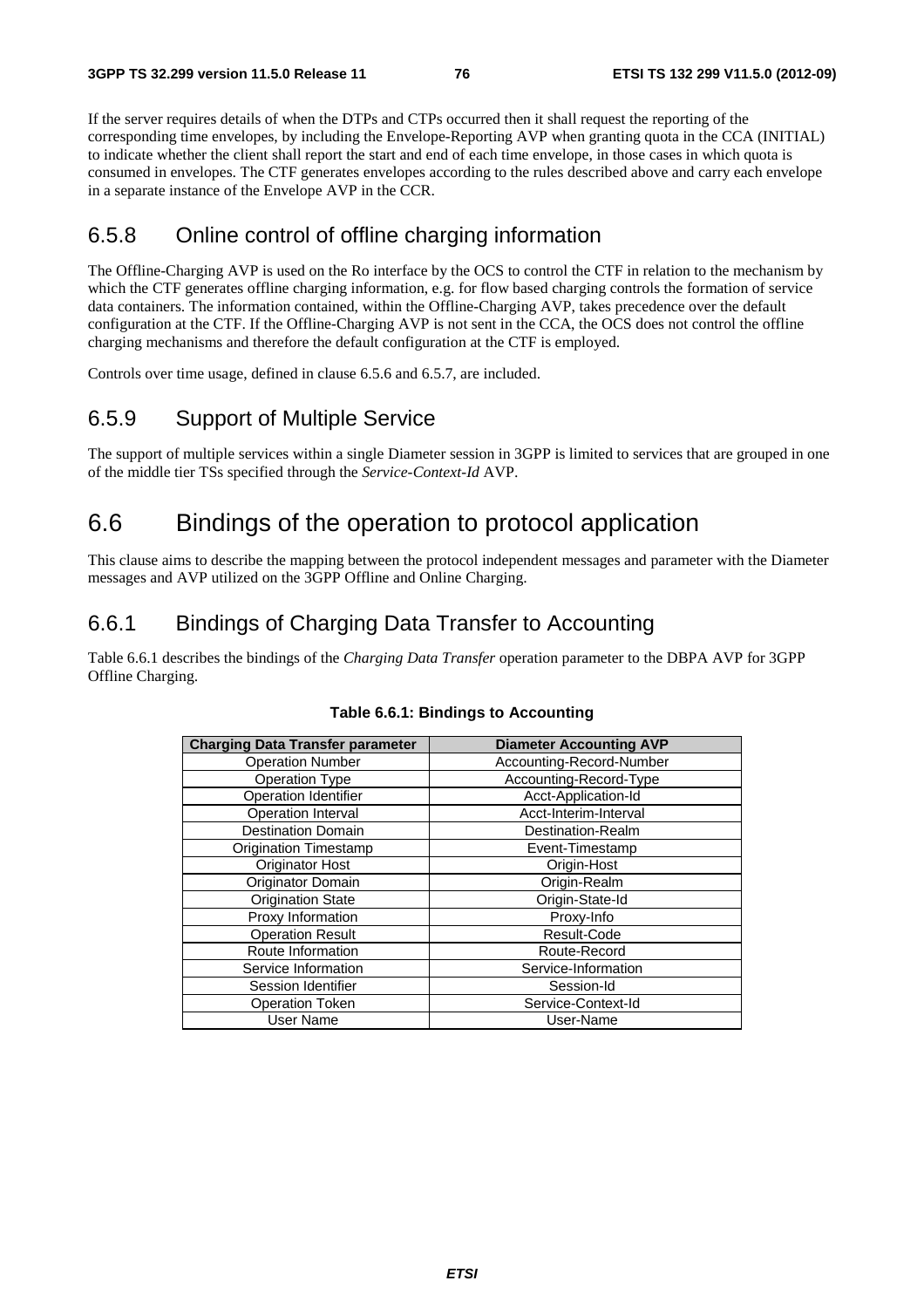If the server requires details of when the DTPs and CTPs occurred then it shall request the reporting of the corresponding time envelopes, by including the Envelope-Reporting AVP when granting quota in the CCA (INITIAL) to indicate whether the client shall report the start and end of each time envelope, in those cases in which quota is consumed in envelopes. The CTF generates envelopes according to the rules described above and carry each envelope in a separate instance of the Envelope AVP in the CCR.

### 6.5.8 Online control of offline charging information

The Offline-Charging AVP is used on the Ro interface by the OCS to control the CTF in relation to the mechanism by which the CTF generates offline charging information, e.g. for flow based charging controls the formation of service data containers. The information contained, within the Offline-Charging AVP, takes precedence over the default configuration at the CTF. If the Offline-Charging AVP is not sent in the CCA, the OCS does not control the offline charging mechanisms and therefore the default configuration at the CTF is employed.

Controls over time usage, defined in clause 6.5.6 and 6.5.7, are included.

### 6.5.9 Support of Multiple Service

The support of multiple services within a single Diameter session in 3GPP is limited to services that are grouped in one of the middle tier TSs specified through the *Service-Context-Id* AVP.

## 6.6 Bindings of the operation to protocol application

This clause aims to describe the mapping between the protocol independent messages and parameter with the Diameter messages and AVP utilized on the 3GPP Offline and Online Charging.

### 6.6.1 Bindings of Charging Data Transfer to Accounting

Table 6.6.1 describes the bindings of the *Charging Data Transfer* operation parameter to the DBPA AVP for 3GPP Offline Charging.

**Table 6.6.1: Bindings to Accounting**

| Charging Data Transfer parameter | Diameter Accounting AVP |
|---|---|
| Operation Number | Accounting-Record-Number |
| Operation Type | Accounting-Record-Type |
| Operation Identifier | Acct-Application-Id |
| Operation Interval | Acct-Interim-Interval |
| Destination Domain | Destination-Realm |
| Origination Timestamp | Event-Timestamp |
| Originator Host | Origin-Host |
| Originator Domain | Origin-Realm |
| Origination State | Origin-State-Id |
| Proxy Information | Proxy-Info |
| Operation Result | Result-Code |
| Route Information | Route-Record |
| Service Information | Service-Information |
| Session Identifier | Session-Id |
| Operation Token | Service-Context-Id |
| User Name | User-Name |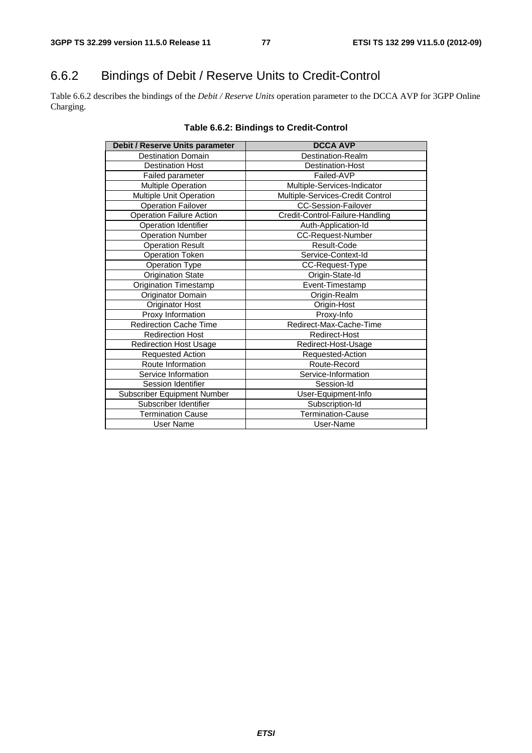## 6.6.2 Bindings of Debit / Reserve Units to Credit-Control

Table 6.6.2 describes the bindings of the *Debit / Reserve Units* operation parameter to the DCCA AVP for 3GPP Online Charging.

**Table 6.6.2: Bindings to Credit-Control**

| Debit / Reserve Units parameter | DCCA AVP |
|---|---|
| Destination Domain | Destination-Realm |
| Destination Host | Destination-Host |
| Failed parameter | Failed-AVP |
| Multiple Operation | Multiple-Services-Indicator |
| Multiple Unit Operation | Multiple-Services-Credit Control |
| Operation Failover | CC-Session-Failover |
| Operation Failure Action | Credit-Control-Failure-Handling |
| Operation Identifier | Auth-Application-Id |
| Operation Number | CC-Request-Number |
| Operation Result | Result-Code |
| Operation Token | Service-Context-Id |
| Operation Type | CC-Request-Type |
| Origination State | Origin-State-Id |
| Origination Timestamp | Event-Timestamp |
| Originator Domain | Origin-Realm |
| Originator Host | Origin-Host |
| Proxy Information | Proxy-Info |
| Redirection Cache Time | Redirect-Max-Cache-Time |
| Redirection Host | Redirect-Host |
| Redirection Host Usage | Redirect-Host-Usage |
| Requested Action | Requested-Action |
| Route Information | Route-Record |
| Service Information | Service-Information |
| Session Identifier | Session-Id |
| Subscriber Equipment Number | User-Equipment-Info |
| Subscriber Identifier | Subscription-Id |
| Termination Cause | Termination-Cause |
| User Name | User-Name |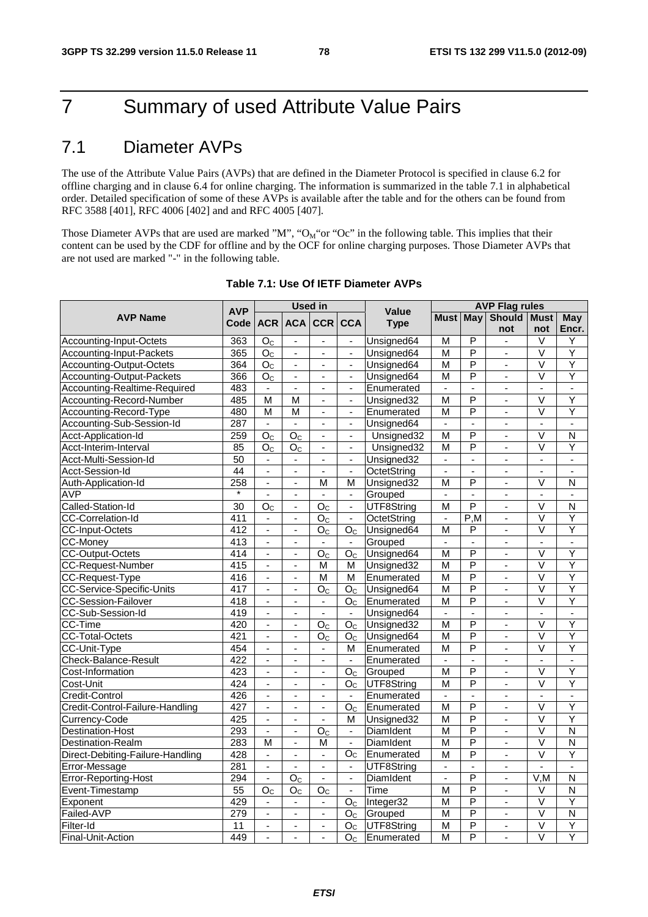# 7 Summary of used Attribute Value Pairs

## 7.1 Diameter AVPs

The use of the Attribute Value Pairs (AVPs) that are defined in the Diameter Protocol is specified in clause 6.2 for offline charging and in clause 6.4 for online charging. The information is summarized in the table 7.1 in alphabetical order. Detailed specification of some of these AVPs is available after the table and for the others can be found from RFC 3588 [401], RFC 4006 [402] and and RFC 4005 [407].

Those Diameter AVPs that are used are marked "M", "$O_M$"or "Oc" in the following table. This implies that their content can be used by the CDF for offline and by the OCF for online charging purposes. Those Diameter AVPs that are not used are marked "-" in the following table.

**Table 7.1: Use Of IETF Diameter AVPs**

| AVP Name | AVP Code | Used in | | | | Value Type | AVP Flag rules | | | | |
|---|---|---|---|---|---|---|---|---|---|---|---|
| | | ACR | ACA | CCR | CCA | | Must | May | Should not | Must not | May Encr. |
| Accounting-Input-Octets | 363 | $O_C$ | - | - | - | Unsigned64 | M | P | - | V | Y |
| Accounting-Input-Packets | 365 | $O_C$ | - | - | - | Unsigned64 | M | P | - | V | Y |
| Accounting-Output-Octets | 364 | $O_C$ | - | - | - | Unsigned64 | M | P | - | V | Y |
| Accounting-Output-Packets | 366 | $O_C$ | - | - | - | Unsigned64 | M | P | - | V | Y |
| Accounting-Realtime-Required | 483 | - | - | - | - | Enumerated | - | - | - | - | - |
| Accounting-Record-Number | 485 | M | M | - | - | Unsigned32 | M | P | - | V | Y |
| Accounting-Record-Type | 480 | M | M | - | - | Enumerated | M | P | - | V | Y |
| Accounting-Sub-Session-Id | 287 | - | - | - | - | Unsigned64 | - | - | - | - | - |
| Acct-Application-Id | 259 | $O_C$ | $O_C$ | - | - | Unsigned32 | M | P | - | V | N |
| Acct-Interim-Interval | 85 | $O_C$ | $O_C$ | - | - | Unsigned32 | M | P | - | V | Y |
| Acct-Multi-Session-Id | 50 | - | - | - | - | Unsigned32 | - | - | - | - | - |
| Acct-Session-Id | 44 | - | - | - | - | OctetString | - | - | - | - | - |
| Auth-Application-Id | 258 | - | - | M | M | Unsigned32 | M | P | - | V | N |
| AVP | * | - | - | - | - | Grouped | - | - | - | - | - |
| Called-Station-Id | 30 | $O_C$ | - | $O_C$ | - | UTF8String | M | P | - | V | N |
| CC-Correlation-Id | 411 | - | - | $O_C$ | - | OctetString | - | P,M | - | V | Y |
| CC-Input-Octets | 412 | - | - | $O_C$ | $O_C$ | Unsigned64 | M | P | - | V | Y |
| CC-Money | 413 | - | - | - | - | Grouped | - | - | - | - | - |
| CC-Output-Octets | 414 | - | - | $O_C$ | $O_C$ | Unsigned64 | M | P | - | V | Y |
| CC-Request-Number | 415 | - | - | M | M | Unsigned32 | M | P | - | V | Y |
| CC-Request-Type | 416 | - | - | M | M | Enumerated | M | P | - | V | Y |
| CC-Service-Specific-Units | 417 | - | - | $O_C$ | $O_C$ | Unsigned64 | M | P | - | V | Y |
| CC-Session-Failover | 418 | - | - | - | $O_C$ | Enumerated | M | P | - | V | Y |
| CC-Sub-Session-Id | 419 | - | - | - | - | Unsigned64 | - | - | - | - | - |
| CC-Time | 420 | - | - | $O_C$ | $O_C$ | Unsigned32 | M | P | - | V | Y |
| CC-Total-Octets | 421 | - | - | $O_C$ | $O_C$ | Unsigned64 | M | P | - | V | Y |
| CC-Unit-Type | 454 | - | - | - | M | Enumerated | M | P | - | V | Y |
| Check-Balance-Result | 422 | - | - | - | - | Enumerated | - | - | - | - | - |
| Cost-Information | 423 | - | - | - | $O_C$ | Grouped | M | P | - | V | Y |
| Cost-Unit | 424 | - | - | - | $O_C$ | UTF8String | M | P | - | V | Y |
| Credit-Control | 426 | - | - | - | - | Enumerated | - | - | - | - | - |
| Credit-Control-Failure-Handling | 427 | - | - | - | $O_C$ | Enumerated | M | P | - | V | Y |
| Currency-Code | 425 | - | - | - | M | Unsigned32 | M | P | - | V | Y |
| Destination-Host | 293 | - | - | $O_C$ | - | DiamIdent | M | P | - | V | N |
| Destination-Realm | 283 | M | - | M | - | DiamIdent | M | P | - | V | N |
| Direct-Debiting-Failure-Handling | 428 | - | - | - | $O_C$ | Enumerated | M | P | - | V | Y |
| Error-Message | 281 | - | - | - | - | UTF8String | - | - | - | - | - |
| Error-Reporting-Host | 294 | - | $O_C$ | - | - | DiamIdent | - | P | - | V,M | N |
| Event-Timestamp | 55 | $O_C$ | $O_C$ | $O_C$ | - | Time | M | P | - | V | N |
| Exponent | 429 | - | - | - | $O_C$ | Integer32 | M | P | - | V | Y |
| Failed-AVP | 279 | - | - | - | $O_C$ | Grouped | M | P | - | V | N |
| Filter-Id | 11 | - | - | - | $O_C$ | UTF8String | M | P | - | V | Y |
| Final-Unit-Action | 449 | - | - | - | $O_C$ | Enumerated | M | P | - | V | Y |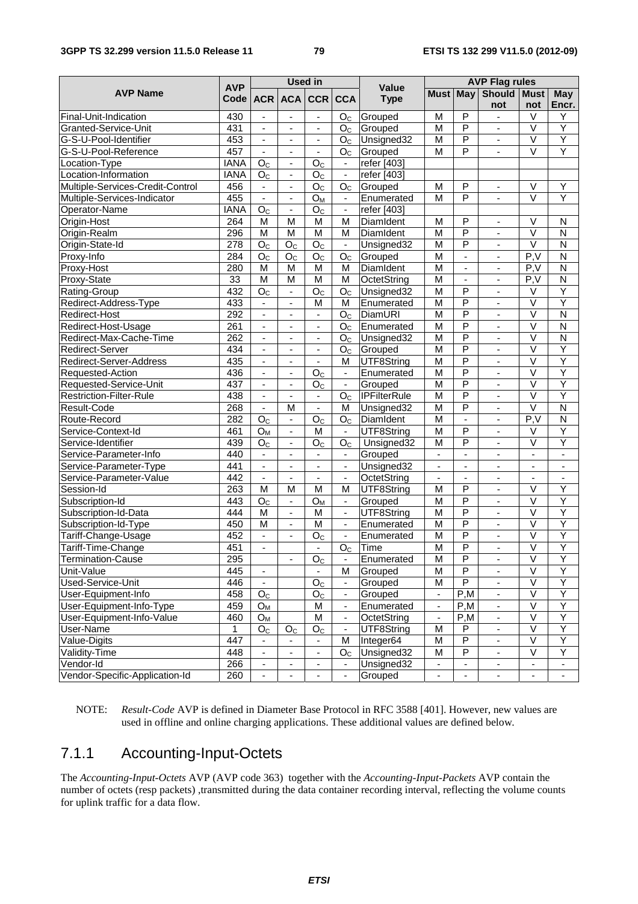| AVP Name | AVP Code | Used in | | | | Value Type | AVP Flag rules | | | | |
|---|---|---|---|---|---|---|---|---|---|---|---|
| | | ACR | ACA | CCR | CCA | | Must | May | Should not | Must not | May Encr. |
| Final-Unit-Indication | 430 | - | - | - | $O_C$ | Grouped | M | P | - | V | Y |
| Granted-Service-Unit | 431 | - | - | - | $O_C$ | Grouped | M | P | - | V | Y |
| G-S-U-Pool-Identifier | 453 | - | - | - | $O_C$ | Unsigned32 | M | P | - | V | Y |
| G-S-U-Pool-Reference | 457 | - | - | - | $O_C$ | Grouped | M | P | - | V | Y |
| Location-Type | IANA | $O_C$ | - | $O_C$ | - | refer [403] | | | | | |
| Location-Information | IANA | $O_C$ | - | $O_C$ | - | refer [403] | | | | | |
| Multiple-Services-Credit-Control | 456 | - | - | $O_C$ | $O_C$ | Grouped | M | P | - | V | Y |
| Multiple-Services-Indicator | 455 | - | - | $O_M$ | - | Enumerated | M | P | - | V | Y |
| Operator-Name | IANA | $O_C$ | - | $O_C$ | - | refer [403] | | | | | |
| Origin-Host | 264 | M | M | M | M | DiamIdent | M | P | - | V | N |
| Origin-Realm | 296 | M | M | M | M | DiamIdent | M | P | - | V | N |
| Origin-State-Id | 278 | $O_C$ | $O_C$ | $O_C$ | - | Unsigned32 | M | P | - | V | N |
| Proxy-Info | 284 | $O_C$ | $O_C$ | $O_C$ | $O_C$ | Grouped | M | - | - | P,V | N |
| Proxy-Host | 280 | M | M | M | M | DiamIdent | M | - | - | P,V | N |
| Proxy-State | 33 | M | M | M | M | OctetString | M | - | - | P,V | N |
| Rating-Group | 432 | $O_C$ | - | $O_C$ | $O_C$ | Unsigned32 | M | P | - | V | Y |
| Redirect-Address-Type | 433 | - | - | M | M | Enumerated | M | P | - | V | Y |
| Redirect-Host | 292 | - | - | - | $O_C$ | DiamURI | M | P | - | V | N |
| Redirect-Host-Usage | 261 | - | - | - | $O_C$ | Enumerated | M | P | - | V | N |
| Redirect-Max-Cache-Time | 262 | - | - | - | $O_C$ | Unsigned32 | M | P | - | V | N |
| Redirect-Server | 434 | - | - | - | $O_C$ | Grouped | M | P | - | V | Y |
| Redirect-Server-Address | 435 | - | - | - | M | UTF8String | M | P | - | V | Y |
| Requested-Action | 436 | - | - | $O_C$ | - | Enumerated | M | P | - | V | Y |
| Requested-Service-Unit | 437 | - | - | $O_C$ | - | Grouped | M | P | - | V | Y |
| Restriction-Filter-Rule | 438 | - | - | - | $O_C$ | IPFilterRule | M | P | - | V | Y |
| Result-Code | 268 | - | M | - | M | Unsigned32 | M | P | - | V | N |
| Route-Record | 282 | $O_C$ | - | $O_C$ | $O_C$ | DiamIdent | M | - | - | P,V | N |
| Service-Context-Id | 461 | $O_M$ | - | M | - | UTF8String | M | P | - | V | Y |
| Service-Identifier | 439 | $O_C$ | - | $O_C$ | $O_C$ | Unsigned32 | M | P | - | V | Y |
| Service-Parameter-Info | 440 | - | - | - | - | Grouped | - | - | - | - | - |
| Service-Parameter-Type | 441 | - | - | - | - | Unsigned32 | - | - | - | - | - |
| Service-Parameter-Value | 442 | - | - | - | - | OctetString | - | - | - | - | - |
| Session-Id | 263 | M | M | M | M | UTF8String | M | P | - | V | Y |
| Subscription-Id | 443 | $O_C$ | - | $O_M$ | - | Grouped | M | P | - | V | Y |
| Subscription-Id-Data | 444 | M | - | M | - | UTF8String | M | P | - | V | Y |
| Subscription-Id-Type | 450 | M | - | M | - | Enumerated | M | P | - | V | Y |
| Tariff-Change-Usage | 452 | - | - | $O_C$ | - | Enumerated | M | P | - | V | Y |
| Tariff-Time-Change | 451 | - | | - | $O_C$ | Time | M | P | - | V | Y |
| Termination-Cause | 295 | | - | $O_C$ | - | Enumerated | M | P | - | V | Y |
| Unit-Value | 445 | - | | - | M | Grouped | M | P | - | V | Y |
| Used-Service-Unit | 446 | - | | $O_C$ | - | Grouped | M | P | - | V | Y |
| User-Equipment-Info | 458 | $O_C$ | | $O_C$ | - | Grouped | - | P,M | - | V | Y |
| User-Equipment-Info-Type | 459 | $O_M$ | | M | - | Enumerated | - | P,M | - | V | Y |
| User-Equipment-Info-Value | 460 | $O_M$ | | M | - | OctetString | - | P,M | - | V | Y |
| User-Name | 1 | $O_C$ | $O_C$ | $O_C$ | - | UTF8String | M | P | - | V | Y |
| Value-Digits | 447 | - | - | - | M | Integer64 | M | P | - | V | Y |
| Validity-Time | 448 | - | - | - | $O_C$ | Unsigned32 | M | P | - | V | Y |
| Vendor-Id | 266 | - | - | - | - | Unsigned32 | - | - | - | - | - |
| Vendor-Specific-Application-Id | 260 | - | - | - | - | Grouped | - | - | - | - | - |

NOTE: *Result-Code* AVP is defined in Diameter Base Protocol in RFC 3588 [401]. However, new values are used in offline and online charging applications. These additional values are defined below.

### 7.1.1 Accounting-Input-Octets

The *Accounting-Input-Octets* AVP (AVP code 363) together with the *Accounting-Input-Packets* AVP contain the number of octets (resp packets) ,transmitted during the data container recording interval, reflecting the volume counts for uplink traffic for a data flow.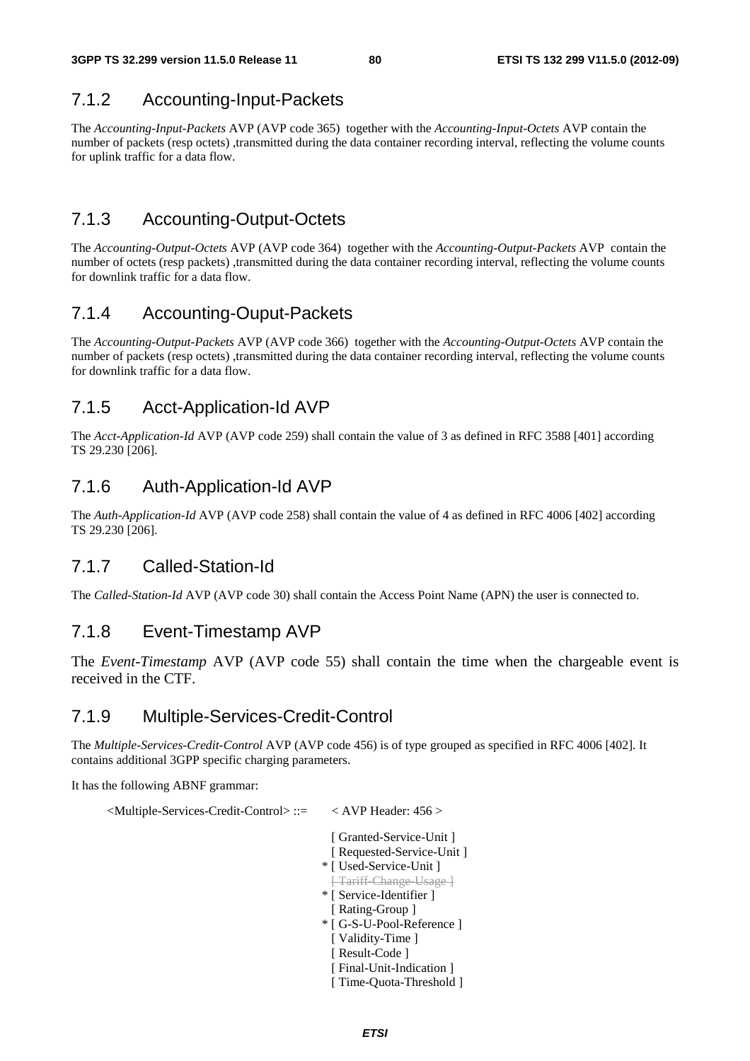### 7.1.2 Accounting-Input-Packets

The *Accounting-Input-Packets* AVP (AVP code 365) together with the *Accounting-Input-Octets* AVP contain the number of packets (resp octets) ,transmitted during the data container recording interval, reflecting the volume counts for uplink traffic for a data flow.

### 7.1.3 Accounting-Output-Octets

The *Accounting-Output-Octets* AVP (AVP code 364) together with the *Accounting-Output-Packets* AVP contain the number of octets (resp packets) ,transmitted during the data container recording interval, reflecting the volume counts for downlink traffic for a data flow.

### 7.1.4 Accounting-Ouput-Packets

The *Accounting-Output-Packets* AVP (AVP code 366) together with the *Accounting-Output-Octets* AVP contain the number of packets (resp octets) ,transmitted during the data container recording interval, reflecting the volume counts for downlink traffic for a data flow.

### 7.1.5 Acct-Application-Id AVP

The *Acct-Application-Id* AVP (AVP code 259) shall contain the value of 3 as defined in RFC 3588 [401] according TS 29.230 [206].

### 7.1.6 Auth-Application-Id AVP

The *Auth-Application-Id* AVP (AVP code 258) shall contain the value of 4 as defined in RFC 4006 [402] according TS 29.230 [206].

### 7.1.7 Called-Station-Id

The *Called-Station-Id* AVP (AVP code 30) shall contain the Access Point Name (APN) the user is connected to.

### 7.1.8 Event-Timestamp AVP

The *Event-Timestamp* AVP (AVP code 55) shall contain the time when the chargeable event is received in the CTF.

### 7.1.9 Multiple-Services-Credit-Control

The *Multiple-Services-Credit-Control* AVP (AVP code 456) is of type grouped as specified in RFC 4006 [402]. It contains additional 3GPP specific charging parameters.

It has the following ABNF grammar:

```
<Multiple-Services-Credit-Control> ::=  < AVP Header: 456 >

                                          [ Granted-Service-Unit ]
                                          [ Requested-Service-Unit ]
                                        * [ Used-Service-Unit ]
                                          ~~[ Tariff-Change-Usage ]~~
                                        * [ Service-Identifier ]
                                          [ Rating-Group ]
                                        * [ G-S-U-Pool-Reference ]
                                          [ Validity-Time ]
                                          [ Result-Code ]
                                          [ Final-Unit-Indication ]
                                          [ Time-Quota-Threshold ]
```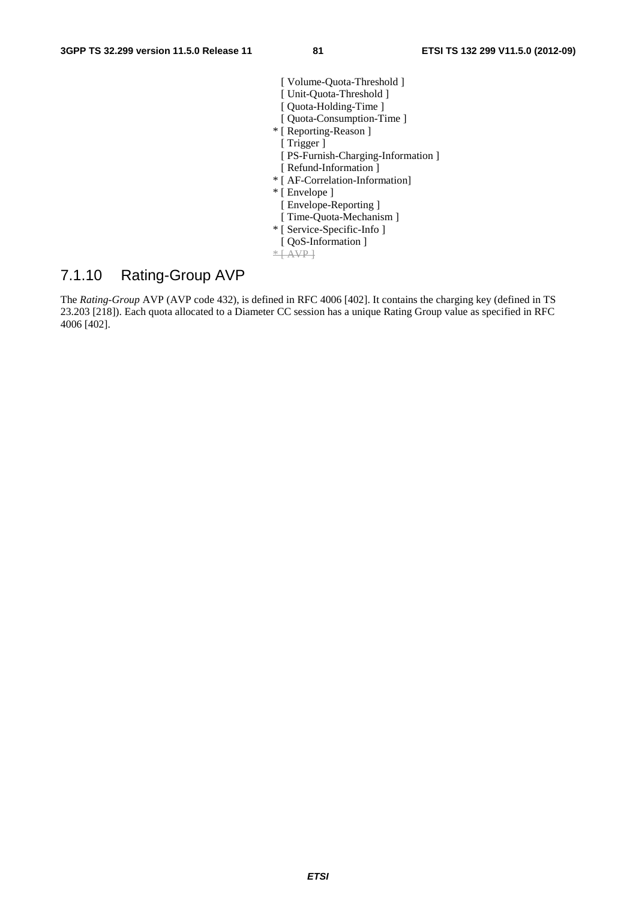```
                [ Volume-Quota-Threshold ]
                [ Unit-Quota-Threshold ]
                [ Quota-Holding-Time ]
                [ Quota-Consumption-Time ]
              * [ Reporting-Reason ]
                [ Trigger ]
                [ PS-Furnish-Charging-Information ]
                [ Refund-Information ]
              * [ AF-Correlation-Information]
              * [ Envelope ]
                [ Envelope-Reporting ]
                [ Time-Quota-Mechanism ]
              * [ Service-Specific-Info ]
                [ QoS-Information ]
              * [ AVP ]
```

## 7.1.10 Rating-Group AVP

The *Rating-Group* AVP (AVP code 432), is defined in RFC 4006 [402]. It contains the charging key (defined in TS 23.203 [218]). Each quota allocated to a Diameter CC session has a unique Rating Group value as specified in RFC 4006 [402].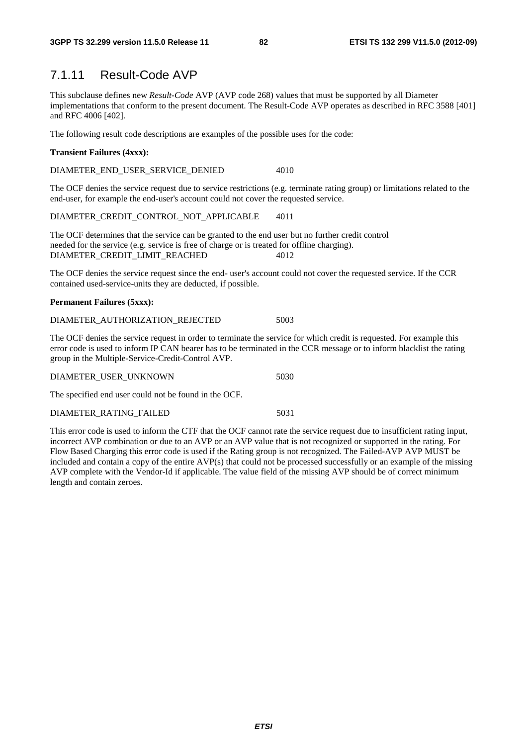## 7.1.11 Result-Code AVP

This subclause defines new *Result-Code* AVP (AVP code 268) values that must be supported by all Diameter implementations that conform to the present document. The Result-Code AVP operates as described in RFC 3588 [401] and RFC 4006 [402].

The following result code descriptions are examples of the possible uses for the code:

**Transient Failures (4xxx):**

DIAMETER_END_USER_SERVICE_DENIED 4010

The OCF denies the service request due to service restrictions (e.g. terminate rating group) or limitations related to the end-user, for example the end-user's account could not cover the requested service.

DIAMETER_CREDIT_CONTROL_NOT_APPLICABLE 4011

The OCF determines that the service can be granted to the end user but no further credit control needed for the service (e.g. service is free of charge or is treated for offline charging).
DIAMETER_CREDIT_LIMIT_REACHED 4012

The OCF denies the service request since the end- user's account could not cover the requested service. If the CCR contained used-service-units they are deducted, if possible.

**Permanent Failures (5xxx):**

DIAMETER_AUTHORIZATION_REJECTED 5003

The OCF denies the service request in order to terminate the service for which credit is requested. For example this error code is used to inform IP CAN bearer has to be terminated in the CCR message or to inform blacklist the rating group in the Multiple-Service-Credit-Control AVP.

DIAMETER_USER_UNKNOWN 5030

The specified end user could not be found in the OCF.

DIAMETER_RATING_FAILED 5031

This error code is used to inform the CTF that the OCF cannot rate the service request due to insufficient rating input, incorrect AVP combination or due to an AVP or an AVP value that is not recognized or supported in the rating. For Flow Based Charging this error code is used if the Rating group is not recognized. The Failed-AVP AVP MUST be included and contain a copy of the entire AVP(s) that could not be processed successfully or an example of the missing AVP complete with the Vendor-Id if applicable. The value field of the missing AVP should be of correct minimum length and contain zeroes.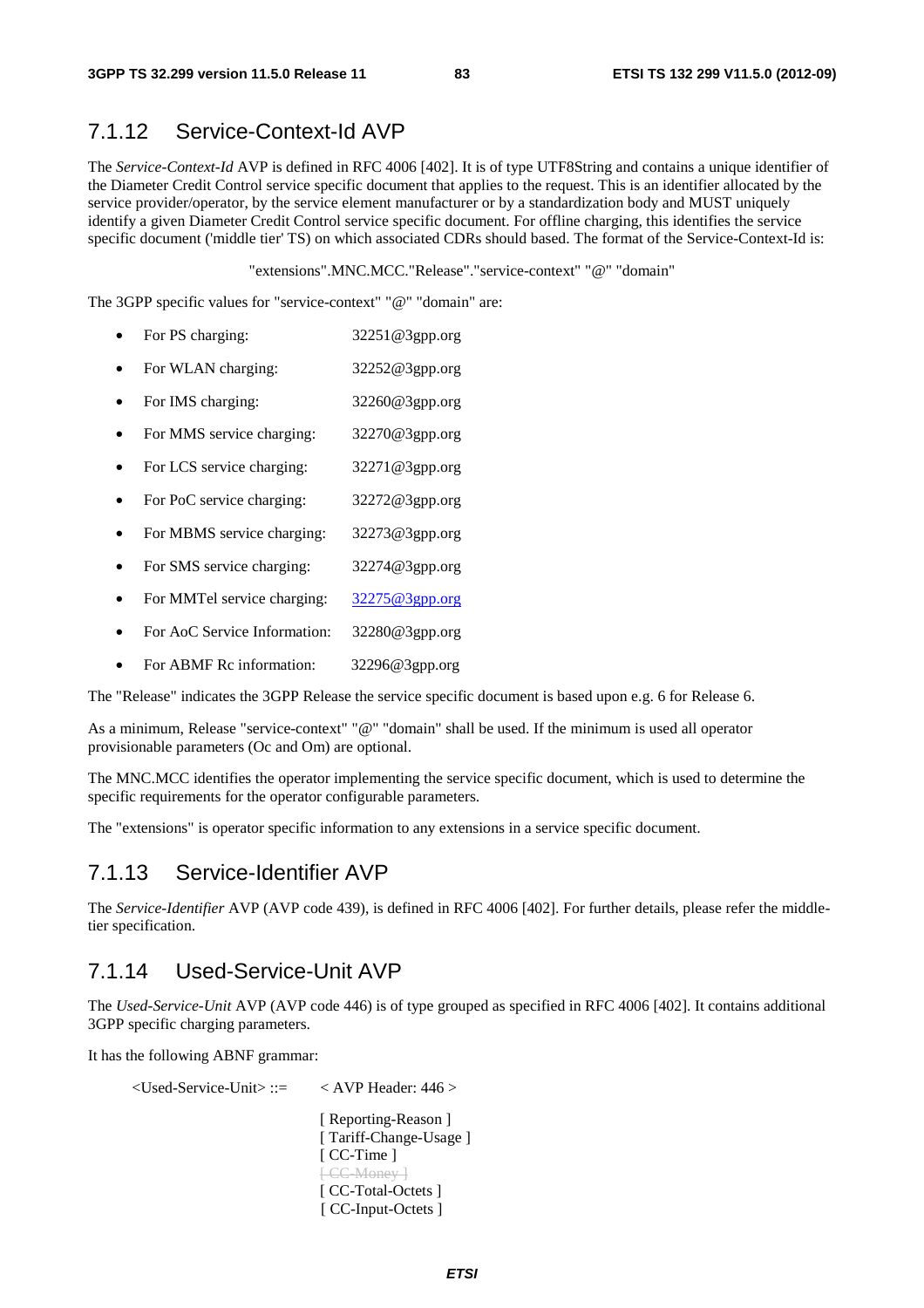## 7.1.12 Service-Context-Id AVP

The *Service-Context-Id* AVP is defined in RFC 4006 [402]. It is of type UTF8String and contains a unique identifier of the Diameter Credit Control service specific document that applies to the request. This is an identifier allocated by the service provider/operator, by the service element manufacturer or by a standardization body and MUST uniquely identify a given Diameter Credit Control service specific document. For offline charging, this identifies the service specific document ('middle tier' TS) on which associated CDRs should based. The format of the Service-Context-Id is:

"extensions".MNC.MCC."Release"."service-context" "@" "domain"

The 3GPP specific values for "service-context" "@" "domain" are:

- For PS charging: 32251@3gpp.org
- For WLAN charging: 32252@3gpp.org
- For IMS charging: 32260@3gpp.org
- For MMS service charging: 32270@3gpp.org
- For LCS service charging: 32271@3gpp.org
- For PoC service charging: 32272@3gpp.org
- For MBMS service charging: 32273@3gpp.org
- For SMS service charging: 32274@3gpp.org
- For MMTel service charging: 32275@3gpp.org
- For AoC Service Information: 32280@3gpp.org
- For ABMF Rc information: 32296@3gpp.org

The "Release" indicates the 3GPP Release the service specific document is based upon e.g. 6 for Release 6.

As a minimum, Release "service-context" "@" "domain" shall be used. If the minimum is used all operator provisionable parameters (Oc and Om) are optional.

The MNC.MCC identifies the operator implementing the service specific document, which is used to determine the specific requirements for the operator configurable parameters.

The "extensions" is operator specific information to any extensions in a service specific document.

## 7.1.13 Service-Identifier AVP

The *Service-Identifier* AVP (AVP code 439), is defined in RFC 4006 [402]. For further details, please refer the middle-tier specification.

## 7.1.14 Used-Service-Unit AVP

The *Used-Service-Unit* AVP (AVP code 446) is of type grouped as specified in RFC 4006 [402]. It contains additional 3GPP specific charging parameters.

It has the following ABNF grammar:

```
<Used-Service-Unit> ::=     < AVP Header: 446 >

                            [ Reporting-Reason ]
                            [ Tariff-Change-Usage ]
                            [ CC-Time ]
                            [ CC-Money ]
                            [ CC-Total-Octets ]
                            [ CC-Input-Octets ]
```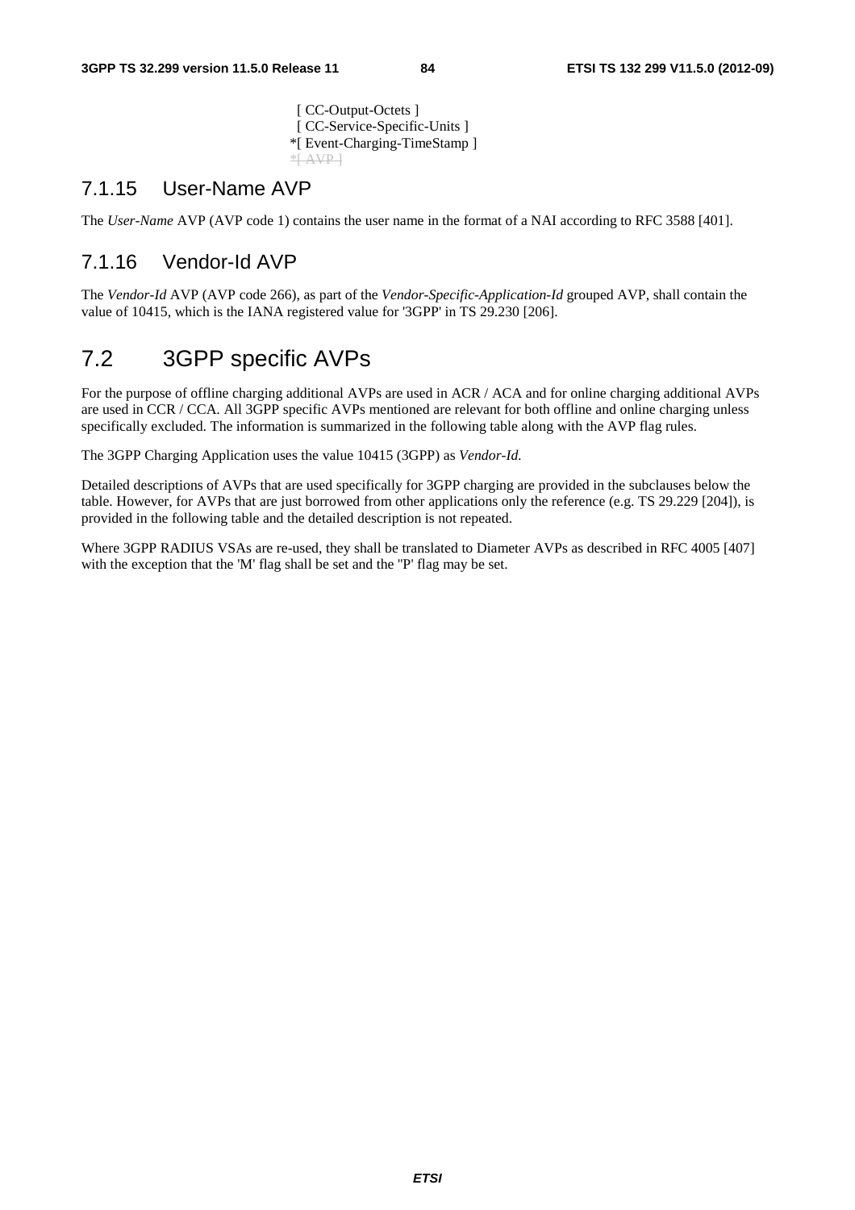```
 [ CC-Output-Octets ]
 [ CC-Service-Specific-Units ]
*[ Event-Charging-TimeStamp ]
*[ AVP ]
```

### 7.1.15 User-Name AVP

The *User-Name* AVP (AVP code 1) contains the user name in the format of a NAI according to RFC 3588 [401].

### 7.1.16 Vendor-Id AVP

The *Vendor-Id* AVP (AVP code 266), as part of the *Vendor-Specific-Application-Id* grouped AVP, shall contain the value of 10415, which is the IANA registered value for '3GPP' in TS 29.230 [206].

## 7.2 3GPP specific AVPs

For the purpose of offline charging additional AVPs are used in ACR / ACA and for online charging additional AVPs are used in CCR / CCA. All 3GPP specific AVPs mentioned are relevant for both offline and online charging unless specifically excluded. The information is summarized in the following table along with the AVP flag rules.

The 3GPP Charging Application uses the value 10415 (3GPP) as *Vendor-Id.*

Detailed descriptions of AVPs that are used specifically for 3GPP charging are provided in the subclauses below the table. However, for AVPs that are just borrowed from other applications only the reference (e.g. TS 29.229 [204]), is provided in the following table and the detailed description is not repeated.

Where 3GPP RADIUS VSAs are re-used, they shall be translated to Diameter AVPs as described in RFC 4005 [407] with the exception that the 'M' flag shall be set and the "P' flag may be set.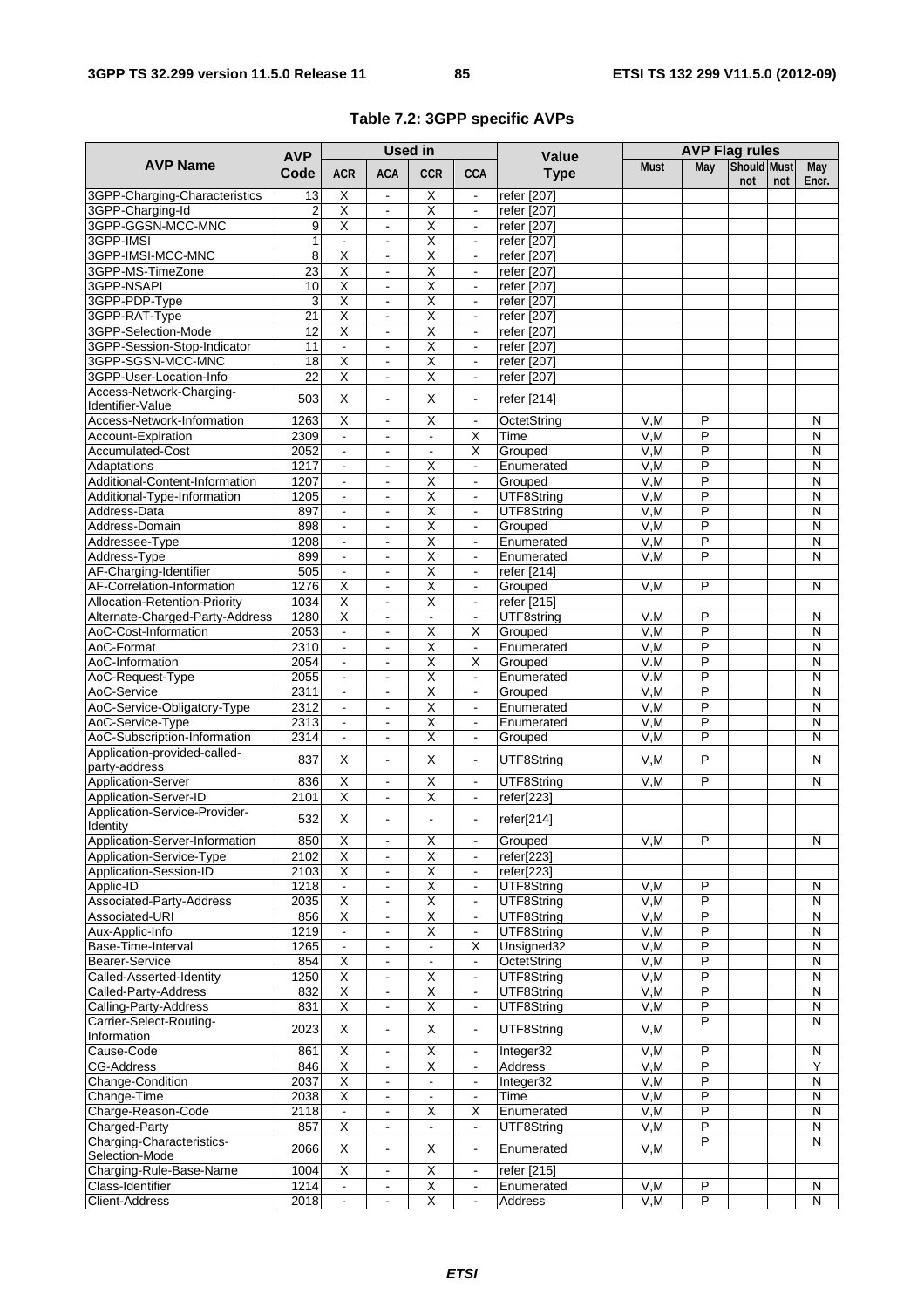**Table 7.2: 3GPP specific AVPs**

| AVP Name | AVP Code | Used in | | | | Value Type | AVP Flag rules | | | | |
|---|---|---|---|---|---|---|---|---|---|---|---|
| | | ACR | ACA | CCR | CCA | | Must | May | Should not | Must not | May Encr. |
| 3GPP-Charging-Characteristics | 13 | X | - | X | - | refer [207] | | | | | |
| 3GPP-Charging-Id | 2 | X | - | X | - | refer [207] | | | | | |
| 3GPP-GGSN-MCC-MNC | 9 | X | - | X | - | refer [207] | | | | | |
| 3GPP-IMSI | 1 | - | - | X | - | refer [207] | | | | | |
| 3GPP-IMSI-MCC-MNC | 8 | X | - | X | - | refer [207] | | | | | |
| 3GPP-MS-TimeZone | 23 | X | - | X | - | refer [207] | | | | | |
| 3GPP-NSAPI | 10 | X | - | X | - | refer [207] | | | | | |
| 3GPP-PDP-Type | 3 | X | - | X | - | refer [207] | | | | | |
| 3GPP-RAT-Type | 21 | X | - | X | - | refer [207] | | | | | |
| 3GPP-Selection-Mode | 12 | X | - | X | - | refer [207] | | | | | |
| 3GPP-Session-Stop-Indicator | 11 | - | - | X | - | refer [207] | | | | | |
| 3GPP-SGSN-MCC-MNC | 18 | X | - | X | - | refer [207] | | | | | |
| 3GPP-User-Location-Info | 22 | X | - | X | - | refer [207] | | | | | |
| Access-Network-Charging-Identifier-Value | 503 | X | - | X | - | refer [214] | | | | | |
| Access-Network-Information | 1263 | X | - | X | - | OctetString | V,M | P | | | N |
| Account-Expiration | 2309 | - | - | - | X | Time | V,M | P | | | N |
| Accumulated-Cost | 2052 | - | - | - | X | Grouped | V,M | P | | | N |
| Adaptations | 1217 | - | - | X | - | Enumerated | V,M | P | | | N |
| Additional-Content-Information | 1207 | - | - | X | - | Grouped | V,M | P | | | N |
| Additional-Type-Information | 1205 | - | - | X | - | UTF8String | V,M | P | | | N |
| Address-Data | 897 | - | - | X | - | UTF8String | V,M | P | | | N |
| Address-Domain | 898 | - | - | X | - | Grouped | V,M | P | | | N |
| Addressee-Type | 1208 | - | - | X | - | Enumerated | V,M | P | | | N |
| Address-Type | 899 | - | - | X | - | Enumerated | V,M | P | | | N |
| AF-Charging-Identifier | 505 | - | - | X | - | refer [214] | | | | | |
| AF-Correlation-Information | 1276 | X | - | X | - | Grouped | V,M | P | | | N |
| Allocation-Retention-Priority | 1034 | X | - | X | - | refer [215] | | | | | |
| Alternate-Charged-Party-Address | 1280 | X | - | - | - | UTF8string | V.M | P | | | N |
| AoC-Cost-Information | 2053 | - | - | X | X | Grouped | V,M | P | | | N |
| AoC-Format | 2310 | - | - | X | - | Enumerated | V,M | P | | | N |
| AoC-Information | 2054 | - | - | X | X | Grouped | V.M | P | | | N |
| AoC-Request-Type | 2055 | - | - | X | - | Enumerated | V.M | P | | | N |
| AoC-Service | 2311 | - | - | X | - | Grouped | V,M | P | | | N |
| AoC-Service-Obligatory-Type | 2312 | - | - | X | - | Enumerated | V,M | P | | | N |
| AoC-Service-Type | 2313 | - | - | X | - | Enumerated | V,M | P | | | N |
| AoC-Subscription-Information | 2314 | - | - | X | - | Grouped | V,M | P | | | N |
| Application-provided-called-party-address | 837 | X | - | X | - | UTF8String | V,M | P | | | N |
| Application-Server | 836 | X | - | X | - | UTF8String | V,M | P | | | N |
| Application-Server-ID | 2101 | X | - | X | - | refer[223] | | | | | |
| Application-Service-Provider-Identity | 532 | X | - | - | - | refer[214] | | | | | |
| Application-Server-Information | 850 | X | - | X | - | Grouped | V,M | P | | | N |
| Application-Service-Type | 2102 | X | - | X | - | refer[223] | | | | | |
| Application-Session-ID | 2103 | X | - | X | - | refer[223] | | | | | |
| Applic-ID | 1218 | - | - | X | - | UTF8String | V,M | P | | | N |
| Associated-Party-Address | 2035 | X | - | X | - | UTF8String | V,M | P | | | N |
| Associated-URI | 856 | X | - | X | - | UTF8String | V,M | P | | | N |
| Aux-Applic-Info | 1219 | - | - | X | - | UTF8String | V,M | P | | | N |
| Base-Time-Interval | 1265 | - | - | - | X | Unsigned32 | V,M | P | | | N |
| Bearer-Service | 854 | X | - | - | - | OctetString | V,M | P | | | N |
| Called-Asserted-Identity | 1250 | X | - | X | - | UTF8String | V,M | P | | | N |
| Called-Party-Address | 832 | X | - | X | - | UTF8String | V,M | P | | | N |
| Calling-Party-Address | 831 | X | - | X | - | UTF8String | V,M | P | | | N |
| Carrier-Select-Routing-Information | 2023 | X | - | X | - | UTF8String | V,M | P | | | N |
| Cause-Code | 861 | X | - | X | - | Integer32 | V,M | P | | | N |
| CG-Address | 846 | X | - | X | - | Address | V,M | P | | | Y |
| Change-Condition | 2037 | X | - | - | - | Integer32 | V,M | P | | | N |
| Change-Time | 2038 | X | - | - | - | Time | V,M | P | | | N |
| Charge-Reason-Code | 2118 | - | - | X | X | Enumerated | V,M | P | | | N |
| Charged-Party | 857 | X | - | - | - | UTF8String | V,M | P | | | N |
| Charging-Characteristics-Selection-Mode | 2066 | X | - | X | - | Enumerated | V,M | P | | | N |
| Charging-Rule-Base-Name | 1004 | X | - | X | - | refer [215] | | | | | |
| Class-Identifier | 1214 | - | - | X | - | Enumerated | V,M | P | | | N |
| Client-Address | 2018 | - | - | X | - | Address | V,M | P | | | N |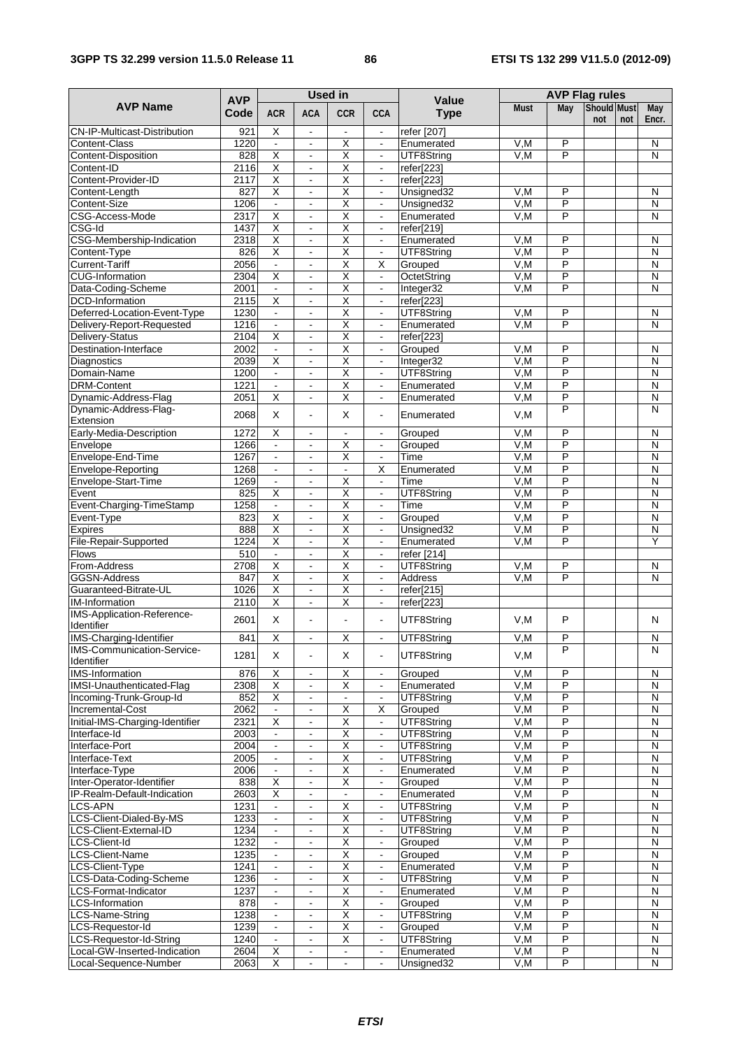| AVP Name | AVP Code | Used in | | | | Value Type | AVP Flag rules | | | | |
|---|---|---|---|---|---|---|---|---|---|---|---|
| | | ACR | ACA | CCR | CCA | | Must | May | Should not | Must not | May Encr. |
| CN-IP-Multicast-Distribution | 921 | X | - | - | - | refer [207] | | | | | |
| Content-Class | 1220 | - | - | X | - | Enumerated | V,M | P | | | N |
| Content-Disposition | 828 | X | - | X | - | UTF8String | V,M | P | | | N |
| Content-ID | 2116 | X | - | X | - | refer[223] | | | | | |
| Content-Provider-ID | 2117 | X | - | X | - | refer[223] | | | | | |
| Content-Length | 827 | X | - | X | - | Unsigned32 | V,M | P | | | N |
| Content-Size | 1206 | - | - | X | - | Unsigned32 | V,M | P | | | N |
| CSG-Access-Mode | 2317 | X | - | X | - | Enumerated | V,M | P | | | N |
| CSG-Id | 1437 | X | - | X | - | refer[219] | | | | | |
| CSG-Membership-Indication | 2318 | X | - | X | - | Enumerated | V,M | P | | | N |
| Content-Type | 826 | X | - | X | - | UTF8String | V,M | P | | | N |
| Current-Tariff | 2056 | - | - | X | X | Grouped | V,M | P | | | N |
| CUG-Information | 2304 | X | - | X | - | OctetString | V,M | P | | | N |
| Data-Coding-Scheme | 2001 | - | - | X | - | Integer32 | V,M | P | | | N |
| DCD-Information | 2115 | X | - | X | - | refer[223] | | | | | |
| Deferred-Location-Event-Type | 1230 | - | - | X | - | UTF8String | V,M | P | | | N |
| Delivery-Report-Requested | 1216 | - | - | X | - | Enumerated | V,M | P | | | N |
| Delivery-Status | 2104 | X | - | X | - | refer[223] | | | | | |
| Destination-Interface | 2002 | - | - | X | - | Grouped | V,M | P | | | N |
| Diagnostics | 2039 | X | - | X | - | Integer32 | V,M | P | | | N |
| Domain-Name | 1200 | - | - | X | - | UTF8String | V,M | P | | | N |
| DRM-Content | 1221 | - | - | X | - | Enumerated | V,M | P | | | N |
| Dynamic-Address-Flag | 2051 | X | - | X | - | Enumerated | V,M | P | | | N |
| Dynamic-Address-Flag-Extension | 2068 | X | - | X | - | Enumerated | V,M | P | | | N |
| Early-Media-Description | 1272 | X | - | - | - | Grouped | V,M | P | | | N |
| Envelope | 1266 | - | - | X | - | Grouped | V,M | P | | | N |
| Envelope-End-Time | 1267 | - | - | X | - | Time | V,M | P | | | N |
| Envelope-Reporting | 1268 | - | - | - | X | Enumerated | V,M | P | | | N |
| Envelope-Start-Time | 1269 | - | - | X | - | Time | V,M | P | | | N |
| Event | 825 | X | - | X | - | UTF8String | V,M | P | | | N |
| Event-Charging-TimeStamp | 1258 | - | - | X | - | Time | V,M | P | | | N |
| Event-Type | 823 | X | - | X | - | Grouped | V,M | P | | | N |
| Expires | 888 | X | - | X | - | Unsigned32 | V,M | P | | | N |
| File-Repair-Supported | 1224 | X | - | X | - | Enumerated | V,M | P | | | Y |
| Flows | 510 | - | - | X | - | refer [214] | | | | | |
| From-Address | 2708 | X | - | X | - | UTF8String | V,M | P | | | N |
| GGSN-Address | 847 | X | - | X | - | Address | V,M | P | | | N |
| Guaranteed-Bitrate-UL | 1026 | X | - | X | - | refer[215] | | | | | |
| IM-Information | 2110 | X | - | X | - | refer[223] | | | | | |
| IMS-Application-Reference-Identifier | 2601 | X | - | - | - | UTF8String | V,M | P | | | N |
| IMS-Charging-Identifier | 841 | X | - | X | - | UTF8String | V,M | P | | | N |
| IMS-Communication-Service-Identifier | 1281 | X | - | X | - | UTF8String | V,M | P | | | N |
| IMS-Information | 876 | X | - | X | - | Grouped | V,M | P | | | N |
| IMSI-Unauthenticated-Flag | 2308 | X | - | X | - | Enumerated | V,M | P | | | N |
| Incoming-Trunk-Group-Id | 852 | X | - | - | - | UTF8String | V,M | P | | | N |
| Incremental-Cost | 2062 | - | - | X | X | Grouped | V,M | P | | | N |
| Initial-IMS-Charging-Identifier | 2321 | X | - | X | - | UTF8String | V,M | P | | | N |
| Interface-Id | 2003 | - | - | X | - | UTF8String | V,M | P | | | N |
| Interface-Port | 2004 | - | - | X | - | UTF8String | V,M | P | | | N |
| Interface-Text | 2005 | - | - | X | - | UTF8String | V,M | P | | | N |
| Interface-Type | 2006 | - | - | X | - | Enumerated | V,M | P | | | N |
| Inter-Operator-Identifier | 838 | X | - | X | - | Grouped | V,M | P | | | N |
| IP-Realm-Default-Indication | 2603 | X | - | - | - | Enumerated | V,M | P | | | N |
| LCS-APN | 1231 | - | - | X | - | UTF8String | V,M | P | | | N |
| LCS-Client-Dialed-By-MS | 1233 | - | - | X | - | UTF8String | V,M | P | | | N |
| LCS-Client-External-ID | 1234 | - | - | X | - | UTF8String | V,M | P | | | N |
| LCS-Client-Id | 1232 | - | - | X | - | Grouped | V,M | P | | | N |
| LCS-Client-Name | 1235 | - | - | X | - | Grouped | V,M | P | | | N |
| LCS-Client-Type | 1241 | - | - | X | - | Enumerated | V,M | P | | | N |
| LCS-Data-Coding-Scheme | 1236 | - | - | X | - | UTF8String | V,M | P | | | N |
| LCS-Format-Indicator | 1237 | - | - | X | - | Enumerated | V,M | P | | | N |
| LCS-Information | 878 | - | - | X | - | Grouped | V,M | P | | | N |
| LCS-Name-String | 1238 | - | - | X | - | UTF8String | V,M | P | | | N |
| LCS-Requestor-Id | 1239 | - | - | X | - | Grouped | V,M | P | | | N |
| LCS-Requestor-Id-String | 1240 | - | - | X | - | UTF8String | V,M | P | | | N |
| Local-GW-Inserted-Indication | 2604 | X | - | - | - | Enumerated | V,M | P | | | N |
| Local-Sequence-Number | 2063 | X | - | - | - | Unsigned32 | V,M | P | | | N |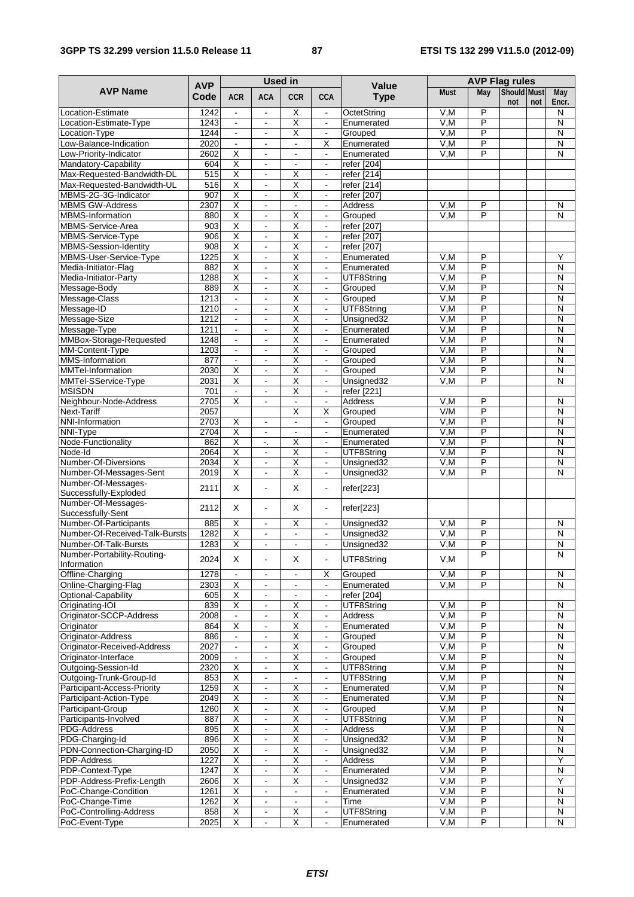| AVP Name | AVP Code | Used in | | | | Value Type | AVP Flag rules | | | | |
|---|---|---|---|---|---|---|---|---|---|---|---|
| | | ACR | ACA | CCR | CCA | | Must | May | Should not | Must not | May Encr. |
| Location-Estimate | 1242 | - | - | X | - | OctetString | V,M | P | | | N |
| Location-Estimate-Type | 1243 | - | - | X | - | Enumerated | V,M | P | | | N |
| Location-Type | 1244 | - | - | X | - | Grouped | V,M | P | | | N |
| Low-Balance-Indication | 2020 | - | - | - | X | Enumerated | V,M | P | | | N |
| Low-Priority-Indicator | 2602 | X | - | - | - | Enumerated | V,M | P | | | N |
| Mandatory-Capability | 604 | X | - | - | - | refer [204] | | | | | |
| Max-Requested-Bandwidth-DL | 515 | X | - | X | - | refer [214] | | | | | |
| Max-Requested-Bandwidth-UL | 516 | X | - | X | - | refer [214] | | | | | |
| MBMS-2G-3G-Indicator | 907 | X | - | X | - | refer [207] | | | | | |
| MBMS GW-Address | 2307 | X | - | - | - | Address | V,M | P | | | N |
| MBMS-Information | 880 | X | - | X | - | Grouped | V,M | P | | | N |
| MBMS-Service-Area | 903 | X | - | X | - | refer [207] | | | | | |
| MBMS-Service-Type | 906 | X | - | X | - | refer [207] | | | | | |
| MBMS-Session-Identity | 908 | X | - | X | - | refer [207] | | | | | |
| MBMS-User-Service-Type | 1225 | X | - | X | - | Enumerated | V,M | P | | | Y |
| Media-Initiator-Flag | 882 | X | - | X | - | Enumerated | V,M | P | | | N |
| Media-Initiator-Party | 1288 | X | - | X | - | UTF8String | V,M | P | | | N |
| Message-Body | 889 | X | - | X | - | Grouped | V,M | P | | | N |
| Message-Class | 1213 | - | - | X | - | Grouped | V,M | P | | | N |
| Message-ID | 1210 | - | - | X | - | UTF8String | V,M | P | | | N |
| Message-Size | 1212 | - | - | X | - | Unsigned32 | V,M | P | | | N |
| Message-Type | 1211 | - | - | X | - | Enumerated | V,M | P | | | N |
| MMBox-Storage-Requested | 1248 | - | - | X | - | Enumerated | V,M | P | | | N |
| MM-Content-Type | 1203 | - | - | X | - | Grouped | V,M | P | | | N |
| MMS-Information | 877 | - | - | X | - | Grouped | V,M | P | | | N |
| MMTel-Information | 2030 | X | - | X | - | Grouped | V,M | P | | | N |
| MMTel-SService-Type | 2031 | X | - | X | - | Unsigned32 | V,M | P | | | N |
| MSISDN | 701 | - | - | X | - | refer [221] | | | | | |
| Neighbour-Node-Address | 2705 | X | - | - | - | Address | V,M | P | | | N |
| Next-Tariff | 2057 | | | X | X | Grouped | V/M | P | | | N |
| NNI-Information | 2703 | X | - | - | - | Grouped | V,M | P | | | N |
| NNI-Type | 2704 | X | - | - | - | Enumerated | V,M | P | | | N |
| Node-Functionality | 862 | X | -. | X | - | Enumerated | V,M | P | | | N |
| Node-Id | 2064 | X | - | X | - | UTF8String | V,M | P | | | N |
| Number-Of-Diversions | 2034 | X | - | X | - | Unsigned32 | V,M | P | | | N |
| Number-Of-Messages-Sent | 2019 | X | - | X | - | Unsigned32 | V,M | P | | | N |
| Number-Of-Messages-Successfully-Exploded | 2111 | X | - | X | - | refer[223] | | | | | |
| Number-Of-Messages-Successfully-Sent | 2112 | X | - | X | - | refer[223] | | | | | |
| Number-Of-Participants | 885 | X | - | X | - | Unsigned32 | V,M | P | | | N |
| Number-Of-Received-Talk-Bursts | 1282 | X | - | - | - | Unsigned32 | V,M | P | | | N |
| Number-Of-Talk-Bursts | 1283 | X | - | - | - | Unsigned32 | V,M | P | | | N |
| Number-Portability-Routing-Information | 2024 | X | - | X | - | UTF8String | V,M | P | | | N |
| Offline-Charging | 1278 | - | - | - | X | Grouped | V,M | P | | | N |
| Online-Charging-Flag | 2303 | X | - | - | - | Enumerated | V,M | P | | | N |
| Optional-Capability | 605 | X | - | - | - | refer [204] | | | | | |
| Originating-IOI | 839 | X | - | X | - | UTF8String | V,M | P | | | N |
| Originator-SCCP-Address | 2008 | - | - | X | - | Address | V,M | P | | | N |
| Originator | 864 | X | - | X | - | Enumerated | V,M | P | | | N |
| Originator-Address | 886 | - | - | X | - | Grouped | V,M | P | | | N |
| Originator-Received-Address | 2027 | - | - | X | - | Grouped | V,M | P | | | N |
| Originator-Interface | 2009 | - | - | X | - | Grouped | V,M | P | | | N |
| Outgoing-Session-Id | 2320 | X | - | X | - | UTF8String | V,M | P | | | N |
| Outgoing-Trunk-Group-Id | 853 | X | - | - | - | UTF8String | V,M | P | | | N |
| Participant-Access-Priority | 1259 | X | - | X | - | Enumerated | V,M | P | | | N |
| Participant-Action-Type | 2049 | X | - | X | - | Enumerated | V,M | P | | | N |
| Participant-Group | 1260 | X | - | X | - | Grouped | V,M | P | | | N |
| Participants-Involved | 887 | X | - | X | - | UTF8String | V,M | P | | | N |
| PDG-Address | 895 | X | - | X | - | Address | V,M | P | | | N |
| PDG-Charging-Id | 896 | X | - | X | - | Unsigned32 | V,M | P | | | N |
| PDN-Connection-Charging-ID | 2050 | X | - | X | - | Unsigned32 | V,M | P | | | N |
| PDP-Address | 1227 | X | - | X | - | Address | V,M | P | | | Y |
| PDP-Context-Type | 1247 | X | - | X | - | Enumerated | V,M | P | | | N |
| PDP-Address-Prefix-Length | 2606 | X | - | X | - | Unsigned32 | V,M | P | | | Y |
| PoC-Change-Condition | 1261 | X | - | - | - | Enumerated | V,M | P | | | N |
| PoC-Change-Time | 1262 | X | - | - | - | Time | V,M | P | | | N |
| PoC-Controlling-Address | 858 | X | - | X | - | UTF8String | V,M | P | | | N |
| PoC-Event-Type | 2025 | X | - | X | - | Enumerated | V,M | P | | | N |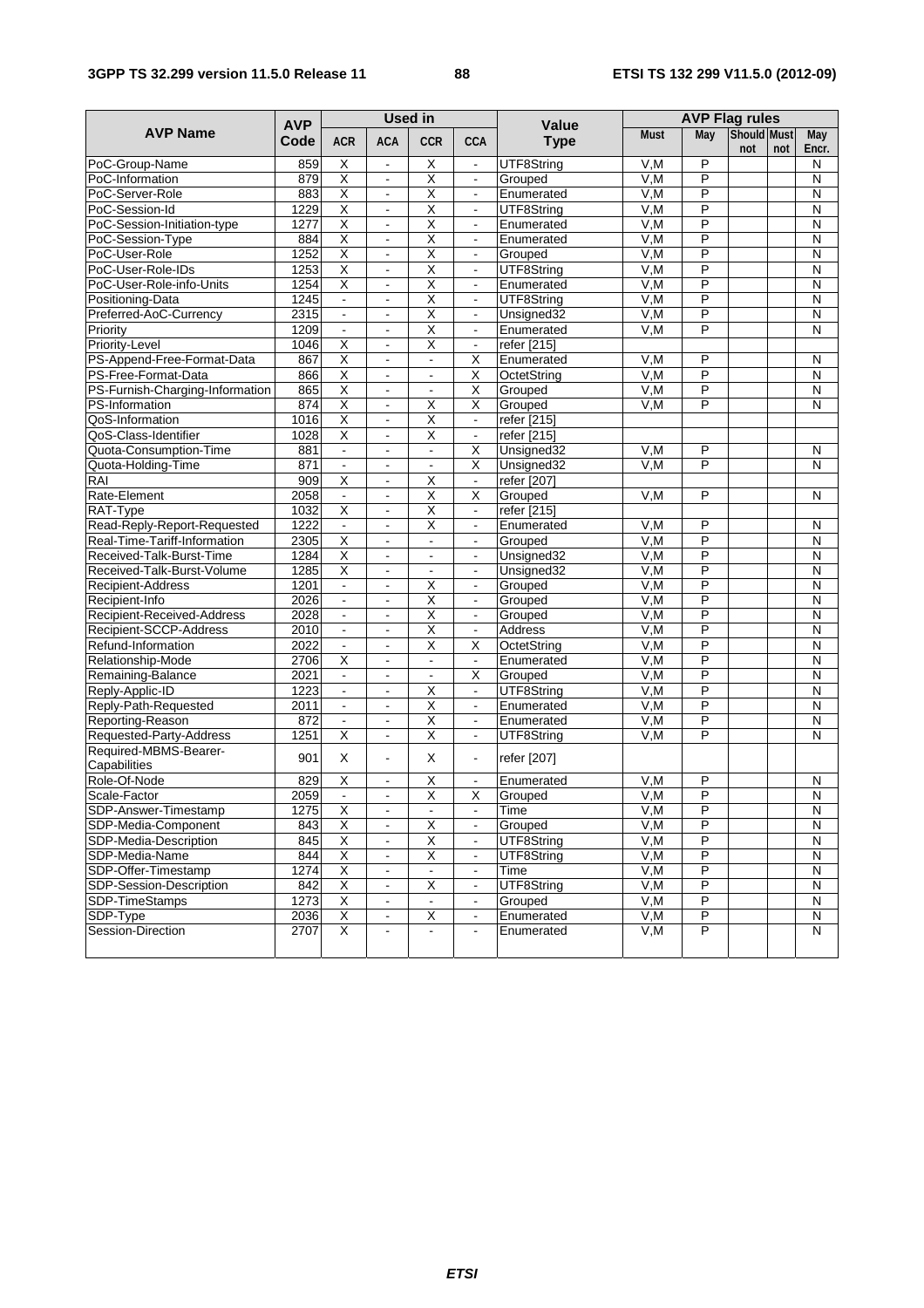| AVP Name | AVP Code | Used in | | | | Value Type | AVP Flag rules | | | | |
|---|---|---|---|---|---|---|---|---|---|---|---|
| | | ACR | ACA | CCR | CCA | | Must | May | Should not | Must not | May Encr. |
| PoC-Group-Name | 859 | X | - | X | - | UTF8String | V,M | P | | | N |
| PoC-Information | 879 | X | - | X | - | Grouped | V,M | P | | | N |
| PoC-Server-Role | 883 | X | - | X | - | Enumerated | V,M | P | | | N |
| PoC-Session-Id | 1229 | X | - | X | - | UTF8String | V,M | P | | | N |
| PoC-Session-Initiation-type | 1277 | X | - | X | - | Enumerated | V,M | P | | | N |
| PoC-Session-Type | 884 | X | - | X | - | Enumerated | V,M | P | | | N |
| PoC-User-Role | 1252 | X | - | X | - | Grouped | V,M | P | | | N |
| PoC-User-Role-IDs | 1253 | X | - | X | - | UTF8String | V,M | P | | | N |
| PoC-User-Role-info-Units | 1254 | X | - | X | - | Enumerated | V,M | P | | | N |
| Positioning-Data | 1245 | - | - | X | - | UTF8String | V,M | P | | | N |
| Preferred-AoC-Currency | 2315 | - | - | X | - | Unsigned32 | V,M | P | | | N |
| Priority | 1209 | - | - | X | - | Enumerated | V,M | P | | | N |
| Priority-Level | 1046 | X | - | X | - | refer [215] | | | | | |
| PS-Append-Free-Format-Data | 867 | X | - | - | X | Enumerated | V,M | P | | | N |
| PS-Free-Format-Data | 866 | X | - | - | X | OctetString | V,M | P | | | N |
| PS-Furnish-Charging-Information | 865 | X | - | - | X | Grouped | V,M | P | | | N |
| PS-Information | 874 | X | - | X | X | Grouped | V,M | P | | | N |
| QoS-Information | 1016 | X | - | X | - | refer [215] | | | | | |
| QoS-Class-Identifier | 1028 | X | - | X | - | refer [215] | | | | | |
| Quota-Consumption-Time | 881 | - | - | - | X | Unsigned32 | V,M | P | | | N |
| Quota-Holding-Time | 871 | - | - | - | X | Unsigned32 | V,M | P | | | N |
| RAI | 909 | X | - | X | - | refer [207] | | | | | |
| Rate-Element | 2058 | - | - | X | X | Grouped | V,M | P | | | N |
| RAT-Type | 1032 | X | - | X | - | refer [215] | | | | | |
| Read-Reply-Report-Requested | 1222 | - | - | X | - | Enumerated | V,M | P | | | N |
| Real-Time-Tariff-Information | 2305 | X | - | - | - | Grouped | V,M | P | | | N |
| Received-Talk-Burst-Time | 1284 | X | - | - | - | Unsigned32 | V,M | P | | | N |
| Received-Talk-Burst-Volume | 1285 | X | - | - | - | Unsigned32 | V,M | P | | | N |
| Recipient-Address | 1201 | - | - | X | - | Grouped | V,M | P | | | N |
| Recipient-Info | 2026 | - | - | X | - | Grouped | V,M | P | | | N |
| Recipient-Received-Address | 2028 | - | - | X | - | Grouped | V,M | P | | | N |
| Recipient-SCCP-Address | 2010 | - | - | X | - | Address | V,M | P | | | N |
| Refund-Information | 2022 | - | - | X | X | OctetString | V,M | P | | | N |
| Relationship-Mode | 2706 | X | - | - | - | Enumerated | V,M | P | | | N |
| Remaining-Balance | 2021 | - | - | - | X | Grouped | V,M | P | | | N |
| Reply-Applic-ID | 1223 | - | - | X | - | UTF8String | V,M | P | | | N |
| Reply-Path-Requested | 2011 | - | - | X | - | Enumerated | V,M | P | | | N |
| Reporting-Reason | 872 | - | - | X | - | Enumerated | V,M | P | | | N |
| Requested-Party-Address | 1251 | X | - | X | - | UTF8String | V,M | P | | | N |
| Required-MBMS-Bearer-Capabilities | 901 | X | - | X | - | refer [207] | | | | | |
| Role-Of-Node | 829 | X | - | X | - | Enumerated | V,M | P | | | N |
| Scale-Factor | 2059 | - | - | X | X | Grouped | V,M | P | | | N |
| SDP-Answer-Timestamp | 1275 | X | - | - | - | Time | V,M | P | | | N |
| SDP-Media-Component | 843 | X | - | X | - | Grouped | V,M | P | | | N |
| SDP-Media-Description | 845 | X | - | X | - | UTF8String | V,M | P | | | N |
| SDP-Media-Name | 844 | X | - | X | - | UTF8String | V,M | P | | | N |
| SDP-Offer-Timestamp | 1274 | X | - | - | - | Time | V,M | P | | | N |
| SDP-Session-Description | 842 | X | - | X | - | UTF8String | V,M | P | | | N |
| SDP-TimeStamps | 1273 | X | - | - | - | Grouped | V,M | P | | | N |
| SDP-Type | 2036 | X | - | X | - | Enumerated | V,M | P | | | N |
| Session-Direction | 2707 | X | - | - | - | Enumerated | V,M | P | | | N |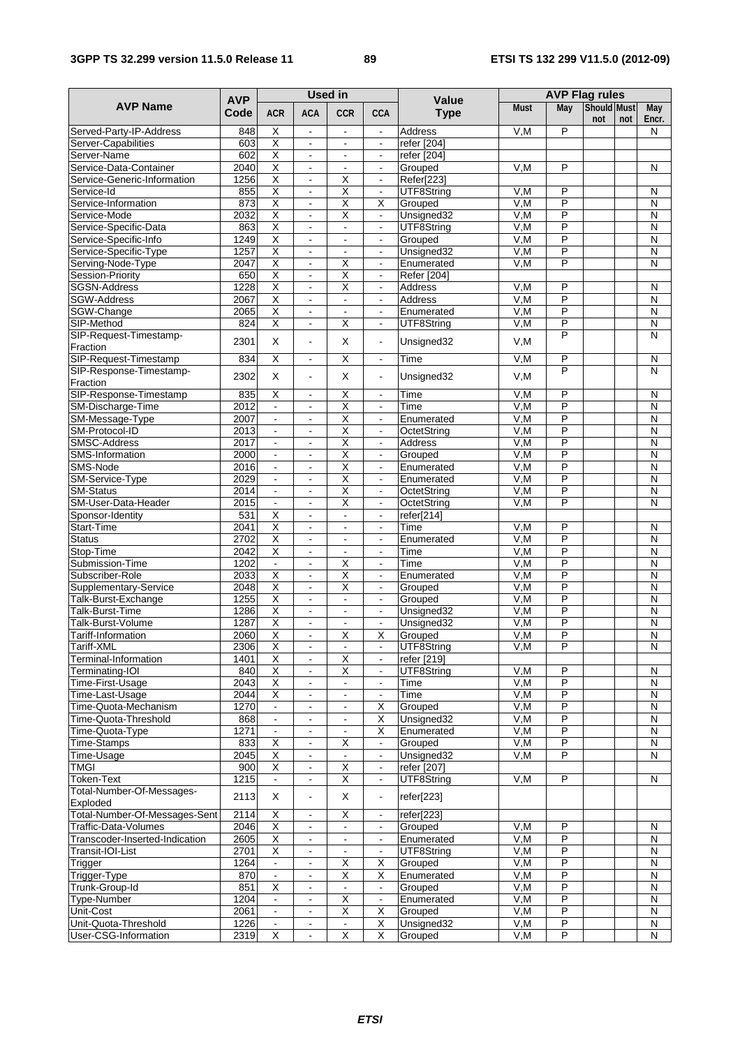| AVP Name | AVP Code | Used in | | | | Value Type | AVP Flag rules | | | | |
|---|---|---|---|---|---|---|---|---|---|---|---|
| | | ACR | ACA | CCR | CCA | | Must | May | Should not | Must not | May Encr. |
| Served-Party-IP-Address | 848 | X | - | - | - | Address | V,M | P | | | N |
| Server-Capabilities | 603 | X | - | - | - | refer [204] | | | | | |
| Server-Name | 602 | X | - | - | - | refer [204] | | | | | |
| Service-Data-Container | 2040 | X | - | - | - | Grouped | V,M | P | | | N |
| Service-Generic-Information | 1256 | X | - | X | - | Refer[223] | | | | | |
| Service-Id | 855 | X | - | X | - | UTF8String | V,M | P | | | N |
| Service-Information | 873 | X | - | X | X | Grouped | V,M | P | | | N |
| Service-Mode | 2032 | X | - | X | - | Unsigned32 | V,M | P | | | N |
| Service-Specific-Data | 863 | X | - | - | - | UTF8String | V,M | P | | | N |
| Service-Specific-Info | 1249 | X | - | - | - | Grouped | V,M | P | | | N |
| Service-Specific-Type | 1257 | X | - | - | - | Unsigned32 | V,M | P | | | N |
| Serving-Node-Type | 2047 | X | - | X | - | Enumerated | V,M | P | | | N |
| Session-Priority | 650 | X | - | X | - | Refer [204] | | | | | |
| SGSN-Address | 1228 | X | - | X | - | Address | V,M | P | | | N |
| SGW-Address | 2067 | X | - | - | - | Address | V,M | P | | | N |
| SGW-Change | 2065 | X | - | - | - | Enumerated | V,M | P | | | N |
| SIP-Method | 824 | X | - | X | - | UTF8String | V,M | P | | | N |
| SIP-Request-Timestamp-Fraction | 2301 | X | - | X | - | Unsigned32 | V,M | P | | | N |
| SIP-Request-Timestamp | 834 | X | - | X | - | Time | V,M | P | | | N |
| SIP-Response-Timestamp-Fraction | 2302 | X | - | X | - | Unsigned32 | V,M | P | | | N |
| SIP-Response-Timestamp | 835 | X | - | X | - | Time | V,M | P | | | N |
| SM-Discharge-Time | 2012 | - | - | X | - | Time | V,M | P | | | N |
| SM-Message-Type | 2007 | - | - | X | - | Enumerated | V,M | P | | | N |
| SM-Protocol-ID | 2013 | - | - | X | - | OctetString | V,M | P | | | N |
| SMSC-Address | 2017 | - | - | X | - | Address | V,M | P | | | N |
| SMS-Information | 2000 | - | - | X | - | Grouped | V,M | P | | | N |
| SMS-Node | 2016 | - | - | X | - | Enumerated | V,M | P | | | N |
| SM-Service-Type | 2029 | - | - | X | - | Enumerated | V,M | P | | | N |
| SM-Status | 2014 | - | - | X | - | OctetString | V,M | P | | | N |
| SM-User-Data-Header | 2015 | - | - | X | - | OctetString | V,M | P | | | N |
| Sponsor-Identity | 531 | X | - | - | - | refer[214] | | | | | |
| Start-Time | 2041 | X | - | - | - | Time | V,M | P | | | N |
| Status | 2702 | X | - | - | - | Enumerated | V,M | P | | | N |
| Stop-Time | 2042 | X | - | - | - | Time | V,M | P | | | N |
| Submission-Time | 1202 | - | - | X | - | Time | V,M | P | | | N |
| Subscriber-Role | 2033 | X | - | X | - | Enumerated | V,M | P | | | N |
| Supplementary-Service | 2048 | X | - | X | - | Grouped | V,M | P | | | N |
| Talk-Burst-Exchange | 1255 | X | - | - | - | Grouped | V,M | P | | | N |
| Talk-Burst-Time | 1286 | X | - | - | - | Unsigned32 | V,M | P | | | N |
| Talk-Burst-Volume | 1287 | X | - | - | - | Unsigned32 | V,M | P | | | N |
| Tariff-Information | 2060 | X | - | X | X | Grouped | V,M | P | | | N |
| Tariff-XML | 2306 | X | - | - | - | UTF8String | V,M | P | | | N |
| Terminal-Information | 1401 | X | - | X | - | refer [219] | | | | | |
| Terminating-IOI | 840 | X | - | X | - | UTF8String | V,M | P | | | N |
| Time-First-Usage | 2043 | X | - | - | - | Time | V,M | P | | | N |
| Time-Last-Usage | 2044 | X | - | - | - | Time | V,M | P | | | N |
| Time-Quota-Mechanism | 1270 | - | - | - | X | Grouped | V,M | P | | | N |
| Time-Quota-Threshold | 868 | - | - | - | X | Unsigned32 | V,M | P | | | N |
| Time-Quota-Type | 1271 | - | - | - | X | Enumerated | V,M | P | | | N |
| Time-Stamps | 833 | X | - | X | - | Grouped | V,M | P | | | N |
| Time-Usage | 2045 | X | - | - | - | Unsigned32 | V,M | P | | | N |
| TMGI | 900 | X | - | X | - | refer [207] | | | | | |
| Token-Text | 1215 | - | - | X | - | UTF8String | V,M | P | | | N |
| Total-Number-Of-Messages-Exploded | 2113 | X | - | X | - | refer[223] | | | | | |
| Total-Number-Of-Messages-Sent | 2114 | X | - | X | - | refer[223] | | | | | |
| Traffic-Data-Volumes | 2046 | X | - | - | - | Grouped | V,M | P | | | N |
| Transcoder-Inserted-Indication | 2605 | X | - | - | - | Enumerated | V,M | P | | | N |
| Transit-IOI-List | 2701 | X | - | - | - | UTF8String | V,M | P | | | N |
| Trigger | 1264 | - | - | X | X | Grouped | V,M | P | | | N |
| Trigger-Type | 870 | - | - | X | X | Enumerated | V,M | P | | | N |
| Trunk-Group-Id | 851 | X | - | - | - | Grouped | V,M | P | | | N |
| Type-Number | 1204 | - | - | X | - | Enumerated | V,M | P | | | N |
| Unit-Cost | 2061 | - | - | X | X | Grouped | V,M | P | | | N |
| Unit-Quota-Threshold | 1226 | - | - | - | X | Unsigned32 | V,M | P | | | N |
| User-CSG-Information | 2319 | X | - | X | X | Grouped | V,M | P | | | N |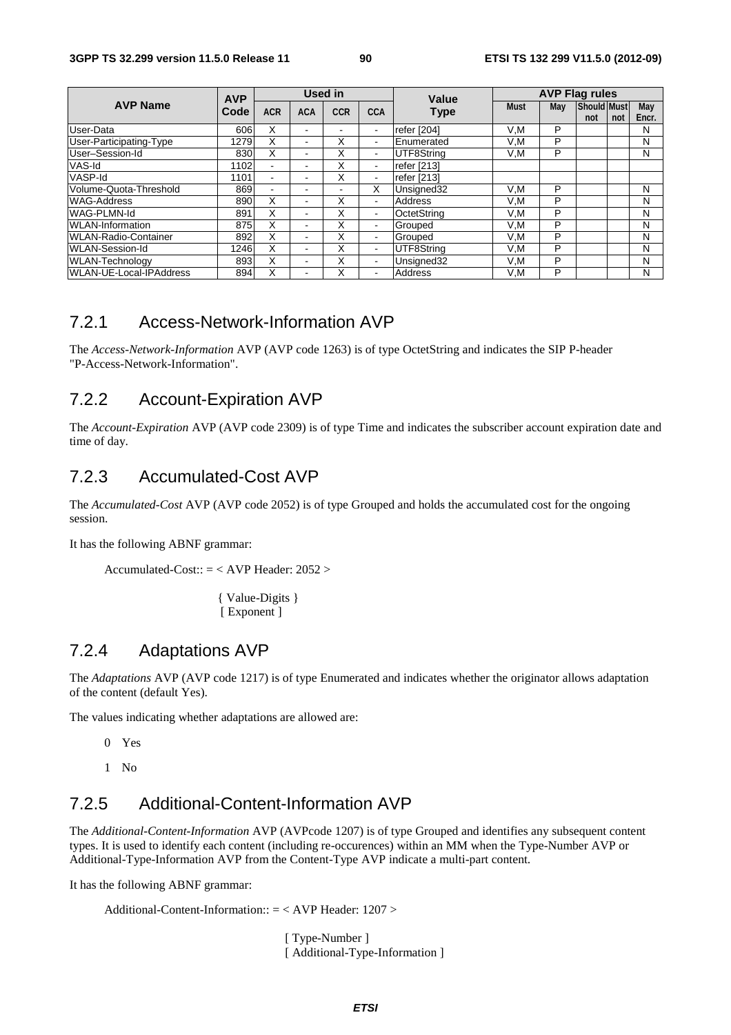| AVP Name | AVP Code | Used in | | | | Value Type | AVP Flag rules | | | | |
|---|---|---|---|---|---|---|---|---|---|---|---|
| | | ACR | ACA | CCR | CCA | | Must | May | Should not | Must not | May Encr. |
| User-Data | 606 | X | - | - | - | refer [204] | V,M | P | | | N |
| User-Participating-Type | 1279 | X | - | X | - | Enumerated | V,M | P | | | N |
| User–Session-Id | 830 | X | - | X | - | UTF8String | V,M | P | | | N |
| VAS-Id | 1102 | - | - | X | - | refer [213] | | | | | |
| VASP-Id | 1101 | - | - | X | - | refer [213] | | | | | |
| Volume-Quota-Threshold | 869 | - | - | - | X | Unsigned32 | V,M | P | | | N |
| WAG-Address | 890 | X | - | X | - | Address | V,M | P | | | N |
| WAG-PLMN-Id | 891 | X | - | X | - | OctetString | V,M | P | | | N |
| WLAN-Information | 875 | X | - | X | - | Grouped | V,M | P | | | N |
| WLAN-Radio-Container | 892 | X | - | X | - | Grouped | V,M | P | | | N |
| WLAN-Session-Id | 1246 | X | - | X | - | UTF8String | V,M | P | | | N |
| WLAN-Technology | 893 | X | - | X | - | Unsigned32 | V,M | P | | | N |
| WLAN-UE-Local-IPAddress | 894 | X | - | X | - | Address | V,M | P | | | N |

### 7.2.1 Access-Network-Information AVP

The *Access-Network-Information* AVP (AVP code 1263) is of type OctetString and indicates the SIP P-header "P-Access-Network-Information".

### 7.2.2 Account-Expiration AVP

The *Account-Expiration* AVP (AVP code 2309) is of type Time and indicates the subscriber account expiration date and time of day.

### 7.2.3 Accumulated-Cost AVP

The *Accumulated-Cost* AVP (AVP code 2052) is of type Grouped and holds the accumulated cost for the ongoing session.

It has the following ABNF grammar:

```
Accumulated-Cost:: = < AVP Header: 2052 >

                { Value-Digits }
                [ Exponent ]
```

### 7.2.4 Adaptations AVP

The *Adaptations* AVP (AVP code 1217) is of type Enumerated and indicates whether the originator allows adaptation of the content (default Yes).

The values indicating whether adaptations are allowed are:

0 Yes

1 No

### 7.2.5 Additional-Content-Information AVP

The *Additional-Content-Information* AVP (AVPcode 1207) is of type Grouped and identifies any subsequent content types. It is used to identify each content (including re-occurences) within an MM when the Type-Number AVP or Additional-Type-Information AVP from the Content-Type AVP indicate a multi-part content.

It has the following ABNF grammar:

```
Additional-Content-Information:: = < AVP Header: 1207 >

                [ Type-Number ]
                [ Additional-Type-Information ]
```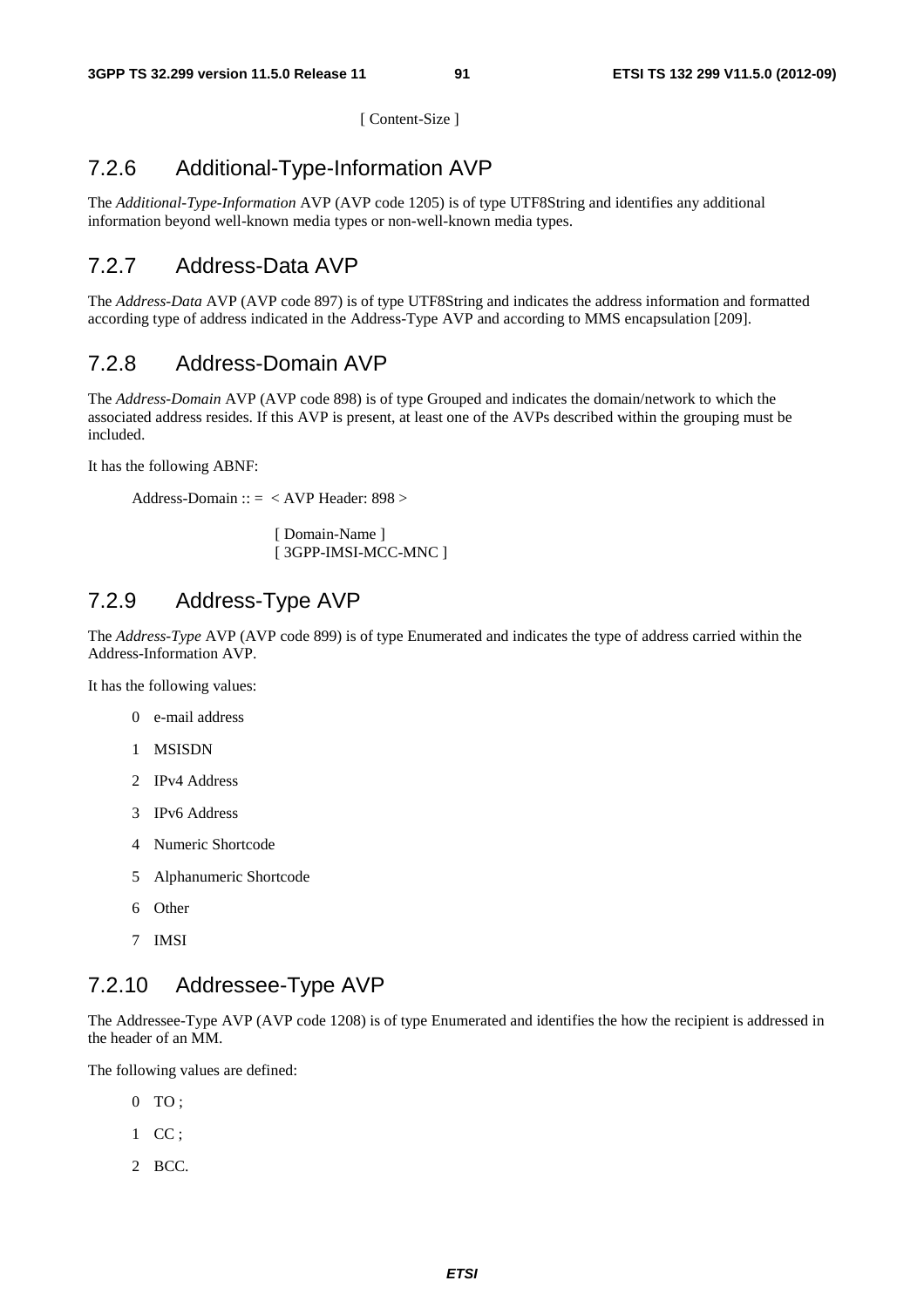[ Content-Size ]

### 7.2.6 Additional-Type-Information AVP

The *Additional-Type-Information* AVP (AVP code 1205) is of type UTF8String and identifies any additional information beyond well-known media types or non-well-known media types.

### 7.2.7 Address-Data AVP

The *Address-Data* AVP (AVP code 897) is of type UTF8String and indicates the address information and formatted according type of address indicated in the Address-Type AVP and according to MMS encapsulation [209].

### 7.2.8 Address-Domain AVP

The *Address-Domain* AVP (AVP code 898) is of type Grouped and indicates the domain/network to which the associated address resides. If this AVP is present, at least one of the AVPs described within the grouping must be included.

It has the following ABNF:

```
Address-Domain :: =  < AVP Header: 898 >

                    [ Domain-Name ]
                    [ 3GPP-IMSI-MCC-MNC ]
```

### 7.2.9 Address-Type AVP

The *Address-Type* AVP (AVP code 899) is of type Enumerated and indicates the type of address carried within the Address-Information AVP.

It has the following values:

0 e-mail address

1 MSISDN

2 IPv4 Address

3 IPv6 Address

4 Numeric Shortcode

5 Alphanumeric Shortcode

6 Other

7 IMSI

### 7.2.10 Addressee-Type AVP

The Addressee-Type AVP (AVP code 1208) is of type Enumerated and identifies the how the recipient is addressed in the header of an MM.

The following values are defined:

0 TO ;

1 CC ;

2 BCC.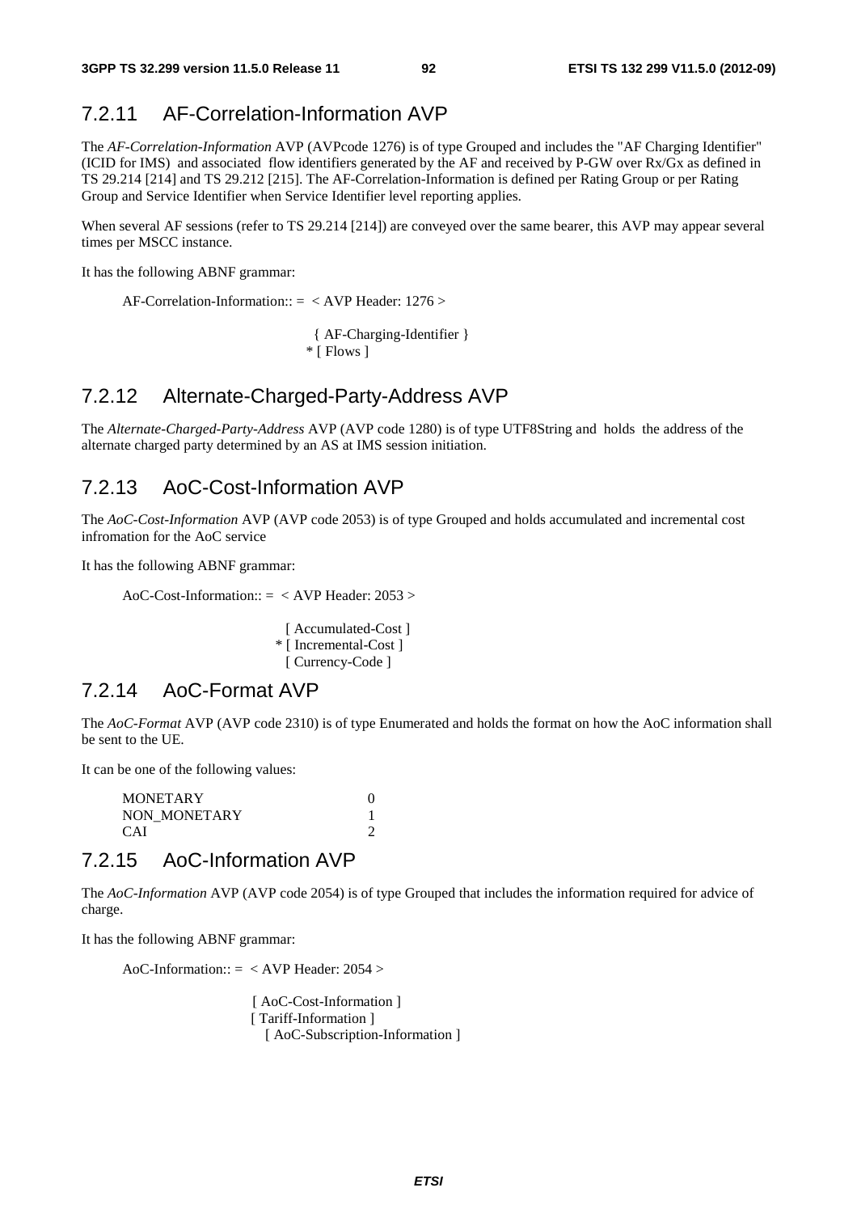## 7.2.11 AF-Correlation-Information AVP

The *AF-Correlation-Information* AVP (AVPcode 1276) is of type Grouped and includes the "AF Charging Identifier" (ICID for IMS) and associated flow identifiers generated by the AF and received by P-GW over Rx/Gx as defined in TS 29.214 [214] and TS 29.212 [215]. The AF-Correlation-Information is defined per Rating Group or per Rating Group and Service Identifier when Service Identifier level reporting applies.

When several AF sessions (refer to TS 29.214 [214]) are conveyed over the same bearer, this AVP may appear several times per MSCC instance.

It has the following ABNF grammar:

```
AF-Correlation-Information:: =  < AVP Header: 1276 >

                               { AF-Charging-Identifier }
                              * [ Flows ]
```

## 7.2.12 Alternate-Charged-Party-Address AVP

The *Alternate-Charged-Party-Address* AVP (AVP code 1280) is of type UTF8String and holds the address of the alternate charged party determined by an AS at IMS session initiation.

## 7.2.13 AoC-Cost-Information AVP

The *AoC-Cost-Information* AVP (AVP code 2053) is of type Grouped and holds accumulated and incremental cost infromation for the AoC service

It has the following ABNF grammar:

```
AoC-Cost-Information:: =  < AVP Header: 2053 >

                           [ Accumulated-Cost ]
                          * [ Incremental-Cost ]
                           [ Currency-Code ]
```

## 7.2.14 AoC-Format AVP

The *AoC-Format* AVP (AVP code 2310) is of type Enumerated and holds the format on how the AoC information shall be sent to the UE.

It can be one of the following values:

```
MONETARY          0
NON_MONETARY      1
CAI               2
```

## 7.2.15 AoC-Information AVP

The *AoC-Information* AVP (AVP code 2054) is of type Grouped that includes the information required for advice of charge.

It has the following ABNF grammar:

```
AoC-Information:: =  < AVP Header: 2054 >

                      [ AoC-Cost-Information ]
                      [ Tariff-Information ]
                        [ AoC-Subscription-Information ]
```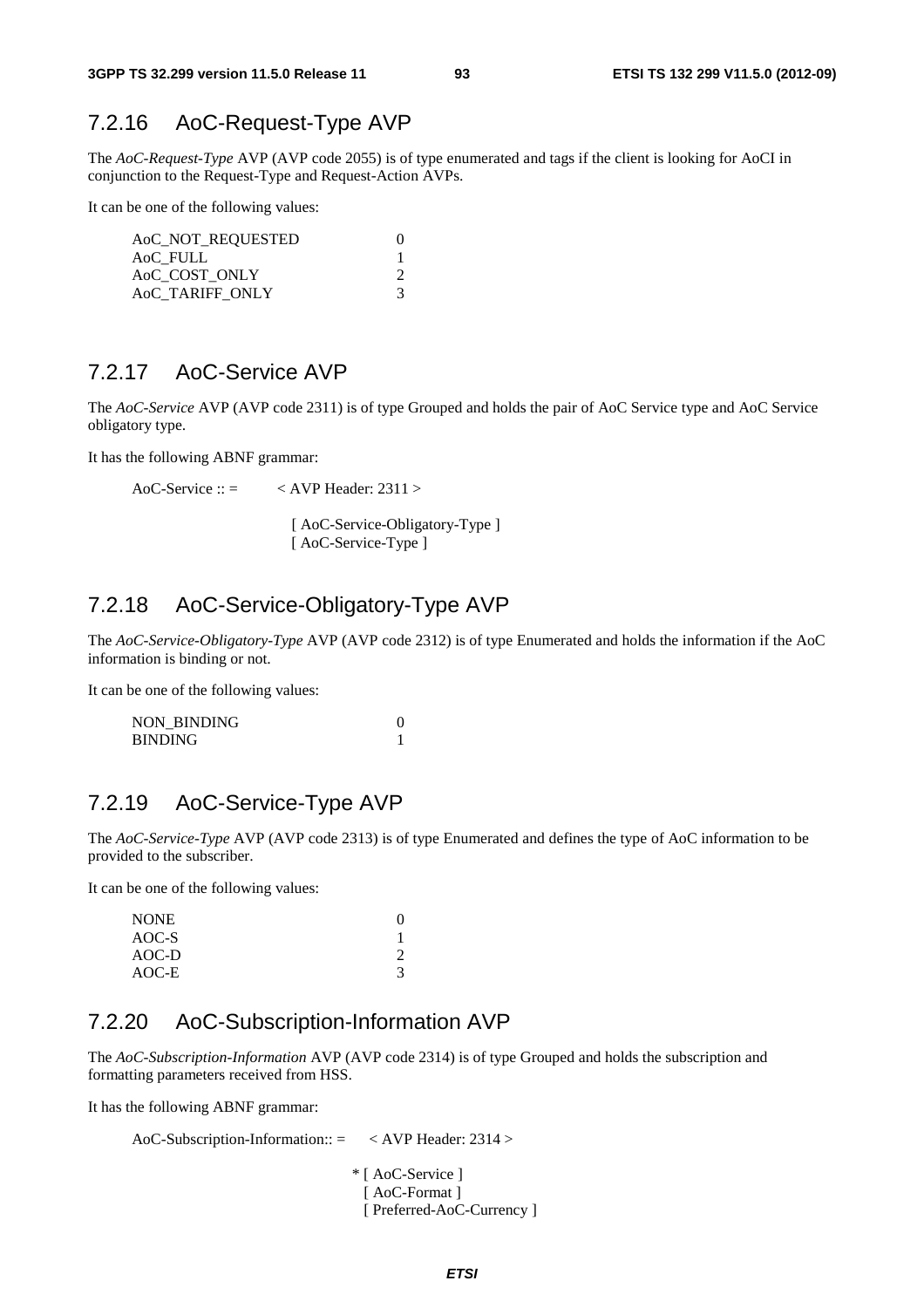### 7.2.16 AoC-Request-Type AVP

The *AoC-Request-Type* AVP (AVP code 2055) is of type enumerated and tags if the client is looking for AoCI in conjunction to the Request-Type and Request-Action AVPs.

It can be one of the following values:

| | |
|---|---|
| AoC_NOT_REQUESTED | 0 |
| AoC_FULL | 1 |
| AoC_COST_ONLY | 2 |
| AoC_TARIFF_ONLY | 3 |

### 7.2.17 AoC-Service AVP

The *AoC-Service* AVP (AVP code 2311) is of type Grouped and holds the pair of AoC Service type and AoC Service obligatory type.

It has the following ABNF grammar:

```
AoC-Service :: =        < AVP Header: 2311 >

                          [ AoC-Service-Obligatory-Type ]
                          [ AoC-Service-Type ]
```

### 7.2.18 AoC-Service-Obligatory-Type AVP

The *AoC-Service-Obligatory-Type* AVP (AVP code 2312) is of type Enumerated and holds the information if the AoC information is binding or not.

It can be one of the following values:

| | |
|---|---|
| NON_BINDING | 0 |
| BINDING | 1 |

### 7.2.19 AoC-Service-Type AVP

The *AoC-Service-Type* AVP (AVP code 2313) is of type Enumerated and defines the type of AoC information to be provided to the subscriber.

It can be one of the following values:

| | |
|---|---|
| NONE | 0 |
| AOC-S | 1 |
| AOC-D | 2 |
| AOC-E | 3 |

### 7.2.20 AoC-Subscription-Information AVP

The *AoC-Subscription-Information* AVP (AVP code 2314) is of type Grouped and holds the subscription and formatting parameters received from HSS.

It has the following ABNF grammar:

```
AoC-Subscription-Information:: =     < AVP Header: 2314 >

                                       * [ AoC-Service ]
                                         [ AoC-Format ]
                                         [ Preferred-AoC-Currency ]
```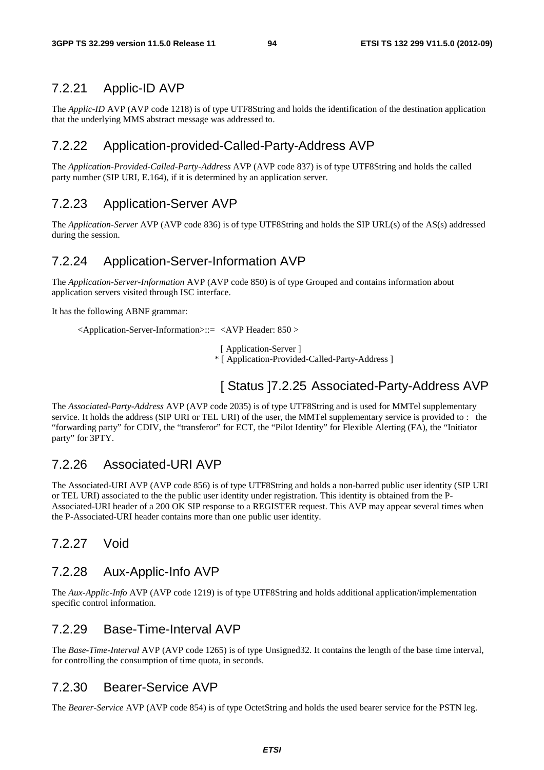### 7.2.21 Applic-ID AVP

The *Applic-ID* AVP (AVP code 1218) is of type UTF8String and holds the identification of the destination application that the underlying MMS abstract message was addressed to.

### 7.2.22 Application-provided-Called-Party-Address AVP

The *Application-Provided-Called-Party-Address* AVP (AVP code 837) is of type UTF8String and holds the called party number (SIP URI, E.164), if it is determined by an application server.

### 7.2.23 Application-Server AVP

The *Application-Server* AVP (AVP code 836) is of type UTF8String and holds the SIP URL(s) of the AS(s) addressed during the session.

### 7.2.24 Application-Server-Information AVP

The *Application-Server-Information* AVP (AVP code 850) is of type Grouped and contains information about application servers visited through ISC interface.

It has the following ABNF grammar:

```
<Application-Server-Information>::=  <AVP Header: 850 >

                        [ Application-Server ]
                      * [ Application-Provided-Called-Party-Address ]
```

### [ Status ]7.2.25 Associated-Party-Address AVP

The *Associated-Party-Address* AVP (AVP code 2035) is of type UTF8String and is used for MMTel supplementary service. It holds the address (SIP URI or TEL URI) of the user, the MMTel supplementary service is provided to : the "forwarding party" for CDIV, the "transferor" for ECT, the "Pilot Identity" for Flexible Alerting (FA), the "Initiator party" for 3PTY.

### 7.2.26 Associated-URI AVP

The Associated-URI AVP (AVP code 856) is of type UTF8String and holds a non-barred public user identity (SIP URI or TEL URI) associated to the the public user identity under registration. This identity is obtained from the P-Associated-URI header of a 200 OK SIP response to a REGISTER request. This AVP may appear several times when the P-Associated-URI header contains more than one public user identity.

### 7.2.27 Void

### 7.2.28 Aux-Applic-Info AVP

The *Aux-Applic-Info* AVP (AVP code 1219) is of type UTF8String and holds additional application/implementation specific control information.

### 7.2.29 Base-Time-Interval AVP

The *Base-Time-Interval* AVP (AVP code 1265) is of type Unsigned32. It contains the length of the base time interval, for controlling the consumption of time quota, in seconds.

### 7.2.30 Bearer-Service AVP

The *Bearer-Service* AVP (AVP code 854) is of type OctetString and holds the used bearer service for the PSTN leg.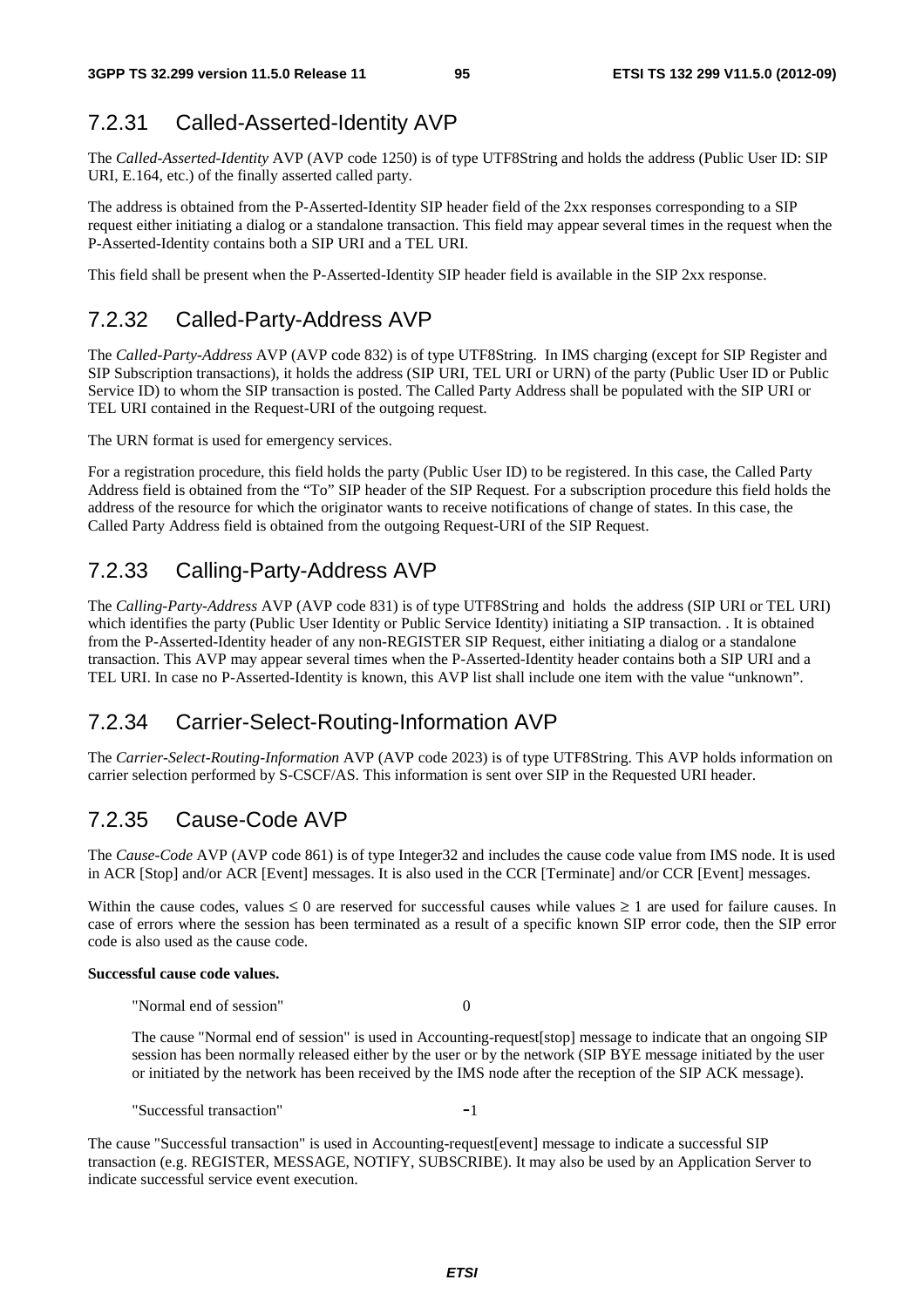## 7.2.31 Called-Asserted-Identity AVP

The *Called-Asserted-Identity* AVP (AVP code 1250) is of type UTF8String and holds the address (Public User ID: SIP URI, E.164, etc.) of the finally asserted called party.

The address is obtained from the P-Asserted-Identity SIP header field of the 2xx responses corresponding to a SIP request either initiating a dialog or a standalone transaction. This field may appear several times in the request when the P-Asserted-Identity contains both a SIP URI and a TEL URI.

This field shall be present when the P-Asserted-Identity SIP header field is available in the SIP 2xx response.

## 7.2.32 Called-Party-Address AVP

The *Called-Party-Address* AVP (AVP code 832) is of type UTF8String. In IMS charging (except for SIP Register and SIP Subscription transactions), it holds the address (SIP URI, TEL URI or URN) of the party (Public User ID or Public Service ID) to whom the SIP transaction is posted. The Called Party Address shall be populated with the SIP URI or TEL URI contained in the Request-URI of the outgoing request.

The URN format is used for emergency services.

For a registration procedure, this field holds the party (Public User ID) to be registered. In this case, the Called Party Address field is obtained from the "To" SIP header of the SIP Request. For a subscription procedure this field holds the address of the resource for which the originator wants to receive notifications of change of states. In this case, the Called Party Address field is obtained from the outgoing Request-URI of the SIP Request.

## 7.2.33 Calling-Party-Address AVP

The *Calling-Party-Address* AVP (AVP code 831) is of type UTF8String and holds the address (SIP URI or TEL URI) which identifies the party (Public User Identity or Public Service Identity) initiating a SIP transaction. . It is obtained from the P-Asserted-Identity header of any non-REGISTER SIP Request, either initiating a dialog or a standalone transaction. This AVP may appear several times when the P-Asserted-Identity header contains both a SIP URI and a TEL URI. In case no P-Asserted-Identity is known, this AVP list shall include one item with the value "unknown".

## 7.2.34 Carrier-Select-Routing-Information AVP

The *Carrier-Select-Routing-Information* AVP (AVP code 2023) is of type UTF8String. This AVP holds information on carrier selection performed by S-CSCF/AS. This information is sent over SIP in the Requested URI header.

## 7.2.35 Cause-Code AVP

The *Cause-Code* AVP (AVP code 861) is of type Integer32 and includes the cause code value from IMS node. It is used in ACR [Stop] and/or ACR [Event] messages. It is also used in the CCR [Terminate] and/or CCR [Event] messages.

Within the cause codes, values $\leq 0$ are reserved for successful causes while values $\geq 1$ are used for failure causes. In case of errors where the session has been terminated as a result of a specific known SIP error code, then the SIP error code is also used as the cause code.

**Successful cause code values.**

"Normal end of session" 0

The cause "Normal end of session" is used in Accounting-request[stop] message to indicate that an ongoing SIP session has been normally released either by the user or by the network (SIP BYE message initiated by the user or initiated by the network has been received by the IMS node after the reception of the SIP ACK message).

"Successful transaction" -1

The cause "Successful transaction" is used in Accounting-request[event] message to indicate a successful SIP transaction (e.g. REGISTER, MESSAGE, NOTIFY, SUBSCRIBE). It may also be used by an Application Server to indicate successful service event execution.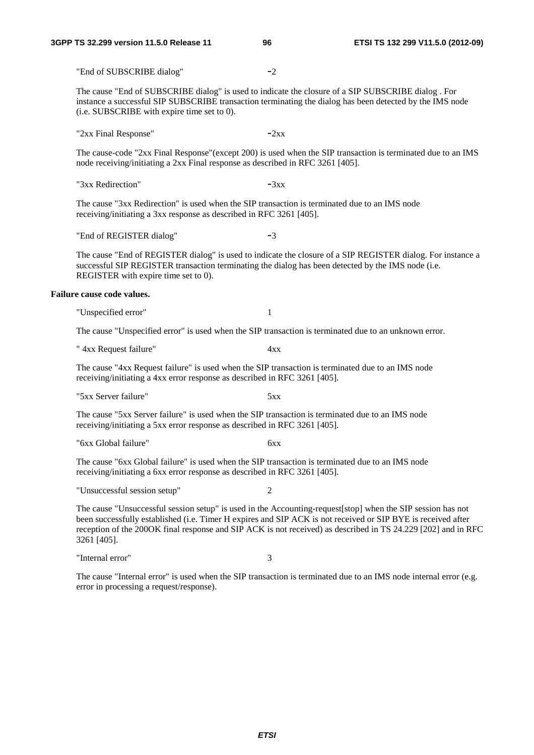"End of SUBSCRIBE dialog" -2

The cause "End of SUBSCRIBE dialog" is used to indicate the closure of a SIP SUBSCRIBE dialog . For instance a successful SIP SUBSCRIBE transaction terminating the dialog has been detected by the IMS node (i.e. SUBSCRIBE with expire time set to 0).

"2xx Final Response" -2xx

The cause-code "2xx Final Response"(except 200) is used when the SIP transaction is terminated due to an IMS node receiving/initiating a 2xx Final response as described in RFC 3261 [405].

"3xx Redirection" -3xx

The cause "3xx Redirection" is used when the SIP transaction is terminated due to an IMS node receiving/initiating a 3xx response as described in RFC 3261 [405].

"End of REGISTER dialog" -3

The cause "End of REGISTER dialog" is used to indicate the closure of a SIP REGISTER dialog. For instance a successful SIP REGISTER transaction terminating the dialog has been detected by the IMS node (i.e. REGISTER with expire time set to 0).

**Failure cause code values.**

"Unspecified error" 1

The cause "Unspecified error" is used when the SIP transaction is terminated due to an unknown error.

" 4xx Request failure" 4xx

The cause "4xx Request failure" is used when the SIP transaction is terminated due to an IMS node receiving/initiating a 4xx error response as described in RFC 3261 [405].

"5xx Server failure" 5xx

The cause "5xx Server failure" is used when the SIP transaction is terminated due to an IMS node receiving/initiating a 5xx error response as described in RFC 3261 [405].

"6xx Global failure" 6xx

The cause "6xx Global failure" is used when the SIP transaction is terminated due to an IMS node receiving/initiating a 6xx error response as described in RFC 3261 [405].

"Unsuccessful session setup" 2

The cause "Unsuccessful session setup" is used in the Accounting-request[stop] when the SIP session has not been successfully established (i.e. Timer H expires and SIP ACK is not received or SIP BYE is received after reception of the 200OK final response and SIP ACK is not received) as described in TS 24.229 [202] and in RFC 3261 [405].

"Internal error" 3

The cause "Internal error" is used when the SIP transaction is terminated due to an IMS node internal error (e.g. error in processing a request/response).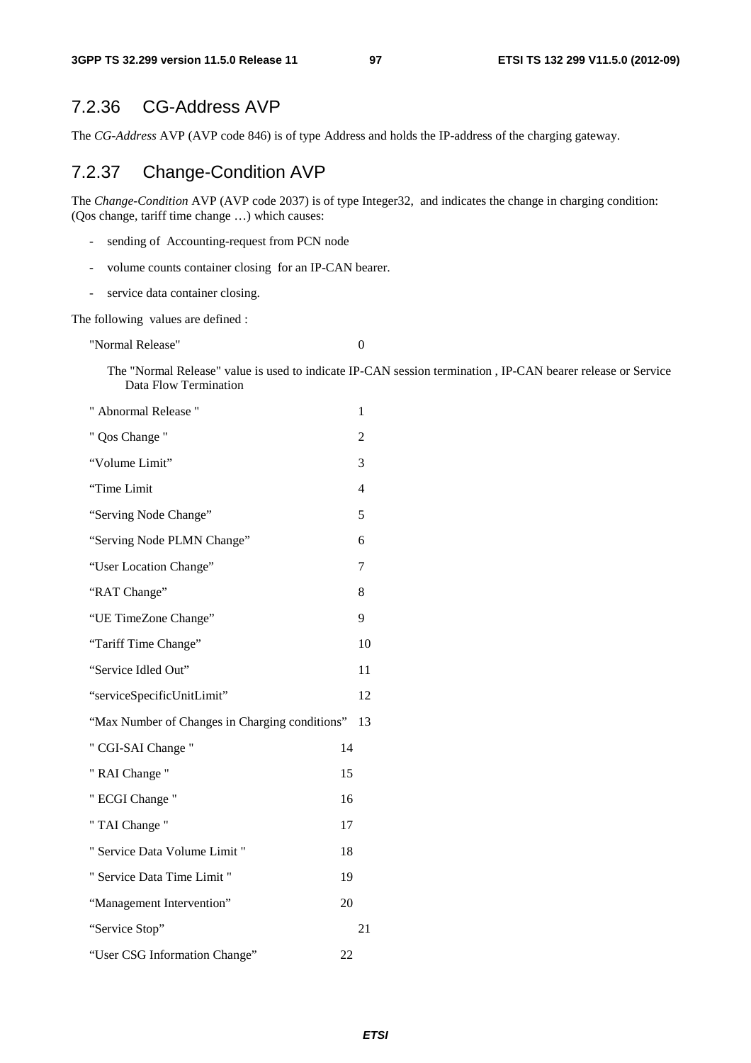## 7.2.36 CG-Address AVP

The *CG-Address* AVP (AVP code 846) is of type Address and holds the IP-address of the charging gateway.

## 7.2.37 Change-Condition AVP

The *Change-Condition* AVP (AVP code 2037) is of type Integer32, and indicates the change in charging condition: (Qos change, tariff time change …) which causes:

- sending of Accounting-request from PCN node
- volume counts container closing for an IP-CAN bearer.
- service data container closing.

The following values are defined :

"Normal Release" 0

The "Normal Release" value is used to indicate IP-CAN session termination , IP-CAN bearer release or Service Data Flow Termination

" Abnormal Release " 1

" Qos Change " 2

"Volume Limit" 3

"Time Limit 4

"Serving Node Change" 5

"Serving Node PLMN Change" 6

"User Location Change" 7

"RAT Change" 8

"UE TimeZone Change" 9

"Tariff Time Change" 10

"Service Idled Out" 11

"serviceSpecificUnitLimit" 12

"Max Number of Changes in Charging conditions" 13

" CGI-SAI Change " 14

" RAI Change " 15

" ECGI Change " 16

" TAI Change " 17

" Service Data Volume Limit " 18

" Service Data Time Limit " 19

"Management Intervention" 20

"Service Stop" 21

"User CSG Information Change" 22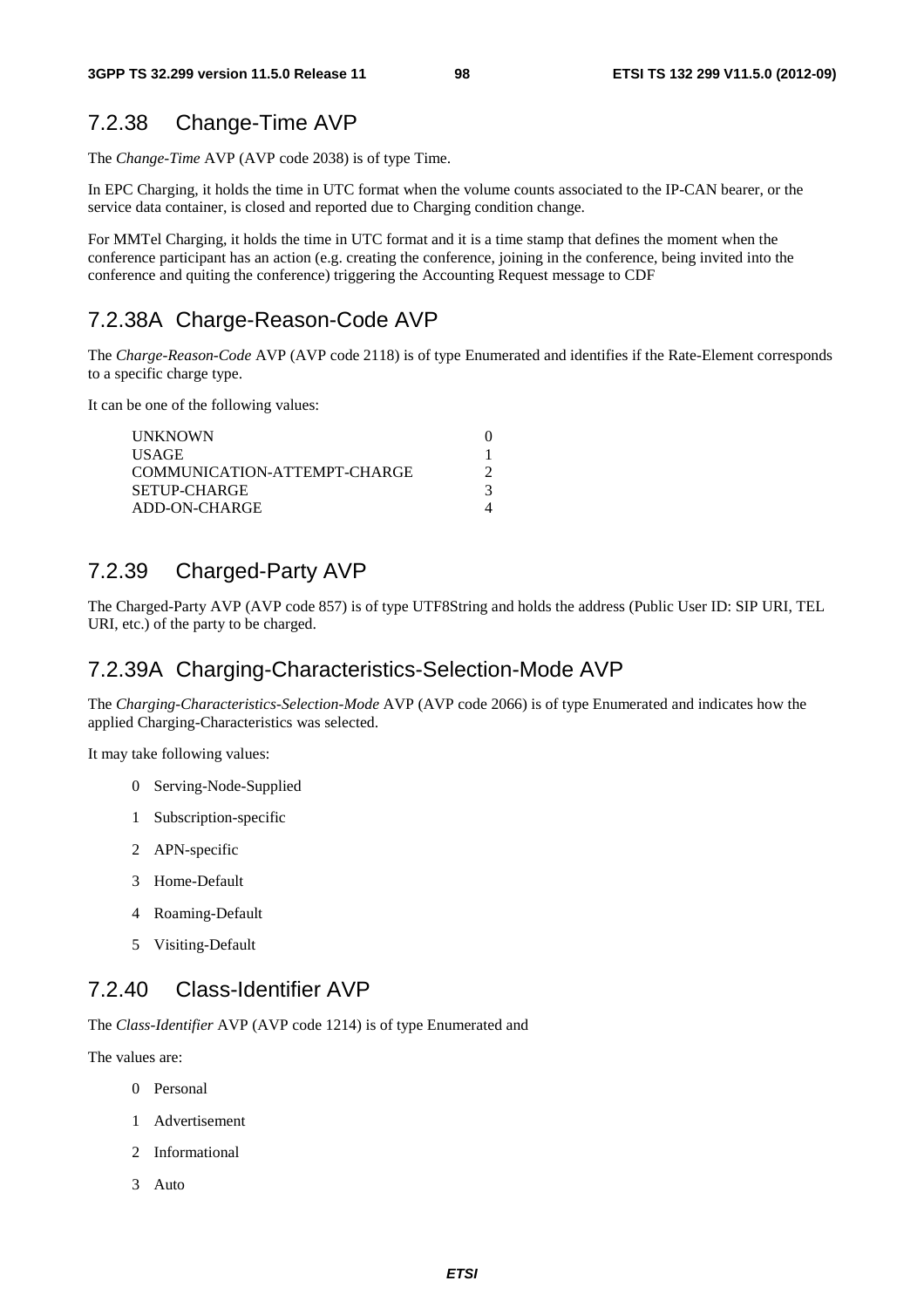## 7.2.38 Change-Time AVP

The *Change-Time* AVP (AVP code 2038) is of type Time.

In EPC Charging, it holds the time in UTC format when the volume counts associated to the IP-CAN bearer, or the service data container, is closed and reported due to Charging condition change.

For MMTel Charging, it holds the time in UTC format and it is a time stamp that defines the moment when the conference participant has an action (e.g. creating the conference, joining in the conference, being invited into the conference and quiting the conference) triggering the Accounting Request message to CDF

## 7.2.38A Charge-Reason-Code AVP

The *Charge-Reason-Code* AVP (AVP code 2118) is of type Enumerated and identifies if the Rate-Element corresponds to a specific charge type.

It can be one of the following values:

| | |
|---|---|
| UNKNOWN | 0 |
| USAGE | 1 |
| COMMUNICATION-ATTEMPT-CHARGE | 2 |
| SETUP-CHARGE | 3 |
| ADD-ON-CHARGE | 4 |

## 7.2.39 Charged-Party AVP

The Charged-Party AVP (AVP code 857) is of type UTF8String and holds the address (Public User ID: SIP URI, TEL URI, etc.) of the party to be charged.

## 7.2.39A Charging-Characteristics-Selection-Mode AVP

The *Charging-Characteristics-Selection-Mode* AVP (AVP code 2066) is of type Enumerated and indicates how the applied Charging-Characteristics was selected.

It may take following values:

0 Serving-Node-Supplied

1 Subscription-specific

2 APN-specific

3 Home-Default

4 Roaming-Default

5 Visiting-Default

## 7.2.40 Class-Identifier AVP

The *Class-Identifier* AVP (AVP code 1214) is of type Enumerated and

The values are:

0 Personal

1 Advertisement

2 Informational

3 Auto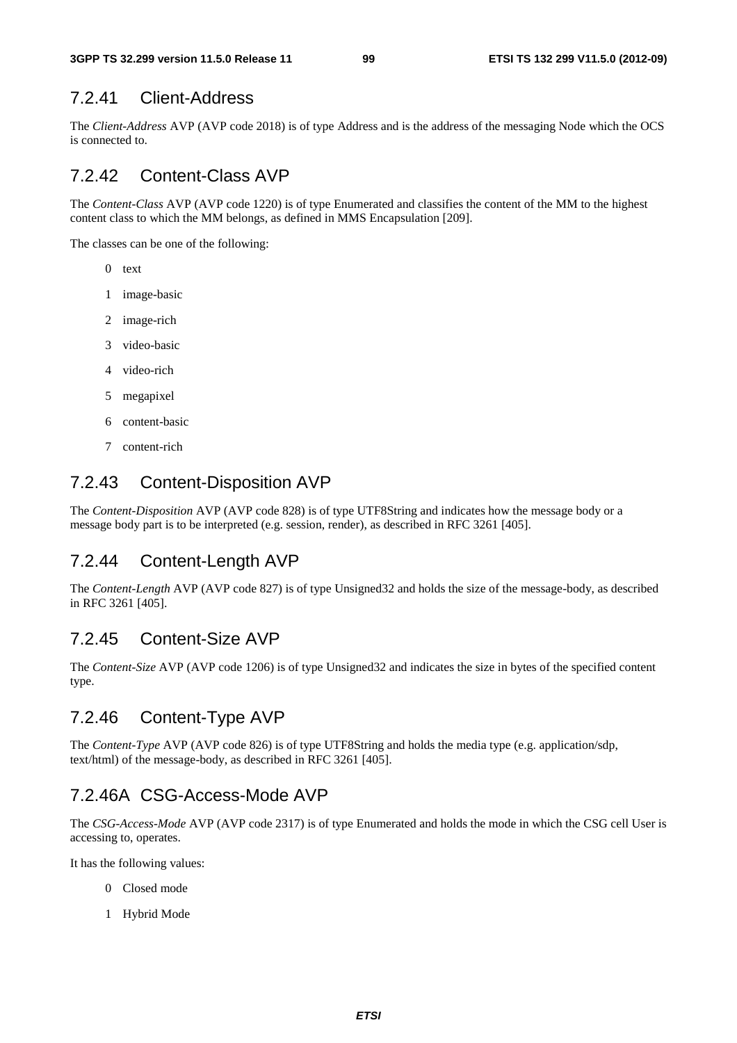### 7.2.41 Client-Address

The *Client-Address* AVP (AVP code 2018) is of type Address and is the address of the messaging Node which the OCS is connected to.

### 7.2.42 Content-Class AVP

The *Content-Class* AVP (AVP code 1220) is of type Enumerated and classifies the content of the MM to the highest content class to which the MM belongs, as defined in MMS Encapsulation [209].

The classes can be one of the following:

0 text

1 image-basic

2 image-rich

3 video-basic

4 video-rich

5 megapixel

6 content-basic

7 content-rich

### 7.2.43 Content-Disposition AVP

The *Content-Disposition* AVP (AVP code 828) is of type UTF8String and indicates how the message body or a message body part is to be interpreted (e.g. session, render), as described in RFC 3261 [405].

### 7.2.44 Content-Length AVP

The *Content-Length* AVP (AVP code 827) is of type Unsigned32 and holds the size of the message-body, as described in RFC 3261 [405].

### 7.2.45 Content-Size AVP

The *Content-Size* AVP (AVP code 1206) is of type Unsigned32 and indicates the size in bytes of the specified content type.

### 7.2.46 Content-Type AVP

The *Content-Type* AVP (AVP code 826) is of type UTF8String and holds the media type (e.g. application/sdp, text/html) of the message-body, as described in RFC 3261 [405].

### 7.2.46A CSG-Access-Mode AVP

The *CSG-Access-Mode* AVP (AVP code 2317) is of type Enumerated and holds the mode in which the CSG cell User is accessing to, operates.

It has the following values:

0 Closed mode

1 Hybrid Mode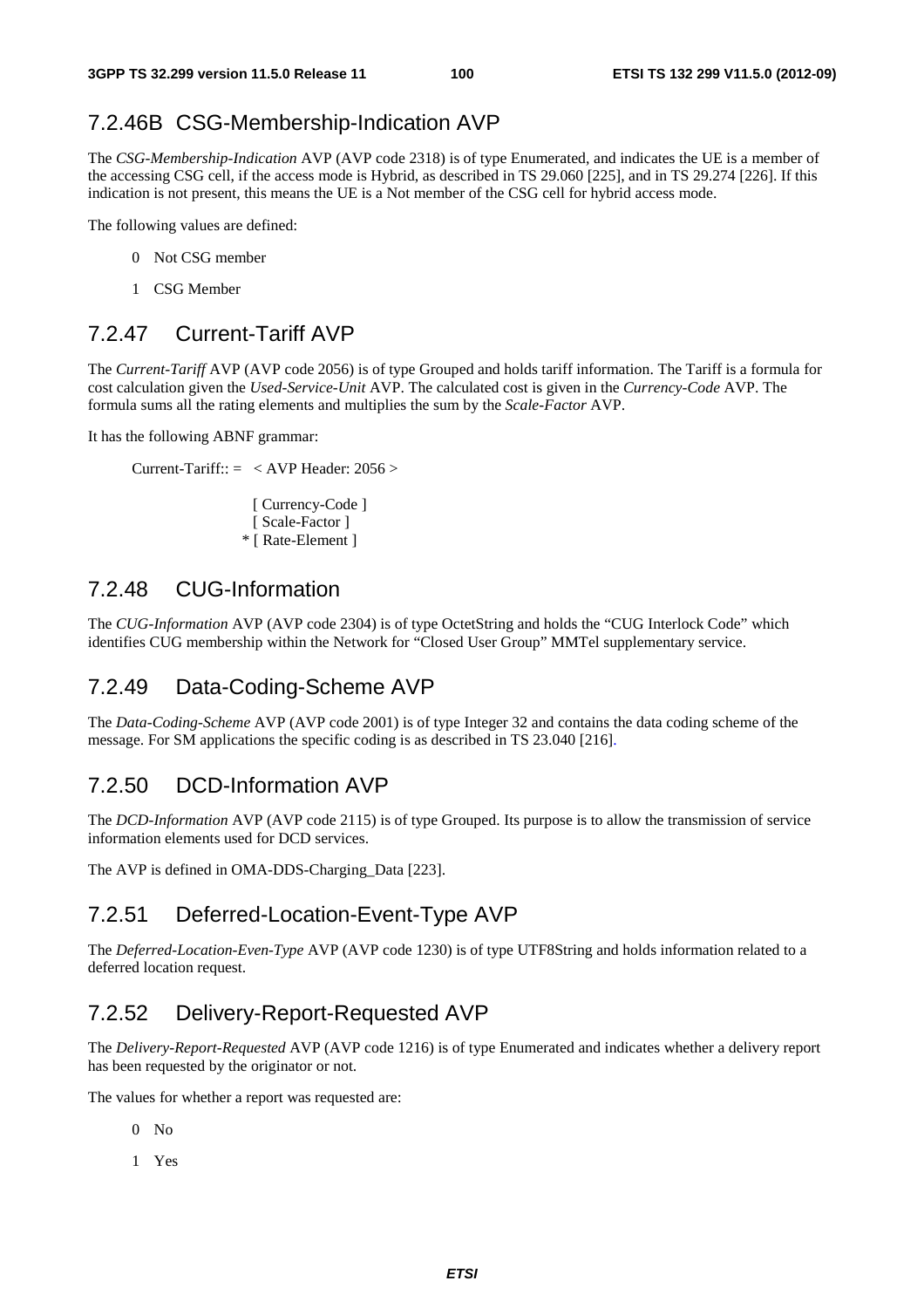### 7.2.46B CSG-Membership-Indication AVP

The *CSG-Membership-Indication* AVP (AVP code 2318) is of type Enumerated, and indicates the UE is a member of the accessing CSG cell, if the access mode is Hybrid, as described in TS 29.060 [225], and in TS 29.274 [226]. If this indication is not present, this means the UE is a Not member of the CSG cell for hybrid access mode.

The following values are defined:

0 Not CSG member

1 CSG Member

### 7.2.47 Current-Tariff AVP

The *Current-Tariff* AVP (AVP code 2056) is of type Grouped and holds tariff information. The Tariff is a formula for cost calculation given the *Used-Service-Unit* AVP. The calculated cost is given in the *Currency-Code* AVP. The formula sums all the rating elements and multiplies the sum by the *Scale-Factor* AVP.

It has the following ABNF grammar:

```
Current-Tariff:: =  < AVP Header: 2056 >

                    [ Currency-Code ]
                    [ Scale-Factor ]
                  * [ Rate-Element ]
```

### 7.2.48 CUG-Information

The *CUG-Information* AVP (AVP code 2304) is of type OctetString and holds the "CUG Interlock Code" which identifies CUG membership within the Network for "Closed User Group" MMTel supplementary service.

### 7.2.49 Data-Coding-Scheme AVP

The *Data-Coding-Scheme* AVP (AVP code 2001) is of type Integer 32 and contains the data coding scheme of the message. For SM applications the specific coding is as described in TS 23.040 [216].

### 7.2.50 DCD-Information AVP

The *DCD-Information* AVP (AVP code 2115) is of type Grouped. Its purpose is to allow the transmission of service information elements used for DCD services.

The AVP is defined in OMA-DDS-Charging_Data [223].

### 7.2.51 Deferred-Location-Event-Type AVP

The *Deferred-Location-Even-Type* AVP (AVP code 1230) is of type UTF8String and holds information related to a deferred location request.

### 7.2.52 Delivery-Report-Requested AVP

The *Delivery-Report-Requested* AVP (AVP code 1216) is of type Enumerated and indicates whether a delivery report has been requested by the originator or not.

The values for whether a report was requested are:

0 No

1 Yes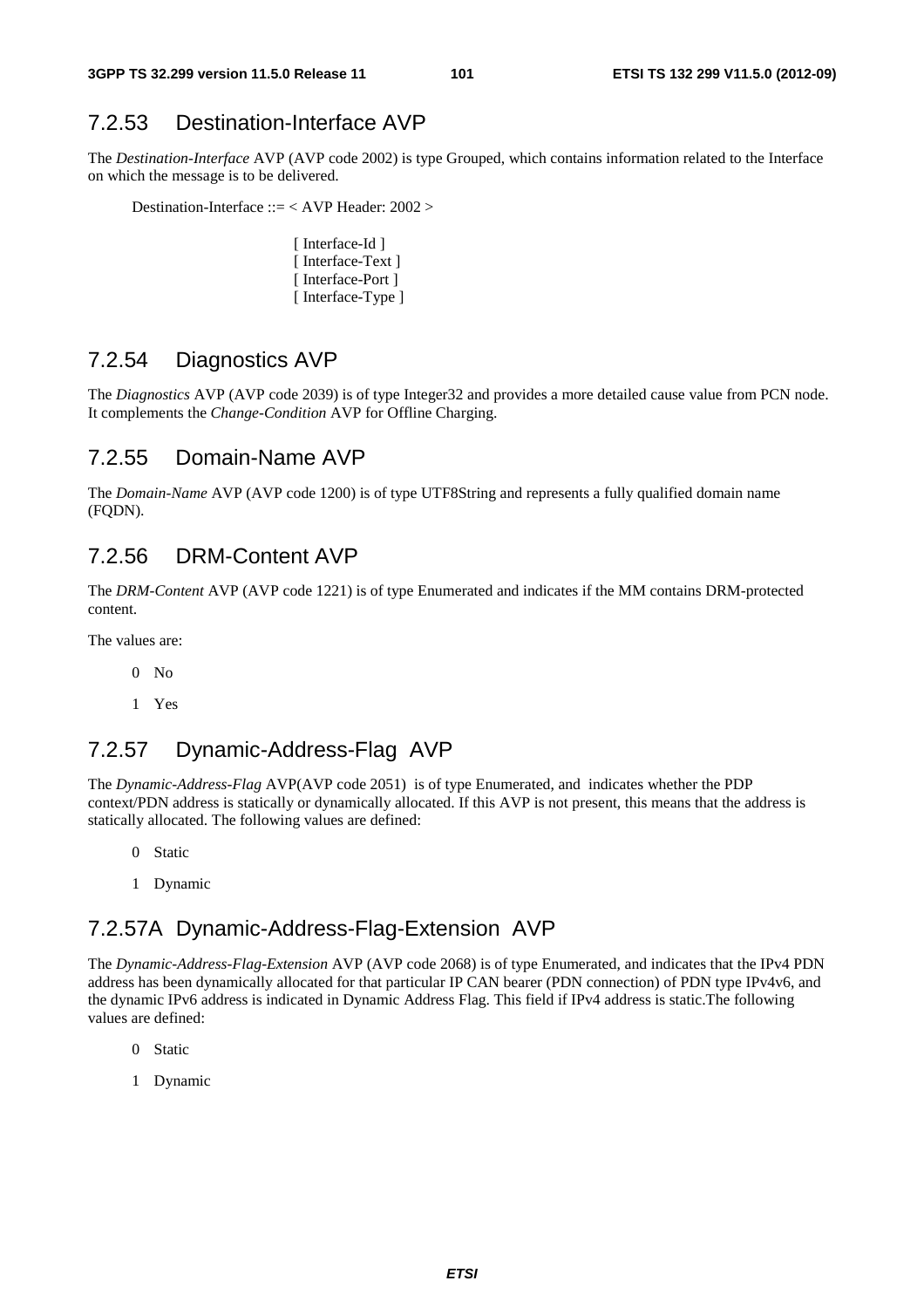### 7.2.53 Destination-Interface AVP

The *Destination-Interface* AVP (AVP code 2002) is type Grouped, which contains information related to the Interface on which the message is to be delivered.

```
Destination-Interface ::= < AVP Header: 2002 >

                        [ Interface-Id ]
                        [ Interface-Text ]
                        [ Interface-Port ]
                        [ Interface-Type ]
```

### 7.2.54 Diagnostics AVP

The *Diagnostics* AVP (AVP code 2039) is of type Integer32 and provides a more detailed cause value from PCN node. It complements the *Change-Condition* AVP for Offline Charging.

### 7.2.55 Domain-Name AVP

The *Domain-Name* AVP (AVP code 1200) is of type UTF8String and represents a fully qualified domain name (FQDN).

### 7.2.56 DRM-Content AVP

The *DRM-Content* AVP (AVP code 1221) is of type Enumerated and indicates if the MM contains DRM-protected content.

The values are:

0 No

1 Yes

### 7.2.57 Dynamic-Address-Flag AVP

The *Dynamic-Address-Flag* AVP(AVP code 2051) is of type Enumerated, and indicates whether the PDP context/PDN address is statically or dynamically allocated. If this AVP is not present, this means that the address is statically allocated. The following values are defined:

0 Static

1 Dynamic

### 7.2.57A Dynamic-Address-Flag-Extension AVP

The *Dynamic-Address-Flag-Extension* AVP (AVP code 2068) is of type Enumerated, and indicates that the IPv4 PDN address has been dynamically allocated for that particular IP CAN bearer (PDN connection) of PDN type IPv4v6, and the dynamic IPv6 address is indicated in Dynamic Address Flag. This field if IPv4 address is static.The following values are defined:

0 Static

1 Dynamic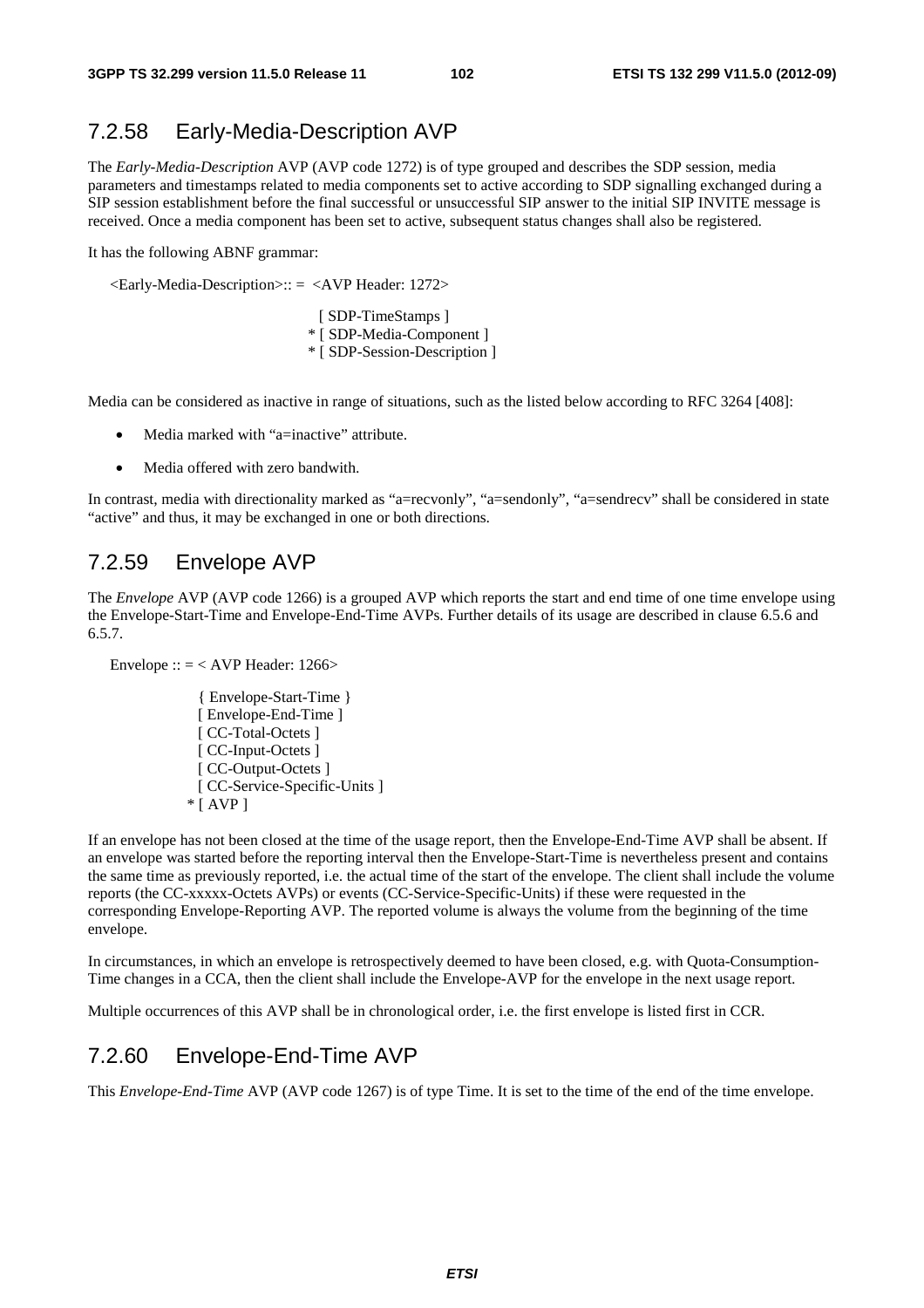## 7.2.58 Early-Media-Description AVP

The *Early-Media-Description* AVP (AVP code 1272) is of type grouped and describes the SDP session, media parameters and timestamps related to media components set to active according to SDP signalling exchanged during a SIP session establishment before the final successful or unsuccessful SIP answer to the initial SIP INVITE message is received. Once a media component has been set to active, subsequent status changes shall also be registered.

It has the following ABNF grammar:

```
<Early-Media-Description>:: =  <AVP Header: 1272>

                                  [ SDP-TimeStamps ]
                                * [ SDP-Media-Component ]
                                * [ SDP-Session-Description ]
```

Media can be considered as inactive in range of situations, such as the listed below according to RFC 3264 [408]:

- Media marked with "a=inactive" attribute.
- Media offered with zero bandwith.

In contrast, media with directionality marked as "a=recvonly", "a=sendonly", "a=sendrecv" shall be considered in state "active" and thus, it may be exchanged in one or both directions.

## 7.2.59 Envelope AVP

The *Envelope* AVP (AVP code 1266) is a grouped AVP which reports the start and end time of one time envelope using the Envelope-Start-Time and Envelope-End-Time AVPs. Further details of its usage are described in clause 6.5.6 and 6.5.7.

```
Envelope :: = < AVP Header: 1266>

              { Envelope-Start-Time }
              [ Envelope-End-Time ]
              [ CC-Total-Octets ]
              [ CC-Input-Octets ]
              [ CC-Output-Octets ]
              [ CC-Service-Specific-Units ]
            * [ AVP ]
```

If an envelope has not been closed at the time of the usage report, then the Envelope-End-Time AVP shall be absent. If an envelope was started before the reporting interval then the Envelope-Start-Time is nevertheless present and contains the same time as previously reported, i.e. the actual time of the start of the envelope. The client shall include the volume reports (the CC-xxxxx-Octets AVPs) or events (CC-Service-Specific-Units) if these were requested in the corresponding Envelope-Reporting AVP. The reported volume is always the volume from the beginning of the time envelope.

In circumstances, in which an envelope is retrospectively deemed to have been closed, e.g. with Quota-Consumption-Time changes in a CCA, then the client shall include the Envelope-AVP for the envelope in the next usage report.

Multiple occurrences of this AVP shall be in chronological order, i.e. the first envelope is listed first in CCR.

## 7.2.60 Envelope-End-Time AVP

This *Envelope-End-Time* AVP (AVP code 1267) is of type Time. It is set to the time of the end of the time envelope.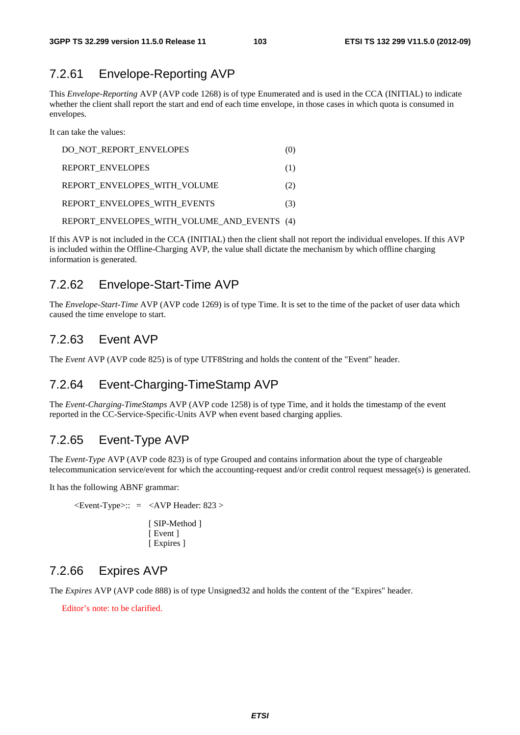### 7.2.61 Envelope-Reporting AVP

This *Envelope-Reporting* AVP (AVP code 1268) is of type Enumerated and is used in the CCA (INITIAL) to indicate whether the client shall report the start and end of each time envelope, in those cases in which quota is consumed in envelopes.

It can take the values:

| | |
|---|---|
| DO_NOT_REPORT_ENVELOPES | (0) |
| REPORT_ENVELOPES | (1) |
| REPORT_ENVELOPES_WITH_VOLUME | (2) |
| REPORT_ENVELOPES_WITH_EVENTS | (3) |
| REPORT_ENVELOPES_WITH_VOLUME_AND_EVENTS | (4) |

If this AVP is not included in the CCA (INITIAL) then the client shall not report the individual envelopes. If this AVP is included within the Offline-Charging AVP, the value shall dictate the mechanism by which offline charging information is generated.

### 7.2.62 Envelope-Start-Time AVP

The *Envelope-Start-Time* AVP (AVP code 1269) is of type Time. It is set to the time of the packet of user data which caused the time envelope to start.

### 7.2.63 Event AVP

The *Event* AVP (AVP code 825) is of type UTF8String and holds the content of the "Event" header.

### 7.2.64 Event-Charging-TimeStamp AVP

The *Event-Charging-TimeStamps* AVP (AVP code 1258) is of type Time, and it holds the timestamp of the event reported in the CC-Service-Specific-Units AVP when event based charging applies.

### 7.2.65 Event-Type AVP

The *Event-Type* AVP (AVP code 823) is of type Grouped and contains information about the type of chargeable telecommunication service/event for which the accounting-request and/or credit control request message(s) is generated.

It has the following ABNF grammar:

```
<Event-Type>:: =  <AVP Header: 823 >

                  [ SIP-Method ]
                  [ Event ]
                  [ Expires ]
```

### 7.2.66 Expires AVP

The *Expires* AVP (AVP code 888) is of type Unsigned32 and holds the content of the "Expires" header.

Editor's note: to be clarified.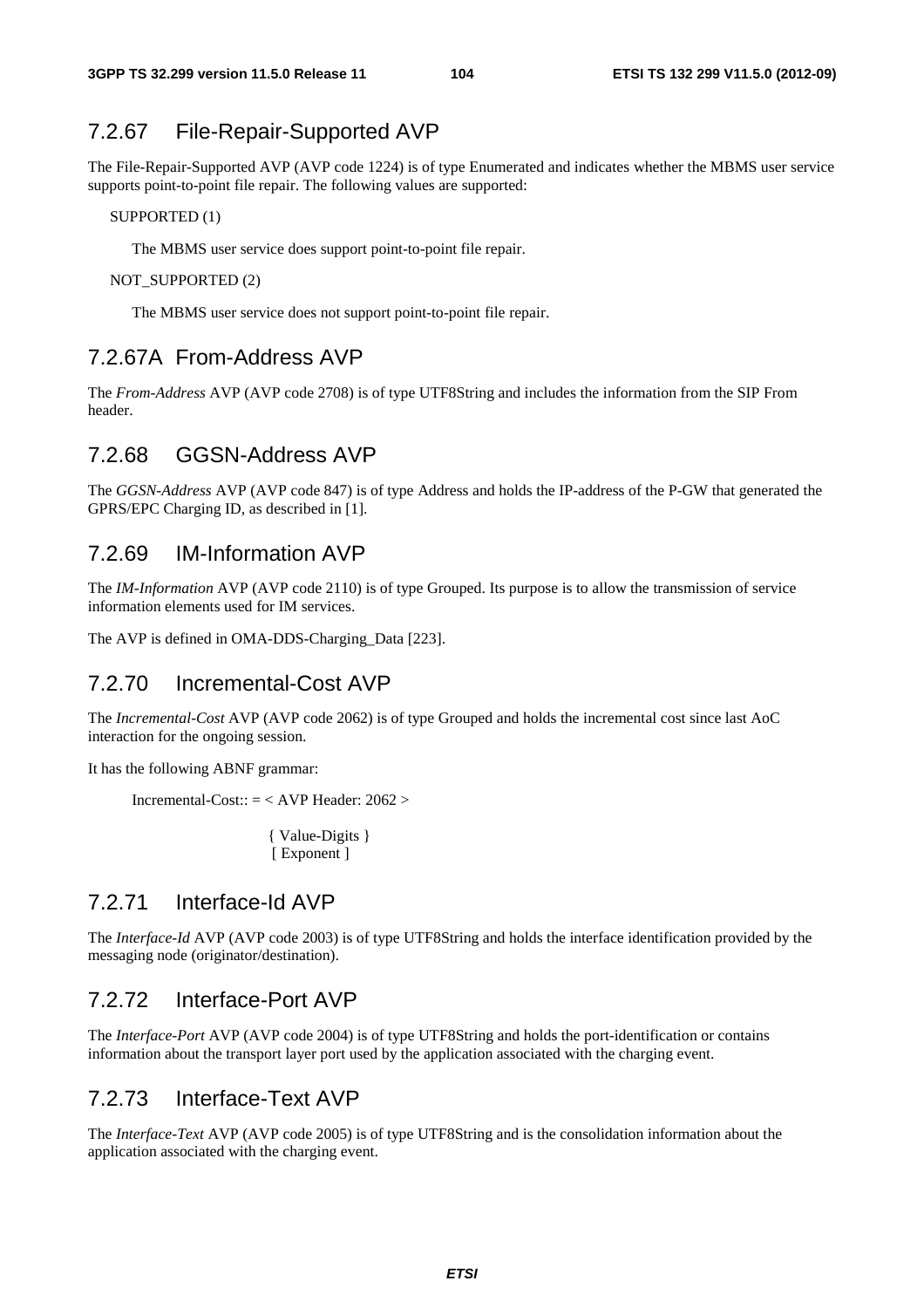### 7.2.67 File-Repair-Supported AVP

The File-Repair-Supported AVP (AVP code 1224) is of type Enumerated and indicates whether the MBMS user service supports point-to-point file repair. The following values are supported:

SUPPORTED (1)

The MBMS user service does support point-to-point file repair.

NOT_SUPPORTED (2)

The MBMS user service does not support point-to-point file repair.

### 7.2.67A From-Address AVP

The *From-Address* AVP (AVP code 2708) is of type UTF8String and includes the information from the SIP From header.

### 7.2.68 GGSN-Address AVP

The *GGSN-Address* AVP (AVP code 847) is of type Address and holds the IP-address of the P-GW that generated the GPRS/EPC Charging ID, as described in [1].

### 7.2.69 IM-Information AVP

The *IM-Information* AVP (AVP code 2110) is of type Grouped. Its purpose is to allow the transmission of service information elements used for IM services.

The AVP is defined in OMA-DDS-Charging_Data [223].

### 7.2.70 Incremental-Cost AVP

The *Incremental-Cost* AVP (AVP code 2062) is of type Grouped and holds the incremental cost since last AoC interaction for the ongoing session.

It has the following ABNF grammar:

```
Incremental-Cost:: = < AVP Header: 2062 >

                    { Value-Digits }
                    [ Exponent ]
```

### 7.2.71 Interface-Id AVP

The *Interface-Id* AVP (AVP code 2003) is of type UTF8String and holds the interface identification provided by the messaging node (originator/destination).

### 7.2.72 Interface-Port AVP

The *Interface-Port* AVP (AVP code 2004) is of type UTF8String and holds the port-identification or contains information about the transport layer port used by the application associated with the charging event.

### 7.2.73 Interface-Text AVP

The *Interface-Text* AVP (AVP code 2005) is of type UTF8String and is the consolidation information about the application associated with the charging event.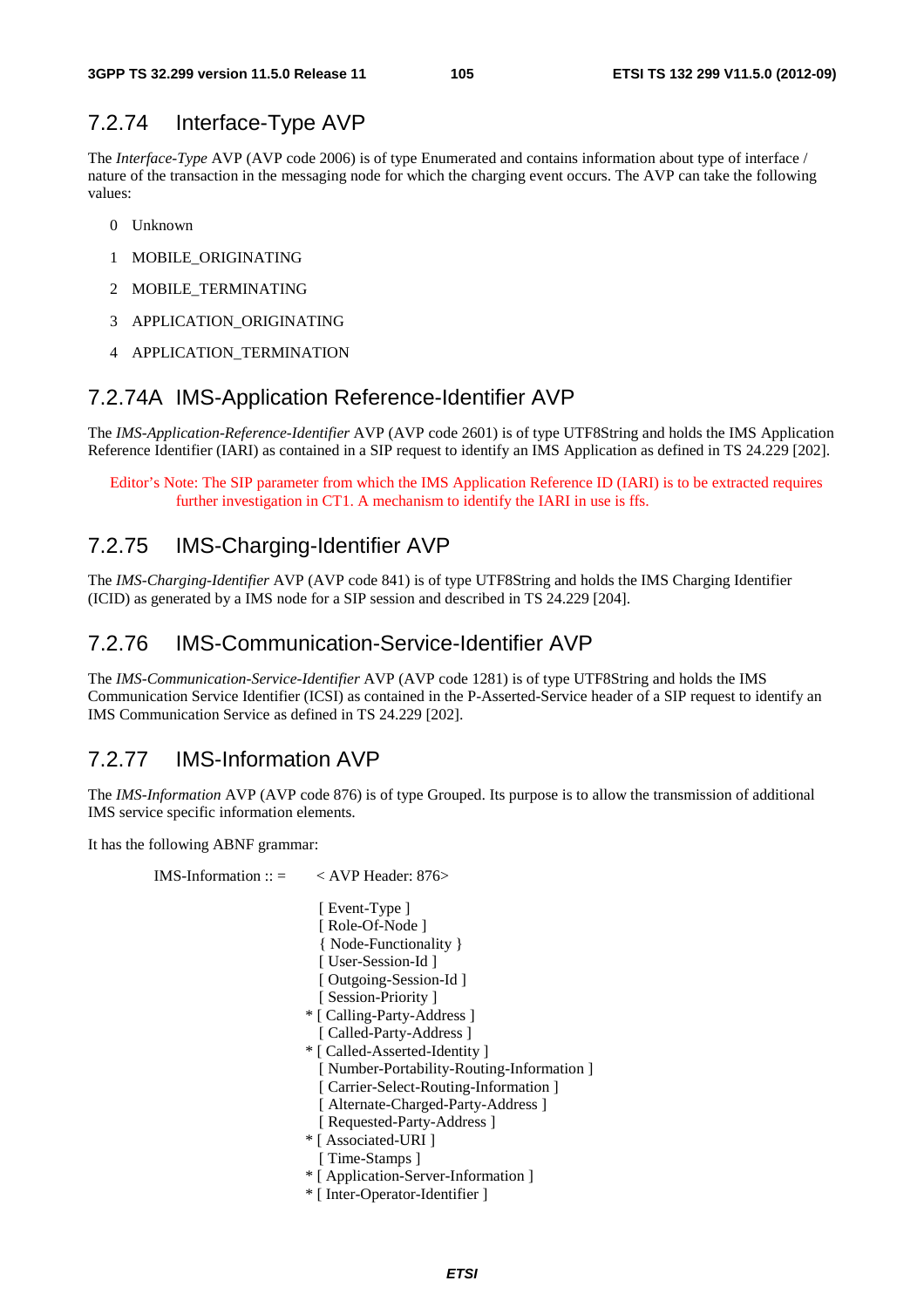### 7.2.74 Interface-Type AVP

The *Interface-Type* AVP (AVP code 2006) is of type Enumerated and contains information about type of interface / nature of the transaction in the messaging node for which the charging event occurs. The AVP can take the following values:

0 Unknown

1 MOBILE_ORIGINATING

2 MOBILE_TERMINATING

3 APPLICATION_ORIGINATING

4 APPLICATION_TERMINATION

### 7.2.74A IMS-Application Reference-Identifier AVP

The *IMS-Application-Reference-Identifier* AVP (AVP code 2601) is of type UTF8String and holds the IMS Application Reference Identifier (IARI) as contained in a SIP request to identify an IMS Application as defined in TS 24.229 [202].

Editor's Note: The SIP parameter from which the IMS Application Reference ID (IARI) is to be extracted requires further investigation in CT1. A mechanism to identify the IARI in use is ffs.

### 7.2.75 IMS-Charging-Identifier AVP

The *IMS-Charging-Identifier* AVP (AVP code 841) is of type UTF8String and holds the IMS Charging Identifier (ICID) as generated by a IMS node for a SIP session and described in TS 24.229 [204].

### 7.2.76 IMS-Communication-Service-Identifier AVP

The *IMS-Communication-Service-Identifier* AVP (AVP code 1281) is of type UTF8String and holds the IMS Communication Service Identifier (ICSI) as contained in the P-Asserted-Service header of a SIP request to identify an IMS Communication Service as defined in TS 24.229 [202].

### 7.2.77 IMS-Information AVP

The *IMS-Information* AVP (AVP code 876) is of type Grouped. Its purpose is to allow the transmission of additional IMS service specific information elements.

It has the following ABNF grammar:

```
IMS-Information :: =    < AVP Header: 876>

                         [ Event-Type ]
                         [ Role-Of-Node ]
                         { Node-Functionality }
                         [ User-Session-Id ]
                         [ Outgoing-Session-Id ]
                         [ Session-Priority ]
                       * [ Calling-Party-Address ]
                         [ Called-Party-Address ]
                       * [ Called-Asserted-Identity ]
                         [ Number-Portability-Routing-Information ]
                         [ Carrier-Select-Routing-Information ]
                         [ Alternate-Charged-Party-Address ]
                         [ Requested-Party-Address ]
                       * [ Associated-URI ]
                         [ Time-Stamps ]
                       * [ Application-Server-Information ]
                       * [ Inter-Operator-Identifier ]
```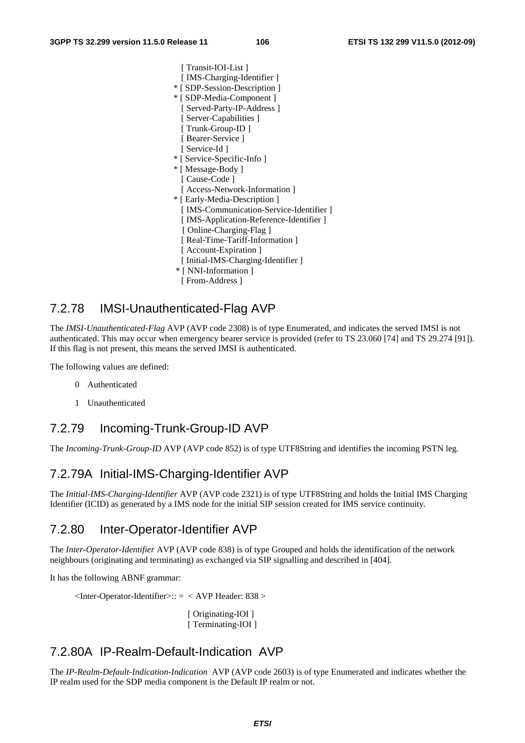```
      [ Transit-IOI-List ]
      [ IMS-Charging-Identifier ]
    * [ SDP-Session-Description ]
    * [ SDP-Media-Component ]
      [ Served-Party-IP-Address ]
      [ Server-Capabilities ]
      [ Trunk-Group-ID ]
      [ Bearer-Service ]
      [ Service-Id ]
    * [ Service-Specific-Info ]
    * [ Message-Body ]
      [ Cause-Code ]
      [ Access-Network-Information ]
    * [ Early-Media-Description ]
      [ IMS-Communication-Service-Identifier ]
      [ IMS-Application-Reference-Identifier ]
      [ Online-Charging-Flag ]
      [ Real-Time-Tariff-Information ]
      [ Account-Expiration ]
      [ Initial-IMS-Charging-Identifier ]
    * [ NNI-Information ]
      [ From-Address ]
```

## 7.2.78 IMSI-Unauthenticated-Flag AVP

The *IMSI-Unauthenticated-Flag* AVP (AVP code 2308) is of type Enumerated, and indicates the served IMSI is not authenticated. This may occur when emergency bearer service is provided (refer to TS 23.060 [74] and TS 29.274 [91]). If this flag is not present, this means the served IMSI is authenticated.

The following values are defined:

0 Authenticated

1 Unauthenticated

## 7.2.79 Incoming-Trunk-Group-ID AVP

The *Incoming-Trunk-Group-ID* AVP (AVP code 852) is of type UTF8String and identifies the incoming PSTN leg.

## 7.2.79A Initial-IMS-Charging-Identifier AVP

The *Initial-IMS-Charging-Identifier* AVP (AVP code 2321) is of type UTF8String and holds the Initial IMS Charging Identifier (ICID) as generated by a IMS node for the initial SIP session created for IMS service continuity.

## 7.2.80 Inter-Operator-Identifier AVP

The *Inter-Operator-Identifier* AVP (AVP code 838) is of type Grouped and holds the identification of the network neighbours (originating and terminating) as exchanged via SIP signalling and described in [404].

It has the following ABNF grammar:

```
<Inter-Operator-Identifier>:: =  < AVP Header: 838 >

                                  [ Originating-IOI ]
                                  [ Terminating-IOI ]
```

## 7.2.80A IP-Realm-Default-Indication AVP

The *IP-Realm-Default-Indication-Indication* AVP (AVP code 2603) is of type Enumerated and indicates whether the IP realm used for the SDP media component is the Default IP realm or not.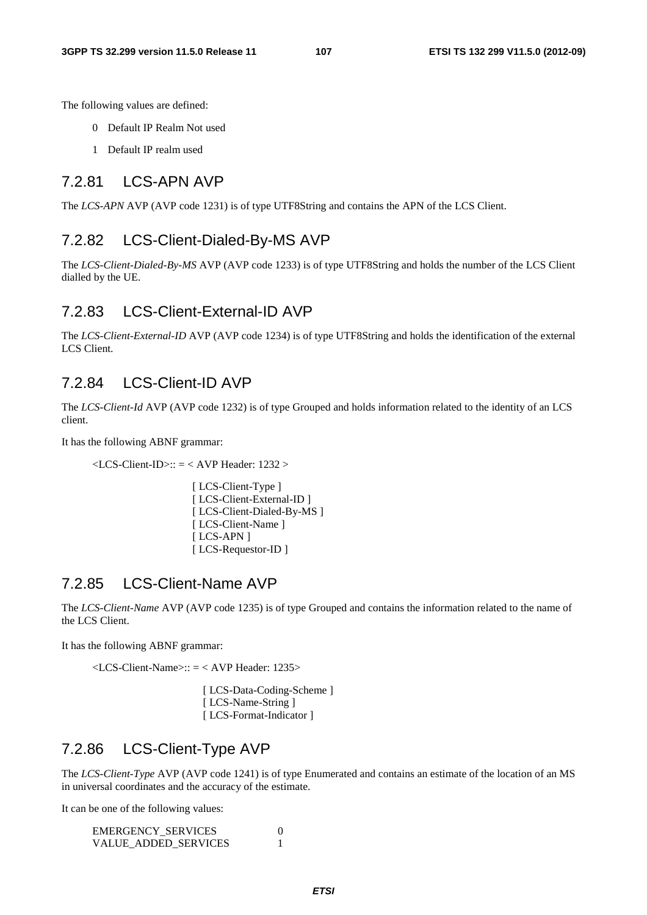The following values are defined:

- 0 Default IP Realm Not used
- 1 Default IP realm used

### 7.2.81 LCS-APN AVP

The *LCS-APN* AVP (AVP code 1231) is of type UTF8String and contains the APN of the LCS Client.

### 7.2.82 LCS-Client-Dialed-By-MS AVP

The *LCS-Client-Dialed-By-MS* AVP (AVP code 1233) is of type UTF8String and holds the number of the LCS Client dialled by the UE.

### 7.2.83 LCS-Client-External-ID AVP

The *LCS-Client-External-ID* AVP (AVP code 1234) is of type UTF8String and holds the identification of the external LCS Client.

### 7.2.84 LCS-Client-ID AVP

The *LCS-Client-Id* AVP (AVP code 1232) is of type Grouped and holds information related to the identity of an LCS client.

It has the following ABNF grammar:

```
<LCS-Client-ID>:: = < AVP Header: 1232 >

        [ LCS-Client-Type ]
        [ LCS-Client-External-ID ]
        [ LCS-Client-Dialed-By-MS ]
        [ LCS-Client-Name ]
        [ LCS-APN ]
        [ LCS-Requestor-ID ]
```

### 7.2.85 LCS-Client-Name AVP

The *LCS-Client-Name* AVP (AVP code 1235) is of type Grouped and contains the information related to the name of the LCS Client.

It has the following ABNF grammar:

```
<LCS-Client-Name>:: = < AVP Header: 1235>

        [ LCS-Data-Coding-Scheme ]
        [ LCS-Name-String ]
        [ LCS-Format-Indicator ]
```

### 7.2.86 LCS-Client-Type AVP

The *LCS-Client-Type* AVP (AVP code 1241) is of type Enumerated and contains an estimate of the location of an MS in universal coordinates and the accuracy of the estimate.

It can be one of the following values:

```
EMERGENCY_SERVICES        0
VALUE_ADDED_SERVICES      1
```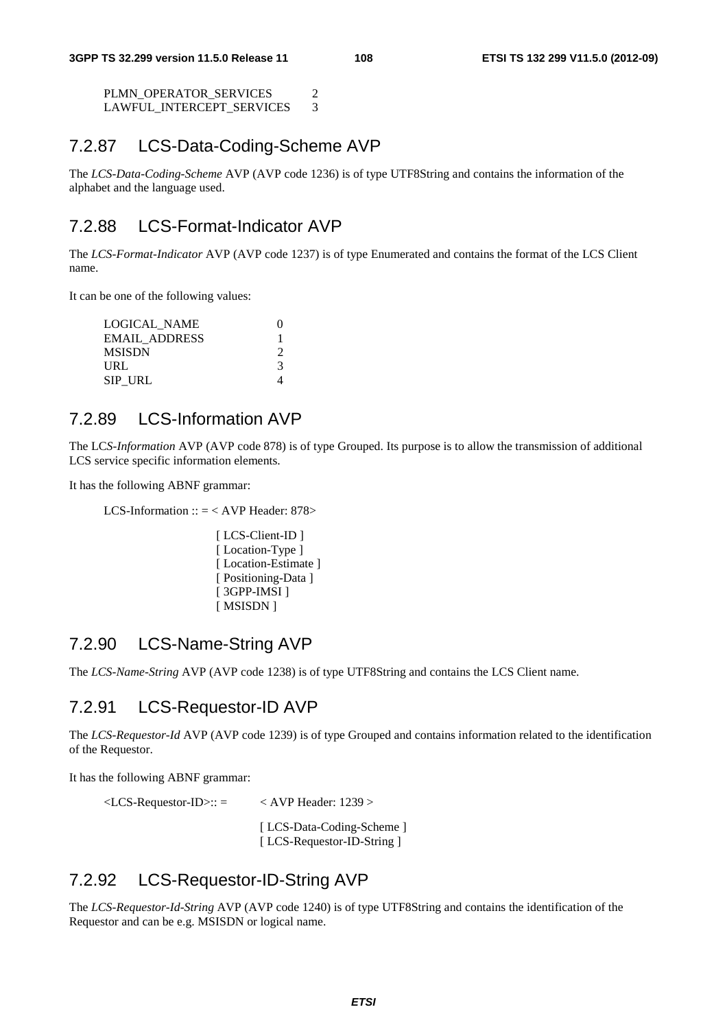PLMN_OPERATOR_SERVICES 2
LAWFUL_INTERCEPT_SERVICES 3

### 7.2.87 LCS-Data-Coding-Scheme AVP

The *LCS-Data-Coding-Scheme* AVP (AVP code 1236) is of type UTF8String and contains the information of the alphabet and the language used.

### 7.2.88 LCS-Format-Indicator AVP

The *LCS-Format-Indicator* AVP (AVP code 1237) is of type Enumerated and contains the format of the LCS Client name.

It can be one of the following values:

LOGICAL_NAME 0
EMAIL_ADDRESS 1
MSISDN 2
URL 3
SIP_URL 4

### 7.2.89 LCS-Information AVP

The LC*S-Information* AVP (AVP code 878) is of type Grouped. Its purpose is to allow the transmission of additional LCS service specific information elements.

It has the following ABNF grammar:

```
LCS-Information :: = < AVP Header: 878>

                    [ LCS-Client-ID ]
                    [ Location-Type ]
                    [ Location-Estimate ]
                    [ Positioning-Data ]
                    [ 3GPP-IMSI ]
                    [ MSISDN ]
```

### 7.2.90 LCS-Name-String AVP

The *LCS-Name-String* AVP (AVP code 1238) is of type UTF8String and contains the LCS Client name.

### 7.2.91 LCS-Requestor-ID AVP

The *LCS-Requestor-Id* AVP (AVP code 1239) is of type Grouped and contains information related to the identification of the Requestor.

It has the following ABNF grammar:

```
<LCS-Requestor-ID>:: =      < AVP Header: 1239 >

                            [ LCS-Data-Coding-Scheme ]
                            [ LCS-Requestor-ID-String ]
```

### 7.2.92 LCS-Requestor-ID-String AVP

The *LCS-Requestor-Id-String* AVP (AVP code 1240) is of type UTF8String and contains the identification of the Requestor and can be e.g. MSISDN or logical name.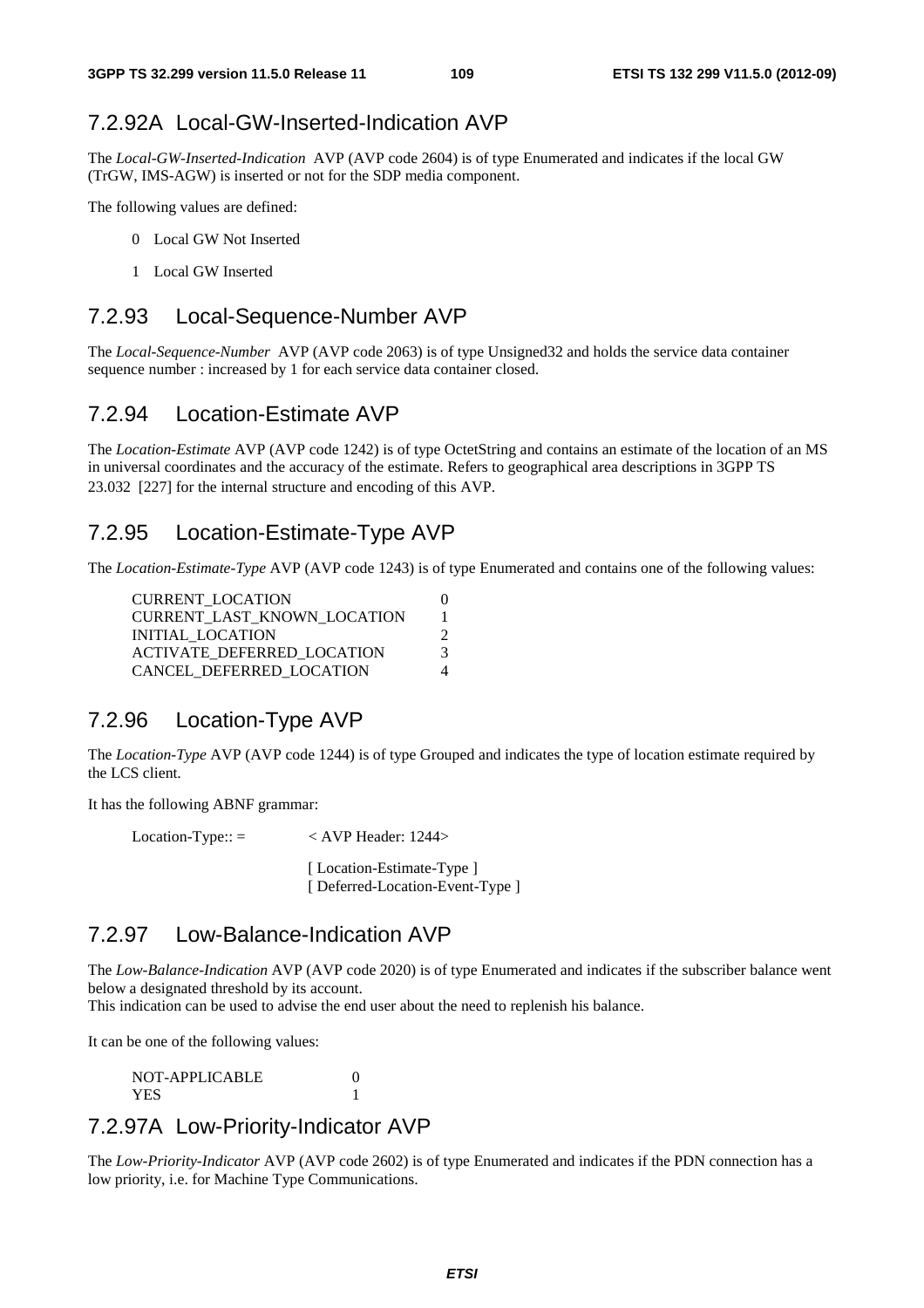### 7.2.92A Local-GW-Inserted-Indication AVP

The *Local-GW-Inserted-Indication* AVP (AVP code 2604) is of type Enumerated and indicates if the local GW (TrGW, IMS-AGW) is inserted or not for the SDP media component.

The following values are defined:

0 Local GW Not Inserted

1 Local GW Inserted

### 7.2.93 Local-Sequence-Number AVP

The *Local-Sequence-Number* AVP (AVP code 2063) is of type Unsigned32 and holds the service data container sequence number : increased by 1 for each service data container closed.

### 7.2.94 Location-Estimate AVP

The *Location-Estimate* AVP (AVP code 1242) is of type OctetString and contains an estimate of the location of an MS in universal coordinates and the accuracy of the estimate. Refers to geographical area descriptions in 3GPP TS 23.032 [227] for the internal structure and encoding of this AVP.

### 7.2.95 Location-Estimate-Type AVP

The *Location-Estimate-Type* AVP (AVP code 1243) is of type Enumerated and contains one of the following values:

| | |
|---|---|
| CURRENT_LOCATION | 0 |
| CURRENT_LAST_KNOWN_LOCATION | 1 |
| INITIAL_LOCATION | 2 |
| ACTIVATE_DEFERRED_LOCATION | 3 |
| CANCEL_DEFERRED_LOCATION | 4 |

### 7.2.96 Location-Type AVP

The *Location-Type* AVP (AVP code 1244) is of type Grouped and indicates the type of location estimate required by the LCS client.

It has the following ABNF grammar:

```
Location-Type:: =      < AVP Header: 1244>

                       [ Location-Estimate-Type ]
                       [ Deferred-Location-Event-Type ]
```

### 7.2.97 Low-Balance-Indication AVP

The *Low-Balance-Indication* AVP (AVP code 2020) is of type Enumerated and indicates if the subscriber balance went below a designated threshold by its account.
This indication can be used to advise the end user about the need to replenish his balance.

It can be one of the following values:

| | |
|---|---|
| NOT-APPLICABLE | 0 |
| YES | 1 |

### 7.2.97A Low-Priority-Indicator AVP

The *Low-Priority-Indicator* AVP (AVP code 2602) is of type Enumerated and indicates if the PDN connection has a low priority, i.e. for Machine Type Communications.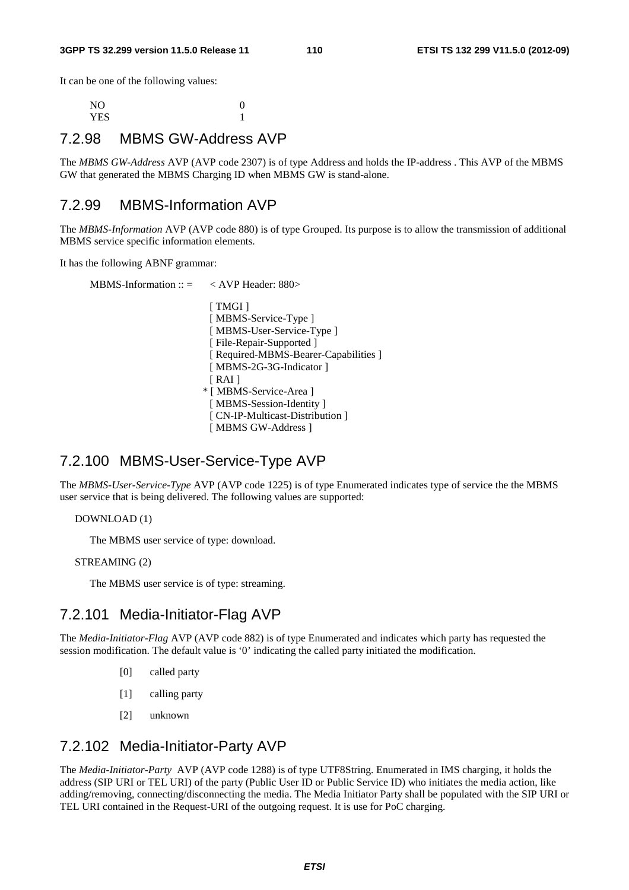It can be one of the following values:

NO 0
YES 1

## 7.2.98 MBMS GW-Address AVP

The *MBMS GW-Address* AVP (AVP code 2307) is of type Address and holds the IP-address . This AVP of the MBMS GW that generated the MBMS Charging ID when MBMS GW is stand-alone.

## 7.2.99 MBMS-Information AVP

The *MBMS-Information* AVP (AVP code 880) is of type Grouped. Its purpose is to allow the transmission of additional MBMS service specific information elements.

It has the following ABNF grammar:

```
MBMS-Information :: =     < AVP Header: 880>

                            [ TMGI ]
                            [ MBMS-Service-Type ]
                            [ MBMS-User-Service-Type ]
                            [ File-Repair-Supported ]
                            [ Required-MBMS-Bearer-Capabilities ]
                            [ MBMS-2G-3G-Indicator ]
                            [ RAI ]
                          * [ MBMS-Service-Area ]
                            [ MBMS-Session-Identity ]
                            [ CN-IP-Multicast-Distribution ]
                            [ MBMS GW-Address ]
```

## 7.2.100 MBMS-User-Service-Type AVP

The *MBMS-User-Service-Type* AVP (AVP code 1225) is of type Enumerated indicates type of service the the MBMS user service that is being delivered. The following values are supported:

DOWNLOAD (1)

The MBMS user service of type: download.

STREAMING (2)

The MBMS user service is of type: streaming.

## 7.2.101 Media-Initiator-Flag AVP

The *Media-Initiator-Flag* AVP (AVP code 882) is of type Enumerated and indicates which party has requested the session modification. The default value is '0' indicating the called party initiated the modification.

[0] called party

[1] calling party

[2] unknown

## 7.2.102 Media-Initiator-Party AVP

The *Media-Initiator-Party* AVP (AVP code 1288) is of type UTF8String. Enumerated in IMS charging, it holds the address (SIP URI or TEL URI) of the party (Public User ID or Public Service ID) who initiates the media action, like adding/removing, connecting/disconnecting the media. The Media Initiator Party shall be populated with the SIP URI or TEL URI contained in the Request-URI of the outgoing request. It is use for PoC charging.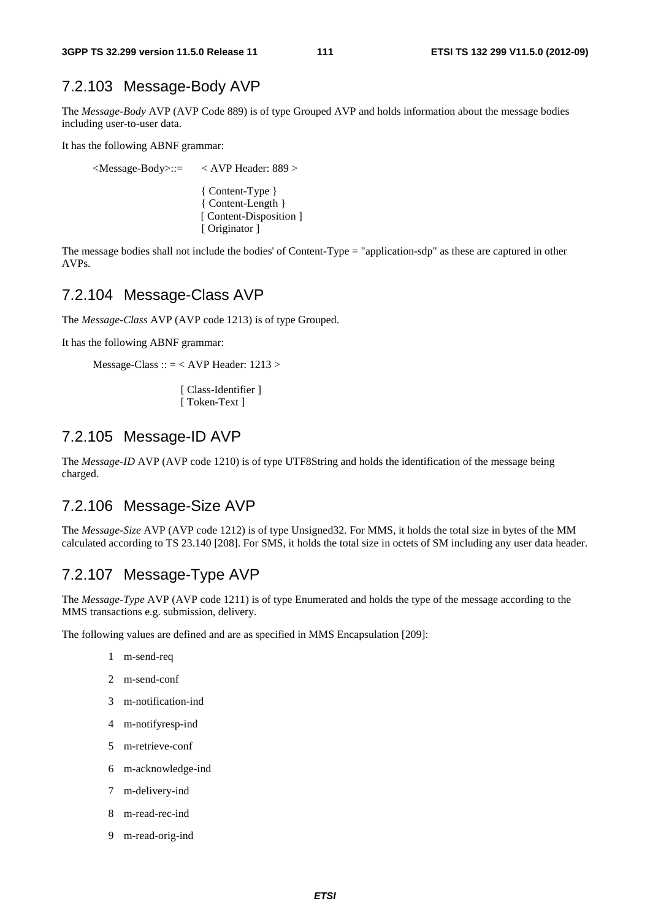### 7.2.103 Message-Body AVP

The *Message-Body* AVP (AVP Code 889) is of type Grouped AVP and holds information about the message bodies including user-to-user data.

It has the following ABNF grammar:

```
<Message-Body>::=     < AVP Header: 889 >

                      { Content-Type }
                      { Content-Length }
                      [ Content-Disposition ]
                      [ Originator ]
```

The message bodies shall not include the bodies' of Content-Type = "application-sdp" as these are captured in other AVPs.

### 7.2.104 Message-Class AVP

The *Message-Class* AVP (AVP code 1213) is of type Grouped.

It has the following ABNF grammar:

```
Message-Class :: = < AVP Header: 1213 >

                   [ Class-Identifier ]
                   [ Token-Text ]
```

### 7.2.105 Message-ID AVP

The *Message-ID* AVP (AVP code 1210) is of type UTF8String and holds the identification of the message being charged.

### 7.2.106 Message-Size AVP

The *Message-Size* AVP (AVP code 1212) is of type Unsigned32. For MMS, it holds the total size in bytes of the MM calculated according to TS 23.140 [208]. For SMS, it holds the total size in octets of SM including any user data header.

### 7.2.107 Message-Type AVP

The *Message-Type* AVP (AVP code 1211) is of type Enumerated and holds the type of the message according to the MMS transactions e.g. submission, delivery.

The following values are defined and are as specified in MMS Encapsulation [209]:

1 m-send-req

2 m-send-conf

3 m-notification-ind

4 m-notifyresp-ind

5 m-retrieve-conf

6 m-acknowledge-ind

7 m-delivery-ind

8 m-read-rec-ind

9 m-read-orig-ind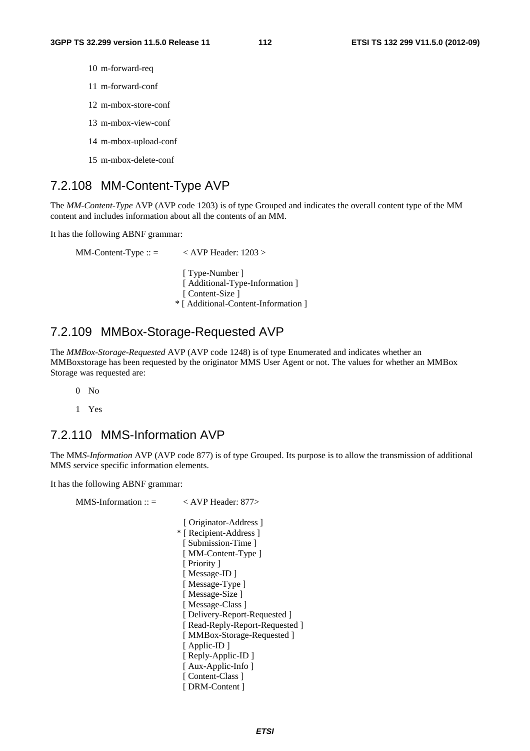10 m-forward-req

11 m-forward-conf

12 m-mbox-store-conf

13 m-mbox-view-conf

14 m-mbox-upload-conf

15 m-mbox-delete-conf

## 7.2.108 MM-Content-Type AVP

The *MM-Content-Type* AVP (AVP code 1203) is of type Grouped and indicates the overall content type of the MM content and includes information about all the contents of an MM.

It has the following ABNF grammar:

```
MM-Content-Type :: =      < AVP Header: 1203 >

                            [ Type-Number ]
                            [ Additional-Type-Information ]
                            [ Content-Size ]
                          * [ Additional-Content-Information ]
```

## 7.2.109 MMBox-Storage-Requested AVP

The *MMBox-Storage-Requested* AVP (AVP code 1248) is of type Enumerated and indicates whether an MMBoxstorage has been requested by the originator MMS User Agent or not. The values for whether an MMBox Storage was requested are:

0 No

1 Yes

## 7.2.110 MMS-Information AVP

The MM*S-Information* AVP (AVP code 877) is of type Grouped. Its purpose is to allow the transmission of additional MMS service specific information elements.

It has the following ABNF grammar:

```
MMS-Information :: =      < AVP Header: 877>

                            [ Originator-Address ]
                          * [ Recipient-Address ]
                            [ Submission-Time ]
                            [ MM-Content-Type ]
                            [ Priority ]
                            [ Message-ID ]
                            [ Message-Type ]
                            [ Message-Size ]
                            [ Message-Class ]
                            [ Delivery-Report-Requested ]
                            [ Read-Reply-Report-Requested ]
                            [ MMBox-Storage-Requested ]
                            [ Applic-ID ]
                            [ Reply-Applic-ID ]
                            [ Aux-Applic-Info ]
                            [ Content-Class ]
                            [ DRM-Content ]
```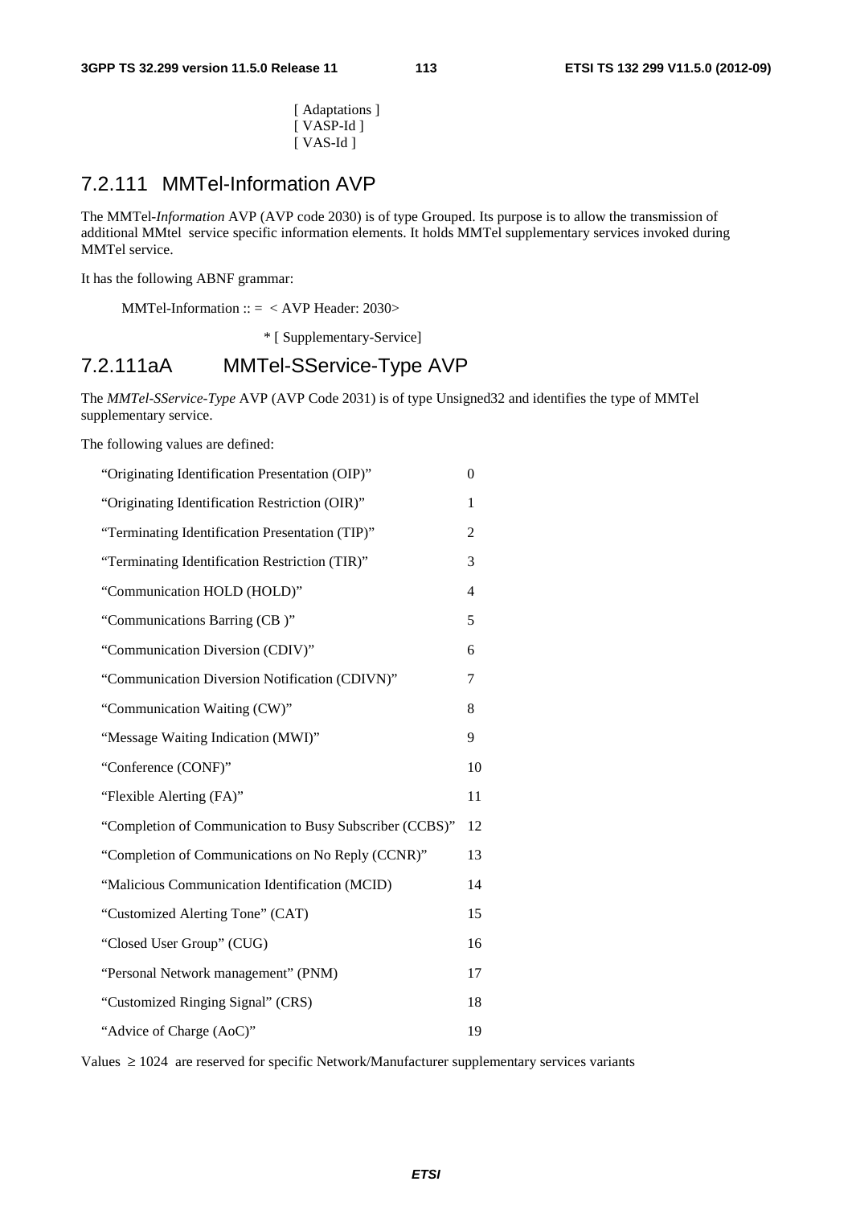[ Adaptations ]
[ VASP-Id ]
[ VAS-Id ]

### 7.2.111 MMTel-Information AVP

The MMTel-*Information* AVP (AVP code 2030) is of type Grouped. Its purpose is to allow the transmission of additional MMtel service specific information elements. It holds MMTel supplementary services invoked during MMTel service.

It has the following ABNF grammar:

```
MMTel-Information :: = < AVP Header: 2030>

                    * [ Supplementary-Service]
```

### 7.2.111aA MMTel-SService-Type AVP

The *MMTel-SService-Type* AVP (AVP Code 2031) is of type Unsigned32 and identifies the type of MMTel supplementary service.

The following values are defined:

| | |
|---|---|
| "Originating Identification Presentation (OIP)" | 0 |
| "Originating Identification Restriction (OIR)" | 1 |
| "Terminating Identification Presentation (TIP)" | 2 |
| "Terminating Identification Restriction (TIR)" | 3 |
| "Communication HOLD (HOLD)" | 4 |
| "Communications Barring (CB )" | 5 |
| "Communication Diversion (CDIV)" | 6 |
| "Communication Diversion Notification (CDIVN)" | 7 |
| "Communication Waiting (CW)" | 8 |
| "Message Waiting Indication (MWI)" | 9 |
| "Conference (CONF)" | 10 |
| "Flexible Alerting (FA)" | 11 |
| "Completion of Communication to Busy Subscriber (CCBS)" | 12 |
| "Completion of Communications on No Reply (CCNR)" | 13 |
| "Malicious Communication Identification (MCID) | 14 |
| "Customized Alerting Tone" (CAT) | 15 |
| "Closed User Group" (CUG) | 16 |
| "Personal Network management" (PNM) | 17 |
| "Customized Ringing Signal" (CRS) | 18 |
| "Advice of Charge (AoC)" | 19 |

Values $\geq 1024$ are reserved for specific Network/Manufacturer supplementary services variants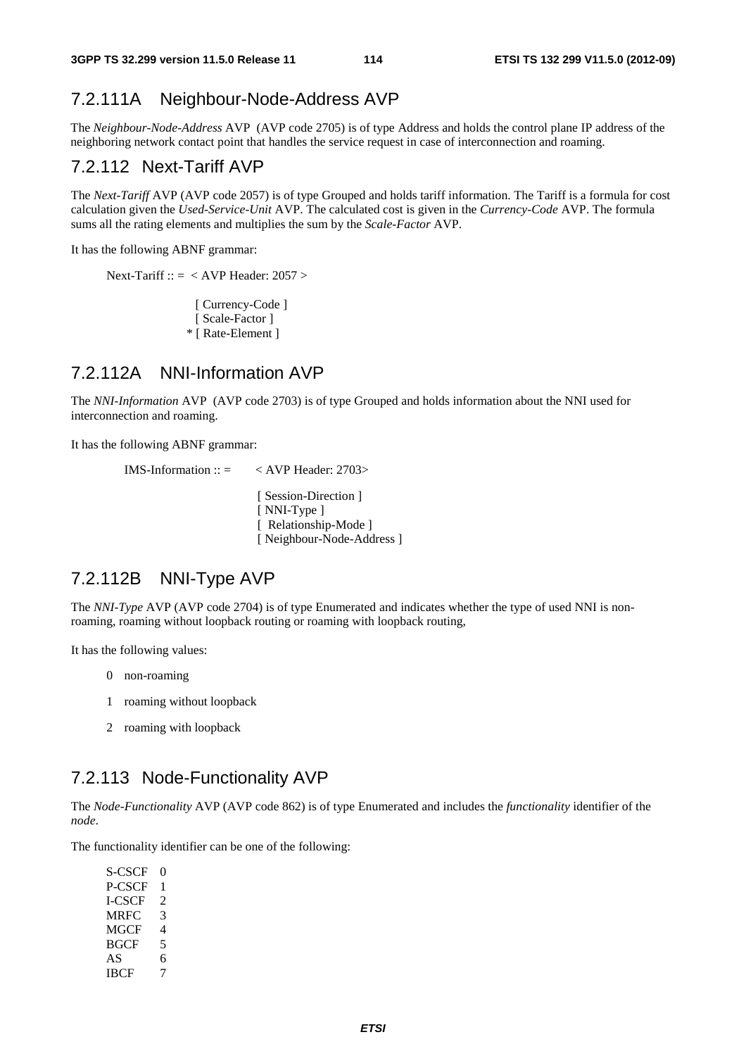### 7.2.111A Neighbour-Node-Address AVP

The *Neighbour-Node-Address* AVP (AVP code 2705) is of type Address and holds the control plane IP address of the neighboring network contact point that handles the service request in case of interconnection and roaming.

### 7.2.112 Next-Tariff AVP

The *Next-Tariff* AVP (AVP code 2057) is of type Grouped and holds tariff information. The Tariff is a formula for cost calculation given the *Used-Service-Unit* AVP. The calculated cost is given in the *Currency-Code* AVP. The formula sums all the rating elements and multiplies the sum by the *Scale-Factor* AVP.

It has the following ABNF grammar:

```
Next-Tariff :: =  < AVP Header: 2057 >

                  [ Currency-Code ]
                  [ Scale-Factor ]
                * [ Rate-Element ]
```

### 7.2.112A NNI-Information AVP

The *NNI-Information* AVP (AVP code 2703) is of type Grouped and holds information about the NNI used for interconnection and roaming.

It has the following ABNF grammar:

```
IMS-Information :: =     < AVP Header: 2703>

                         [ Session-Direction ]
                         [ NNI-Type ]
                         [  Relationship-Mode ]
                         [ Neighbour-Node-Address ]
```

### 7.2.112B NNI-Type AVP

The *NNI-Type* AVP (AVP code 2704) is of type Enumerated and indicates whether the type of used NNI is non-roaming, roaming without loopback routing or roaming with loopback routing,

It has the following values:

0 non-roaming

1 roaming without loopback

2 roaming with loopback

### 7.2.113 Node-Functionality AVP

The *Node-Functionality* AVP (AVP code 862) is of type Enumerated and includes the *functionality* identifier of the *node*.

The functionality identifier can be one of the following:

S-CSCF 0
P-CSCF 1
I-CSCF 2
MRFC 3
MGCF 4
BGCF 5
AS 6
IBCF 7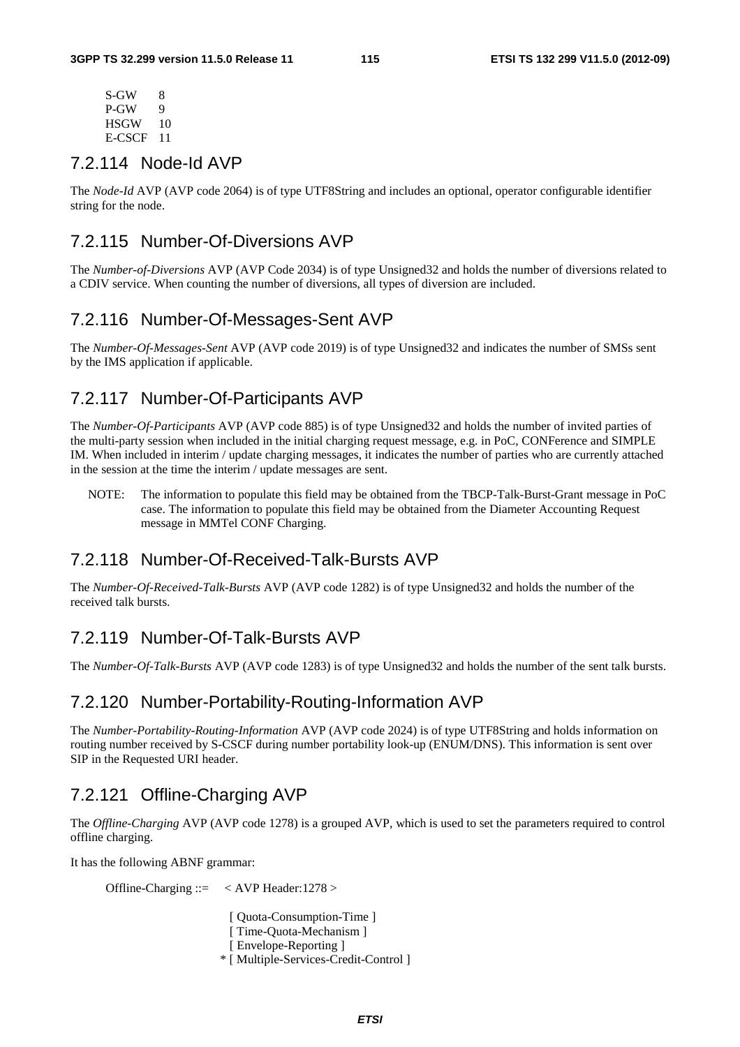S-GW 8
P-GW 9
HSGW 10
E-CSCF 11

### 7.2.114 Node-Id AVP

The *Node-Id* AVP (AVP code 2064) is of type UTF8String and includes an optional, operator configurable identifier string for the node.

### 7.2.115 Number-Of-Diversions AVP

The *Number-of-Diversions* AVP (AVP Code 2034) is of type Unsigned32 and holds the number of diversions related to a CDIV service. When counting the number of diversions, all types of diversion are included.

### 7.2.116 Number-Of-Messages-Sent AVP

The *Number-Of-Messages-Sent* AVP (AVP code 2019) is of type Unsigned32 and indicates the number of SMSs sent by the IMS application if applicable.

### 7.2.117 Number-Of-Participants AVP

The *Number-Of-Participants* AVP (AVP code 885) is of type Unsigned32 and holds the number of invited parties of the multi-party session when included in the initial charging request message, e.g. in PoC, CONFerence and SIMPLE IM. When included in interim / update charging messages, it indicates the number of parties who are currently attached in the session at the time the interim / update messages are sent.

NOTE: The information to populate this field may be obtained from the TBCP-Talk-Burst-Grant message in PoC case. The information to populate this field may be obtained from the Diameter Accounting Request message in MMTel CONF Charging.

### 7.2.118 Number-Of-Received-Talk-Bursts AVP

The *Number-Of-Received-Talk-Bursts* AVP (AVP code 1282) is of type Unsigned32 and holds the number of the received talk bursts.

### 7.2.119 Number-Of-Talk-Bursts AVP

The *Number-Of-Talk-Bursts* AVP (AVP code 1283) is of type Unsigned32 and holds the number of the sent talk bursts.

### 7.2.120 Number-Portability-Routing-Information AVP

The *Number-Portability-Routing-Information* AVP (AVP code 2024) is of type UTF8String and holds information on routing number received by S-CSCF during number portability look-up (ENUM/DNS). This information is sent over SIP in the Requested URI header.

### 7.2.121 Offline-Charging AVP

The *Offline-Charging* AVP (AVP code 1278) is a grouped AVP, which is used to set the parameters required to control offline charging.

It has the following ABNF grammar:

```
Offline-Charging ::=    < AVP Header:1278 >

                        [ Quota-Consumption-Time ]
                        [ Time-Quota-Mechanism ]
                        [ Envelope-Reporting ]
                      * [ Multiple-Services-Credit-Control ]
```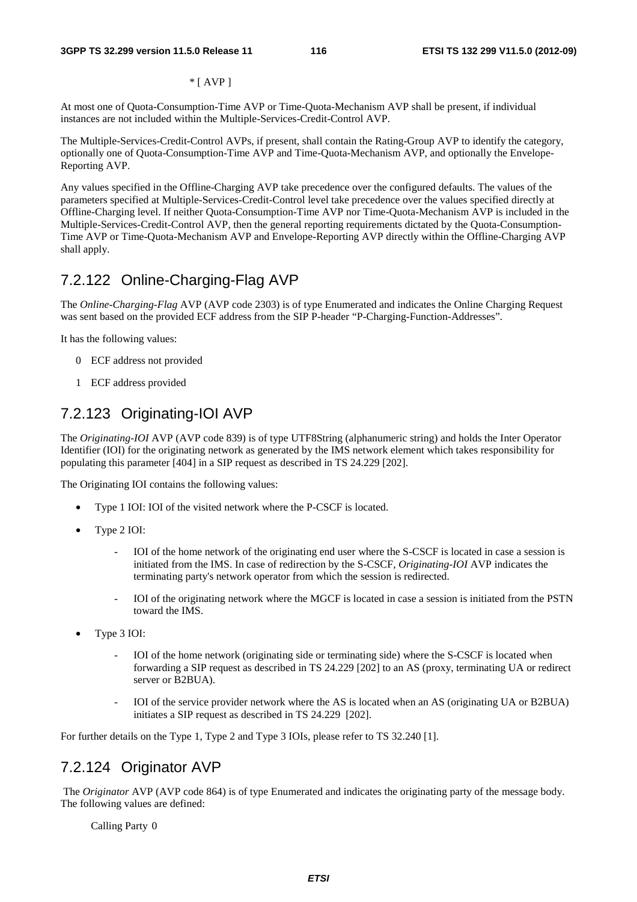*[ AVP ]

At most one of Quota-Consumption-Time AVP or Time-Quota-Mechanism AVP shall be present, if individual instances are not included within the Multiple-Services-Credit-Control AVP.

The Multiple-Services-Credit-Control AVPs, if present, shall contain the Rating-Group AVP to identify the category, optionally one of Quota-Consumption-Time AVP and Time-Quota-Mechanism AVP, and optionally the Envelope-Reporting AVP.

Any values specified in the Offline-Charging AVP take precedence over the configured defaults. The values of the parameters specified at Multiple-Services-Credit-Control level take precedence over the values specified directly at Offline-Charging level. If neither Quota-Consumption-Time AVP nor Time-Quota-Mechanism AVP is included in the Multiple-Services-Credit-Control AVP, then the general reporting requirements dictated by the Quota-Consumption-Time AVP or Time-Quota-Mechanism AVP and Envelope-Reporting AVP directly within the Offline-Charging AVP shall apply.

## 7.2.122 Online-Charging-Flag AVP

The *Online-Charging-Flag* AVP (AVP code 2303) is of type Enumerated and indicates the Online Charging Request was sent based on the provided ECF address from the SIP P-header "P-Charging-Function-Addresses".

It has the following values:

0 ECF address not provided

1 ECF address provided

## 7.2.123 Originating-IOI AVP

The *Originating-IOI* AVP (AVP code 839) is of type UTF8String (alphanumeric string) and holds the Inter Operator Identifier (IOI) for the originating network as generated by the IMS network element which takes responsibility for populating this parameter [404] in a SIP request as described in TS 24.229 [202].

The Originating IOI contains the following values:

- Type 1 IOI: IOI of the visited network where the P-CSCF is located.
- Type 2 IOI:
  - IOI of the home network of the originating end user where the S-CSCF is located in case a session is initiated from the IMS. In case of redirection by the S-CSCF, *Originating-IOI* AVP indicates the terminating party's network operator from which the session is redirected.
  - IOI of the originating network where the MGCF is located in case a session is initiated from the PSTN toward the IMS.
- Type 3 IOI:
  - IOI of the home network (originating side or terminating side) where the S-CSCF is located when forwarding a SIP request as described in TS 24.229 [202] to an AS (proxy, terminating UA or redirect server or B2BUA).
  - IOI of the service provider network where the AS is located when an AS (originating UA or B2BUA) initiates a SIP request as described in TS 24.229 [202].

For further details on the Type 1, Type 2 and Type 3 IOIs, please refer to TS 32.240 [1].

## 7.2.124 Originator AVP

The *Originator* AVP (AVP code 864) is of type Enumerated and indicates the originating party of the message body. The following values are defined:

Calling Party 0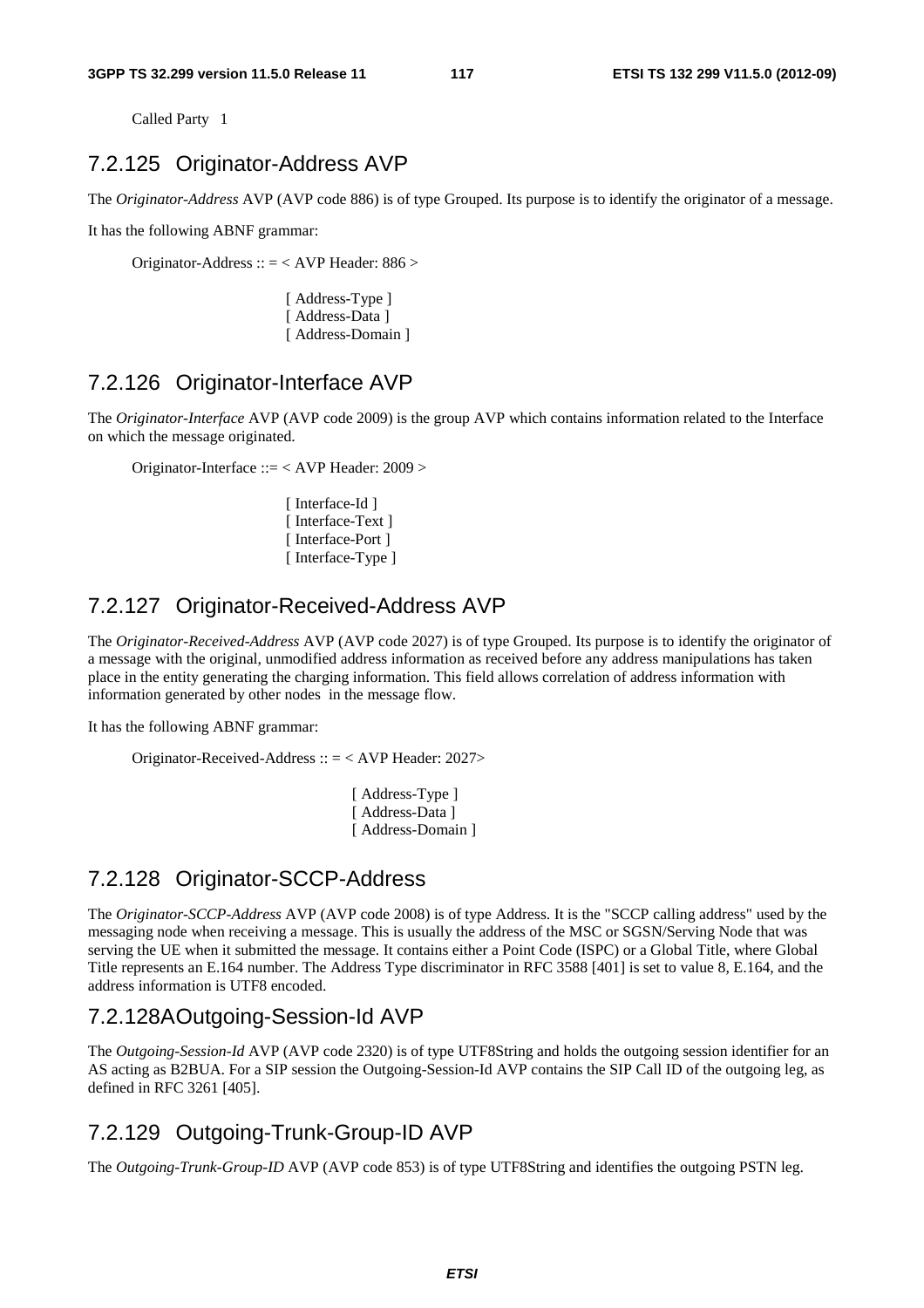Called Party 1

## 7.2.125 Originator-Address AVP

The *Originator-Address* AVP (AVP code 886) is of type Grouped. Its purpose is to identify the originator of a message.

It has the following ABNF grammar:

```
Originator-Address :: = < AVP Header: 886 >

                    [ Address-Type ]
                    [ Address-Data ]
                    [ Address-Domain ]
```

## 7.2.126 Originator-Interface AVP

The *Originator-Interface* AVP (AVP code 2009) is the group AVP which contains information related to the Interface on which the message originated.

```
Originator-Interface ::= < AVP Header: 2009 >

                    [ Interface-Id ]
                    [ Interface-Text ]
                    [ Interface-Port ]
                    [ Interface-Type ]
```

## 7.2.127 Originator-Received-Address AVP

The *Originator-Received-Address* AVP (AVP code 2027) is of type Grouped. Its purpose is to identify the originator of a message with the original, unmodified address information as received before any address manipulations has taken place in the entity generating the charging information. This field allows correlation of address information with information generated by other nodes in the message flow.

It has the following ABNF grammar:

```
Originator-Received-Address :: = < AVP Header: 2027>

                    [ Address-Type ]
                    [ Address-Data ]
                    [ Address-Domain ]
```

## 7.2.128 Originator-SCCP-Address

The *Originator-SCCP-Address* AVP (AVP code 2008) is of type Address. It is the "SCCP calling address" used by the messaging node when receiving a message. This is usually the address of the MSC or SGSN/Serving Node that was serving the UE when it submitted the message. It contains either a Point Code (ISPC) or a Global Title, where Global Title represents an E.164 number. The Address Type discriminator in RFC 3588 [401] is set to value 8, E.164, and the address information is UTF8 encoded.

## 7.2.128A Outgoing-Session-Id AVP

The *Outgoing-Session-Id* AVP (AVP code 2320) is of type UTF8String and holds the outgoing session identifier for an AS acting as B2BUA. For a SIP session the Outgoing-Session-Id AVP contains the SIP Call ID of the outgoing leg, as defined in RFC 3261 [405].

## 7.2.129 Outgoing-Trunk-Group-ID AVP

The *Outgoing-Trunk-Group-ID* AVP (AVP code 853) is of type UTF8String and identifies the outgoing PSTN leg.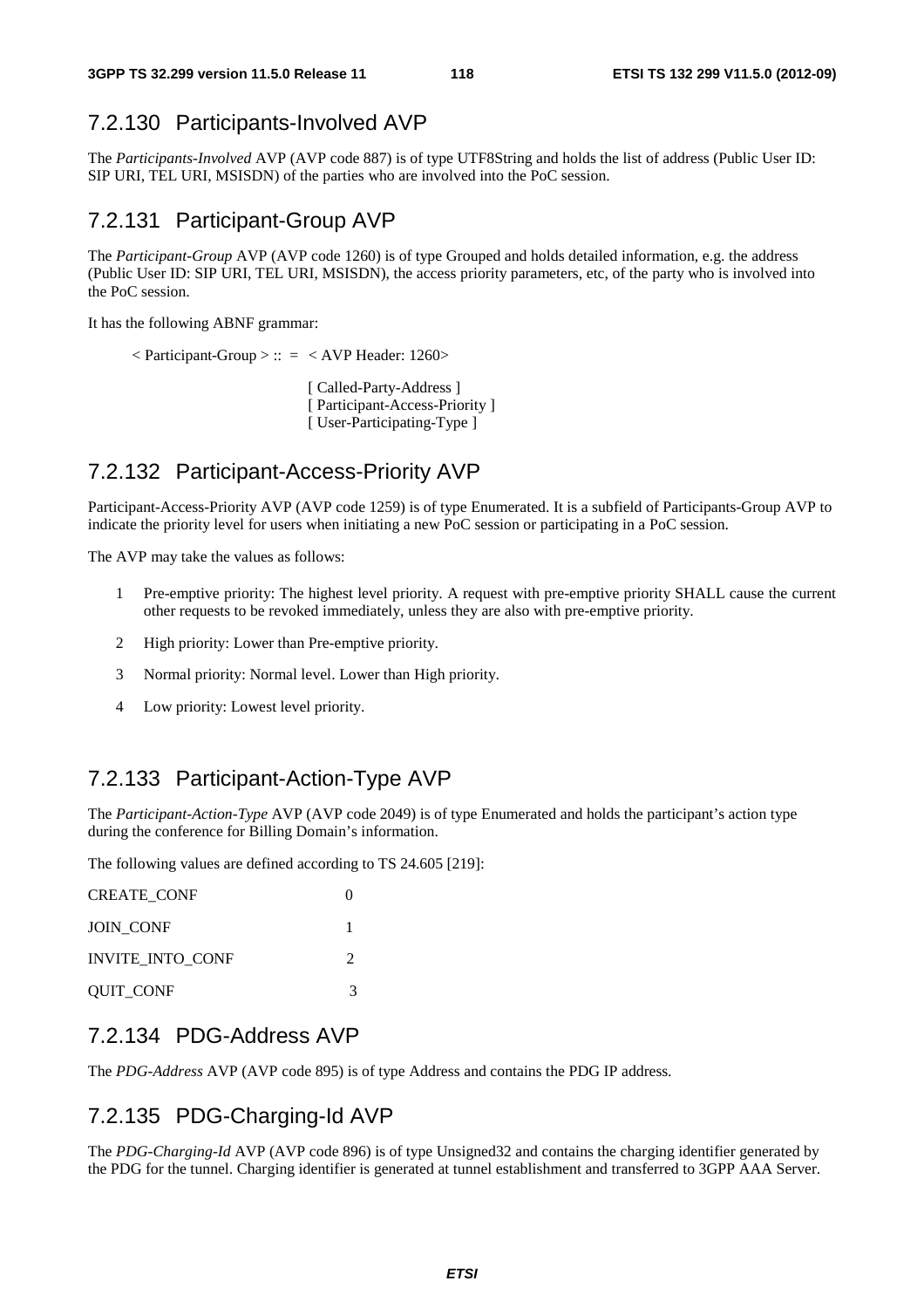## 7.2.130 Participants-Involved AVP

The *Participants-Involved* AVP (AVP code 887) is of type UTF8String and holds the list of address (Public User ID: SIP URI, TEL URI, MSISDN) of the parties who are involved into the PoC session.

## 7.2.131 Participant-Group AVP

The *Participant-Group* AVP (AVP code 1260) is of type Grouped and holds detailed information, e.g. the address (Public User ID: SIP URI, TEL URI, MSISDN), the access priority parameters, etc, of the party who is involved into the PoC session.

It has the following ABNF grammar:

```
< Participant-Group > :: = < AVP Header: 1260>

                    [ Called-Party-Address ]
                    [ Participant-Access-Priority ]
                    [ User-Participating-Type ]
```

## 7.2.132 Participant-Access-Priority AVP

Participant-Access-Priority AVP (AVP code 1259) is of type Enumerated. It is a subfield of Participants-Group AVP to indicate the priority level for users when initiating a new PoC session or participating in a PoC session.

The AVP may take the values as follows:

1 Pre-emptive priority: The highest level priority. A request with pre-emptive priority SHALL cause the current other requests to be revoked immediately, unless they are also with pre-emptive priority.

2 High priority: Lower than Pre-emptive priority.

3 Normal priority: Normal level. Lower than High priority.

4 Low priority: Lowest level priority.

## 7.2.133 Participant-Action-Type AVP

The *Participant-Action-Type* AVP (AVP code 2049) is of type Enumerated and holds the participant's action type during the conference for Billing Domain's information.

The following values are defined according to TS 24.605 [219]:

| | |
|---|---|
| CREATE_CONF | 0 |
| JOIN_CONF | 1 |
| INVITE_INTO_CONF | 2 |
| QUIT_CONF | 3 |

## 7.2.134 PDG-Address AVP

The *PDG-Address* AVP (AVP code 895) is of type Address and contains the PDG IP address.

## 7.2.135 PDG-Charging-Id AVP

The *PDG-Charging-Id* AVP (AVP code 896) is of type Unsigned32 and contains the charging identifier generated by the PDG for the tunnel. Charging identifier is generated at tunnel establishment and transferred to 3GPP AAA Server.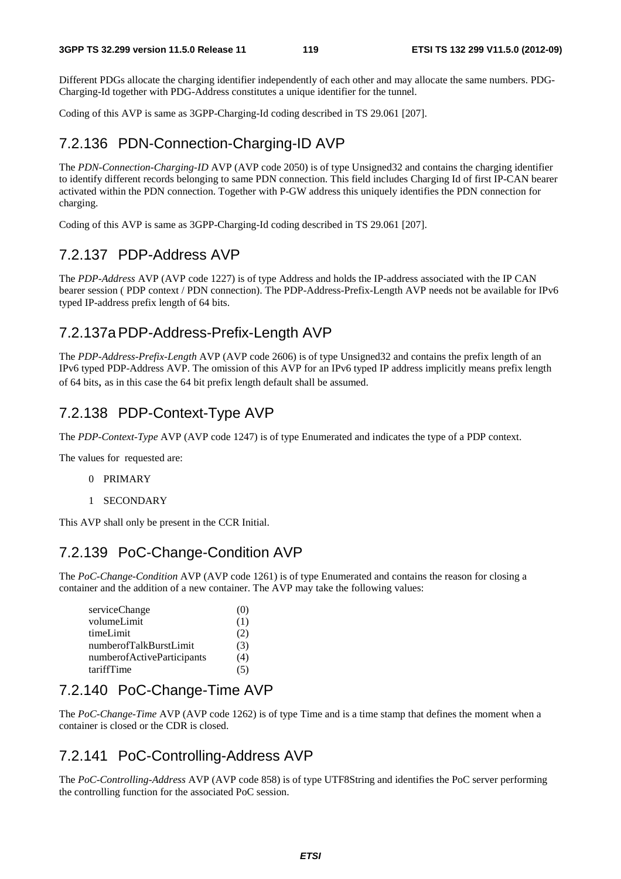Different PDGs allocate the charging identifier independently of each other and may allocate the same numbers. PDG-Charging-Id together with PDG-Address constitutes a unique identifier for the tunnel.

Coding of this AVP is same as 3GPP-Charging-Id coding described in TS 29.061 [207].

### 7.2.136 PDN-Connection-Charging-ID AVP

The *PDN-Connection-Charging-ID* AVP (AVP code 2050) is of type Unsigned32 and contains the charging identifier to identify different records belonging to same PDN connection. This field includes Charging Id of first IP-CAN bearer activated within the PDN connection. Together with P-GW address this uniquely identifies the PDN connection for charging.

Coding of this AVP is same as 3GPP-Charging-Id coding described in TS 29.061 [207].

### 7.2.137 PDP-Address AVP

The *PDP-Address* AVP (AVP code 1227) is of type Address and holds the IP-address associated with the IP CAN bearer session ( PDP context / PDN connection). The PDP-Address-Prefix-Length AVP needs not be available for IPv6 typed IP-address prefix length of 64 bits.

### 7.2.137a PDP-Address-Prefix-Length AVP

The *PDP-Address-Prefix-Length* AVP (AVP code 2606) is of type Unsigned32 and contains the prefix length of an IPv6 typed PDP-Address AVP. The omission of this AVP for an IPv6 typed IP address implicitly means prefix length of 64 bits, as in this case the 64 bit prefix length default shall be assumed.

### 7.2.138 PDP-Context-Type AVP

The *PDP-Context-Type* AVP (AVP code 1247) is of type Enumerated and indicates the type of a PDP context.

The values for requested are:

0 PRIMARY

1 SECONDARY

This AVP shall only be present in the CCR Initial.

### 7.2.139 PoC-Change-Condition AVP

The *PoC-Change-Condition* AVP (AVP code 1261) is of type Enumerated and contains the reason for closing a container and the addition of a new container. The AVP may take the following values:

| | |
|---|---|
| serviceChange | (0) |
| volumeLimit | (1) |
| timeLimit | (2) |
| numberofTalkBurstLimit | (3) |
| numberofActiveParticipants | (4) |
| tariffTime | (5) |

### 7.2.140 PoC-Change-Time AVP

The *PoC-Change-Time* AVP (AVP code 1262) is of type Time and is a time stamp that defines the moment when a container is closed or the CDR is closed.

### 7.2.141 PoC-Controlling-Address AVP

The *PoC-Controlling-Address* AVP (AVP code 858) is of type UTF8String and identifies the PoC server performing the controlling function for the associated PoC session.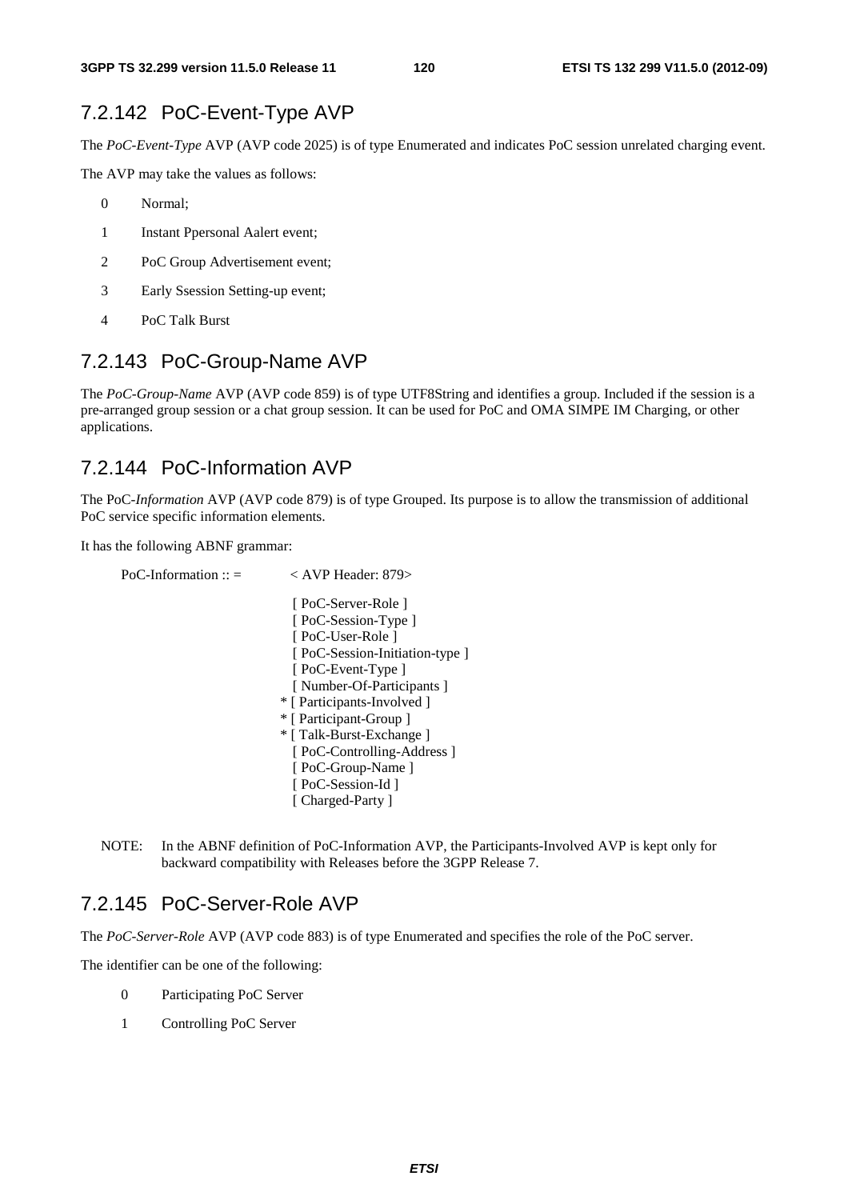## 7.2.142 PoC-Event-Type AVP

The *PoC-Event-Type* AVP (AVP code 2025) is of type Enumerated and indicates PoC session unrelated charging event.

The AVP may take the values as follows:

- 0 Normal;
- 1 Instant Ppersonal Aalert event;
- 2 PoC Group Advertisement event;
- 3 Early Ssession Setting-up event;
- 4 PoC Talk Burst

## 7.2.143 PoC-Group-Name AVP

The *PoC-Group-Name* AVP (AVP code 859) is of type UTF8String and identifies a group. Included if the session is a pre-arranged group session or a chat group session. It can be used for PoC and OMA SIMPE IM Charging, or other applications.

## 7.2.144 PoC-Information AVP

The PoC-*Information* AVP (AVP code 879) is of type Grouped. Its purpose is to allow the transmission of additional PoC service specific information elements.

It has the following ABNF grammar:

```
PoC-Information :: =     < AVP Header: 879>

                           [ PoC-Server-Role ]
                           [ PoC-Session-Type ]
                           [ PoC-User-Role ]
                           [ PoC-Session-Initiation-type ]
                           [ PoC-Event-Type ]
                           [ Number-Of-Participants ]
                         * [ Participants-Involved ]
                         * [ Participant-Group ]
                         * [ Talk-Burst-Exchange ]
                           [ PoC-Controlling-Address ]
                           [ PoC-Group-Name ]
                           [ PoC-Session-Id ]
                           [ Charged-Party ]
```

NOTE: In the ABNF definition of PoC-Information AVP, the Participants-Involved AVP is kept only for backward compatibility with Releases before the 3GPP Release 7.

## 7.2.145 PoC-Server-Role AVP

The *PoC-Server-Role* AVP (AVP code 883) is of type Enumerated and specifies the role of the PoC server.

The identifier can be one of the following:

- 0 Participating PoC Server
- 1 Controlling PoC Server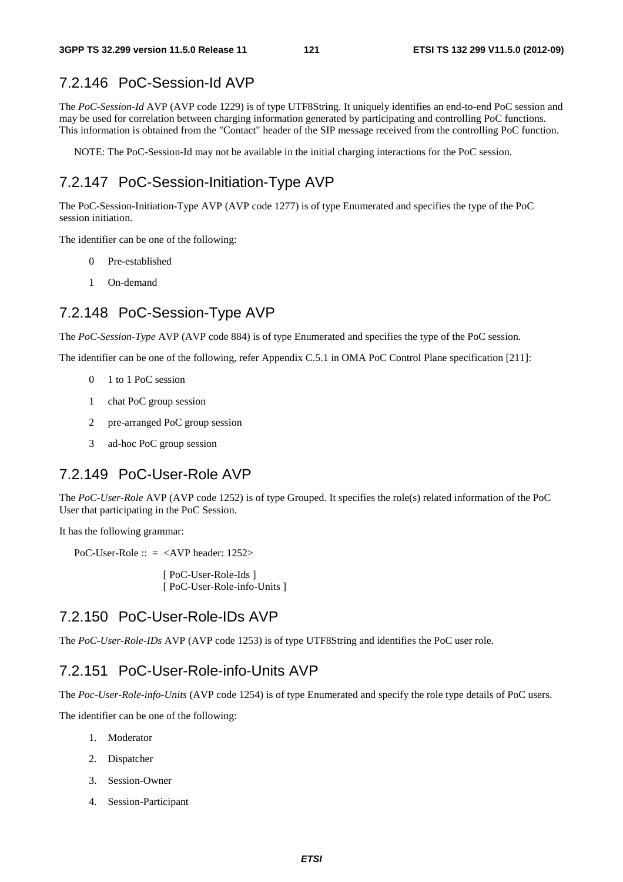### 7.2.146 PoC-Session-Id AVP

The *PoC-Session-Id* AVP (AVP code 1229) is of type UTF8String. It uniquely identifies an end-to-end PoC session and may be used for correlation between charging information generated by participating and controlling PoC functions. This information is obtained from the "Contact" header of the SIP message received from the controlling PoC function.

NOTE: The PoC-Session-Id may not be available in the initial charging interactions for the PoC session.

### 7.2.147 PoC-Session-Initiation-Type AVP

The PoC-Session-Initiation-Type AVP (AVP code 1277) is of type Enumerated and specifies the type of the PoC session initiation.

The identifier can be one of the following:

0 Pre-established

1 On-demand

### 7.2.148 PoC-Session-Type AVP

The *PoC-Session-Type* AVP (AVP code 884) is of type Enumerated and specifies the type of the PoC session.

The identifier can be one of the following, refer Appendix C.5.1 in OMA PoC Control Plane specification [211]:

0 1 to 1 PoC session

1 chat PoC group session

2 pre-arranged PoC group session

3 ad-hoc PoC group session

### 7.2.149 PoC-User-Role AVP

The *PoC-User-Role* AVP (AVP code 1252) is of type Grouped. It specifies the role(s) related information of the PoC User that participating in the PoC Session.

It has the following grammar:

```
PoC-User-Role :: = <AVP header: 1252>

                    [ PoC-User-Role-Ids ]
                    [ PoC-User-Role-info-Units ]
```

### 7.2.150 PoC-User-Role-IDs AVP

The *PoC-User-Role-IDs* AVP (AVP code 1253) is of type UTF8String and identifies the PoC user role.

### 7.2.151 PoC-User-Role-info-Units AVP

The *Poc-User-Role-info-Units* (AVP code 1254) is of type Enumerated and specify the role type details of PoC users.

The identifier can be one of the following:

1. Moderator
2. Dispatcher
3. Session-Owner
4. Session-Participant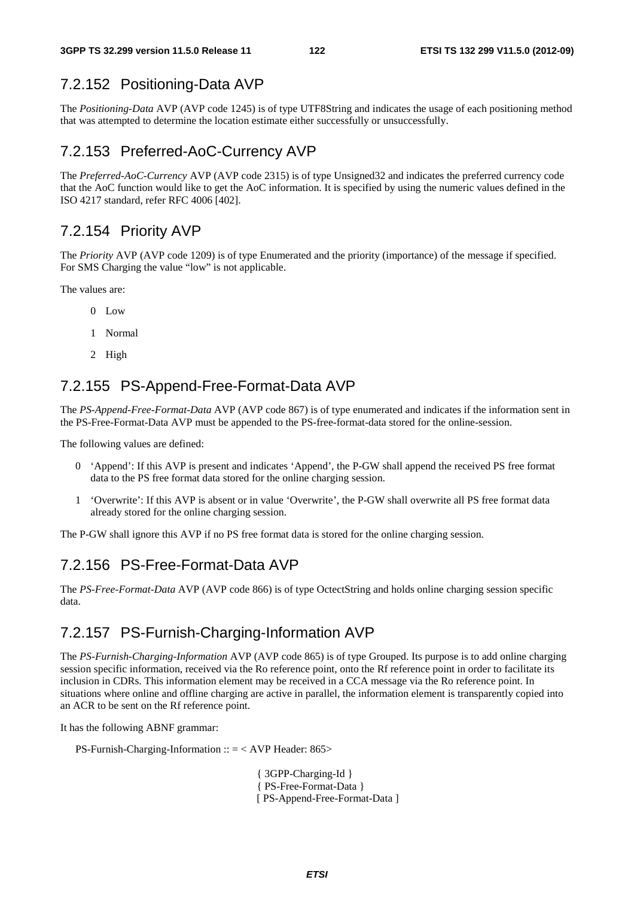### 7.2.152 Positioning-Data AVP

The *Positioning-Data* AVP (AVP code 1245) is of type UTF8String and indicates the usage of each positioning method that was attempted to determine the location estimate either successfully or unsuccessfully.

### 7.2.153 Preferred-AoC-Currency AVP

The *Preferred-AoC-Currency* AVP (AVP code 2315) is of type Unsigned32 and indicates the preferred currency code that the AoC function would like to get the AoC information. It is specified by using the numeric values defined in the ISO 4217 standard, refer RFC 4006 [402].

### 7.2.154 Priority AVP

The *Priority* AVP (AVP code 1209) is of type Enumerated and the priority (importance) of the message if specified. For SMS Charging the value "low" is not applicable.

The values are:

0 Low

1 Normal

2 High

### 7.2.155 PS-Append-Free-Format-Data AVP

The *PS-Append-Free-Format-Data* AVP (AVP code 867) is of type enumerated and indicates if the information sent in the PS-Free-Format-Data AVP must be appended to the PS-free-format-data stored for the online-session.

The following values are defined:

0 'Append': If this AVP is present and indicates 'Append', the P-GW shall append the received PS free format data to the PS free format data stored for the online charging session.

1 'Overwrite': If this AVP is absent or in value 'Overwrite', the P-GW shall overwrite all PS free format data already stored for the online charging session.

The P-GW shall ignore this AVP if no PS free format data is stored for the online charging session.

### 7.2.156 PS-Free-Format-Data AVP

The *PS-Free-Format-Data* AVP (AVP code 866) is of type OctectString and holds online charging session specific data.

### 7.2.157 PS-Furnish-Charging-Information AVP

The *PS-Furnish-Charging-Information* AVP (AVP code 865) is of type Grouped. Its purpose is to add online charging session specific information, received via the Ro reference point, onto the Rf reference point in order to facilitate its inclusion in CDRs. This information element may be received in a CCA message via the Ro reference point. In situations where online and offline charging are active in parallel, the information element is transparently copied into an ACR to be sent on the Rf reference point.

It has the following ABNF grammar:

```
PS-Furnish-Charging-Information :: = < AVP Header: 865>

                                      { 3GPP-Charging-Id }
                                      { PS-Free-Format-Data }
                                      [ PS-Append-Free-Format-Data ]
```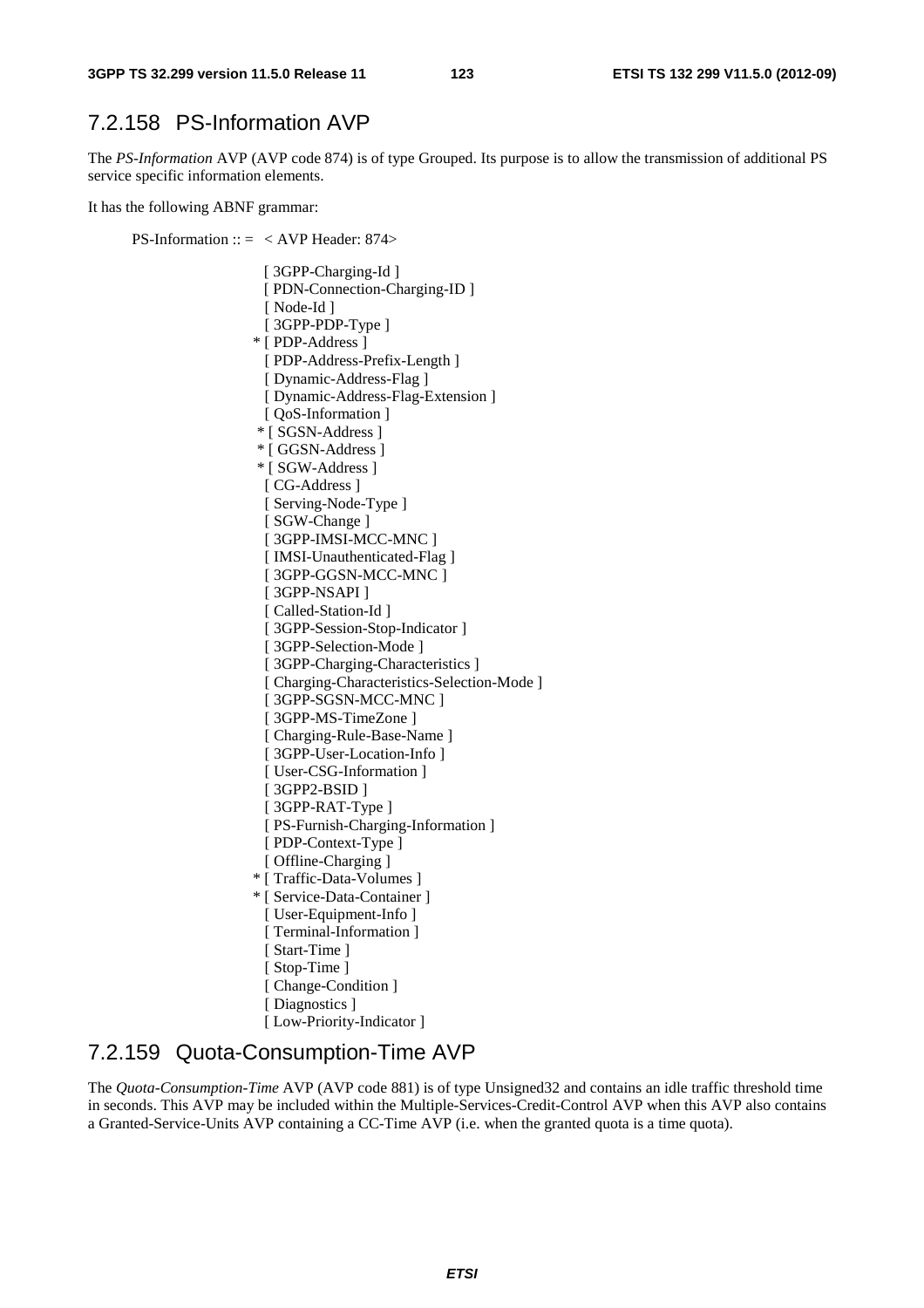### 7.2.158 PS-Information AVP

The *PS-Information* AVP (AVP code 874) is of type Grouped. Its purpose is to allow the transmission of additional PS service specific information elements.

It has the following ABNF grammar:

```
PS-Information :: =  < AVP Header: 874>

                      [ 3GPP-Charging-Id ]
                      [ PDN-Connection-Charging-ID ]
                      [ Node-Id ]
                      [ 3GPP-PDP-Type ]
                    * [ PDP-Address ]
                      [ PDP-Address-Prefix-Length ]
                      [ Dynamic-Address-Flag ]
                      [ Dynamic-Address-Flag-Extension ]
                      [ QoS-Information ]
                    * [ SGSN-Address ]
                    * [ GGSN-Address ]
                    * [ SGW-Address ]
                      [ CG-Address ]
                      [ Serving-Node-Type ]
                      [ SGW-Change ]
                      [ 3GPP-IMSI-MCC-MNC ]
                      [ IMSI-Unauthenticated-Flag ]
                      [ 3GPP-GGSN-MCC-MNC ]
                      [ 3GPP-NSAPI ]
                      [ Called-Station-Id ]
                      [ 3GPP-Session-Stop-Indicator ]
                      [ 3GPP-Selection-Mode ]
                      [ 3GPP-Charging-Characteristics ]
                      [ Charging-Characteristics-Selection-Mode ]
                      [ 3GPP-SGSN-MCC-MNC ]
                      [ 3GPP-MS-TimeZone ]
                      [ Charging-Rule-Base-Name ]
                      [ 3GPP-User-Location-Info ]
                      [ User-CSG-Information ]
                      [ 3GPP2-BSID ]
                      [ 3GPP-RAT-Type ]
                      [ PS-Furnish-Charging-Information ]
                      [ PDP-Context-Type ]
                      [ Offline-Charging ]
                    * [ Traffic-Data-Volumes ]
                    * [ Service-Data-Container ]
                      [ User-Equipment-Info ]
                      [ Terminal-Information ]
                      [ Start-Time ]
                      [ Stop-Time ]
                      [ Change-Condition ]
                      [ Diagnostics ]
                      [ Low-Priority-Indicator ]
```

### 7.2.159 Quota-Consumption-Time AVP

The *Quota-Consumption-Time* AVP (AVP code 881) is of type Unsigned32 and contains an idle traffic threshold time in seconds. This AVP may be included within the Multiple-Services-Credit-Control AVP when this AVP also contains a Granted-Service-Units AVP containing a CC-Time AVP (i.e. when the granted quota is a time quota).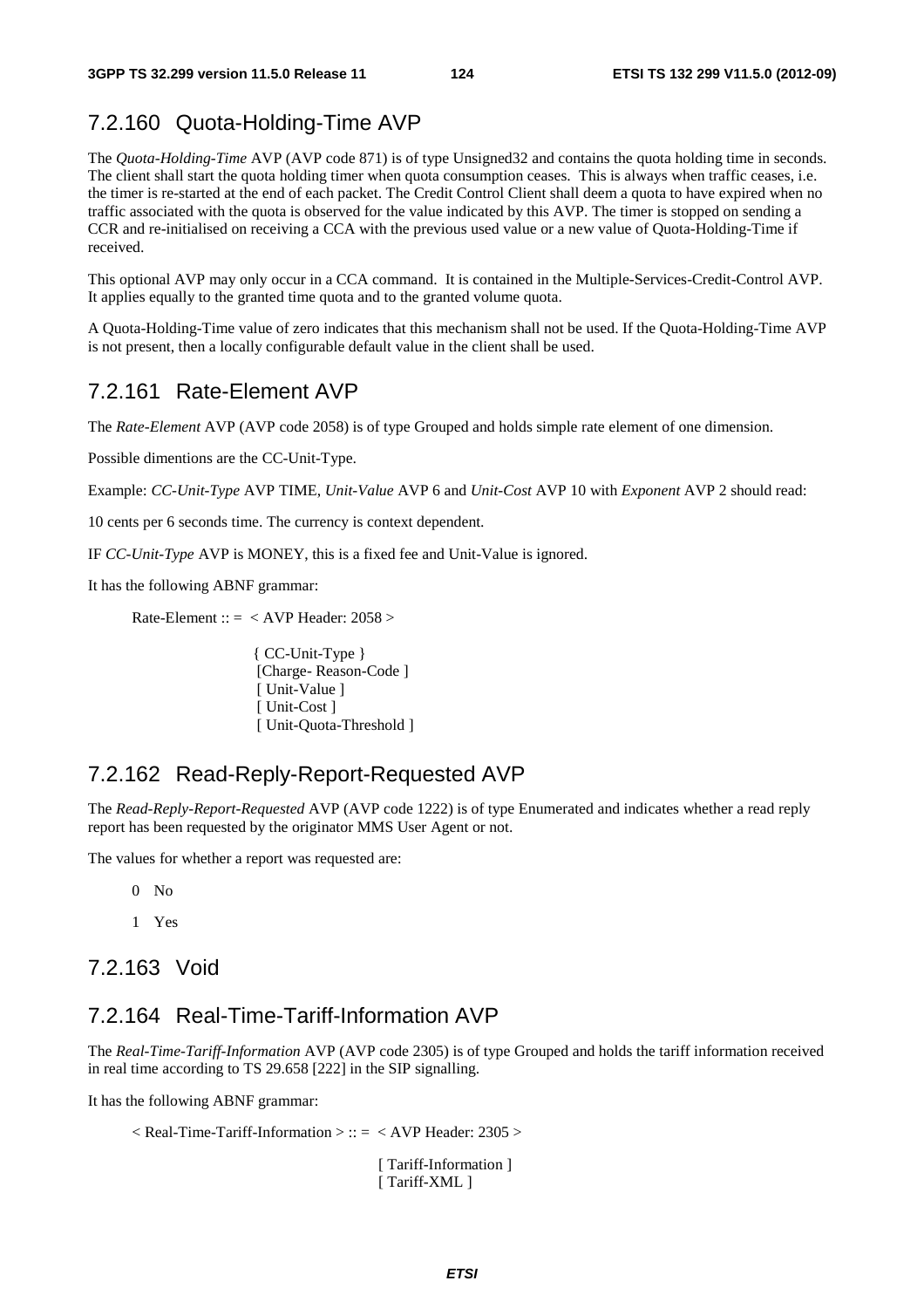### 7.2.160 Quota-Holding-Time AVP

The *Quota-Holding-Time* AVP (AVP code 871) is of type Unsigned32 and contains the quota holding time in seconds. The client shall start the quota holding timer when quota consumption ceases. This is always when traffic ceases, i.e. the timer is re-started at the end of each packet. The Credit Control Client shall deem a quota to have expired when no traffic associated with the quota is observed for the value indicated by this AVP. The timer is stopped on sending a CCR and re-initialised on receiving a CCA with the previous used value or a new value of Quota-Holding-Time if received.

This optional AVP may only occur in a CCA command. It is contained in the Multiple-Services-Credit-Control AVP. It applies equally to the granted time quota and to the granted volume quota.

A Quota-Holding-Time value of zero indicates that this mechanism shall not be used. If the Quota-Holding-Time AVP is not present, then a locally configurable default value in the client shall be used.

### 7.2.161 Rate-Element AVP

The *Rate-Element* AVP (AVP code 2058) is of type Grouped and holds simple rate element of one dimension.

Possible dimentions are the CC-Unit-Type.

Example: *CC-Unit-Type* AVP TIME, *Unit-Value* AVP 6 and *Unit-Cost* AVP 10 with *Exponent* AVP 2 should read:

10 cents per 6 seconds time. The currency is context dependent.

IF *CC-Unit-Type* AVP is MONEY, this is a fixed fee and Unit-Value is ignored.

It has the following ABNF grammar:

```
Rate-Element :: =  < AVP Header: 2058 >

                    { CC-Unit-Type }
                    [Charge- Reason-Code ]
                    [ Unit-Value ]
                    [ Unit-Cost ]
                    [ Unit-Quota-Threshold ]
```

### 7.2.162 Read-Reply-Report-Requested AVP

The *Read-Reply-Report-Requested* AVP (AVP code 1222) is of type Enumerated and indicates whether a read reply report has been requested by the originator MMS User Agent or not.

The values for whether a report was requested are:

0 No

1 Yes

### 7.2.163 Void

### 7.2.164 Real-Time-Tariff-Information AVP

The *Real-Time-Tariff-Information* AVP (AVP code 2305) is of type Grouped and holds the tariff information received in real time according to TS 29.658 [222] in the SIP signalling.

It has the following ABNF grammar:

```
< Real-Time-Tariff-Information > :: =  < AVP Header: 2305 >

                                        [ Tariff-Information ]
                                        [ Tariff-XML ]
```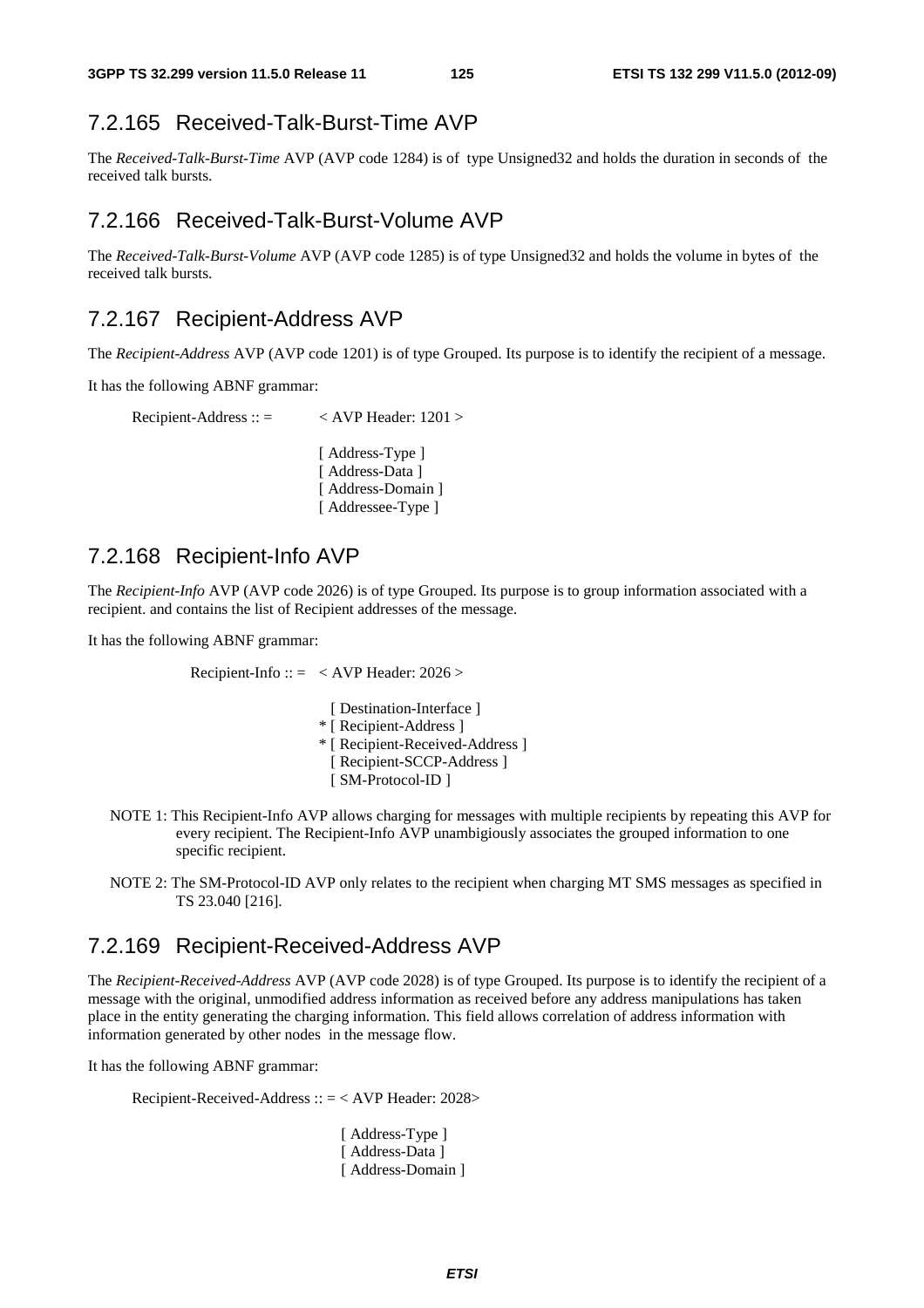### 7.2.165 Received-Talk-Burst-Time AVP

The *Received-Talk-Burst-Time* AVP (AVP code 1284) is of type Unsigned32 and holds the duration in seconds of the received talk bursts.

### 7.2.166 Received-Talk-Burst-Volume AVP

The *Received-Talk-Burst-Volume* AVP (AVP code 1285) is of type Unsigned32 and holds the volume in bytes of the received talk bursts.

### 7.2.167 Recipient-Address AVP

The *Recipient-Address* AVP (AVP code 1201) is of type Grouped. Its purpose is to identify the recipient of a message.

It has the following ABNF grammar:

```
Recipient-Address :: =        < AVP Header: 1201 >

                              [ Address-Type ]
                              [ Address-Data ]
                              [ Address-Domain ]
                              [ Addressee-Type ]
```

### 7.2.168 Recipient-Info AVP

The *Recipient-Info* AVP (AVP code 2026) is of type Grouped. Its purpose is to group information associated with a recipient. and contains the list of Recipient addresses of the message.

It has the following ABNF grammar:

```
Recipient-Info :: =   < AVP Header: 2026 >

                        [ Destination-Interface ]
                      * [ Recipient-Address ]
                      * [ Recipient-Received-Address ]
                        [ Recipient-SCCP-Address ]
                        [ SM-Protocol-ID ]
```

NOTE 1: This Recipient-Info AVP allows charging for messages with multiple recipients by repeating this AVP for every recipient. The Recipient-Info AVP unambigiously associates the grouped information to one specific recipient.

NOTE 2: The SM-Protocol-ID AVP only relates to the recipient when charging MT SMS messages as specified in TS 23.040 [216].

### 7.2.169 Recipient-Received-Address AVP

The *Recipient-Received-Address* AVP (AVP code 2028) is of type Grouped. Its purpose is to identify the recipient of a message with the original, unmodified address information as received before any address manipulations has taken place in the entity generating the charging information. This field allows correlation of address information with information generated by other nodes in the message flow.

It has the following ABNF grammar:

```
Recipient-Received-Address :: = < AVP Header: 2028>

                                 [ Address-Type ]
                                 [ Address-Data ]
                                 [ Address-Domain ]
```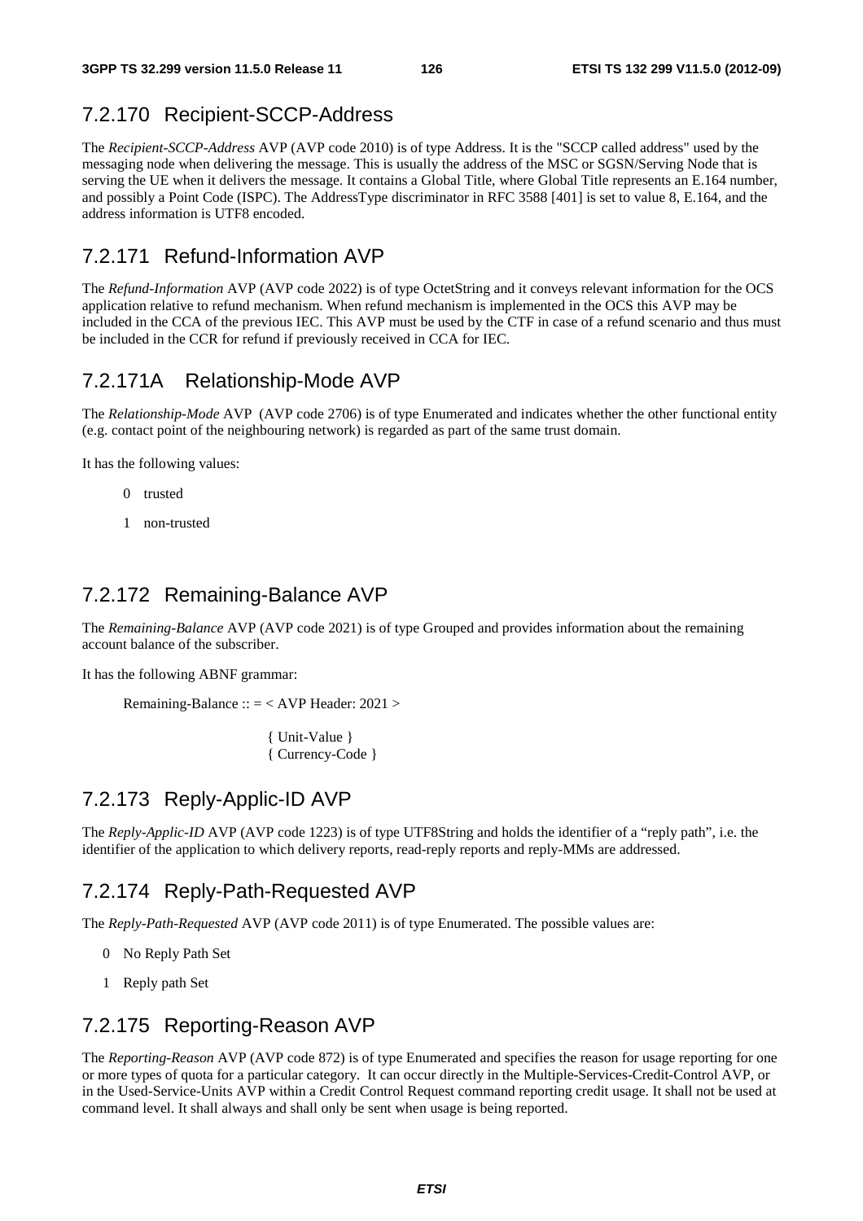### 7.2.170 Recipient-SCCP-Address

The *Recipient-SCCP-Address* AVP (AVP code 2010) is of type Address. It is the "SCCP called address" used by the messaging node when delivering the message. This is usually the address of the MSC or SGSN/Serving Node that is serving the UE when it delivers the message. It contains a Global Title, where Global Title represents an E.164 number, and possibly a Point Code (ISPC). The AddressType discriminator in RFC 3588 [401] is set to value 8, E.164, and the address information is UTF8 encoded.

### 7.2.171 Refund-Information AVP

The *Refund-Information* AVP (AVP code 2022) is of type OctetString and it conveys relevant information for the OCS application relative to refund mechanism. When refund mechanism is implemented in the OCS this AVP may be included in the CCA of the previous IEC. This AVP must be used by the CTF in case of a refund scenario and thus must be included in the CCR for refund if previously received in CCA for IEC.

### 7.2.171A Relationship-Mode AVP

The *Relationship-Mode* AVP (AVP code 2706) is of type Enumerated and indicates whether the other functional entity (e.g. contact point of the neighbouring network) is regarded as part of the same trust domain.

It has the following values:

0 trusted

1 non-trusted

### 7.2.172 Remaining-Balance AVP

The *Remaining-Balance* AVP (AVP code 2021) is of type Grouped and provides information about the remaining account balance of the subscriber.

It has the following ABNF grammar:

```
Remaining-Balance :: = < AVP Header: 2021 >

                        { Unit-Value }
                        { Currency-Code }
```

### 7.2.173 Reply-Applic-ID AVP

The *Reply-Applic-ID* AVP (AVP code 1223) is of type UTF8String and holds the identifier of a "reply path", i.e. the identifier of the application to which delivery reports, read-reply reports and reply-MMs are addressed.

### 7.2.174 Reply-Path-Requested AVP

The *Reply-Path-Requested* AVP (AVP code 2011) is of type Enumerated. The possible values are:

0 No Reply Path Set

1 Reply path Set

### 7.2.175 Reporting-Reason AVP

The *Reporting-Reason* AVP (AVP code 872) is of type Enumerated and specifies the reason for usage reporting for one or more types of quota for a particular category. It can occur directly in the Multiple-Services-Credit-Control AVP, or in the Used-Service-Units AVP within a Credit Control Request command reporting credit usage. It shall not be used at command level. It shall always and shall only be sent when usage is being reported.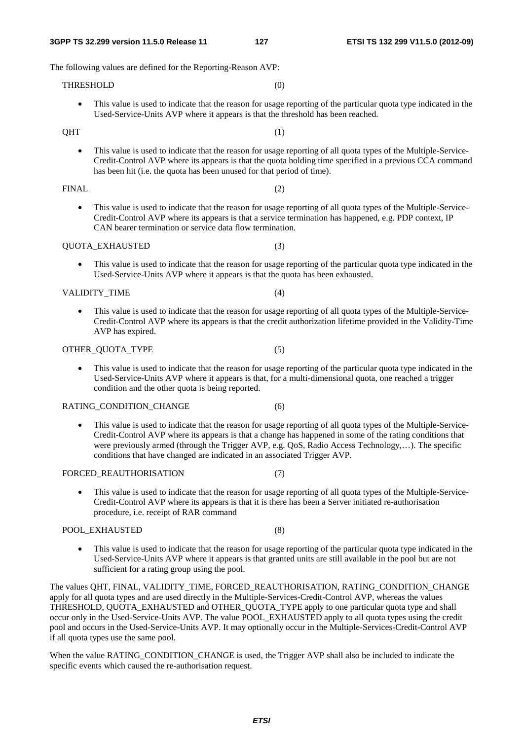The following values are defined for the Reporting-Reason AVP:

THRESHOLD (0)

- This value is used to indicate that the reason for usage reporting of the particular quota type indicated in the Used-Service-Units AVP where it appears is that the threshold has been reached.

QHT (1)

- This value is used to indicate that the reason for usage reporting of all quota types of the Multiple-Service-Credit-Control AVP where its appears is that the quota holding time specified in a previous CCA command has been hit (i.e. the quota has been unused for that period of time).

FINAL (2)

- This value is used to indicate that the reason for usage reporting of all quota types of the Multiple-Service-Credit-Control AVP where its appears is that a service termination has happened, e.g. PDP context, IP CAN bearer termination or service data flow termination.

QUOTA_EXHAUSTED (3)

- This value is used to indicate that the reason for usage reporting of the particular quota type indicated in the Used-Service-Units AVP where it appears is that the quota has been exhausted.

VALIDITY_TIME (4)

- This value is used to indicate that the reason for usage reporting of all quota types of the Multiple-Service-Credit-Control AVP where its appears is that the credit authorization lifetime provided in the Validity-Time AVP has expired.

OTHER_QUOTA_TYPE (5)

- This value is used to indicate that the reason for usage reporting of the particular quota type indicated in the Used-Service-Units AVP where it appears is that, for a multi-dimensional quota, one reached a trigger condition and the other quota is being reported.

RATING_CONDITION_CHANGE (6)

- This value is used to indicate that the reason for usage reporting of all quota types of the Multiple-Service-Credit-Control AVP where its appears is that a change has happened in some of the rating conditions that were previously armed (through the Trigger AVP, e.g. QoS, Radio Access Technology,…). The specific conditions that have changed are indicated in an associated Trigger AVP.

FORCED_REAUTHORISATION (7)

- This value is used to indicate that the reason for usage reporting of all quota types of the Multiple-Service-Credit-Control AVP where its appears is that it is there has been a Server initiated re-authorisation procedure, i.e. receipt of RAR command

POOL_EXHAUSTED (8)

- This value is used to indicate that the reason for usage reporting of the particular quota type indicated in the Used-Service-Units AVP where it appears is that granted units are still available in the pool but are not sufficient for a rating group using the pool.

The values QHT, FINAL, VALIDITY_TIME, FORCED_REAUTHORISATION, RATING_CONDITION_CHANGE apply for all quota types and are used directly in the Multiple-Services-Credit-Control AVP, whereas the values THRESHOLD, QUOTA_EXHAUSTED and OTHER_QUOTA_TYPE apply to one particular quota type and shall occur only in the Used-Service-Units AVP. The value POOL_EXHAUSTED apply to all quota types using the credit pool and occurs in the Used-Service-Units AVP. It may optionally occur in the Multiple-Services-Credit-Control AVP if all quota types use the same pool.

When the value RATING_CONDITION_CHANGE is used, the Trigger AVP shall also be included to indicate the specific events which caused the re-authorisation request.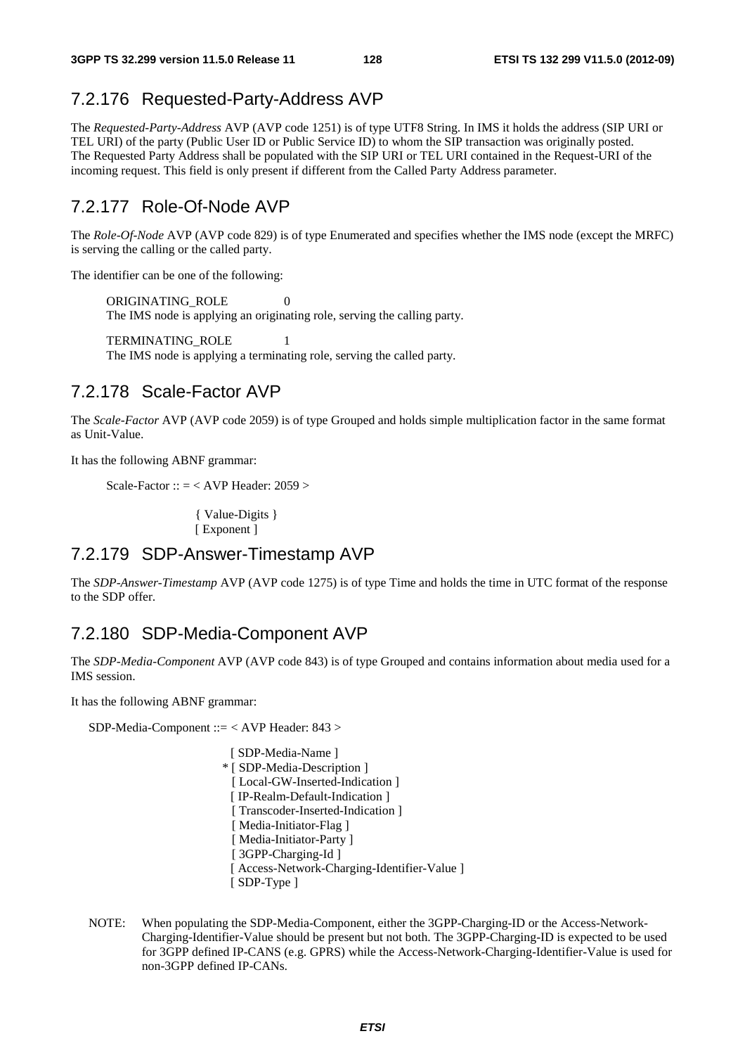### 7.2.176 Requested-Party-Address AVP

The *Requested-Party-Address* AVP (AVP code 1251) is of type UTF8 String. In IMS it holds the address (SIP URI or TEL URI) of the party (Public User ID or Public Service ID) to whom the SIP transaction was originally posted. The Requested Party Address shall be populated with the SIP URI or TEL URI contained in the Request-URI of the incoming request. This field is only present if different from the Called Party Address parameter.

### 7.2.177 Role-Of-Node AVP

The *Role-Of-Node* AVP (AVP code 829) is of type Enumerated and specifies whether the IMS node (except the MRFC) is serving the calling or the called party.

The identifier can be one of the following:

ORIGINATING_ROLE 0
The IMS node is applying an originating role, serving the calling party.

TERMINATING_ROLE 1
The IMS node is applying a terminating role, serving the called party.

### 7.2.178 Scale-Factor AVP

The *Scale-Factor* AVP (AVP code 2059) is of type Grouped and holds simple multiplication factor in the same format as Unit-Value.

It has the following ABNF grammar:

```
Scale-Factor :: = < AVP Header: 2059 >

                { Value-Digits }
                [ Exponent ]
```

### 7.2.179 SDP-Answer-Timestamp AVP

The *SDP-Answer-Timestamp* AVP (AVP code 1275) is of type Time and holds the time in UTC format of the response to the SDP offer.

### 7.2.180 SDP-Media-Component AVP

The *SDP-Media-Component* AVP (AVP code 843) is of type Grouped and contains information about media used for a IMS session.

It has the following ABNF grammar:

```
SDP-Media-Component ::= < AVP Header: 843 >

                  [ SDP-Media-Name ]
                * [ SDP-Media-Description ]
                  [ Local-GW-Inserted-Indication ]
                  [ IP-Realm-Default-Indication ]
                  [ Transcoder-Inserted-Indication ]
                  [ Media-Initiator-Flag ]
                  [ Media-Initiator-Party ]
                  [ 3GPP-Charging-Id ]
                  [ Access-Network-Charging-Identifier-Value ]
                  [ SDP-Type ]
```

NOTE: When populating the SDP-Media-Component, either the 3GPP-Charging-ID or the Access-Network-Charging-Identifier-Value should be present but not both. The 3GPP-Charging-ID is expected to be used for 3GPP defined IP-CANS (e.g. GPRS) while the Access-Network-Charging-Identifier-Value is used for non-3GPP defined IP-CANs.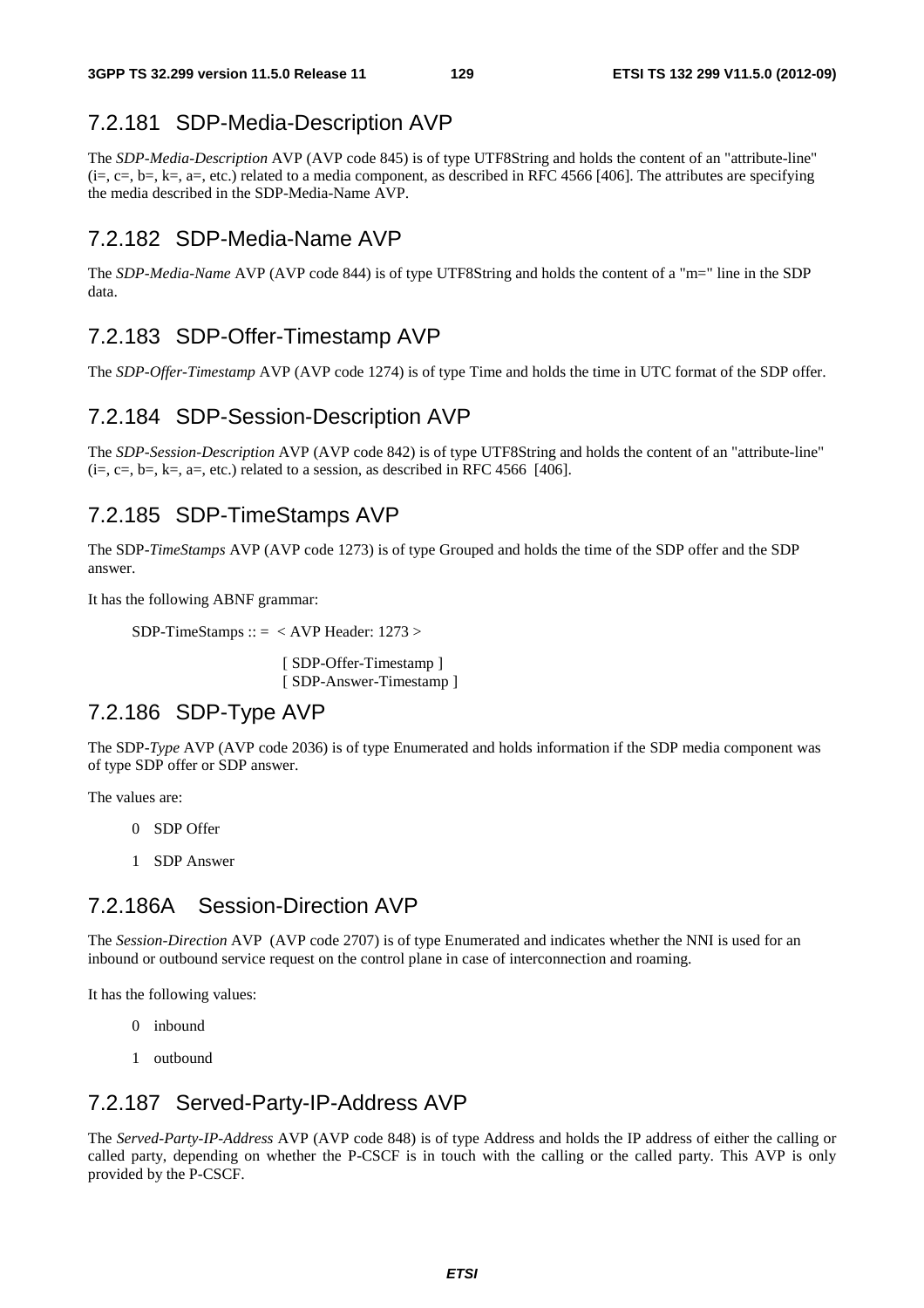### 7.2.181 SDP-Media-Description AVP

The *SDP-Media-Description* AVP (AVP code 845) is of type UTF8String and holds the content of an "attribute-line" (i=, c=, b=, k=, a=, etc.) related to a media component, as described in RFC 4566 [406]. The attributes are specifying the media described in the SDP-Media-Name AVP.

### 7.2.182 SDP-Media-Name AVP

The *SDP-Media-Name* AVP (AVP code 844) is of type UTF8String and holds the content of a "m=" line in the SDP data.

### 7.2.183 SDP-Offer-Timestamp AVP

The *SDP-Offer-Timestamp* AVP (AVP code 1274) is of type Time and holds the time in UTC format of the SDP offer.

### 7.2.184 SDP-Session-Description AVP

The *SDP-Session-Description* AVP (AVP code 842) is of type UTF8String and holds the content of an "attribute-line" (i=, c=, b=, k=, a=, etc.) related to a session, as described in RFC 4566 [406].

### 7.2.185 SDP-TimeStamps AVP

The SDP-*TimeStamps* AVP (AVP code 1273) is of type Grouped and holds the time of the SDP offer and the SDP answer.

It has the following ABNF grammar:

```
SDP-TimeStamps :: =  < AVP Header: 1273 >

                      [ SDP-Offer-Timestamp ]
                      [ SDP-Answer-Timestamp ]
```

### 7.2.186 SDP-Type AVP

The SDP-*Type* AVP (AVP code 2036) is of type Enumerated and holds information if the SDP media component was of type SDP offer or SDP answer.

The values are:

0 SDP Offer

1 SDP Answer

### 7.2.186A Session-Direction AVP

The *Session-Direction* AVP (AVP code 2707) is of type Enumerated and indicates whether the NNI is used for an inbound or outbound service request on the control plane in case of interconnection and roaming.

It has the following values:

0 inbound

1 outbound

### 7.2.187 Served-Party-IP-Address AVP

The *Served-Party-IP-Address* AVP (AVP code 848) is of type Address and holds the IP address of either the calling or called party, depending on whether the P-CSCF is in touch with the calling or the called party. This AVP is only provided by the P-CSCF.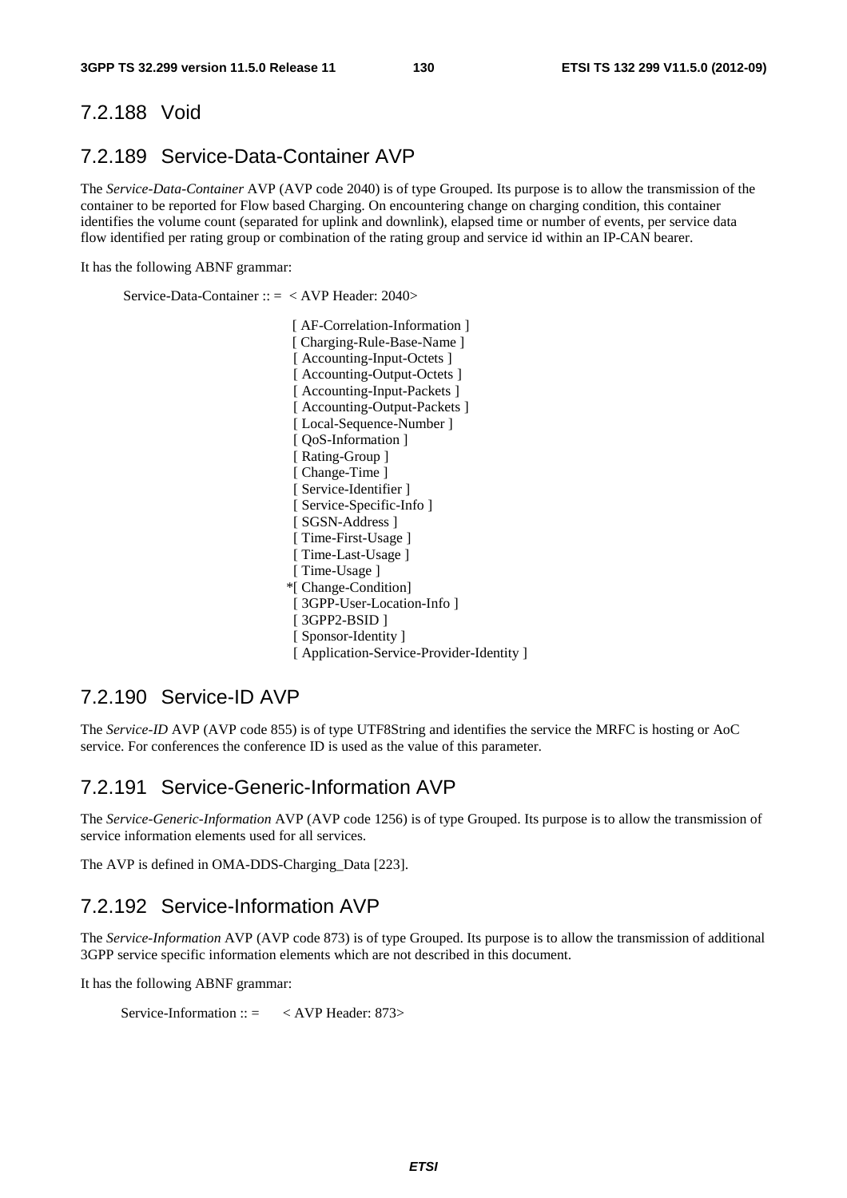### 7.2.188 Void

### 7.2.189 Service-Data-Container AVP

The *Service-Data-Container* AVP (AVP code 2040) is of type Grouped. Its purpose is to allow the transmission of the container to be reported for Flow based Charging. On encountering change on charging condition, this container identifies the volume count (separated for uplink and downlink), elapsed time or number of events, per service data flow identified per rating group or combination of the rating group and service id within an IP-CAN bearer.

It has the following ABNF grammar:

```
Service-Data-Container :: =  < AVP Header: 2040>

                          [ AF-Correlation-Information ]
                          [ Charging-Rule-Base-Name ]
                          [ Accounting-Input-Octets ]
                          [ Accounting-Output-Octets ]
                          [ Accounting-Input-Packets ]
                          [ Accounting-Output-Packets ]
                          [ Local-Sequence-Number ]
                          [ QoS-Information ]
                          [ Rating-Group ]
                          [ Change-Time ]
                          [ Service-Identifier ]
                          [ Service-Specific-Info ]
                          [ SGSN-Address ]
                          [ Time-First-Usage ]
                          [ Time-Last-Usage ]
                          [ Time-Usage ]
                         *[ Change-Condition]
                          [ 3GPP-User-Location-Info ]
                          [ 3GPP2-BSID ]
                          [ Sponsor-Identity ]
                          [ Application-Service-Provider-Identity ]
```

### 7.2.190 Service-ID AVP

The *Service-ID* AVP (AVP code 855) is of type UTF8String and identifies the service the MRFC is hosting or AoC service. For conferences the conference ID is used as the value of this parameter.

### 7.2.191 Service-Generic-Information AVP

The *Service-Generic-Information* AVP (AVP code 1256) is of type Grouped. Its purpose is to allow the transmission of service information elements used for all services.

The AVP is defined in OMA-DDS-Charging_Data [223].

### 7.2.192 Service-Information AVP

The *Service-Information* AVP (AVP code 873) is of type Grouped. Its purpose is to allow the transmission of additional 3GPP service specific information elements which are not described in this document.

It has the following ABNF grammar:

```
Service-Information :: =      < AVP Header: 873>
```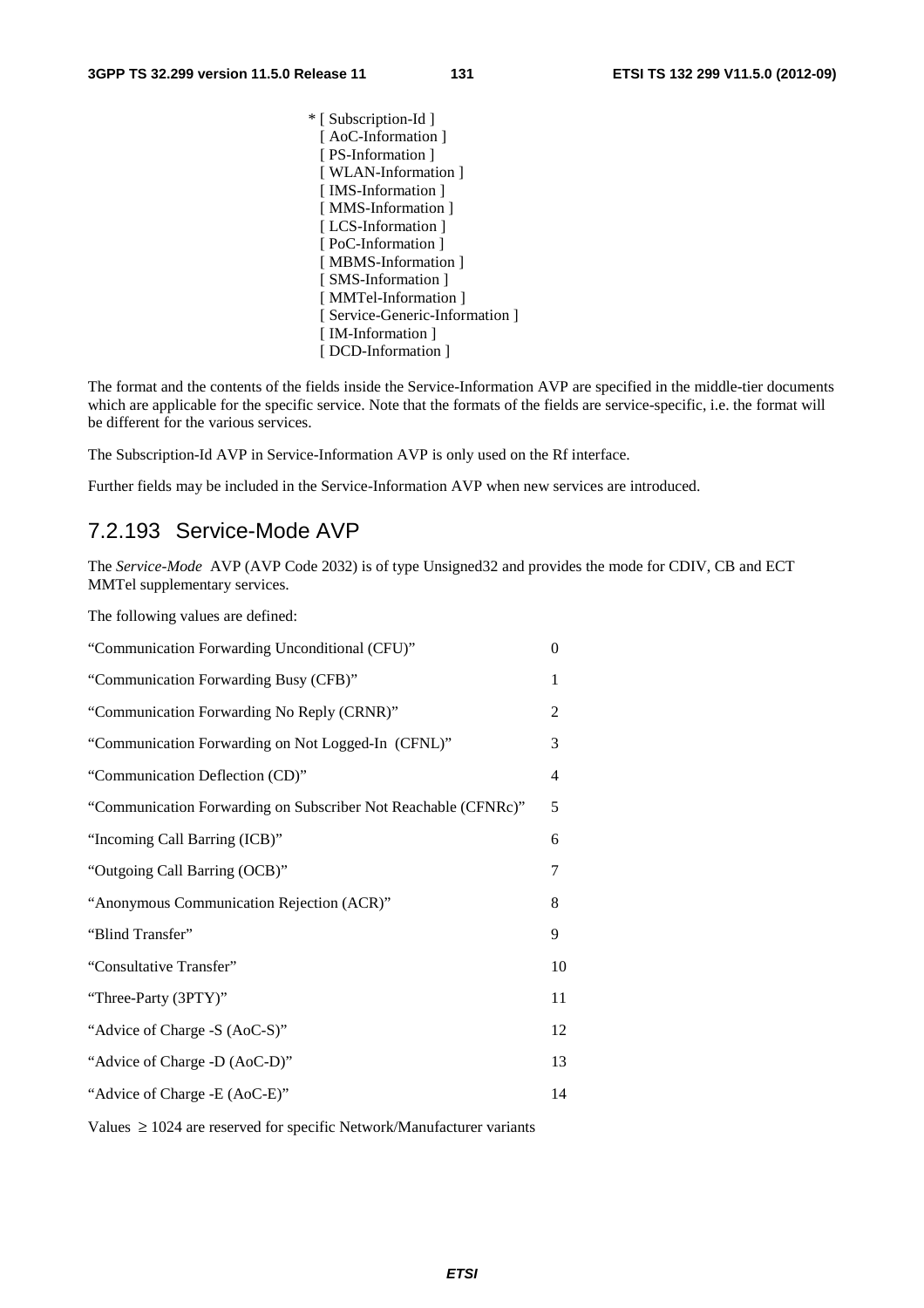```
* [ Subscription-Id ]
  [ AoC-Information ]
  [ PS-Information ]
  [ WLAN-Information ]
  [ IMS-Information ]
  [ MMS-Information ]
  [ LCS-Information ]
  [ PoC-Information ]
  [ MBMS-Information ]
  [ SMS-Information ]
  [ MMTel-Information ]
  [ Service-Generic-Information ]
  [ IM-Information ]
  [ DCD-Information ]
```

The format and the contents of the fields inside the Service-Information AVP are specified in the middle-tier documents which are applicable for the specific service. Note that the formats of the fields are service-specific, i.e. the format will be different for the various services.

The Subscription-Id AVP in Service-Information AVP is only used on the Rf interface.

Further fields may be included in the Service-Information AVP when new services are introduced.

## 7.2.193 Service-Mode AVP

The *Service-Mode* AVP (AVP Code 2032) is of type Unsigned32 and provides the mode for CDIV, CB and ECT MMTel supplementary services.

The following values are defined:

| | |
|---|---|
| "Communication Forwarding Unconditional (CFU)" | 0 |
| "Communication Forwarding Busy (CFB)" | 1 |
| "Communication Forwarding No Reply (CRNR)" | 2 |
| "Communication Forwarding on Not Logged-In (CFNL)" | 3 |
| "Communication Deflection (CD)" | 4 |
| "Communication Forwarding on Subscriber Not Reachable (CFNRc)" | 5 |
| "Incoming Call Barring (ICB)" | 6 |
| "Outgoing Call Barring (OCB)" | 7 |
| "Anonymous Communication Rejection (ACR)" | 8 |
| "Blind Transfer" | 9 |
| "Consultative Transfer" | 10 |
| "Three-Party (3PTY)" | 11 |
| "Advice of Charge -S (AoC-S)" | 12 |
| "Advice of Charge -D (AoC-D)" | 13 |
| "Advice of Charge -E (AoC-E)" | 14 |

Values $\geq$ 1024 are reserved for specific Network/Manufacturer variants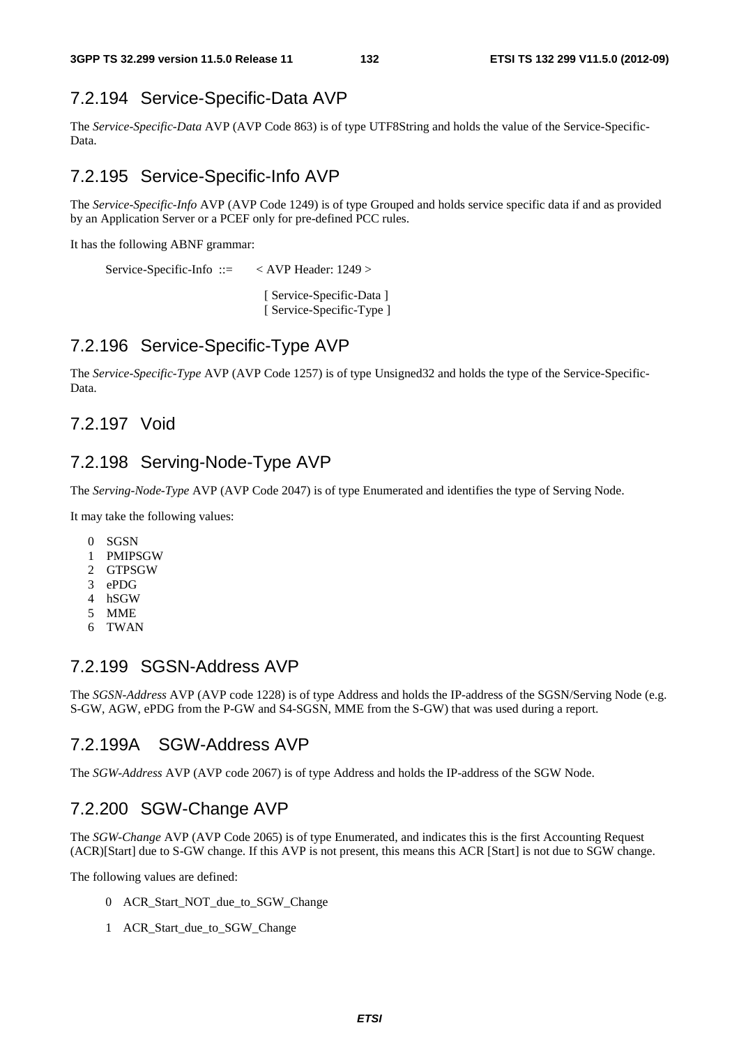### 7.2.194 Service-Specific-Data AVP

The *Service-Specific-Data* AVP (AVP Code 863) is of type UTF8String and holds the value of the Service-Specific-Data.

### 7.2.195 Service-Specific-Info AVP

The *Service-Specific-Info* AVP (AVP Code 1249) is of type Grouped and holds service specific data if and as provided by an Application Server or a PCEF only for pre-defined PCC rules.

It has the following ABNF grammar:

```
Service-Specific-Info  ::=    < AVP Header: 1249 >

                               [ Service-Specific-Data ]
                               [ Service-Specific-Type ]
```

### 7.2.196 Service-Specific-Type AVP

The *Service-Specific-Type* AVP (AVP Code 1257) is of type Unsigned32 and holds the type of the Service-Specific-Data.

### 7.2.197 Void

### 7.2.198 Serving-Node-Type AVP

The *Serving-Node-Type* AVP (AVP Code 2047) is of type Enumerated and identifies the type of Serving Node.

It may take the following values:

0 SGSN
1 PMIPSGW
2 GTPSGW
3 ePDG
4 hSGW
5 MME
6 TWAN

### 7.2.199 SGSN-Address AVP

The *SGSN-Address* AVP (AVP code 1228) is of type Address and holds the IP-address of the SGSN/Serving Node (e.g. S-GW, AGW, ePDG from the P-GW and S4-SGSN, MME from the S-GW) that was used during a report.

### 7.2.199A SGW-Address AVP

The *SGW-Address* AVP (AVP code 2067) is of type Address and holds the IP-address of the SGW Node.

### 7.2.200 SGW-Change AVP

The *SGW-Change* AVP (AVP Code 2065) is of type Enumerated, and indicates this is the first Accounting Request (ACR)[Start] due to S-GW change. If this AVP is not present, this means this ACR [Start] is not due to SGW change.

The following values are defined:

0 ACR_Start_NOT_due_to_SGW_Change

1 ACR_Start_due_to_SGW_Change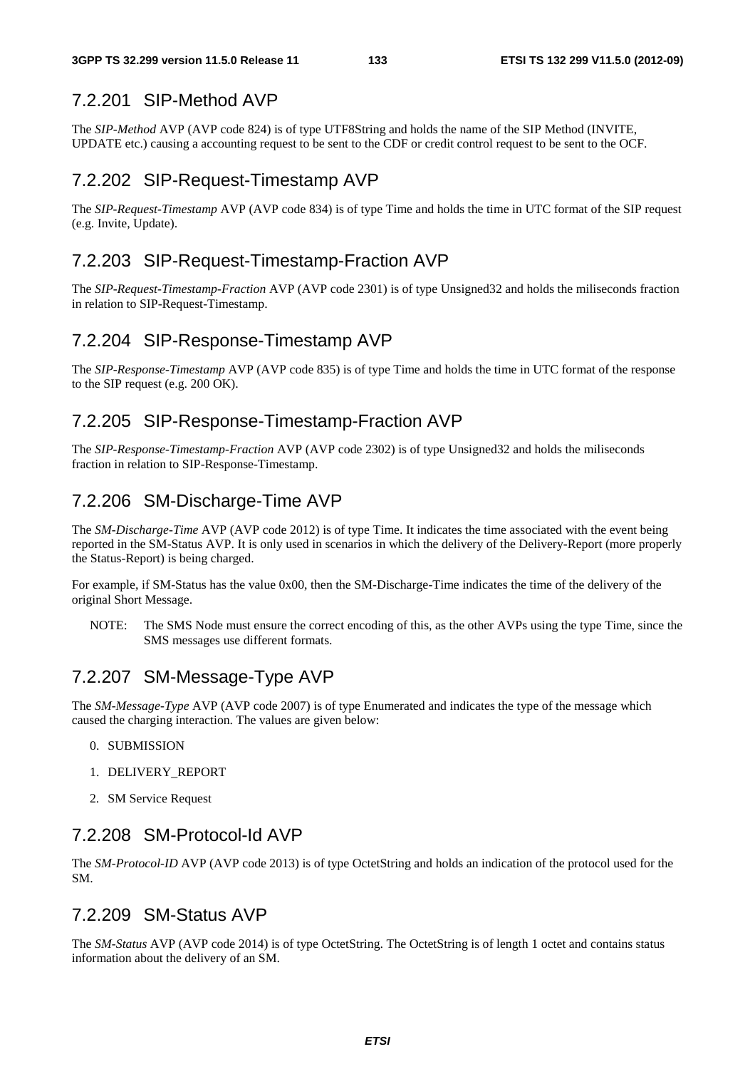### 7.2.201 SIP-Method AVP

The *SIP-Method* AVP (AVP code 824) is of type UTF8String and holds the name of the SIP Method (INVITE, UPDATE etc.) causing a accounting request to be sent to the CDF or credit control request to be sent to the OCF.

### 7.2.202 SIP-Request-Timestamp AVP

The *SIP-Request-Timestamp* AVP (AVP code 834) is of type Time and holds the time in UTC format of the SIP request (e.g. Invite, Update).

### 7.2.203 SIP-Request-Timestamp-Fraction AVP

The *SIP-Request-Timestamp-Fraction* AVP (AVP code 2301) is of type Unsigned32 and holds the miliseconds fraction in relation to SIP-Request-Timestamp.

### 7.2.204 SIP-Response-Timestamp AVP

The *SIP-Response-Timestamp* AVP (AVP code 835) is of type Time and holds the time in UTC format of the response to the SIP request (e.g. 200 OK).

### 7.2.205 SIP-Response-Timestamp-Fraction AVP

The *SIP-Response-Timestamp-Fraction* AVP (AVP code 2302) is of type Unsigned32 and holds the miliseconds fraction in relation to SIP-Response-Timestamp.

### 7.2.206 SM-Discharge-Time AVP

The *SM-Discharge-Time* AVP (AVP code 2012) is of type Time. It indicates the time associated with the event being reported in the SM-Status AVP. It is only used in scenarios in which the delivery of the Delivery-Report (more properly the Status-Report) is being charged.

For example, if SM-Status has the value 0x00, then the SM-Discharge-Time indicates the time of the delivery of the original Short Message.

NOTE: The SMS Node must ensure the correct encoding of this, as the other AVPs using the type Time, since the SMS messages use different formats.

### 7.2.207 SM-Message-Type AVP

The *SM-Message-Type* AVP (AVP code 2007) is of type Enumerated and indicates the type of the message which caused the charging interaction. The values are given below:

0. SUBMISSION

1. DELIVERY_REPORT

2. SM Service Request

### 7.2.208 SM-Protocol-Id AVP

The *SM-Protocol-ID* AVP (AVP code 2013) is of type OctetString and holds an indication of the protocol used for the SM.

### 7.2.209 SM-Status AVP

The *SM-Status* AVP (AVP code 2014) is of type OctetString. The OctetString is of length 1 octet and contains status information about the delivery of an SM.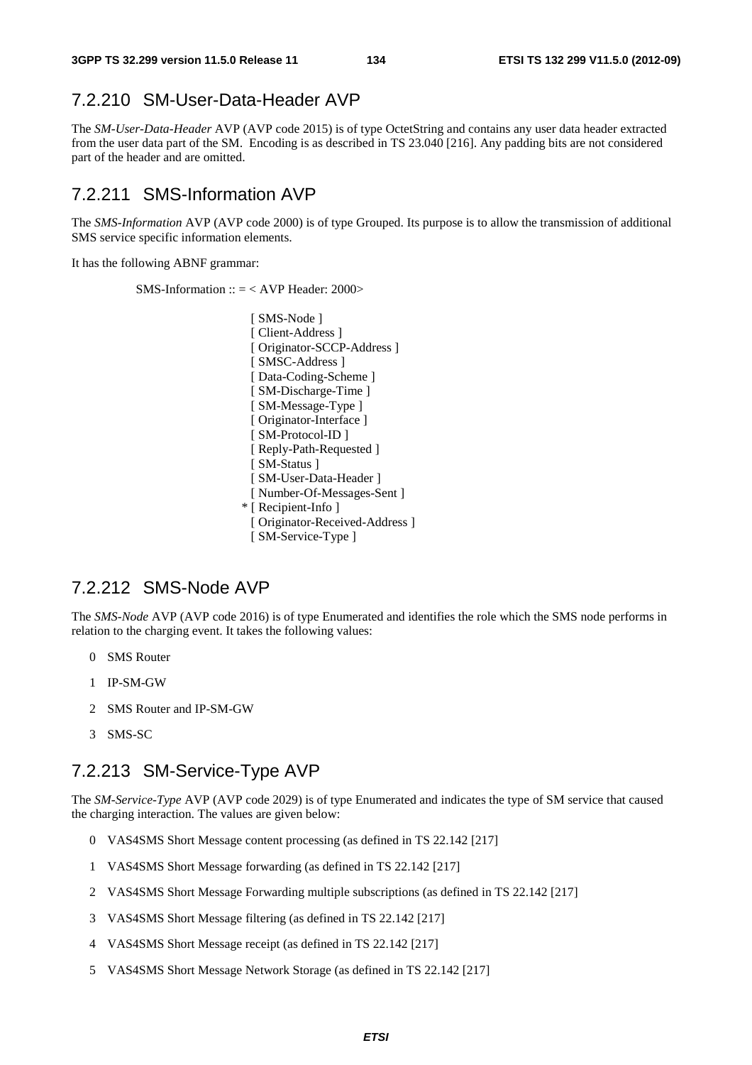### 7.2.210 SM-User-Data-Header AVP

The *SM-User-Data-Header* AVP (AVP code 2015) is of type OctetString and contains any user data header extracted from the user data part of the SM. Encoding is as described in TS 23.040 [216]. Any padding bits are not considered part of the header and are omitted.

### 7.2.211 SMS-Information AVP

The *SMS-Information* AVP (AVP code 2000) is of type Grouped. Its purpose is to allow the transmission of additional SMS service specific information elements.

It has the following ABNF grammar:

```
SMS-Information :: = < AVP Header: 2000>

                 [ SMS-Node ]
                 [ Client-Address ]
                 [ Originator-SCCP-Address ]
                 [ SMSC-Address ]
                 [ Data-Coding-Scheme ]
                 [ SM-Discharge-Time ]
                 [ SM-Message-Type ]
                 [ Originator-Interface ]
                 [ SM-Protocol-ID ]
                 [ Reply-Path-Requested ]
                 [ SM-Status ]
                 [ SM-User-Data-Header ]
                 [ Number-Of-Messages-Sent ]
               * [ Recipient-Info ]
                 [ Originator-Received-Address ]
                 [ SM-Service-Type ]
```

### 7.2.212 SMS-Node AVP

The *SMS-Node* AVP (AVP code 2016) is of type Enumerated and identifies the role which the SMS node performs in relation to the charging event. It takes the following values:

0 SMS Router

1 IP-SM-GW

2 SMS Router and IP-SM-GW

3 SMS-SC

### 7.2.213 SM-Service-Type AVP

The *SM-Service-Type* AVP (AVP code 2029) is of type Enumerated and indicates the type of SM service that caused the charging interaction. The values are given below:

0 VAS4SMS Short Message content processing (as defined in TS 22.142 [217]

1 VAS4SMS Short Message forwarding (as defined in TS 22.142 [217]

2 VAS4SMS Short Message Forwarding multiple subscriptions (as defined in TS 22.142 [217]

3 VAS4SMS Short Message filtering (as defined in TS 22.142 [217]

4 VAS4SMS Short Message receipt (as defined in TS 22.142 [217]

5 VAS4SMS Short Message Network Storage (as defined in TS 22.142 [217]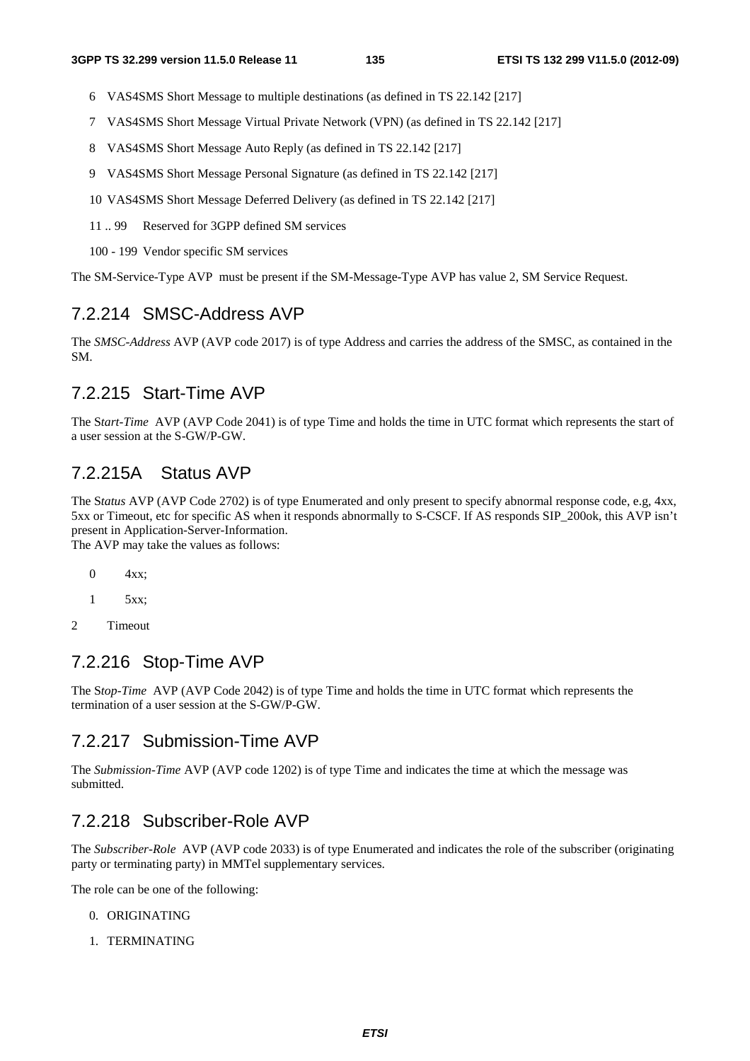6 VAS4SMS Short Message to multiple destinations (as defined in TS 22.142 [217]

7 VAS4SMS Short Message Virtual Private Network (VPN) (as defined in TS 22.142 [217]

8 VAS4SMS Short Message Auto Reply (as defined in TS 22.142 [217]

9 VAS4SMS Short Message Personal Signature (as defined in TS 22.142 [217]

10 VAS4SMS Short Message Deferred Delivery (as defined in TS 22.142 [217]

11 .. 99 Reserved for 3GPP defined SM services

100 - 199 Vendor specific SM services

The SM-Service-Type AVP must be present if the SM-Message-Type AVP has value 2, SM Service Request.

## 7.2.214 SMSC-Address AVP

The *SMSC-Address* AVP (AVP code 2017) is of type Address and carries the address of the SMSC, as contained in the SM.

## 7.2.215 Start-Time AVP

The S*tart-Time* AVP (AVP Code 2041) is of type Time and holds the time in UTC format which represents the start of a user session at the S-GW/P-GW.

## 7.2.215A Status AVP

The S*tatus* AVP (AVP Code 2702) is of type Enumerated and only present to specify abnormal response code, e.g, 4xx, 5xx or Timeout, etc for specific AS when it responds abnormally to S-CSCF. If AS responds SIP_200ok, this AVP isn't present in Application-Server-Information.
The AVP may take the values as follows:

0 4xx;

1 5xx;

2 Timeout

## 7.2.216 Stop-Time AVP

The S*top-Time* AVP (AVP Code 2042) is of type Time and holds the time in UTC format which represents the termination of a user session at the S-GW/P-GW.

## 7.2.217 Submission-Time AVP

The *Submission-Time* AVP (AVP code 1202) is of type Time and indicates the time at which the message was submitted.

## 7.2.218 Subscriber-Role AVP

The *Subscriber-Role* AVP (AVP code 2033) is of type Enumerated and indicates the role of the subscriber (originating party or terminating party) in MMTel supplementary services.

The role can be one of the following:

0. ORIGINATING

1. TERMINATING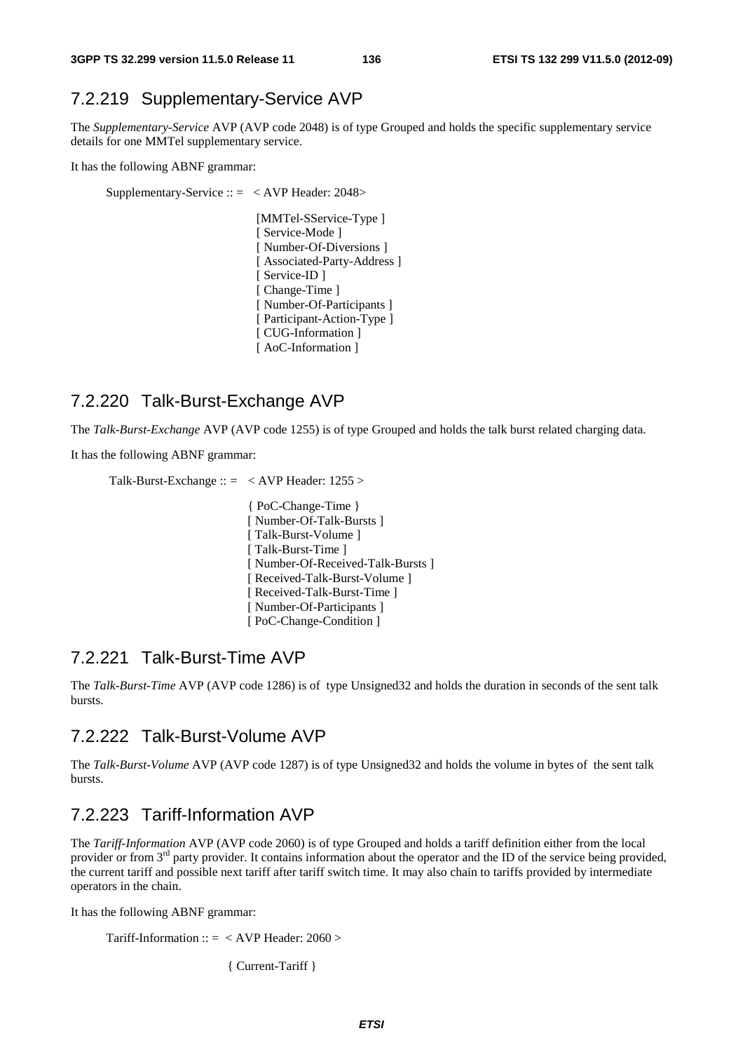### 7.2.219 Supplementary-Service AVP

The *Supplementary-Service* AVP (AVP code 2048) is of type Grouped and holds the specific supplementary service details for one MMTel supplementary service.

It has the following ABNF grammar:

```
Supplementary-Service :: =  < AVP Header: 2048>

                             [MMTel-SService-Type ]
                             [ Service-Mode ]
                             [ Number-Of-Diversions ]
                             [ Associated-Party-Address ]
                             [ Service-ID ]
                             [ Change-Time ]
                             [ Number-Of-Participants ]
                             [ Participant-Action-Type ]
                             [ CUG-Information ]
                             [ AoC-Information ]
```

### 7.2.220 Talk-Burst-Exchange AVP

The *Talk-Burst-Exchange* AVP (AVP code 1255) is of type Grouped and holds the talk burst related charging data.

It has the following ABNF grammar:

```
Talk-Burst-Exchange :: =   < AVP Header: 1255 >

                            { PoC-Change-Time }
                            [ Number-Of-Talk-Bursts ]
                            [ Talk-Burst-Volume ]
                            [ Talk-Burst-Time ]
                            [ Number-Of-Received-Talk-Bursts ]
                            [ Received-Talk-Burst-Volume ]
                            [ Received-Talk-Burst-Time ]
                            [ Number-Of-Participants ]
                            [ PoC-Change-Condition ]
```

### 7.2.221 Talk-Burst-Time AVP

The *Talk-Burst-Time* AVP (AVP code 1286) is of type Unsigned32 and holds the duration in seconds of the sent talk bursts.

### 7.2.222 Talk-Burst-Volume AVP

The *Talk-Burst-Volume* AVP (AVP code 1287) is of type Unsigned32 and holds the volume in bytes of the sent talk bursts.

### 7.2.223 Tariff-Information AVP

The *Tariff-Information* AVP (AVP code 2060) is of type Grouped and holds a tariff definition either from the local provider or from 3rd party provider. It contains information about the operator and the ID of the service being provided, the current tariff and possible next tariff after tariff switch time. It may also chain to tariffs provided by intermediate operators in the chain.

It has the following ABNF grammar:

```
Tariff-Information :: =  < AVP Header: 2060 >

                          { Current-Tariff }
```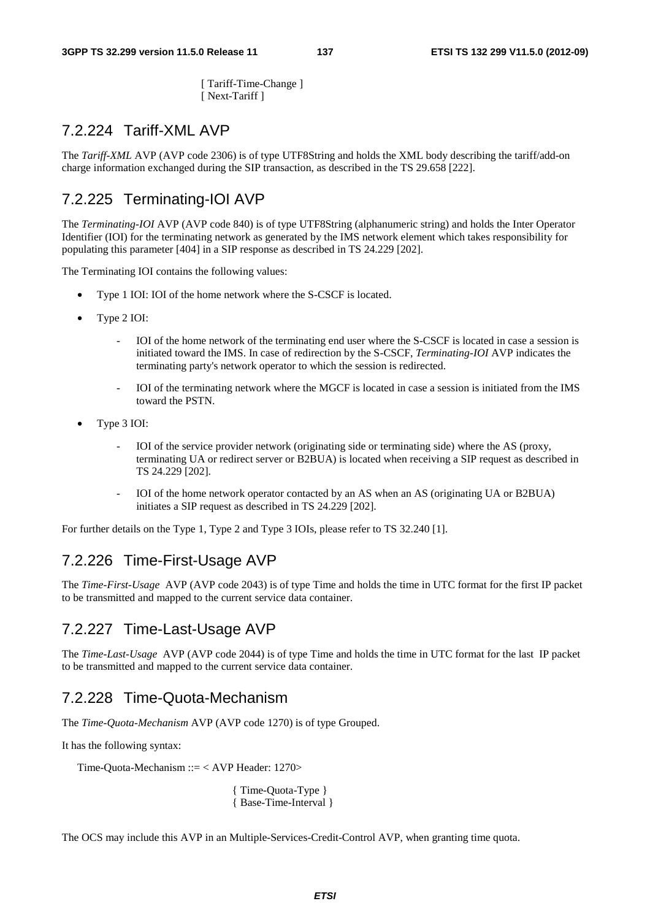[ Tariff-Time-Change ]
[ Next-Tariff ]

## 7.2.224 Tariff-XML AVP

The *Tariff-XML* AVP (AVP code 2306) is of type UTF8String and holds the XML body describing the tariff/add-on charge information exchanged during the SIP transaction, as described in the TS 29.658 [222].

## 7.2.225 Terminating-IOI AVP

The *Terminating-IOI* AVP (AVP code 840) is of type UTF8String (alphanumeric string) and holds the Inter Operator Identifier (IOI) for the terminating network as generated by the IMS network element which takes responsibility for populating this parameter [404] in a SIP response as described in TS 24.229 [202].

The Terminating IOI contains the following values:

- Type 1 IOI: IOI of the home network where the S-CSCF is located.
- Type 2 IOI:
    - IOI of the home network of the terminating end user where the S-CSCF is located in case a session is initiated toward the IMS. In case of redirection by the S-CSCF, *Terminating-IOI* AVP indicates the terminating party's network operator to which the session is redirected.
    - IOI of the terminating network where the MGCF is located in case a session is initiated from the IMS toward the PSTN.
- Type 3 IOI:
    - IOI of the service provider network (originating side or terminating side) where the AS (proxy, terminating UA or redirect server or B2BUA) is located when receiving a SIP request as described in TS 24.229 [202].
    - IOI of the home network operator contacted by an AS when an AS (originating UA or B2BUA) initiates a SIP request as described in TS 24.229 [202].

For further details on the Type 1, Type 2 and Type 3 IOIs, please refer to TS 32.240 [1].

## 7.2.226 Time-First-Usage AVP

The *Time-First-Usage* AVP (AVP code 2043) is of type Time and holds the time in UTC format for the first IP packet to be transmitted and mapped to the current service data container.

## 7.2.227 Time-Last-Usage AVP

The *Time-Last-Usage* AVP (AVP code 2044) is of type Time and holds the time in UTC format for the last IP packet to be transmitted and mapped to the current service data container.

## 7.2.228 Time-Quota-Mechanism

The *Time-Quota-Mechanism* AVP (AVP code 1270) is of type Grouped.

It has the following syntax:

```
Time-Quota-Mechanism ::= < AVP Header: 1270>

                    { Time-Quota-Type }
                    { Base-Time-Interval }
```

The OCS may include this AVP in an Multiple-Services-Credit-Control AVP, when granting time quota.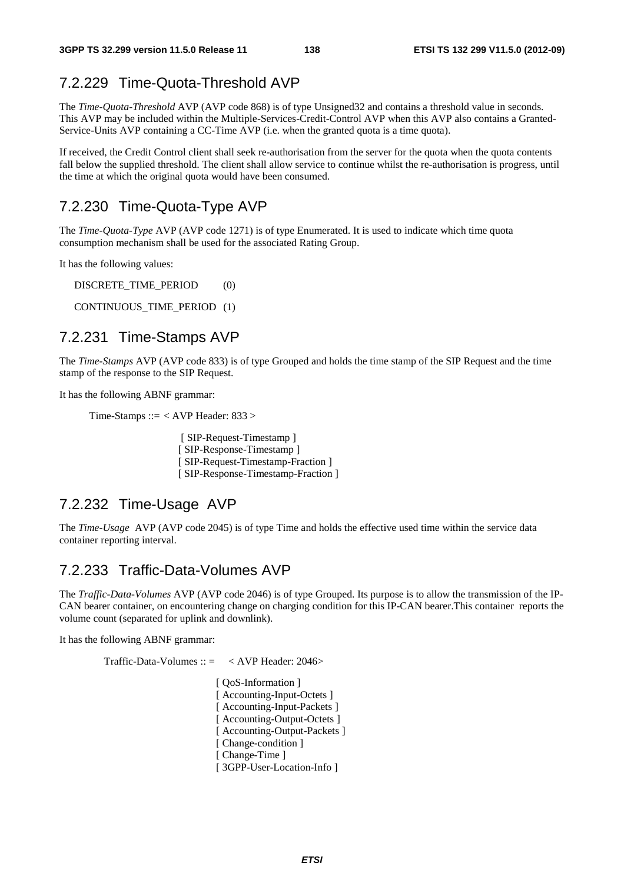### 7.2.229 Time-Quota-Threshold AVP

The *Time-Quota-Threshold* AVP (AVP code 868) is of type Unsigned32 and contains a threshold value in seconds. This AVP may be included within the Multiple-Services-Credit-Control AVP when this AVP also contains a Granted-Service-Units AVP containing a CC-Time AVP (i.e. when the granted quota is a time quota).

If received, the Credit Control client shall seek re-authorisation from the server for the quota when the quota contents fall below the supplied threshold. The client shall allow service to continue whilst the re-authorisation is progress, until the time at which the original quota would have been consumed.

### 7.2.230 Time-Quota-Type AVP

The *Time-Quota-Type* AVP (AVP code 1271) is of type Enumerated. It is used to indicate which time quota consumption mechanism shall be used for the associated Rating Group.

It has the following values:

DISCRETE_TIME_PERIOD (0)

CONTINUOUS_TIME_PERIOD (1)

### 7.2.231 Time-Stamps AVP

The *Time-Stamps* AVP (AVP code 833) is of type Grouped and holds the time stamp of the SIP Request and the time stamp of the response to the SIP Request.

It has the following ABNF grammar:

```
Time-Stamps ::= < AVP Header: 833 >

                [ SIP-Request-Timestamp ]
                [ SIP-Response-Timestamp ]
                [ SIP-Request-Timestamp-Fraction ]
                [ SIP-Response-Timestamp-Fraction ]
```

### 7.2.232 Time-Usage AVP

The *Time-Usage* AVP (AVP code 2045) is of type Time and holds the effective used time within the service data container reporting interval.

### 7.2.233 Traffic-Data-Volumes AVP

The *Traffic-Data-Volumes* AVP (AVP code 2046) is of type Grouped. Its purpose is to allow the transmission of the IP-CAN bearer container, on encountering change on charging condition for this IP-CAN bearer.This container reports the volume count (separated for uplink and downlink).

It has the following ABNF grammar:

```
Traffic-Data-Volumes :: =   < AVP Header: 2046>

                [ QoS-Information ]
                [ Accounting-Input-Octets ]
                [ Accounting-Input-Packets ]
                [ Accounting-Output-Octets ]
                [ Accounting-Output-Packets ]
                [ Change-condition ]
                [ Change-Time ]
                [ 3GPP-User-Location-Info ]
```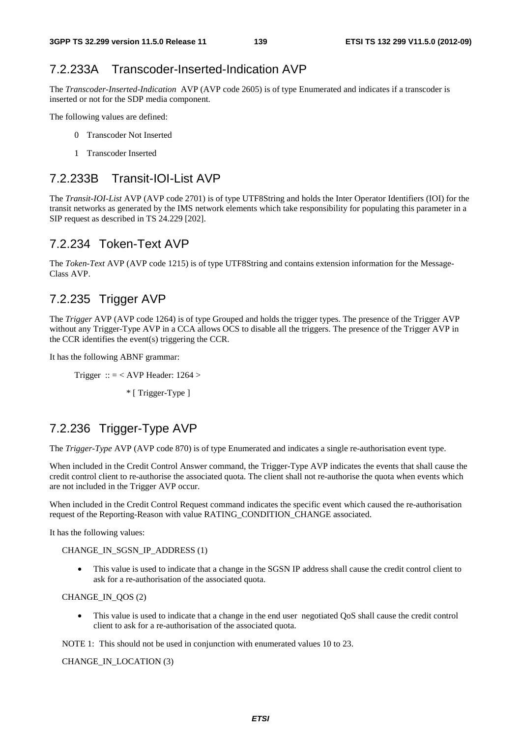## 7.2.233A Transcoder-Inserted-Indication AVP

The *Transcoder-Inserted-Indication* AVP (AVP code 2605) is of type Enumerated and indicates if a transcoder is inserted or not for the SDP media component.

The following values are defined:

0 Transcoder Not Inserted

1 Transcoder Inserted

## 7.2.233B Transit-IOI-List AVP

The *Transit-IOI-List* AVP (AVP code 2701) is of type UTF8String and holds the Inter Operator Identifiers (IOI) for the transit networks as generated by the IMS network elements which take responsibility for populating this parameter in a SIP request as described in TS 24.229 [202].

## 7.2.234 Token-Text AVP

The *Token-Text* AVP (AVP code 1215) is of type UTF8String and contains extension information for the Message-Class AVP.

## 7.2.235 Trigger AVP

The *Trigger* AVP (AVP code 1264) is of type Grouped and holds the trigger types. The presence of the Trigger AVP without any Trigger-Type AVP in a CCA allows OCS to disable all the triggers. The presence of the Trigger AVP in the CCR identifies the event(s) triggering the CCR.

It has the following ABNF grammar:

```
Trigger  :: = < AVP Header: 1264 >

              * [ Trigger-Type ]
```

## 7.2.236 Trigger-Type AVP

The *Trigger-Type* AVP (AVP code 870) is of type Enumerated and indicates a single re-authorisation event type.

When included in the Credit Control Answer command, the Trigger-Type AVP indicates the events that shall cause the credit control client to re-authorise the associated quota. The client shall not re-authorise the quota when events which are not included in the Trigger AVP occur.

When included in the Credit Control Request command indicates the specific event which caused the re-authorisation request of the Reporting-Reason with value RATING_CONDITION_CHANGE associated.

It has the following values:

CHANGE_IN_SGSN_IP_ADDRESS (1)

- This value is used to indicate that a change in the SGSN IP address shall cause the credit control client to ask for a re-authorisation of the associated quota.

CHANGE_IN_QOS (2)

- This value is used to indicate that a change in the end user negotiated QoS shall cause the credit control client to ask for a re-authorisation of the associated quota.

NOTE 1: This should not be used in conjunction with enumerated values 10 to 23.

CHANGE_IN_LOCATION (3)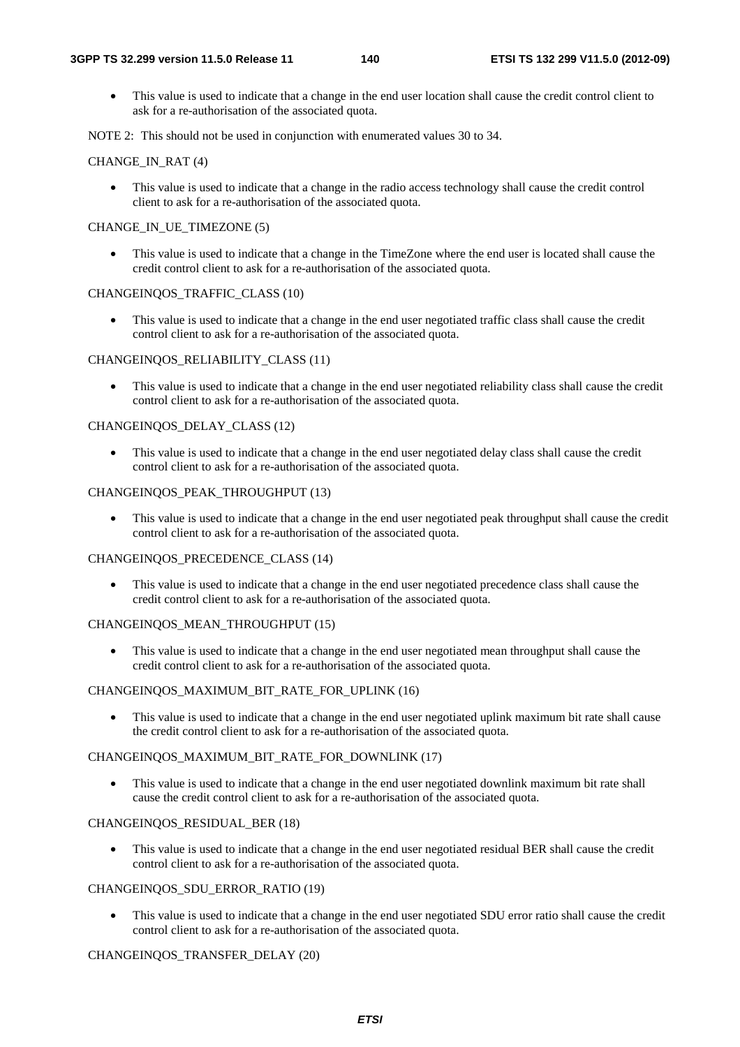- This value is used to indicate that a change in the end user location shall cause the credit control client to ask for a re-authorisation of the associated quota.

NOTE 2: This should not be used in conjunction with enumerated values 30 to 34.

CHANGE_IN_RAT (4)

- This value is used to indicate that a change in the radio access technology shall cause the credit control client to ask for a re-authorisation of the associated quota.

CHANGE_IN_UE_TIMEZONE (5)

- This value is used to indicate that a change in the TimeZone where the end user is located shall cause the credit control client to ask for a re-authorisation of the associated quota.

CHANGEINQOS_TRAFFIC_CLASS (10)

- This value is used to indicate that a change in the end user negotiated traffic class shall cause the credit control client to ask for a re-authorisation of the associated quota.

CHANGEINQOS_RELIABILITY_CLASS (11)

- This value is used to indicate that a change in the end user negotiated reliability class shall cause the credit control client to ask for a re-authorisation of the associated quota.

CHANGEINQOS_DELAY_CLASS (12)

- This value is used to indicate that a change in the end user negotiated delay class shall cause the credit control client to ask for a re-authorisation of the associated quota.

CHANGEINQOS_PEAK_THROUGHPUT (13)

- This value is used to indicate that a change in the end user negotiated peak throughput shall cause the credit control client to ask for a re-authorisation of the associated quota.

CHANGEINQOS_PRECEDENCE_CLASS (14)

- This value is used to indicate that a change in the end user negotiated precedence class shall cause the credit control client to ask for a re-authorisation of the associated quota.

CHANGEINQOS_MEAN_THROUGHPUT (15)

- This value is used to indicate that a change in the end user negotiated mean throughput shall cause the credit control client to ask for a re-authorisation of the associated quota.

CHANGEINQOS_MAXIMUM_BIT_RATE_FOR_UPLINK (16)

- This value is used to indicate that a change in the end user negotiated uplink maximum bit rate shall cause the credit control client to ask for a re-authorisation of the associated quota.

CHANGEINQOS_MAXIMUM_BIT_RATE_FOR_DOWNLINK (17)

- This value is used to indicate that a change in the end user negotiated downlink maximum bit rate shall cause the credit control client to ask for a re-authorisation of the associated quota.

CHANGEINQOS_RESIDUAL_BER (18)

- This value is used to indicate that a change in the end user negotiated residual BER shall cause the credit control client to ask for a re-authorisation of the associated quota.

CHANGEINQOS_SDU_ERROR_RATIO (19)

- This value is used to indicate that a change in the end user negotiated SDU error ratio shall cause the credit control client to ask for a re-authorisation of the associated quota.

CHANGEINQOS_TRANSFER_DELAY (20)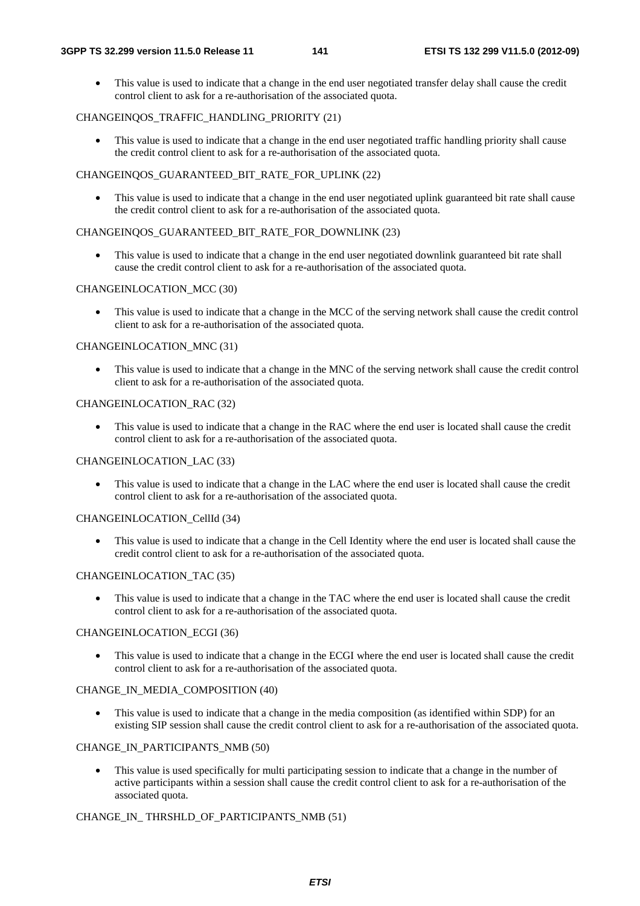- This value is used to indicate that a change in the end user negotiated transfer delay shall cause the credit control client to ask for a re-authorisation of the associated quota.

CHANGEINQOS_TRAFFIC_HANDLING_PRIORITY (21)

- This value is used to indicate that a change in the end user negotiated traffic handling priority shall cause the credit control client to ask for a re-authorisation of the associated quota.

CHANGEINQOS_GUARANTEED_BIT_RATE_FOR_UPLINK (22)

- This value is used to indicate that a change in the end user negotiated uplink guaranteed bit rate shall cause the credit control client to ask for a re-authorisation of the associated quota.

CHANGEINQOS_GUARANTEED_BIT_RATE_FOR_DOWNLINK (23)

- This value is used to indicate that a change in the end user negotiated downlink guaranteed bit rate shall cause the credit control client to ask for a re-authorisation of the associated quota.

CHANGEINLOCATION_MCC (30)

- This value is used to indicate that a change in the MCC of the serving network shall cause the credit control client to ask for a re-authorisation of the associated quota.

CHANGEINLOCATION_MNC (31)

- This value is used to indicate that a change in the MNC of the serving network shall cause the credit control client to ask for a re-authorisation of the associated quota.

CHANGEINLOCATION_RAC (32)

- This value is used to indicate that a change in the RAC where the end user is located shall cause the credit control client to ask for a re-authorisation of the associated quota.

CHANGEINLOCATION_LAC (33)

- This value is used to indicate that a change in the LAC where the end user is located shall cause the credit control client to ask for a re-authorisation of the associated quota.

CHANGEINLOCATION_CellId (34)

- This value is used to indicate that a change in the Cell Identity where the end user is located shall cause the credit control client to ask for a re-authorisation of the associated quota.

CHANGEINLOCATION_TAC (35)

- This value is used to indicate that a change in the TAC where the end user is located shall cause the credit control client to ask for a re-authorisation of the associated quota.

CHANGEINLOCATION_ECGI (36)

- This value is used to indicate that a change in the ECGI where the end user is located shall cause the credit control client to ask for a re-authorisation of the associated quota.

CHANGE_IN_MEDIA_COMPOSITION (40)

- This value is used to indicate that a change in the media composition (as identified within SDP) for an existing SIP session shall cause the credit control client to ask for a re-authorisation of the associated quota.

CHANGE_IN_PARTICIPANTS_NMB (50)

- This value is used specifically for multi participating session to indicate that a change in the number of active participants within a session shall cause the credit control client to ask for a re-authorisation of the associated quota.

CHANGE_IN_ THRSHLD_OF_PARTICIPANTS_NMB (51)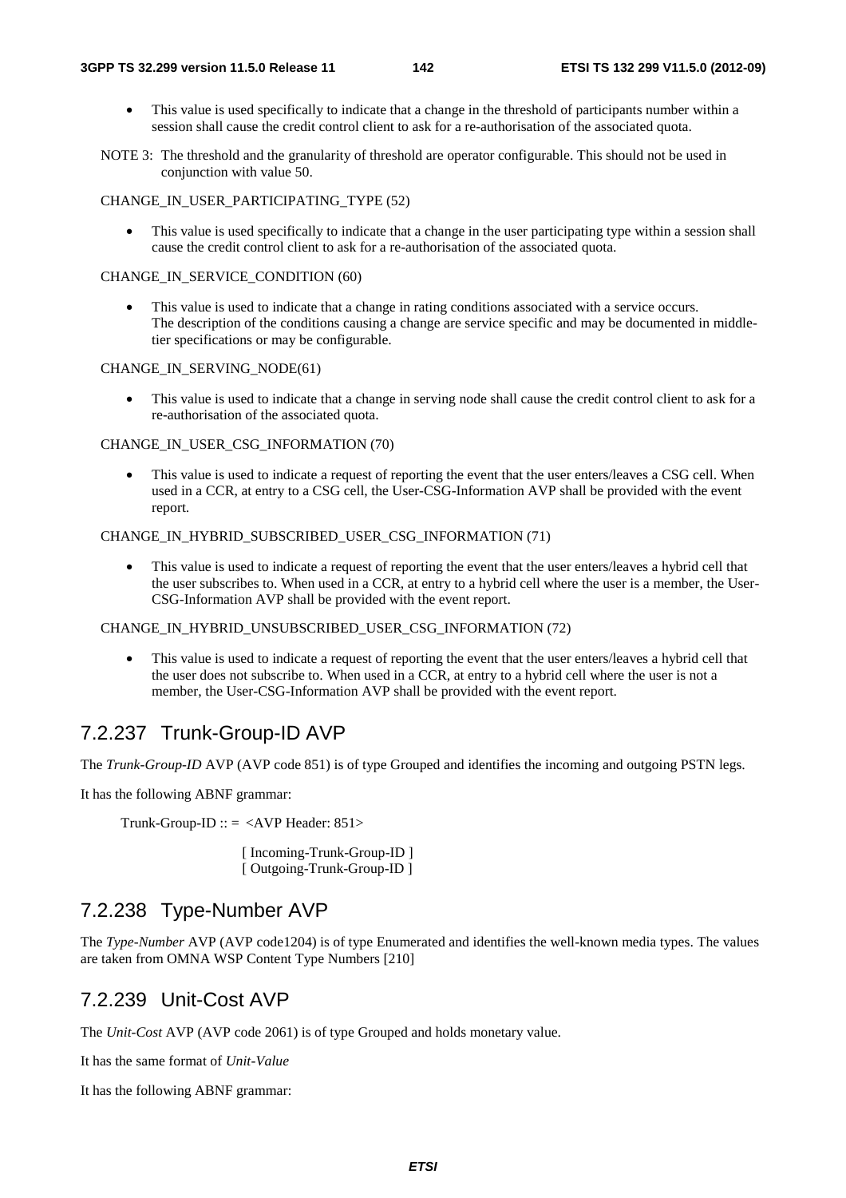- This value is used specifically to indicate that a change in the threshold of participants number within a session shall cause the credit control client to ask for a re-authorisation of the associated quota.

NOTE 3: The threshold and the granularity of threshold are operator configurable. This should not be used in conjunction with value 50.

CHANGE_IN_USER_PARTICIPATING_TYPE (52)

- This value is used specifically to indicate that a change in the user participating type within a session shall cause the credit control client to ask for a re-authorisation of the associated quota.

CHANGE_IN_SERVICE_CONDITION (60)

- This value is used to indicate that a change in rating conditions associated with a service occurs. The description of the conditions causing a change are service specific and may be documented in middle-tier specifications or may be configurable.

CHANGE_IN_SERVING_NODE(61)

- This value is used to indicate that a change in serving node shall cause the credit control client to ask for a re-authorisation of the associated quota.

CHANGE_IN_USER_CSG_INFORMATION (70)

- This value is used to indicate a request of reporting the event that the user enters/leaves a CSG cell. When used in a CCR, at entry to a CSG cell, the User-CSG-Information AVP shall be provided with the event report.

CHANGE_IN_HYBRID_SUBSCRIBED_USER_CSG_INFORMATION (71)

- This value is used to indicate a request of reporting the event that the user enters/leaves a hybrid cell that the user subscribes to. When used in a CCR, at entry to a hybrid cell where the user is a member, the User-CSG-Information AVP shall be provided with the event report.

CHANGE_IN_HYBRID_UNSUBSCRIBED_USER_CSG_INFORMATION (72)

- This value is used to indicate a request of reporting the event that the user enters/leaves a hybrid cell that the user does not subscribe to. When used in a CCR, at entry to a hybrid cell where the user is not a member, the User-CSG-Information AVP shall be provided with the event report.

## 7.2.237 Trunk-Group-ID AVP

The *Trunk-Group-ID* AVP (AVP code 851) is of type Grouped and identifies the incoming and outgoing PSTN legs.

It has the following ABNF grammar:

```
Trunk-Group-ID :: = <AVP Header: 851>

                    [ Incoming-Trunk-Group-ID ]
                    [ Outgoing-Trunk-Group-ID ]
```

## 7.2.238 Type-Number AVP

The *Type-Number* AVP (AVP code1204) is of type Enumerated and identifies the well-known media types. The values are taken from OMNA WSP Content Type Numbers [210]

## 7.2.239 Unit-Cost AVP

The *Unit-Cost* AVP (AVP code 2061) is of type Grouped and holds monetary value.

It has the same format of *Unit-Value*

It has the following ABNF grammar: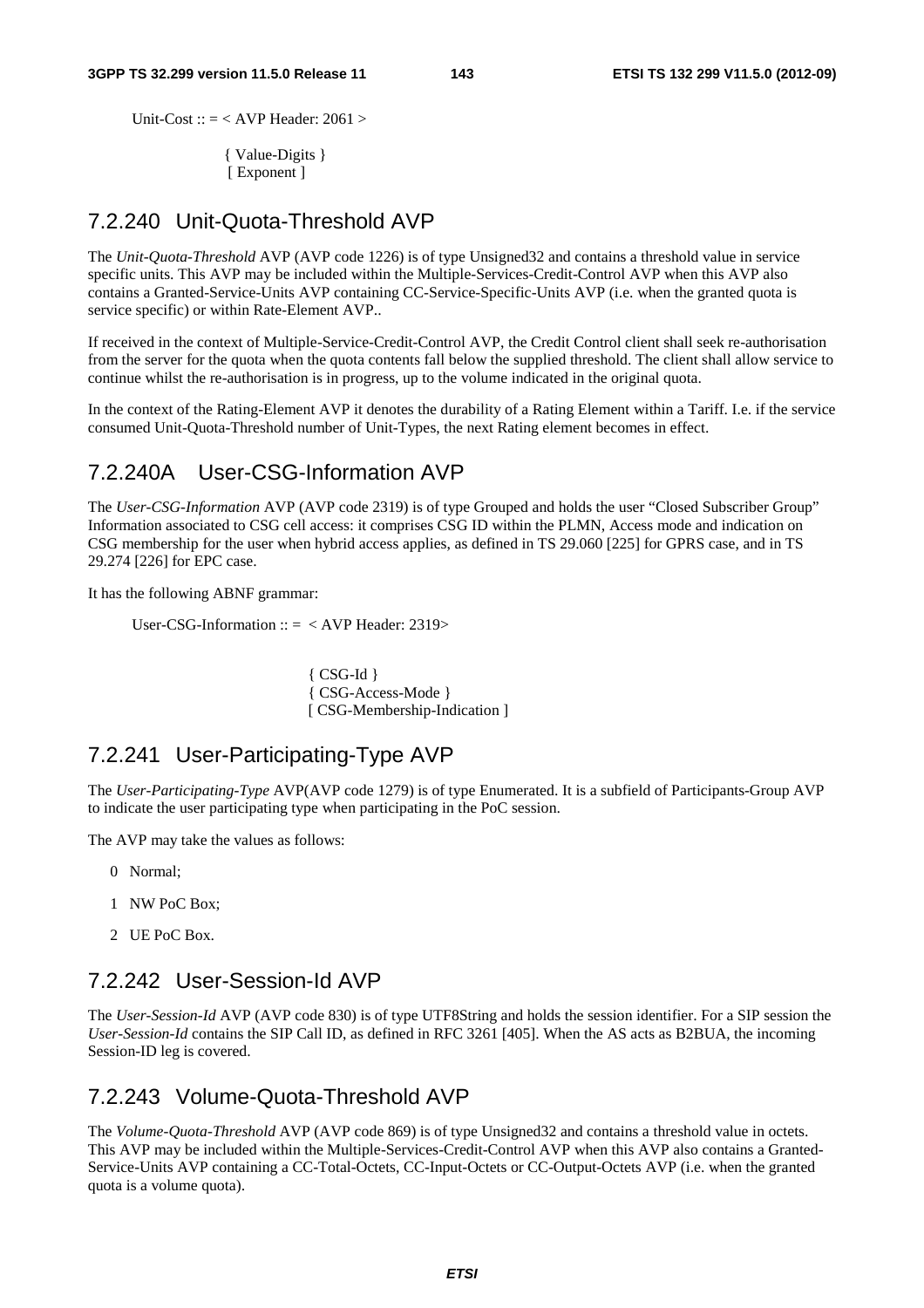```
Unit-Cost :: = < AVP Header: 2061 >

            { Value-Digits }
            [ Exponent ]
```

### 7.2.240 Unit-Quota-Threshold AVP

The *Unit-Quota-Threshold* AVP (AVP code 1226) is of type Unsigned32 and contains a threshold value in service specific units. This AVP may be included within the Multiple-Services-Credit-Control AVP when this AVP also contains a Granted-Service-Units AVP containing CC-Service-Specific-Units AVP (i.e. when the granted quota is service specific) or within Rate-Element AVP..

If received in the context of Multiple-Service-Credit-Control AVP, the Credit Control client shall seek re-authorisation from the server for the quota when the quota contents fall below the supplied threshold. The client shall allow service to continue whilst the re-authorisation is in progress, up to the volume indicated in the original quota.

In the context of the Rating-Element AVP it denotes the durability of a Rating Element within a Tariff. I.e. if the service consumed Unit-Quota-Threshold number of Unit-Types, the next Rating element becomes in effect.

### 7.2.240A User-CSG-Information AVP

The *User-CSG-Information* AVP (AVP code 2319) is of type Grouped and holds the user "Closed Subscriber Group" Information associated to CSG cell access: it comprises CSG ID within the PLMN, Access mode and indication on CSG membership for the user when hybrid access applies, as defined in TS 29.060 [225] for GPRS case, and in TS 29.274 [226] for EPC case.

It has the following ABNF grammar:

```
User-CSG-Information :: = < AVP Header: 2319>

            { CSG-Id }
            { CSG-Access-Mode }
            [ CSG-Membership-Indication ]
```

### 7.2.241 User-Participating-Type AVP

The *User-Participating-Type* AVP(AVP code 1279) is of type Enumerated. It is a subfield of Participants-Group AVP to indicate the user participating type when participating in the PoC session.

The AVP may take the values as follows:

- 0 Normal;
- 1 NW PoC Box;
- 2 UE PoC Box.

### 7.2.242 User-Session-Id AVP

The *User-Session-Id* AVP (AVP code 830) is of type UTF8String and holds the session identifier. For a SIP session the *User-Session-Id* contains the SIP Call ID, as defined in RFC 3261 [405]. When the AS acts as B2BUA, the incoming Session-ID leg is covered.

### 7.2.243 Volume-Quota-Threshold AVP

The *Volume-Quota-Threshold* AVP (AVP code 869) is of type Unsigned32 and contains a threshold value in octets. This AVP may be included within the Multiple-Services-Credit-Control AVP when this AVP also contains a Granted-Service-Units AVP containing a CC-Total-Octets, CC-Input-Octets or CC-Output-Octets AVP (i.e. when the granted quota is a volume quota).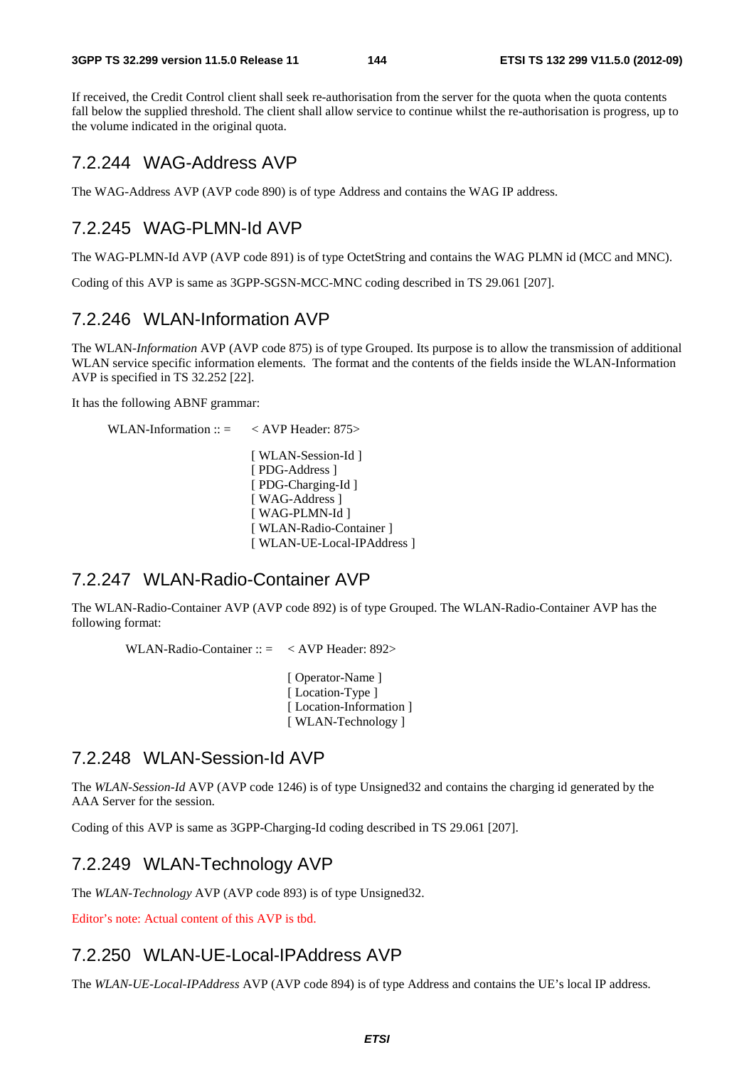If received, the Credit Control client shall seek re-authorisation from the server for the quota when the quota contents fall below the supplied threshold. The client shall allow service to continue whilst the re-authorisation is progress, up to the volume indicated in the original quota.

### 7.2.244 WAG-Address AVP

The WAG-Address AVP (AVP code 890) is of type Address and contains the WAG IP address.

### 7.2.245 WAG-PLMN-Id AVP

The WAG-PLMN-Id AVP (AVP code 891) is of type OctetString and contains the WAG PLMN id (MCC and MNC).

Coding of this AVP is same as 3GPP-SGSN-MCC-MNC coding described in TS 29.061 [207].

### 7.2.246 WLAN-Information AVP

The WLAN-*Information* AVP (AVP code 875) is of type Grouped. Its purpose is to allow the transmission of additional WLAN service specific information elements. The format and the contents of the fields inside the WLAN-Information AVP is specified in TS 32.252 [22].

It has the following ABNF grammar:

```
WLAN-Information :: =   < AVP Header: 875>

                        [ WLAN-Session-Id ]
                        [ PDG-Address ]
                        [ PDG-Charging-Id ]
                        [ WAG-Address ]
                        [ WAG-PLMN-Id ]
                        [ WLAN-Radio-Container ]
                        [ WLAN-UE-Local-IPAddress ]
```

### 7.2.247 WLAN-Radio-Container AVP

The WLAN-Radio-Container AVP (AVP code 892) is of type Grouped. The WLAN-Radio-Container AVP has the following format:

```
WLAN-Radio-Container :: =   < AVP Header: 892>

                            [ Operator-Name ]
                            [ Location-Type ]
                            [ Location-Information ]
                            [ WLAN-Technology ]
```

### 7.2.248 WLAN-Session-Id AVP

The *WLAN-Session-Id* AVP (AVP code 1246) is of type Unsigned32 and contains the charging id generated by the AAA Server for the session.

Coding of this AVP is same as 3GPP-Charging-Id coding described in TS 29.061 [207].

### 7.2.249 WLAN-Technology AVP

The *WLAN-Technology* AVP (AVP code 893) is of type Unsigned32.

Editor's note: Actual content of this AVP is tbd.

### 7.2.250 WLAN-UE-Local-IPAddress AVP

The *WLAN-UE-Local-IPAddress* AVP (AVP code 894) is of type Address and contains the UE's local IP address.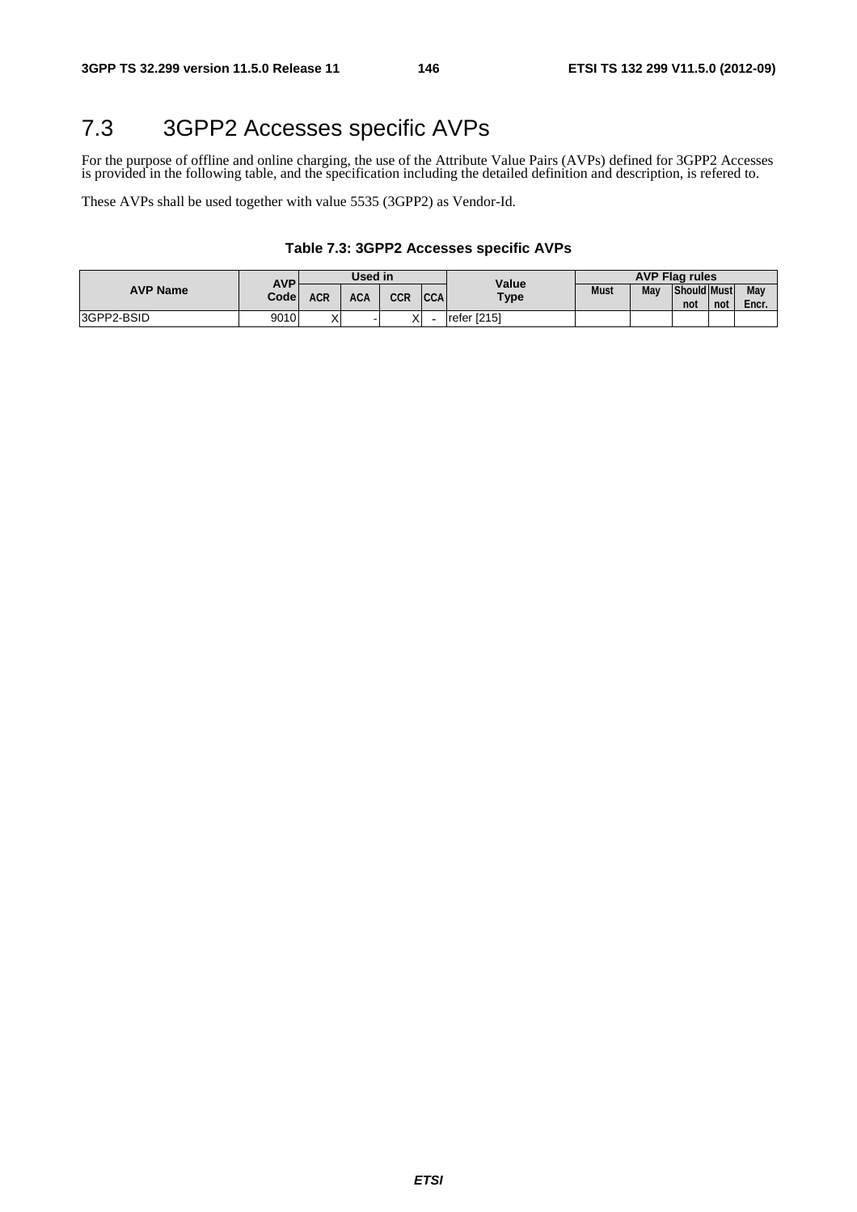# 7.3 3GPP2 Accesses specific AVPs

For the purpose of offline and online charging, the use of the Attribute Value Pairs (AVPs) defined for 3GPP2 Accesses is provided in the following table, and the specification including the detailed definition and description, is refered to.

These AVPs shall be used together with value 5535 (3GPP2) as Vendor-Id.

**Table 7.3: 3GPP2 Accesses specific AVPs**

| AVP Name | AVP Code | Used in | | | | Value Type | AVP Flag rules | | | | |
|---|---|---|---|---|---|---|---|---|---|---|---|
| | | ACR | ACA | CCR | CCA | | Must | May | Should not | Must not | May Encr. |
| 3GPP2-BSID | 9010 | X | - | X | - | refer [215] | | | | | |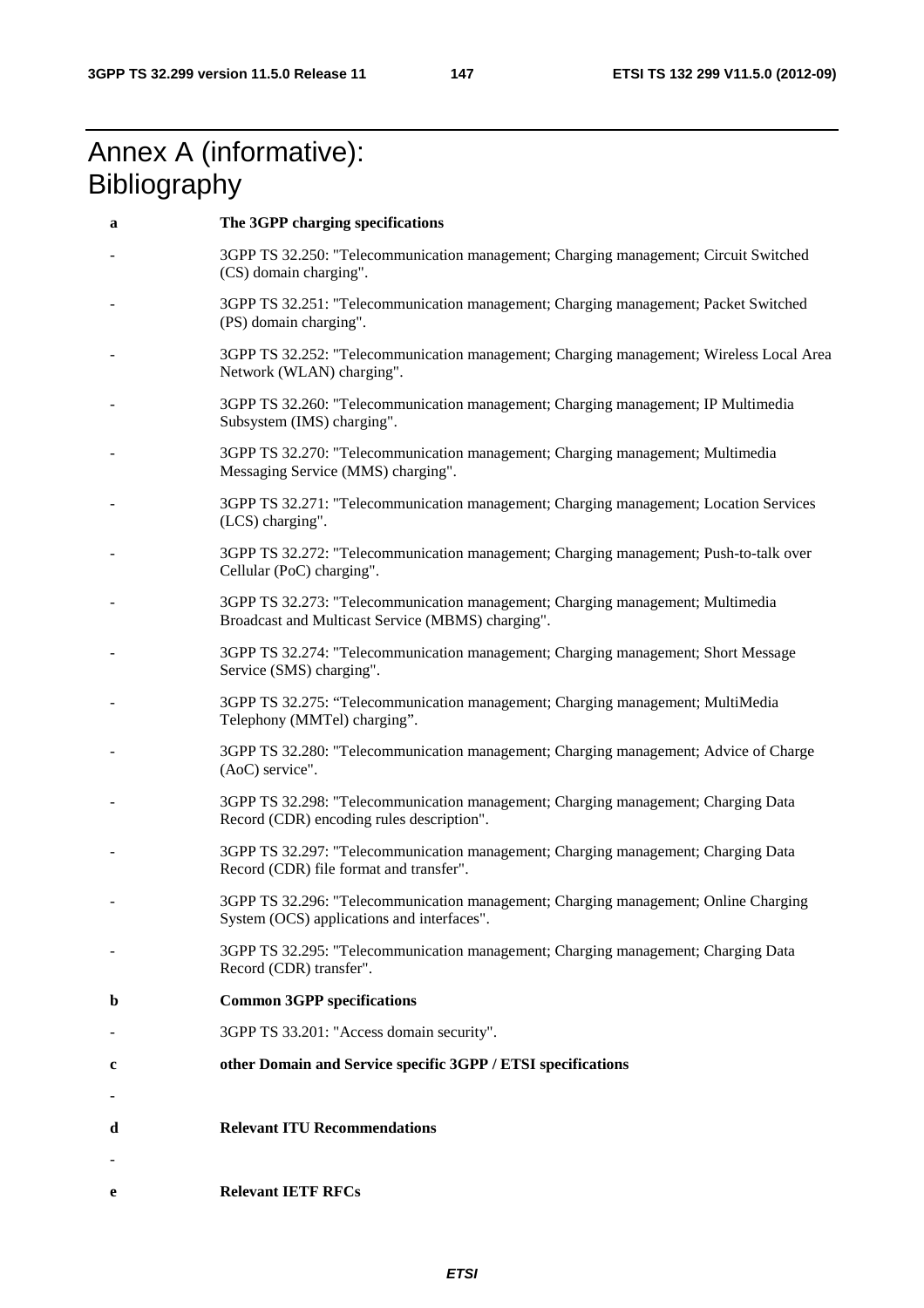# Annex A (informative): Bibliography

**a** **The 3GPP charging specifications**

- 3GPP TS 32.250: "Telecommunication management; Charging management; Circuit Switched (CS) domain charging".
- 3GPP TS 32.251: "Telecommunication management; Charging management; Packet Switched (PS) domain charging".
- 3GPP TS 32.252: "Telecommunication management; Charging management; Wireless Local Area Network (WLAN) charging".
- 3GPP TS 32.260: "Telecommunication management; Charging management; IP Multimedia Subsystem (IMS) charging".
- 3GPP TS 32.270: "Telecommunication management; Charging management; Multimedia Messaging Service (MMS) charging".
- 3GPP TS 32.271: "Telecommunication management; Charging management; Location Services (LCS) charging".
- 3GPP TS 32.272: "Telecommunication management; Charging management; Push-to-talk over Cellular (PoC) charging".
- 3GPP TS 32.273: "Telecommunication management; Charging management; Multimedia Broadcast and Multicast Service (MBMS) charging".
- 3GPP TS 32.274: "Telecommunication management; Charging management; Short Message Service (SMS) charging".
- 3GPP TS 32.275: “Telecommunication management; Charging management; MultiMedia Telephony (MMTel) charging”.
- 3GPP TS 32.280: "Telecommunication management; Charging management; Advice of Charge (AoC) service".
- 3GPP TS 32.298: "Telecommunication management; Charging management; Charging Data Record (CDR) encoding rules description".
- 3GPP TS 32.297: "Telecommunication management; Charging management; Charging Data Record (CDR) file format and transfer".
- 3GPP TS 32.296: "Telecommunication management; Charging management; Online Charging System (OCS) applications and interfaces".
- 3GPP TS 32.295: "Telecommunication management; Charging management; Charging Data Record (CDR) transfer".

**b** **Common 3GPP specifications**

- 3GPP TS 33.201: "Access domain security".

**c** **other Domain and Service specific 3GPP / ETSI specifications**

-

**d** **Relevant ITU Recommendations**

-

**e** **Relevant IETF RFCs**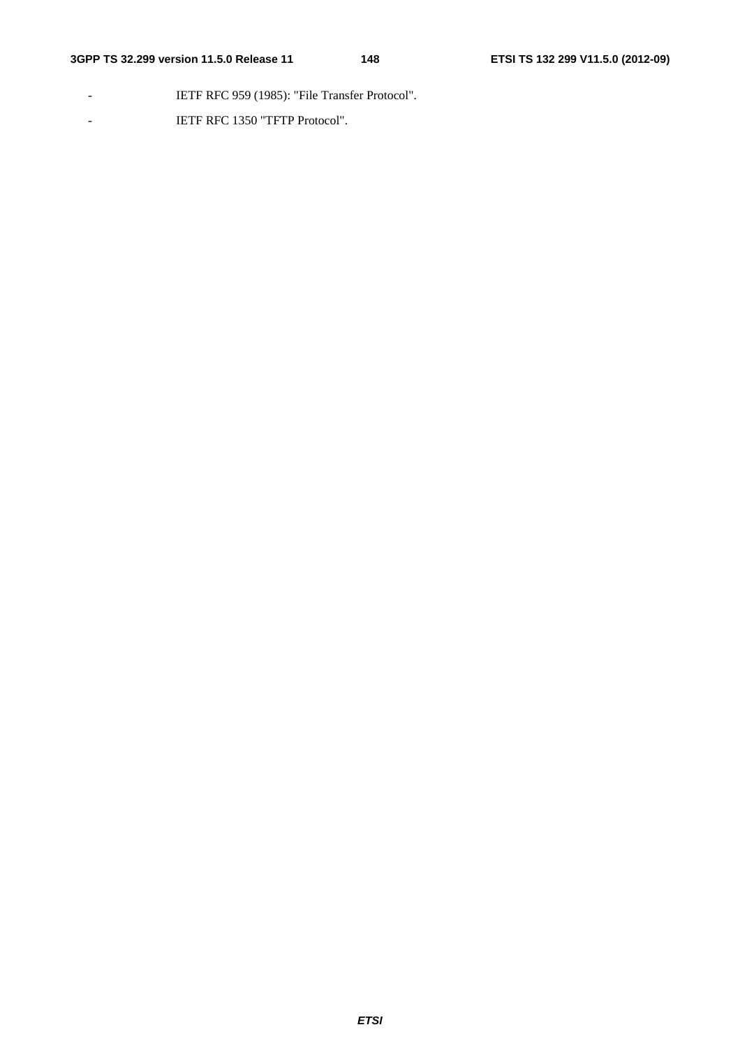- IETF RFC 959 (1985): "File Transfer Protocol".
- IETF RFC 1350 "TFTP Protocol".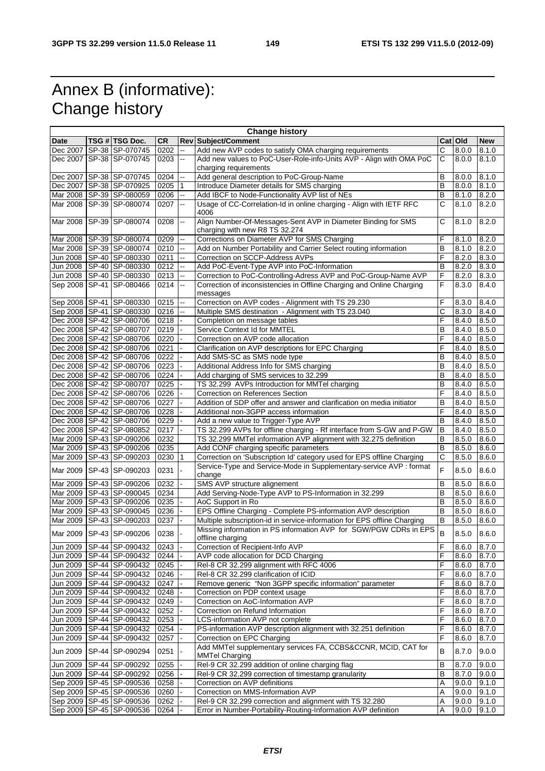# Annex B (informative): Change history

| Change history | | | | | | | | |
|---|---|---|---|---|---|---|---|---|
| **Date** | **TSG #** | **TSG Doc.** | **CR** | **Rev** | **Subject/Comment** | **Cat** | **Old** | **New** |
| Dec 2007 | SP-38 | SP-070745 | 0202 | -- | Add new AVP codes to satisfy OMA charging requirements | C | 8.0.0 | 8.1.0 |
| Dec 2007 | SP-38 | SP-070745 | 0203 | -- | Add new values to PoC-User-Role-info-Units AVP - Align with OMA PoC charging requirements | C | 8.0.0 | 8.1.0 |
| Dec 2007 | SP-38 | SP-070745 | 0204 | -- | Add general description to PoC-Group-Name | B | 8.0.0 | 8.1.0 |
| Dec 2007 | SP-38 | SP-070925 | 0205 | 1 | Introduce Diameter details for SMS charging | B | 8.0.0 | 8.1.0 |
| Mar 2008 | SP-39 | SP-080059 | 0206 | -- | Add IBCF to Node-Functionality AVP list of NEs | B | 8.1.0 | 8.2.0 |
| Mar 2008 | SP-39 | SP-080074 | 0207 | -- | Usage of CC-Correlation-Id in online charging - Align with IETF RFC 4006 | C | 8.1.0 | 8.2.0 |
| Mar 2008 | SP-39 | SP-080074 | 0208 | -- | Align Number-Of-Messages-Sent AVP in Diameter Binding for SMS charging with new R8 TS 32.274 | C | 8.1.0 | 8.2.0 |
| Mar 2008 | SP-39 | SP-080074 | 0209 | -- | Corrections on Diameter AVP for SMS Charging | F | 8.1.0 | 8.2.0 |
| Mar 2008 | SP-39 | SP-080074 | 0210 | -- | Add on Number Portability and Carrier Select routing information | B | 8.1.0 | 8.2.0 |
| Jun 2008 | SP-40 | SP-080330 | 0211 | -- | Correction on SCCP-Address AVPs | F | 8.2.0 | 8.3.0 |
| Jun 2008 | SP-40 | SP-080330 | 0212 | -- | Add PoC-Event-Type AVP into PoC-Information | B | 8.2.0 | 8.3.0 |
| Jun 2008 | SP-40 | SP-080330 | 0213 | -- | Correction to PoC-Controlling-Adress AVP and PoC-Group-Name AVP | F | 8.2.0 | 8.3.0 |
| Sep 2008 | SP-41 | SP-080466 | 0214 | -- | Correction of inconsistencies in Offline Charging and Online Charging messages | F | 8.3.0 | 8.4.0 |
| Sep 2008 | SP-41 | SP-080330 | 0215 | -- | Correction on AVP codes - Alignment with TS 29.230 | F | 8.3.0 | 8.4.0 |
| Sep 2008 | SP-41 | SP-080330 | 0216 | -- | Multiple SMS destination - Alignment with TS 23.040 | C | 8.3.0 | 8.4.0 |
| Dec 2008 | SP-42 | SP-080706 | 0218 | - | Completion on message tables | F | 8.4.0 | 8.5.0 |
| Dec 2008 | SP-42 | SP-080707 | 0219 | - | Service Context Id for MMTEL | B | 8.4.0 | 8.5.0 |
| Dec 2008 | SP-42 | SP-080706 | 0220 | - | Correction on AVP code allocation | F | 8.4.0 | 8.5.0 |
| Dec 2008 | SP-42 | SP-080706 | 0221 | - | Clarification on AVP descriptions for EPC Charging | F | 8.4.0 | 8.5.0 |
| Dec 2008 | SP-42 | SP-080706 | 0222 | - | Add SMS-SC as SMS node type | B | 8.4.0 | 8.5.0 |
| Dec 2008 | SP-42 | SP-080706 | 0223 | - | Additional Address Info for SMS charging | B | 8.4.0 | 8.5.0 |
| Dec 2008 | SP-42 | SP-080706 | 0224 | - | Add charging of SMS services to 32.299 | B | 8.4.0 | 8.5.0 |
| Dec 2008 | SP-42 | SP-080707 | 0225 | - | TS 32.299 AVPs Introduction for MMTel charging | B | 8.4.0 | 8.5.0 |
| Dec 2008 | SP-42 | SP-080706 | 0226 | - | Correction on References Section | F | 8.4.0 | 8.5.0 |
| Dec 2008 | SP-42 | SP-080706 | 0227 | - | Addition of SDP offer and answer and clarification on media initiator | B | 8.4.0 | 8.5.0 |
| Dec 2008 | SP-42 | SP-080706 | 0228 | - | Additional non-3GPP access information | F | 8.4.0 | 8.5.0 |
| Dec 2008 | SP-42 | SP-080706 | 0229 | - | Add a new value to Trigger-Type AVP | B | 8.4.0 | 8.5.0 |
| Dec 2008 | SP-42 | SP-080852 | 0217 | - | TS 32.299 AVPs for offline charging - Rf interface from S-GW and P-GW | B | 8.4.0 | 8.5.0 |
| Mar 2009 | SP-43 | SP-090206 | 0232 | | TS 32.299 MMTel information AVP alignment with 32.275 definition | B | 8.5.0 | 8.6.0 |
| Mar 2009 | SP-43 | SP-090206 | 0235 | | Add CONF charging specific parameters | B | 8.5.0 | 8.6.0 |
| Mar 2009 | SP-43 | SP-090203 | 0230 | 1 | Correction on 'Subscription Id' category used for EPS offline Charging | C | 8.5.0 | 8.6.0 |
| Mar 2009 | SP-43 | SP-090203 | 0231 | - | Service-Type and Service-Mode in Supplementary-service AVP : format change | F | 8.5.0 | 8.6.0 |
| Mar 2009 | SP-43 | SP-090206 | 0232 | - | SMS AVP structure alignement | B | 8.5.0 | 8.6.0 |
| Mar 2009 | SP-43 | SP-090045 | 0234 | | Add Serving-Node-Type AVP to PS-Information in 32.299 | B | 8.5.0 | 8.6.0 |
| Mar 2009 | SP-43 | SP-090206 | 0235 | - | AoC Support in Ro | B | 8.5.0 | 8.6.0 |
| Mar 2009 | SP-43 | SP-090045 | 0236 | - | EPS Offline Charging - Complete PS-information AVP description | B | 8.5.0 | 8.6.0 |
| Mar 2009 | SP-43 | SP-090203 | 0237 | - | Multiple subscription-id in service-information for EPS offline Charging | B | 8.5.0 | 8.6.0 |
| Mar 2009 | SP-43 | SP-090206 | 0238 | - | Missing information in PS information AVP for SGW/PGW CDRs in EPS offline charging | B | 8.5.0 | 8.6.0 |
| Jun 2009 | SP-44 | SP-090432 | 0243 | - | Correction of Recipient-Info AVP | F | 8.6.0 | 8.7.0 |
| Jun 2009 | SP-44 | SP-090432 | 0244 | - | AVP code allocation for DCD Charging | F | 8.6.0 | 8.7.0 |
| Jun 2009 | SP-44 | SP-090432 | 0245 | - | Rel-8 CR 32.299 alignment with RFC 4006 | F | 8.6.0 | 8.7.0 |
| Jun 2009 | SP-44 | SP-090432 | 0246 | - | Rel-8 CR 32.299 clarification of ICID | F | 8.6.0 | 8.7.0 |
| Jun 2009 | SP-44 | SP-090432 | 0247 | - | Remove generic "Non 3GPP specific information" parameter | F | 8.6.0 | 8.7.0 |
| Jun 2009 | SP-44 | SP-090432 | 0248 | - | Correction on PDP context usage | F | 8.6.0 | 8.7.0 |
| Jun 2009 | SP-44 | SP-090432 | 0249 | - | Correction on AoC-Information AVP | F | 8.6.0 | 8.7.0 |
| Jun 2009 | SP-44 | SP-090432 | 0252 | - | Correction on Refund Information | F | 8.6.0 | 8.7.0 |
| Jun 2009 | SP-44 | SP-090432 | 0253 | - | LCS-information AVP not complete | F | 8.6.0 | 8.7.0 |
| Jun 2009 | SP-44 | SP-090432 | 0254 | - | PS-information AVP description alignment with 32.251 definition | F | 8.6.0 | 8.7.0 |
| Jun 2009 | SP-44 | SP-090432 | 0257 | - | Correction on EPC Charging | F | 8.6.0 | 8.7.0 |
| Jun 2009 | SP-44 | SP-090294 | 0251 | - | Add MMTel supplementary services FA, CCBS&CCNR, MCID, CAT for MMTel Charging | B | 8.7.0 | 9.0.0 |
| Jun 2009 | SP-44 | SP-090292 | 0255 | - | Rel-9 CR 32.299 addition of online charging flag | B | 8.7.0 | 9.0.0 |
| Jun 2009 | SP-44 | SP-090292 | 0256 | - | Rel-9 CR 32.299 correction of timestamp granularity | B | 8.7.0 | 9.0.0 |
| Sep 2009 | SP-45 | SP-090536 | 0258 | - | Correction on AVP definitions | A | 9.0.0 | 9.1.0 |
| Sep 2009 | SP-45 | SP-090536 | 0260 | - | Correction on MMS-Information AVP | A | 9.0.0 | 9.1.0 |
| Sep 2009 | SP-45 | SP-090536 | 0262 | - | Rel-9 CR 32.299 correction and alignment with TS 32.280 | A | 9.0.0 | 9.1.0 |
| Sep 2009 | SP-45 | SP-090536 | 0264 | - | Error in Number-Portability-Routing-Information AVP definition | A | 9.0.0 | 9.1.0 |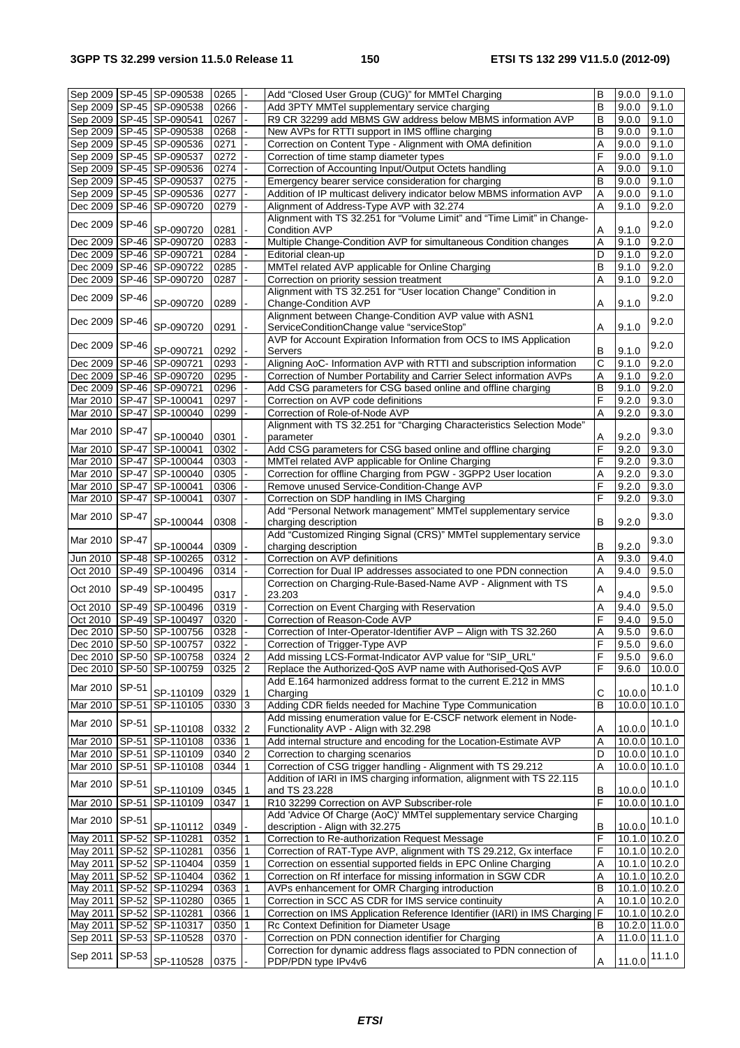| | | | | | | | | |
|---|---|---|---|---|---|---|---|---|
| Sep 2009 | SP-45 | SP-090538 | 0265 | - | Add "Closed User Group (CUG)" for MMTel Charging | B | 9.0.0 | 9.1.0 |
| Sep 2009 | SP-45 | SP-090538 | 0266 | - | Add 3PTY MMTel supplementary service charging | B | 9.0.0 | 9.1.0 |
| Sep 2009 | SP-45 | SP-090541 | 0267 | - | R9 CR 32299 add MBMS GW address below MBMS information AVP | B | 9.0.0 | 9.1.0 |
| Sep 2009 | SP-45 | SP-090538 | 0268 | - | New AVPs for RTTI support in IMS offline charging | B | 9.0.0 | 9.1.0 |
| Sep 2009 | SP-45 | SP-090536 | 0271 | - | Correction on Content Type - Alignment with OMA definition | A | 9.0.0 | 9.1.0 |
| Sep 2009 | SP-45 | SP-090537 | 0272 | - | Correction of time stamp diameter types | F | 9.0.0 | 9.1.0 |
| Sep 2009 | SP-45 | SP-090536 | 0274 | - | Correction of Accounting Input/Output Octets handling | A | 9.0.0 | 9.1.0 |
| Sep 2009 | SP-45 | SP-090537 | 0275 | - | Emergency bearer service consideration for charging | B | 9.0.0 | 9.1.0 |
| Sep 2009 | SP-45 | SP-090536 | 0277 | - | Addition of IP multicast delivery indicator below MBMS information AVP | A | 9.0.0 | 9.1.0 |
| Dec 2009 | SP-46 | SP-090720 | 0279 | - | Alignment of Address-Type AVP with 32.274 | A | 9.1.0 | 9.2.0 |
| Dec 2009 | SP-46 | SP-090720 | 0281 | - | Alignment with TS 32.251 for "Volume Limit" and "Time Limit" in Change-Condition AVP | A | 9.1.0 | 9.2.0 |
| Dec 2009 | SP-46 | SP-090720 | 0283 | - | Multiple Change-Condition AVP for simultaneous Condition changes | A | 9.1.0 | 9.2.0 |
| Dec 2009 | SP-46 | SP-090721 | 0284 | - | Editorial clean-up | D | 9.1.0 | 9.2.0 |
| Dec 2009 | SP-46 | SP-090722 | 0285 | - | MMTel related AVP applicable for Online Charging | B | 9.1.0 | 9.2.0 |
| Dec 2009 | SP-46 | SP-090720 | 0287 | - | Correction on priority session treatment | A | 9.1.0 | 9.2.0 |
| Dec 2009 | SP-46 | SP-090720 | 0289 | - | Alignment with TS 32.251 for "User location Change" Condition in Change-Condition AVP | A | 9.1.0 | 9.2.0 |
| Dec 2009 | SP-46 | SP-090720 | 0291 | - | Alignment between Change-Condition AVP value with ASN1 ServiceConditionChange value "serviceStop" | A | 9.1.0 | 9.2.0 |
| Dec 2009 | SP-46 | SP-090721 | 0292 | - | AVP for Account Expiration Information from OCS to IMS Application Servers | B | 9.1.0 | 9.2.0 |
| Dec 2009 | SP-46 | SP-090721 | 0293 | - | Aligning AoC- Information AVP with RTTI and subscription information | C | 9.1.0 | 9.2.0 |
| Dec 2009 | SP-46 | SP-090720 | 0295 | - | Correction of Number Portability and Carrier Select information AVPs | A | 9.1.0 | 9.2.0 |
| Dec 2009 | SP-46 | SP-090721 | 0296 | - | Add CSG parameters for CSG based online and offline charging | B | 9.1.0 | 9.2.0 |
| Mar 2010 | SP-47 | SP-100041 | 0297 | - | Correction on AVP code definitions | F | 9.2.0 | 9.3.0 |
| Mar 2010 | SP-47 | SP-100040 | 0299 | - | Correction of Role-of-Node AVP | A | 9.2.0 | 9.3.0 |
| Mar 2010 | SP-47 | SP-100040 | 0301 | - | Alignment with TS 32.251 for "Charging Characteristics Selection Mode" parameter | A | 9.2.0 | 9.3.0 |
| Mar 2010 | SP-47 | SP-100041 | 0302 | - | Add CSG parameters for CSG based online and offline charging | F | 9.2.0 | 9.3.0 |
| Mar 2010 | SP-47 | SP-100044 | 0303 | - | MMTel related AVP applicable for Online Charging | F | 9.2.0 | 9.3.0 |
| Mar 2010 | SP-47 | SP-100040 | 0305 | - | Correction for offline Charging from PGW - 3GPP2 User location | A | 9.2.0 | 9.3.0 |
| Mar 2010 | SP-47 | SP-100041 | 0306 | - | Remove unused Service-Condition-Change AVP | F | 9.2.0 | 9.3.0 |
| Mar 2010 | SP-47 | SP-100041 | 0307 | - | Correction on SDP handling in IMS Charging | F | 9.2.0 | 9.3.0 |
| Mar 2010 | SP-47 | SP-100044 | 0308 | - | Add "Personal Network management" MMTel supplementary service charging description | B | 9.2.0 | 9.3.0 |
| Mar 2010 | SP-47 | SP-100044 | 0309 | - | Add "Customized Ringing Signal (CRS)" MMTel supplementary service charging description | B | 9.2.0 | 9.3.0 |
| Jun 2010 | SP-48 | SP-100265 | 0312 | - | Correction on AVP definitions | A | 9.3.0 | 9.4.0 |
| Oct 2010 | SP-49 | SP-100496 | 0314 | - | Correction for Dual IP addresses associated to one PDN connection | A | 9.4.0 | 9.5.0 |
| Oct 2010 | SP-49 | SP-100495 | 0317 | - | Correction on Charging-Rule-Based-Name AVP - Alignment with TS 23.203 | A | 9.4.0 | 9.5.0 |
| Oct 2010 | SP-49 | SP-100496 | 0319 | - | Correction on Event Charging with Reservation | A | 9.4.0 | 9.5.0 |
| Oct 2010 | SP-49 | SP-100497 | 0320 | - | Correction of Reason-Code AVP | F | 9.4.0 | 9.5.0 |
| Dec 2010 | SP-50 | SP-100756 | 0328 | - | Correction of Inter-Operator-Identifier AVP – Align with TS 32.260 | A | 9.5.0 | 9.6.0 |
| Dec 2010 | SP-50 | SP-100757 | 0322 | - | Correction of Trigger-Type AVP | F | 9.5.0 | 9.6.0 |
| Dec 2010 | SP-50 | SP-100758 | 0324 | 2 | Add missing LCS-Format-Indicator AVP value for "SIP_URL" | F | 9.5.0 | 9.6.0 |
| Dec 2010 | SP-50 | SP-100759 | 0325 | 2 | Replace the Authorized-QoS AVP name with Authorised-QoS AVP | F | 9.6.0 | 10.0.0 |
| Mar 2010 | SP-51 | SP-110109 | 0329 | 1 | Add E.164 harmonized address format to the current E.212 in MMS Charging | C | 10.0.0 | 10.1.0 |
| Mar 2010 | SP-51 | SP-110105 | 0330 | 3 | Adding CDR fields needed for Machine Type Communication | B | 10.0.0 | 10.1.0 |
| Mar 2010 | SP-51 | SP-110108 | 0332 | 2 | Add missing enumeration value for E-CSCF network element in Node-Functionality AVP - Align with 32.298 | A | 10.0.0 | 10.1.0 |
| Mar 2010 | SP-51 | SP-110108 | 0336 | 1 | Add internal structure and encoding for the Location-Estimate AVP | A | 10.0.0 | 10.1.0 |
| Mar 2010 | SP-51 | SP-110109 | 0340 | 2 | Correction to charging scenarios | D | 10.0.0 | 10.1.0 |
| Mar 2010 | SP-51 | SP-110108 | 0344 | 1 | Correction of CSG trigger handling - Alignment with TS 29.212 | A | 10.0.0 | 10.1.0 |
| Mar 2010 | SP-51 | SP-110109 | 0345 | 1 | Addition of IARI in IMS charging information, alignment with TS 22.115 and TS 23.228 | B | 10.0.0 | 10.1.0 |
| Mar 2010 | SP-51 | SP-110109 | 0347 | 1 | R10 32299 Correction on AVP Subscriber-role | F | 10.0.0 | 10.1.0 |
| Mar 2010 | SP-51 | SP-110112 | 0349 | - | Add 'Advice Of Charge (AoC)' MMTel supplementary service Charging description - Align with 32.275 | B | 10.0.0 | 10.1.0 |
| May 2011 | SP-52 | SP-110281 | 0352 | 1 | Correction to Re-authorization Request Message | F | 10.1.0 | 10.2.0 |
| May 2011 | SP-52 | SP-110281 | 0356 | 1 | Correction of RAT-Type AVP, alignment with TS 29.212, Gx interface | F | 10.1.0 | 10.2.0 |
| May 2011 | SP-52 | SP-110404 | 0359 | 1 | Correction on essential supported fields in EPC Online Charging | A | 10.1.0 | 10.2.0 |
| May 2011 | SP-52 | SP-110404 | 0362 | 1 | Correction on Rf interface for missing information in SGW CDR | A | 10.1.0 | 10.2.0 |
| May 2011 | SP-52 | SP-110294 | 0363 | 1 | AVPs enhancement for OMR Charging introduction | B | 10.1.0 | 10.2.0 |
| May 2011 | SP-52 | SP-110280 | 0365 | 1 | Correction in SCC AS CDR for IMS service continuity | A | 10.1.0 | 10.2.0 |
| May 2011 | SP-52 | SP-110281 | 0366 | 1 | Correction on IMS Application Reference Identifier (IARI) in IMS Charging | F | 10.1.0 | 10.2.0 |
| May 2011 | SP-52 | SP-110317 | 0350 | 1 | Rc Context Definition for Diameter Usage | B | 10.2.0 | 11.0.0 |
| Sep 2011 | SP-53 | SP-110528 | 0370 | - | Correction on PDN connection identifier for Charging | A | 11.0.0 | 11.1.0 |
| Sep 2011 | SP-53 | SP-110528 | 0375 | - | Correction for dynamic address flags associated to PDN connection of PDP/PDN type IPv4v6 | A | 11.0.0 | 11.1.0 |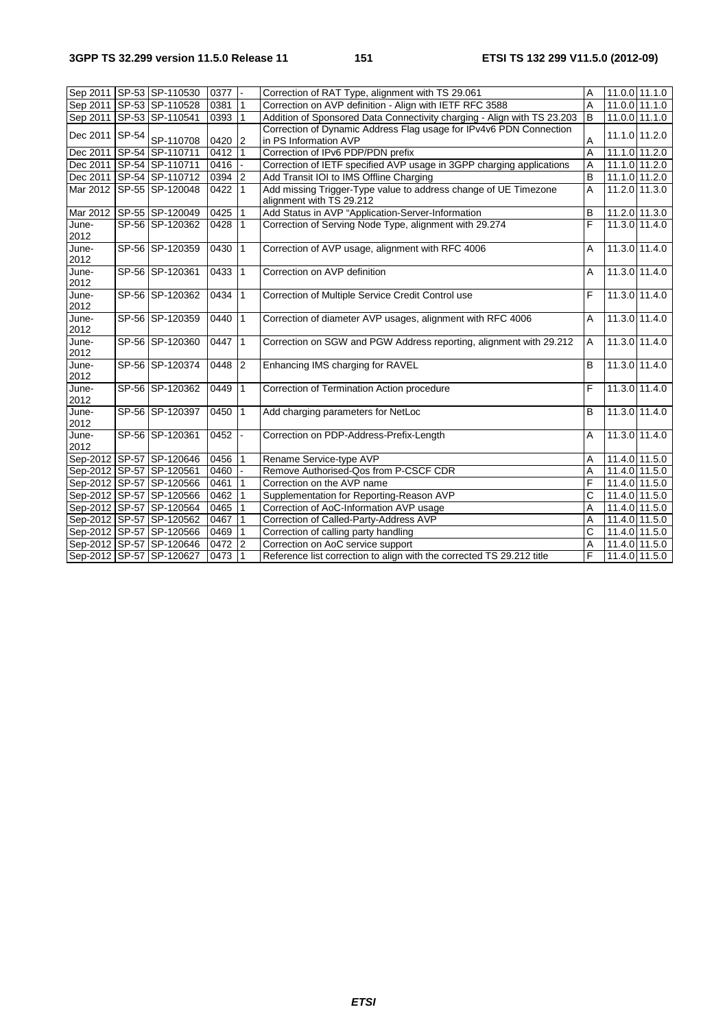| Sep 2011 | SP-53 | SP-110530 | 0377 | - | Correction of RAT Type, alignment with TS 29.061 | A | 11.0.0 | 11.1.0 |
|---|---|---|---|---|---|---|---|---|
| Sep 2011 | SP-53 | SP-110528 | 0381 | 1 | Correction on AVP definition - Align with IETF RFC 3588 | A | 11.0.0 | 11.1.0 |
| Sep 2011 | SP-53 | SP-110541 | 0393 | 1 | Addition of Sponsored Data Connectivity charging - Align with TS 23.203 | B | 11.0.0 | 11.1.0 |
| Dec 2011 | SP-54 | SP-110708 | 0420 | 2 | Correction of Dynamic Address Flag usage for IPv4v6 PDN Connection in PS Information AVP | A | 11.1.0 | 11.2.0 |
| Dec 2011 | SP-54 | SP-110711 | 0412 | 1 | Correction of IPv6 PDP/PDN prefix | A | 11.1.0 | 11.2.0 |
| Dec 2011 | SP-54 | SP-110711 | 0416 | - | Correction of IETF specified AVP usage in 3GPP charging applications | A | 11.1.0 | 11.2.0 |
| Dec 2011 | SP-54 | SP-110712 | 0394 | 2 | Add Transit IOI to IMS Offline Charging | B | 11.1.0 | 11.2.0 |
| Mar 2012 | SP-55 | SP-120048 | 0422 | 1 | Add missing Trigger-Type value to address change of UE Timezone alignment with TS 29.212 | A | 11.2.0 | 11.3.0 |
| Mar 2012 | SP-55 | SP-120049 | 0425 | 1 | Add Status in AVP "Application-Server-Information | B | 11.2.0 | 11.3.0 |
| June-2012 | SP-56 | SP-120362 | 0428 | 1 | Correction of Serving Node Type, alignment with 29.274 | F | 11.3.0 | 11.4.0 |
| June-2012 | SP-56 | SP-120359 | 0430 | 1 | Correction of AVP usage, alignment with RFC 4006 | A | 11.3.0 | 11.4.0 |
| June-2012 | SP-56 | SP-120361 | 0433 | 1 | Correction on AVP definition | A | 11.3.0 | 11.4.0 |
| June-2012 | SP-56 | SP-120362 | 0434 | 1 | Correction of Multiple Service Credit Control use | F | 11.3.0 | 11.4.0 |
| June-2012 | SP-56 | SP-120359 | 0440 | 1 | Correction of diameter AVP usages, alignment with RFC 4006 | A | 11.3.0 | 11.4.0 |
| June-2012 | SP-56 | SP-120360 | 0447 | 1 | Correction on SGW and PGW Address reporting, alignment with 29.212 | A | 11.3.0 | 11.4.0 |
| June-2012 | SP-56 | SP-120374 | 0448 | 2 | Enhancing IMS charging for RAVEL | B | 11.3.0 | 11.4.0 |
| June-2012 | SP-56 | SP-120362 | 0449 | 1 | Correction of Termination Action procedure | F | 11.3.0 | 11.4.0 |
| June-2012 | SP-56 | SP-120397 | 0450 | 1 | Add charging parameters for NetLoc | B | 11.3.0 | 11.4.0 |
| June-2012 | SP-56 | SP-120361 | 0452 | - | Correction on PDP-Address-Prefix-Length | A | 11.3.0 | 11.4.0 |
| Sep-2012 | SP-57 | SP-120646 | 0456 | 1 | Rename Service-type AVP | A | 11.4.0 | 11.5.0 |
| Sep-2012 | SP-57 | SP-120561 | 0460 | - | Remove Authorised-Qos from P-CSCF CDR | A | 11.4.0 | 11.5.0 |
| Sep-2012 | SP-57 | SP-120566 | 0461 | 1 | Correction on the AVP name | F | 11.4.0 | 11.5.0 |
| Sep-2012 | SP-57 | SP-120566 | 0462 | 1 | Supplementation for Reporting-Reason AVP | C | 11.4.0 | 11.5.0 |
| Sep-2012 | SP-57 | SP-120564 | 0465 | 1 | Correction of AoC-Information AVP usage | A | 11.4.0 | 11.5.0 |
| Sep-2012 | SP-57 | SP-120562 | 0467 | 1 | Correction of Called-Party-Address AVP | A | 11.4.0 | 11.5.0 |
| Sep-2012 | SP-57 | SP-120566 | 0469 | 1 | Correction of calling party handling | C | 11.4.0 | 11.5.0 |
| Sep-2012 | SP-57 | SP-120646 | 0472 | 2 | Correction on AoC service support | A | 11.4.0 | 11.5.0 |
| Sep-2012 | SP-57 | SP-120627 | 0473 | 1 | Reference list correction to align with the corrected TS 29.212 title | F | 11.4.0 | 11.5.0 |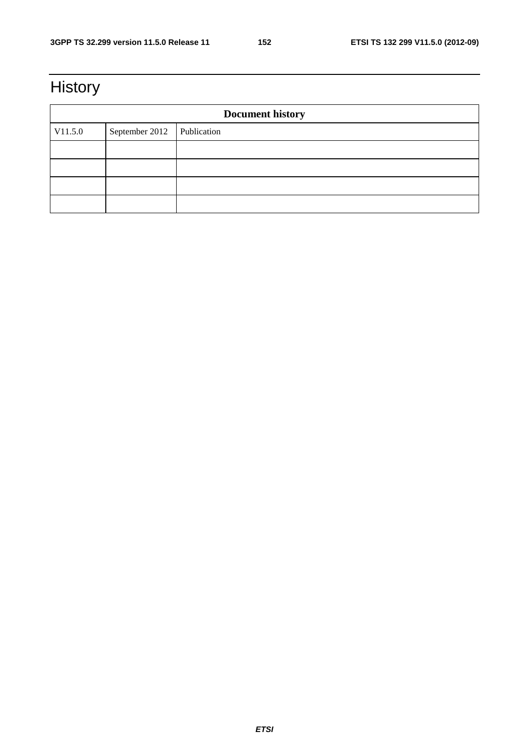# History

| Document history | | |
|---|---|---|
| V11.5.0 | September 2012 | Publication |
| | | |
| | | |
| | | |
| | | |